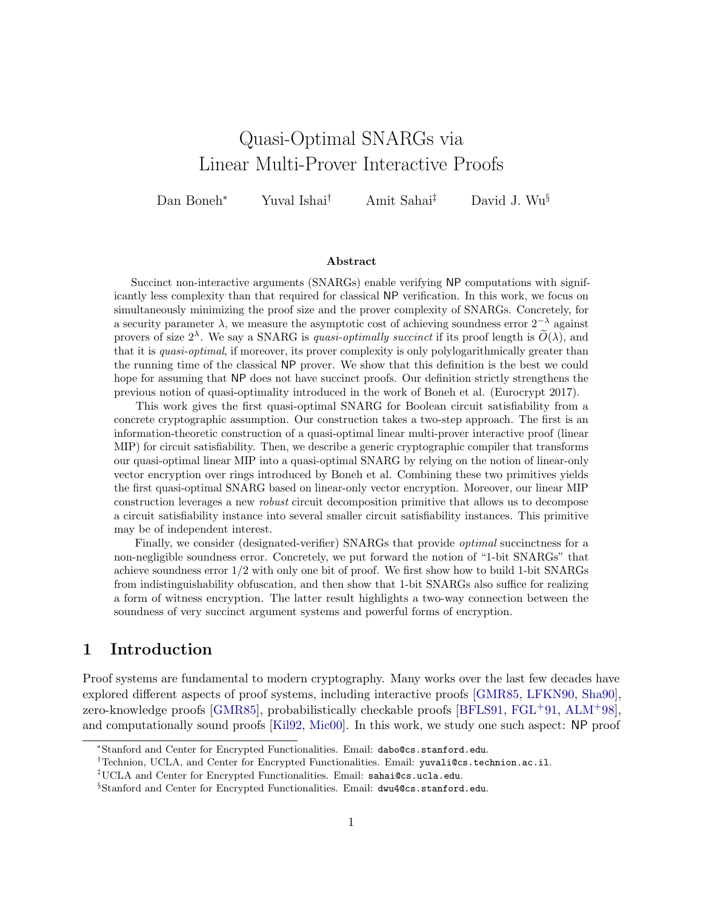# Quasi-Optimal SNARGs via Linear Multi-Prover Interactive Proofs

Dan Boneh[*] Yuval Ishai[†] Amit Sahai[‡] David J. Wu[§]

### Abstract

Succinct non-interactive arguments (SNARGs) enable verifying NP computations with significantly less complexity than that required for classical NP verification. In this work, we focus on simultaneously minimizing the proof size and the prover complexity of SNARGs. Concretely, for a security parameter $\lambda$, we measure the asymptotic cost of achieving soundness error $2^{-\lambda}$ against provers of size $2^{\lambda}$. We say a SNARG is *quasi-optimally succinct* if its proof length is $\widetilde{O}(\lambda)$, and that it is *quasi-optimal*, if moreover, its prover complexity is only polylogarithmically greater than the running time of the classical NP prover. We show that this definition is the best we could hope for assuming that NP does not have succinct proofs. Our definition strictly strengthens the previous notion of quasi-optimality introduced in the work of Boneh et al. (Eurocrypt 2017).

This work gives the first quasi-optimal SNARG for Boolean circuit satisfiability from a concrete cryptographic assumption. Our construction takes a two-step approach. The first is an information-theoretic construction of a quasi-optimal linear multi-prover interactive proof (linear MIP) for circuit satisfiability. Then, we describe a generic cryptographic compiler that transforms our quasi-optimal linear MIP into a quasi-optimal SNARG by relying on the notion of linear-only vector encryption over rings introduced by Boneh et al. Combining these two primitives yields the first quasi-optimal SNARG based on linear-only vector encryption. Moreover, our linear MIP construction leverages a new *robust* circuit decomposition primitive that allows us to decompose a circuit satisfiability instance into several smaller circuit satisfiability instances. This primitive may be of independent interest.

Finally, we consider (designated-verifier) SNARGs that provide *optimal* succinctness for a non-negligible soundness error. Concretely, we put forward the notion of "1-bit SNARGs" that achieve soundness error 1/2 with only one bit of proof. We first show how to build 1-bit SNARGs from indistinguishability obfuscation, and then show that 1-bit SNARGs also suffice for realizing a form of witness encryption. The latter result highlights a two-way connection between the soundness of very succinct argument systems and powerful forms of encryption.

## 1 Introduction

Proof systems are fundamental to modern cryptography. Many works over the last few decades have explored different aspects of proof systems, including interactive proofs [GMR85, LFKN90, Sha90], zero-knowledge proofs [GMR85], probabilistically checkable proofs [BFLS91, FGL+91, ALM+98], and computationally sound proofs [Kil92, Mic00]. In this work, we study one such aspect: NP proof

---

[*] Stanford and Center for Encrypted Functionalities. Email: dabo@cs.stanford.edu.

[†] Technion, UCLA, and Center for Encrypted Functionalities. Email: yuvali@cs.technion.ac.il.

[‡] UCLA and Center for Encrypted Functionalities. Email: sahai@cs.ucla.edu.

[§] Stanford and Center for Encrypted Functionalities. Email: dwu4@cs.stanford.edu.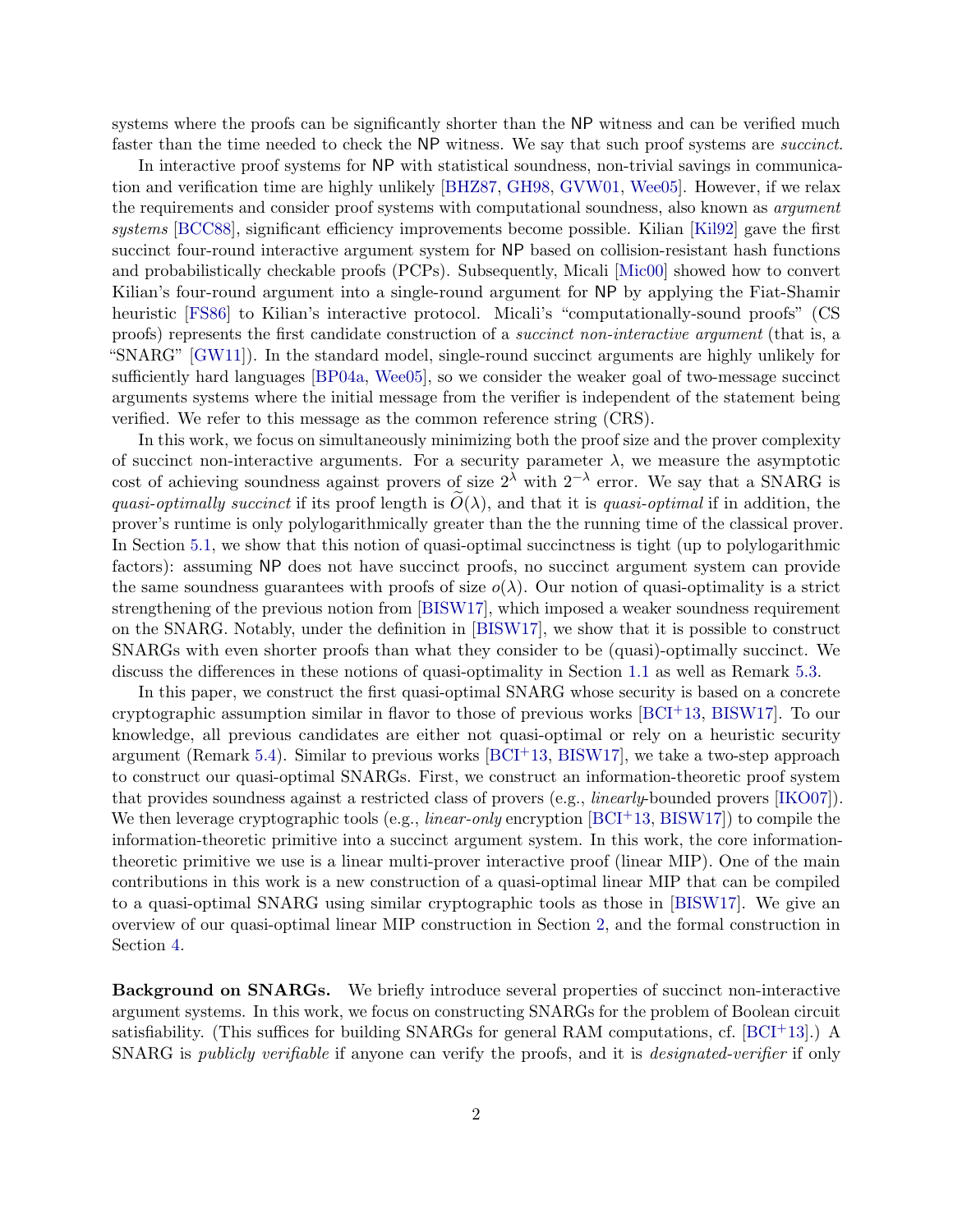systems where the proofs can be significantly shorter than the NP witness and can be verified much faster than the time needed to check the NP witness. We say that such proof systems are *succinct*.

In interactive proof systems for NP with statistical soundness, non-trivial savings in communication and verification time are highly unlikely [BHZ87, GH98, GVW01, Wee05]. However, if we relax the requirements and consider proof systems with computational soundness, also known as *argument systems* [BCC88], significant efficiency improvements become possible. Kilian [Kil92] gave the first succinct four-round interactive argument system for NP based on collision-resistant hash functions and probabilistically checkable proofs (PCPs). Subsequently, Micali [Mic00] showed how to convert Kilian's four-round argument into a single-round argument for NP by applying the Fiat-Shamir heuristic [FS86] to Kilian's interactive protocol. Micali's "computationally-sound proofs" (CS proofs) represents the first candidate construction of a *succinct non-interactive argument* (that is, a "SNARG" [GW11]). In the standard model, single-round succinct arguments are highly unlikely for sufficiently hard languages [BP04a, Wee05], so we consider the weaker goal of two-message succinct arguments systems where the initial message from the verifier is independent of the statement being verified. We refer to this message as the common reference string (CRS).

In this work, we focus on simultaneously minimizing both the proof size and the prover complexity of succinct non-interactive arguments. For a security parameter $\lambda$, we measure the asymptotic cost of achieving soundness against provers of size $2^\lambda$ with $2^{-\lambda}$ error. We say that a SNARG is *quasi-optimally succinct* if its proof length is $\widetilde{O}(\lambda)$, and that it is *quasi-optimal* if in addition, the prover's runtime is only polylogarithmically greater than the the running time of the classical prover. In Section 5.1, we show that this notion of quasi-optimal succinctness is tight (up to polylogarithmic factors): assuming NP does not have succinct proofs, no succinct argument system can provide the same soundness guarantees with proofs of size $o(\lambda)$. Our notion of quasi-optimality is a strict strengthening of the previous notion from [BISW17], which imposed a weaker soundness requirement on the SNARG. Notably, under the definition in [BISW17], we show that it is possible to construct SNARGs with even shorter proofs than what they consider to be (quasi)-optimally succinct. We discuss the differences in these notions of quasi-optimality in Section 1.1 as well as Remark 5.3.

In this paper, we construct the first quasi-optimal SNARG whose security is based on a concrete cryptographic assumption similar in flavor to those of previous works [BCI+13, BISW17]. To our knowledge, all previous candidates are either not quasi-optimal or rely on a heuristic security argument (Remark 5.4). Similar to previous works [BCI+13, BISW17], we take a two-step approach to construct our quasi-optimal SNARGs. First, we construct an information-theoretic proof system that provides soundness against a restricted class of provers (e.g., *linearly*-bounded provers [IKO07]). We then leverage cryptographic tools (e.g., *linear-only* encryption [BCI+13, BISW17]) to compile the information-theoretic primitive into a succinct argument system. In this work, the core information-theoretic primitive we use is a linear multi-prover interactive proof (linear MIP). One of the main contributions in this work is a new construction of a quasi-optimal linear MIP that can be compiled to a quasi-optimal SNARG using similar cryptographic tools as those in [BISW17]. We give an overview of our quasi-optimal linear MIP construction in Section 2, and the formal construction in Section 4.

**Background on SNARGs.** We briefly introduce several properties of succinct non-interactive argument systems. In this work, we focus on constructing SNARGs for the problem of Boolean circuit satisfiability. (This suffices for building SNARGs for general RAM computations, cf. [BCI+13].) A SNARG is *publicly verifiable* if anyone can verify the proofs, and it is *designated-verifier* if only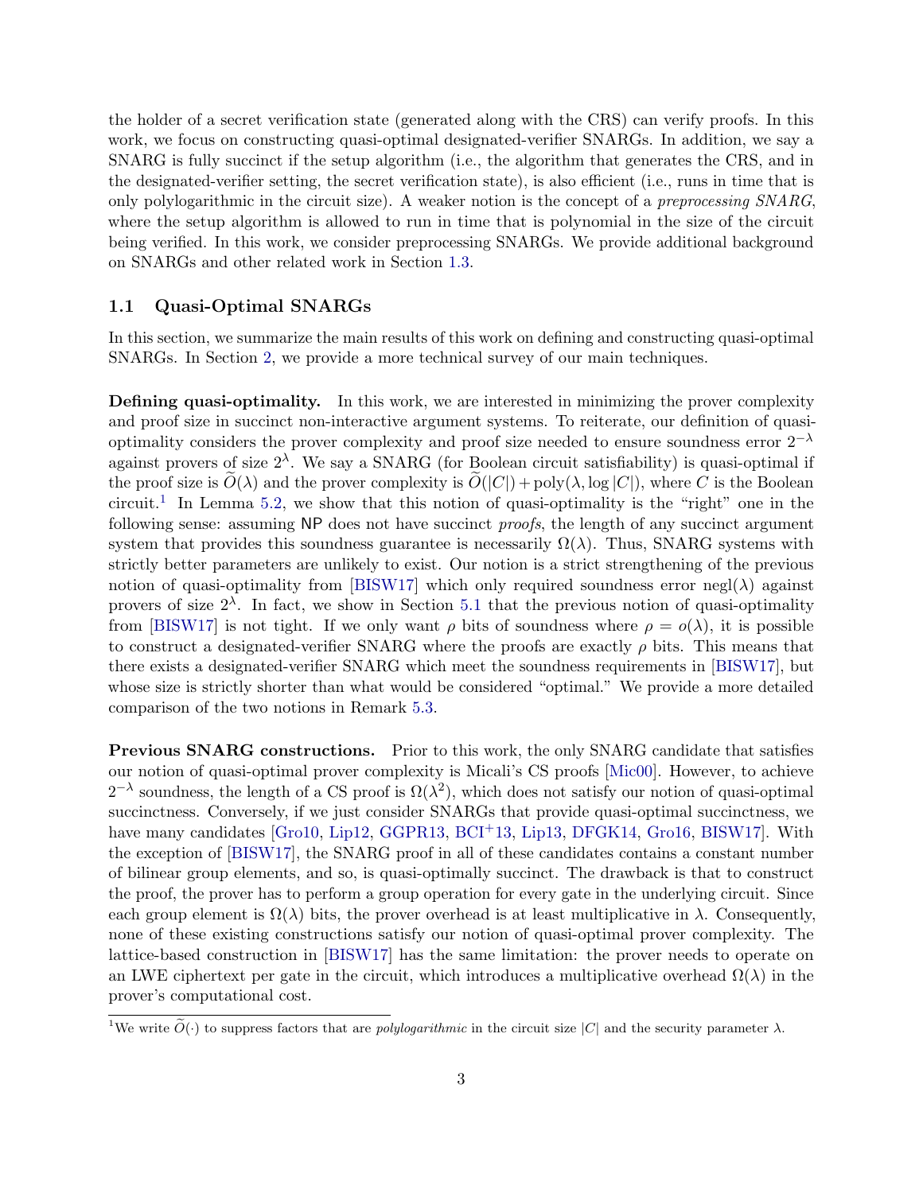the holder of a secret verification state (generated along with the CRS) can verify proofs. In this work, we focus on constructing quasi-optimal designated-verifier SNARGs. In addition, we say a SNARG is fully succinct if the setup algorithm (i.e., the algorithm that generates the CRS, and in the designated-verifier setting, the secret verification state), is also efficient (i.e., runs in time that is only polylogarithmic in the circuit size). A weaker notion is the concept of a *preprocessing SNARG*, where the setup algorithm is allowed to run in time that is polynomial in the size of the circuit being verified. In this work, we consider preprocessing SNARGs. We provide additional background on SNARGs and other related work in Section 1.3.

### 1.1 Quasi-Optimal SNARGs

In this section, we summarize the main results of this work on defining and constructing quasi-optimal SNARGs. In Section 2, we provide a more technical survey of our main techniques.

**Defining quasi-optimality.** In this work, we are interested in minimizing the prover complexity and proof size in succinct non-interactive argument systems. To reiterate, our definition of quasi-optimality considers the prover complexity and proof size needed to ensure soundness error $2^{-\lambda}$ against provers of size $2^{\lambda}$. We say a SNARG (for Boolean circuit satisfiability) is quasi-optimal if the proof size is $\widetilde{O}(\lambda)$ and the prover complexity is $\widetilde{O}(|C|) + \text{poly}(\lambda, \log |C|)$, where $C$ is the Boolean circuit.[1] In Lemma 5.2, we show that this notion of quasi-optimality is the "right" one in the following sense: assuming NP does not have succinct *proofs*, the length of any succinct argument system that provides this soundness guarantee is necessarily $\Omega(\lambda)$. Thus, SNARG systems with strictly better parameters are unlikely to exist. Our notion is a strict strengthening of the previous notion of quasi-optimality from [BISW17] which only required soundness error $\text{negl}(\lambda)$ against provers of size $2^{\lambda}$. In fact, we show in Section 5.1 that the previous notion of quasi-optimality from [BISW17] is not tight. If we only want $\rho$ bits of soundness where $\rho = o(\lambda)$, it is possible to construct a designated-verifier SNARG where the proofs are exactly $\rho$ bits. This means that there exists a designated-verifier SNARG which meet the soundness requirements in [BISW17], but whose size is strictly shorter than what would be considered "optimal." We provide a more detailed comparison of the two notions in Remark 5.3.

**Previous SNARG constructions.** Prior to this work, the only SNARG candidate that satisfies our notion of quasi-optimal prover complexity is Micali's CS proofs [Mic00]. However, to achieve $2^{-\lambda}$ soundness, the length of a CS proof is $\Omega(\lambda^2)$, which does not satisfy our notion of quasi-optimal succinctness. Conversely, if we just consider SNARGs that provide quasi-optimal succinctness, we have many candidates [Gro10, Lip12, GGPR13, BCI+13, Lip13, DFGK14, Gro16, BISW17]. With the exception of [BISW17], the SNARG proof in all of these candidates contains a constant number of bilinear group elements, and so, is quasi-optimally succinct. The drawback is that to construct the proof, the prover has to perform a group operation for every gate in the underlying circuit. Since each group element is $\Omega(\lambda)$ bits, the prover overhead is at least multiplicative in $\lambda$. Consequently, none of these existing constructions satisfy our notion of quasi-optimal prover complexity. The lattice-based construction in [BISW17] has the same limitation: the prover needs to operate on an LWE ciphertext per gate in the circuit, which introduces a multiplicative overhead $\Omega(\lambda)$ in the prover's computational cost.

[1] We write $\widetilde{O}(\cdot)$ to suppress factors that are *polylogarithmic* in the circuit size $|C|$ and the security parameter $\lambda$.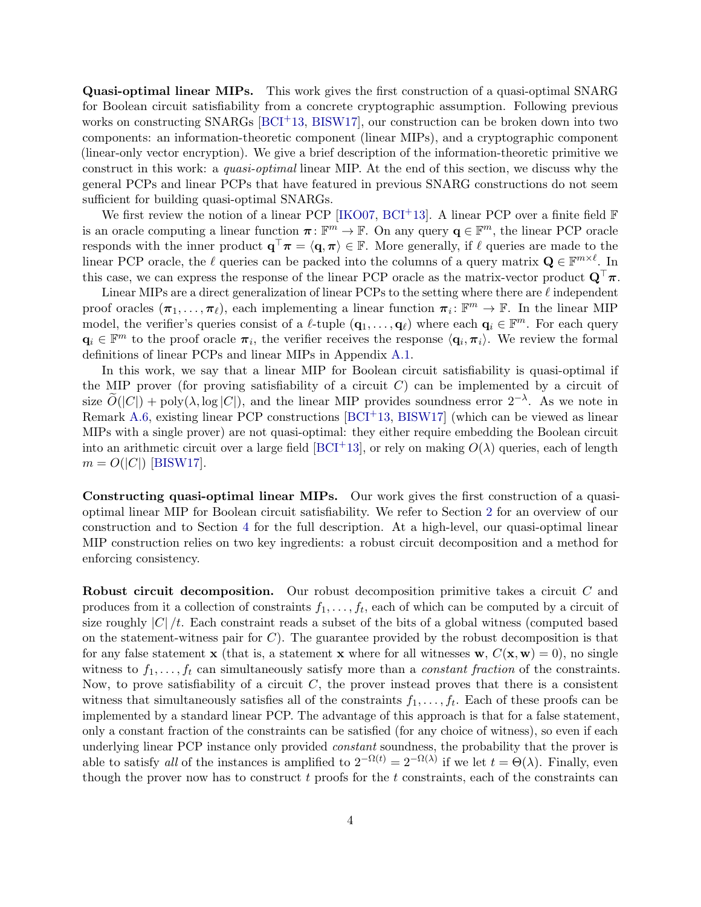**Quasi-optimal linear MIPs.** This work gives the first construction of a quasi-optimal SNARG for Boolean circuit satisfiability from a concrete cryptographic assumption. Following previous works on constructing SNARGs [BCI+13, BISW17], our construction can be broken down into two components: an information-theoretic component (linear MIPs), and a cryptographic component (linear-only vector encryption). We give a brief description of the information-theoretic primitive we construct in this work: a *quasi-optimal* linear MIP. At the end of this section, we discuss why the general PCPs and linear PCPs that have featured in previous SNARG constructions do not seem sufficient for building quasi-optimal SNARGs.

We first review the notion of a linear PCP [IKO07, BCI+13]. A linear PCP over a finite field $\mathbb{F}$ is an oracle computing a linear function $\boldsymbol{\pi} \colon \mathbb{F}^m \to \mathbb{F}$. On any query $\mathbf{q} \in \mathbb{F}^m$, the linear PCP oracle responds with the inner product $\mathbf{q}^\top \boldsymbol{\pi} = \langle \mathbf{q}, \boldsymbol{\pi} \rangle \in \mathbb{F}$. More generally, if $\ell$ queries are made to the linear PCP oracle, the $\ell$ queries can be packed into the columns of a query matrix $\mathbf{Q} \in \mathbb{F}^{m \times \ell}$. In this case, we can express the response of the linear PCP oracle as the matrix-vector product $\mathbf{Q}^\top \boldsymbol{\pi}$.

Linear MIPs are a direct generalization of linear PCPs to the setting where there are $\ell$ independent proof oracles $(\boldsymbol{\pi}_1, \ldots, \boldsymbol{\pi}_\ell)$, each implementing a linear function $\boldsymbol{\pi}_i \colon \mathbb{F}^m \to \mathbb{F}$. In the linear MIP model, the verifier's queries consist of a $\ell$-tuple $(\mathbf{q}_1, \ldots, \mathbf{q}_\ell)$ where each $\mathbf{q}_i \in \mathbb{F}^m$. For each query $\mathbf{q}_i \in \mathbb{F}^m$ to the proof oracle $\boldsymbol{\pi}_i$, the verifier receives the response $\langle \mathbf{q}_i, \boldsymbol{\pi}_i \rangle$. We review the formal definitions of linear PCPs and linear MIPs in Appendix A.1.

In this work, we say that a linear MIP for Boolean circuit satisfiability is quasi-optimal if the MIP prover (for proving satisfiability of a circuit $C$) can be implemented by a circuit of size $\widetilde{O}(|C|) + \mathrm{poly}(\lambda, \log |C|)$, and the linear MIP provides soundness error $2^{-\lambda}$. As we note in Remark A.6, existing linear PCP constructions [BCI+13, BISW17] (which can be viewed as linear MIPs with a single prover) are not quasi-optimal: they either require embedding the Boolean circuit into an arithmetic circuit over a large field [BCI+13], or rely on making $O(\lambda)$ queries, each of length $m = O(|C|)$ [BISW17].

**Constructing quasi-optimal linear MIPs.** Our work gives the first construction of a quasi-optimal linear MIP for Boolean circuit satisfiability. We refer to Section 2 for an overview of our construction and to Section 4 for the full description. At a high-level, our quasi-optimal linear MIP construction relies on two key ingredients: a robust circuit decomposition and a method for enforcing consistency.

**Robust circuit decomposition.** Our robust decomposition primitive takes a circuit $C$ and produces from it a collection of constraints $f_1, \ldots, f_t$, each of which can be computed by a circuit of size roughly $|C|/t$. Each constraint reads a subset of the bits of a global witness (computed based on the statement-witness pair for $C$). The guarantee provided by the robust decomposition is that for any false statement $\mathbf{x}$ (that is, a statement $\mathbf{x}$ where for all witnesses $\mathbf{w}$, $C(\mathbf{x}, \mathbf{w}) = 0$), no single witness to $f_1, \ldots, f_t$ can simultaneously satisfy more than a *constant fraction* of the constraints. Now, to prove satisfiability of a circuit $C$, the prover instead proves that there is a consistent witness that simultaneously satisfies all of the constraints $f_1, \ldots, f_t$. Each of these proofs can be implemented by a standard linear PCP. The advantage of this approach is that for a false statement, only a constant fraction of the constraints can be satisfied (for any choice of witness), so even if each underlying linear PCP instance only provided *constant* soundness, the probability that the prover is able to satisfy *all* of the instances is amplified to $2^{-\Omega(t)} = 2^{-\Omega(\lambda)}$ if we let $t = \Theta(\lambda)$. Finally, even though the prover now has to construct $t$ proofs for the $t$ constraints, each of the constraints can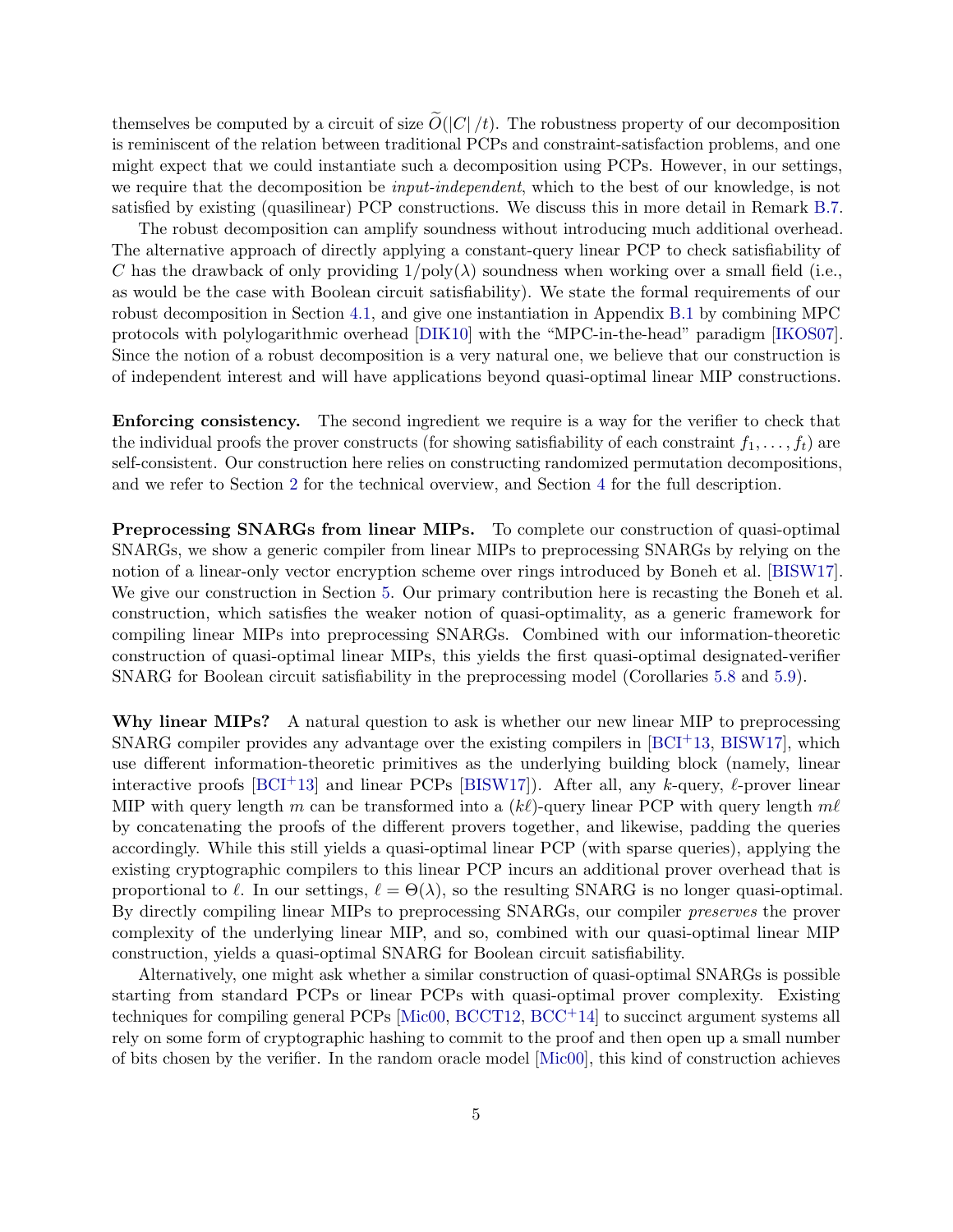themselves be computed by a circuit of size $\widetilde{O}(|C|/t)$. The robustness property of our decomposition is reminiscent of the relation between traditional PCPs and constraint-satisfaction problems, and one might expect that we could instantiate such a decomposition using PCPs. However, in our settings, we require that the decomposition be *input-independent*, which to the best of our knowledge, is not satisfied by existing (quasilinear) PCP constructions. We discuss this in more detail in Remark B.7.

The robust decomposition can amplify soundness without introducing much additional overhead. The alternative approach of directly applying a constant-query linear PCP to check satisfiability of $C$ has the drawback of only providing $1/\text{poly}(\lambda)$ soundness when working over a small field (i.e., as would be the case with Boolean circuit satisfiability). We state the formal requirements of our robust decomposition in Section 4.1, and give one instantiation in Appendix B.1 by combining MPC protocols with polylogarithmic overhead [DIK10] with the "MPC-in-the-head" paradigm [IKOS07]. Since the notion of a robust decomposition is a very natural one, we believe that our construction is of independent interest and will have applications beyond quasi-optimal linear MIP constructions.

**Enforcing consistency.** The second ingredient we require is a way for the verifier to check that the individual proofs the prover constructs (for showing satisfiability of each constraint $f_1, \ldots, f_t$) are self-consistent. Our construction here relies on constructing randomized permutation decompositions, and we refer to Section 2 for the technical overview, and Section 4 for the full description.

**Preprocessing SNARGs from linear MIPs.** To complete our construction of quasi-optimal SNARGs, we show a generic compiler from linear MIPs to preprocessing SNARGs by relying on the notion of a linear-only vector encryption scheme over rings introduced by Boneh et al. [BISW17]. We give our construction in Section 5. Our primary contribution here is recasting the Boneh et al. construction, which satisfies the weaker notion of quasi-optimality, as a generic framework for compiling linear MIPs into preprocessing SNARGs. Combined with our information-theoretic construction of quasi-optimal linear MIPs, this yields the first quasi-optimal designated-verifier SNARG for Boolean circuit satisfiability in the preprocessing model (Corollaries 5.8 and 5.9).

**Why linear MIPs?** A natural question to ask is whether our new linear MIP to preprocessing SNARG compiler provides any advantage over the existing compilers in [BCI+13, BISW17], which use different information-theoretic primitives as the underlying building block (namely, linear interactive proofs [BCI+13] and linear PCPs [BISW17]). After all, any $k$-query, $\ell$-prover linear MIP with query length $m$ can be transformed into a $(k\ell)$-query linear PCP with query length $m\ell$ by concatenating the proofs of the different provers together, and likewise, padding the queries accordingly. While this still yields a quasi-optimal linear PCP (with sparse queries), applying the existing cryptographic compilers to this linear PCP incurs an additional prover overhead that is proportional to $\ell$. In our settings, $\ell = \Theta(\lambda)$, so the resulting SNARG is no longer quasi-optimal. By directly compiling linear MIPs to preprocessing SNARGs, our compiler *preserves* the prover complexity of the underlying linear MIP, and so, combined with our quasi-optimal linear MIP construction, yields a quasi-optimal SNARG for Boolean circuit satisfiability.

Alternatively, one might ask whether a similar construction of quasi-optimal SNARGs is possible starting from standard PCPs or linear PCPs with quasi-optimal prover complexity. Existing techniques for compiling general PCPs [Mic00, BCCT12, BCC+14] to succinct argument systems all rely on some form of cryptographic hashing to commit to the proof and then open up a small number of bits chosen by the verifier. In the random oracle model [Mic00], this kind of construction achieves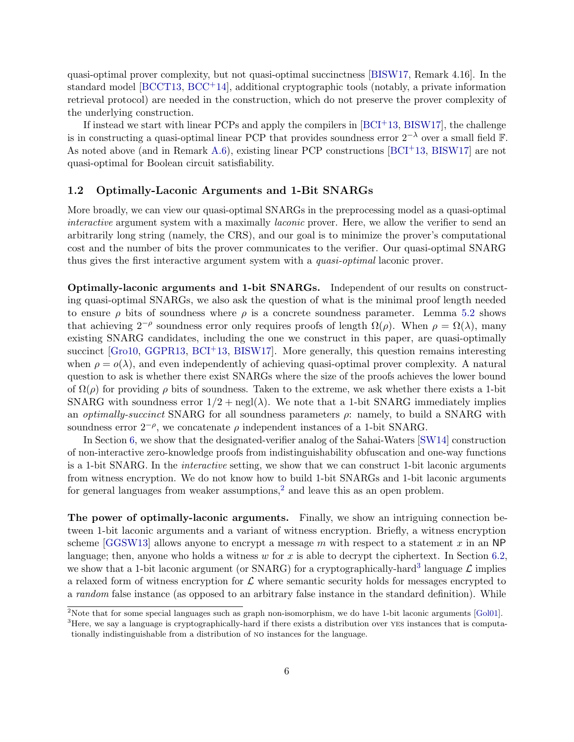quasi-optimal prover complexity, but not quasi-optimal succinctness [BISW17, Remark 4.16]. In the standard model [BCCT13, BCC+14], additional cryptographic tools (notably, a private information retrieval protocol) are needed in the construction, which do not preserve the prover complexity of the underlying construction.

If instead we start with linear PCPs and apply the compilers in [BCI+13, BISW17], the challenge is in constructing a quasi-optimal linear PCP that provides soundness error $2^{-\lambda}$ over a small field $\mathbb{F}$. As noted above (and in Remark A.6), existing linear PCP constructions [BCI+13, BISW17] are not quasi-optimal for Boolean circuit satisfiability.

## 1.2 Optimally-Laconic Arguments and 1-Bit SNARGs

More broadly, we can view our quasi-optimal SNARGs in the preprocessing model as a quasi-optimal *interactive* argument system with a maximally *laconic* prover. Here, we allow the verifier to send an arbitrarily long string (namely, the CRS), and our goal is to minimize the prover's computational cost and the number of bits the prover communicates to the verifier. Our quasi-optimal SNARG thus gives the first interactive argument system with a *quasi-optimal* laconic prover.

**Optimally-laconic arguments and 1-bit SNARGs.** Independent of our results on constructing quasi-optimal SNARGs, we also ask the question of what is the minimal proof length needed to ensure $\rho$ bits of soundness where $\rho$ is a concrete soundness parameter. Lemma 5.2 shows that achieving $2^{-\rho}$ soundness error only requires proofs of length $\Omega(\rho)$. When $\rho = \Omega(\lambda)$, many existing SNARG candidates, including the one we construct in this paper, are quasi-optimally succinct [Gro10, GGPR13, BCI+13, BISW17]. More generally, this question remains interesting when $\rho = o(\lambda)$, and even independently of achieving quasi-optimal prover complexity. A natural question to ask is whether there exist SNARGs where the size of the proofs achieves the lower bound of $\Omega(\rho)$ for providing $\rho$ bits of soundness. Taken to the extreme, we ask whether there exists a 1-bit SNARG with soundness error $1/2 + \text{negl}(\lambda)$. We note that a 1-bit SNARG immediately implies an *optimally-succinct* SNARG for all soundness parameters $\rho$: namely, to build a SNARG with soundness error $2^{-\rho}$, we concatenate $\rho$ independent instances of a 1-bit SNARG.

In Section 6, we show that the designated-verifier analog of the Sahai-Waters [SW14] construction of non-interactive zero-knowledge proofs from indistinguishability obfuscation and one-way functions is a 1-bit SNARG. In the *interactive* setting, we show that we can construct 1-bit laconic arguments from witness encryption. We do not know how to build 1-bit SNARGs and 1-bit laconic arguments for general languages from weaker assumptions,[2] and leave this as an open problem.

**The power of optimally-laconic arguments.** Finally, we show an intriguing connection between 1-bit laconic arguments and a variant of witness encryption. Briefly, a witness encryption scheme [GGSW13] allows anyone to encrypt a message $m$ with respect to a statement $x$ in an NP language; then, anyone who holds a witness $w$ for $x$ is able to decrypt the ciphertext. In Section 6.2, we show that a 1-bit laconic argument (or SNARG) for a cryptographically-hard[3] language $\mathcal{L}$ implies a relaxed form of witness encryption for $\mathcal{L}$ where semantic security holds for messages encrypted to a *random* false instance (as opposed to an arbitrary false instance in the standard definition). While

[2] Note that for some special languages such as graph non-isomorphism, we do have 1-bit laconic arguments [Gol01].

[3] Here, we say a language is cryptographically-hard if there exists a distribution over YES instances that is computationally indistinguishable from a distribution of NO instances for the language.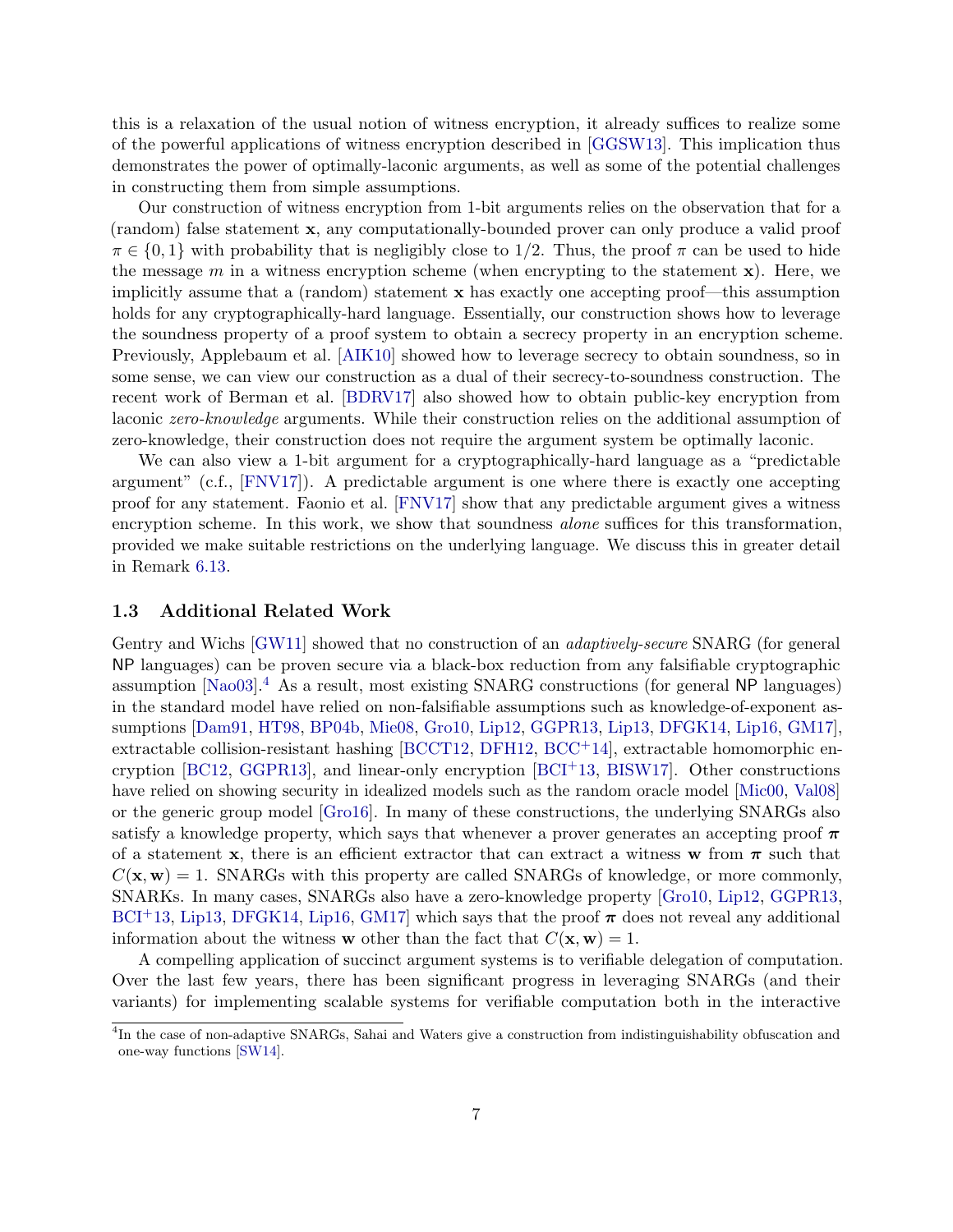this is a relaxation of the usual notion of witness encryption, it already suffices to realize some of the powerful applications of witness encryption described in [GGSW13]. This implication thus demonstrates the power of optimally-laconic arguments, as well as some of the potential challenges in constructing them from simple assumptions.

Our construction of witness encryption from 1-bit arguments relies on the observation that for a (random) false statement $\mathbf{x}$, any computationally-bounded prover can only produce a valid proof $\pi \in \{0,1\}$ with probability that is negligibly close to $1/2$. Thus, the proof $\pi$ can be used to hide the message $m$ in a witness encryption scheme (when encrypting to the statement $\mathbf{x}$). Here, we implicitly assume that a (random) statement $\mathbf{x}$ has exactly one accepting proof—this assumption holds for any cryptographically-hard language. Essentially, our construction shows how to leverage the soundness property of a proof system to obtain a secrecy property in an encryption scheme. Previously, Applebaum et al. [AIK10] showed how to leverage secrecy to obtain soundness, so in some sense, we can view our construction as a dual of their secrecy-to-soundness construction. The recent work of Berman et al. [BDRV17] also showed how to obtain public-key encryption from laconic *zero-knowledge* arguments. While their construction relies on the additional assumption of zero-knowledge, their construction does not require the argument system be optimally laconic.

We can also view a 1-bit argument for a cryptographically-hard language as a "predictable argument" (c.f., [FNV17]). A predictable argument is one where there is exactly one accepting proof for any statement. Faonio et al. [FNV17] show that any predictable argument gives a witness encryption scheme. In this work, we show that soundness *alone* suffices for this transformation, provided we make suitable restrictions on the underlying language. We discuss this in greater detail in Remark 6.13.

### 1.3 Additional Related Work

Gentry and Wichs [GW11] showed that no construction of an *adaptively-secure* SNARG (for general NP languages) can be proven secure via a black-box reduction from any falsifiable cryptographic assumption [Nao03].[4] As a result, most existing SNARG constructions (for general NP languages) in the standard model have relied on non-falsifiable assumptions such as knowledge-of-exponent assumptions [Dam91, HT98, BP04b, Mie08, Gro10, Lip12, GGPR13, Lip13, DFGK14, Lip16, GM17], extractable collision-resistant hashing [BCCT12, DFH12, BCC+14], extractable homomorphic encryption [BC12, GGPR13], and linear-only encryption [BCI+13, BISW17]. Other constructions have relied on showing security in idealized models such as the random oracle model [Mic00, Val08] or the generic group model [Gro16]. In many of these constructions, the underlying SNARGs also satisfy a knowledge property, which says that whenever a prover generates an accepting proof $\boldsymbol{\pi}$ of a statement $\mathbf{x}$, there is an efficient extractor that can extract a witness $\mathbf{w}$ from $\boldsymbol{\pi}$ such that $C(\mathbf{x}, \mathbf{w}) = 1$. SNARGs with this property are called SNARGs of knowledge, or more commonly, SNARKs. In many cases, SNARGs also have a zero-knowledge property [Gro10, Lip12, GGPR13, BCI+13, Lip13, DFGK14, Lip16, GM17] which says that the proof $\boldsymbol{\pi}$ does not reveal any additional information about the witness $\mathbf{w}$ other than the fact that $C(\mathbf{x}, \mathbf{w}) = 1$.

A compelling application of succinct argument systems is to verifiable delegation of computation. Over the last few years, there has been significant progress in leveraging SNARGs (and their variants) for implementing scalable systems for verifiable computation both in the interactive

[4] In the case of non-adaptive SNARGs, Sahai and Waters give a construction from indistinguishability obfuscation and one-way functions [SW14].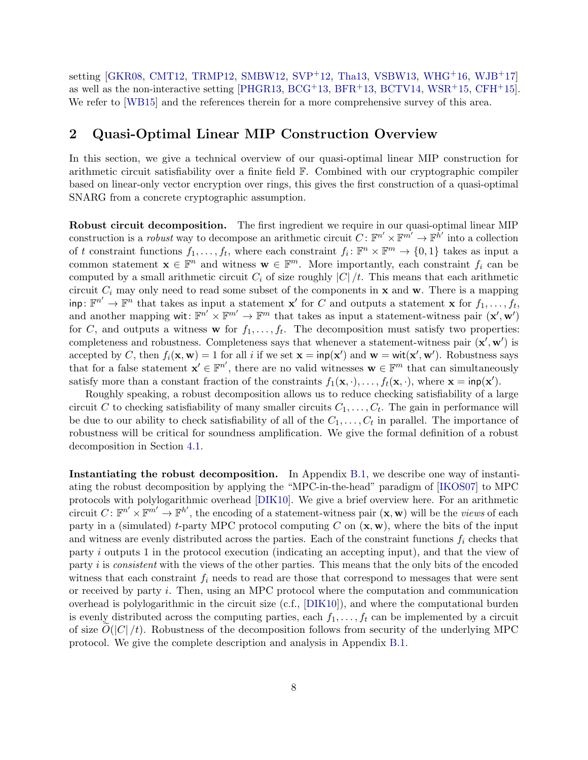setting [GKR08, CMT12, TRMP12, SMBW12, SVP+12, Tha13, VSBW13, WHG+16, WJB+17] as well as the non-interactive setting [PHGR13, BCG+13, BFR+13, BCTV14, WSR+15, CFH+15]. We refer to [WB15] and the references therein for a more comprehensive survey of this area.

## 2 Quasi-Optimal Linear MIP Construction Overview

In this section, we give a technical overview of our quasi-optimal linear MIP construction for arithmetic circuit satisfiability over a finite field $\mathbb{F}$. Combined with our cryptographic compiler based on linear-only vector encryption over rings, this gives the first construction of a quasi-optimal SNARG from a concrete cryptographic assumption.

**Robust circuit decomposition.** The first ingredient we require in our quasi-optimal linear MIP construction is a *robust* way to decompose an arithmetic circuit $C \colon \mathbb{F}^{n'} \times \mathbb{F}^{m'} \to \mathbb{F}^{h'}$ into a collection of $t$ constraint functions $f_1, \ldots, f_t$, where each constraint $f_i \colon \mathbb{F}^n \times \mathbb{F}^m \to \{0, 1\}$ takes as input a common statement $\mathbf{x} \in \mathbb{F}^n$ and witness $\mathbf{w} \in \mathbb{F}^m$. More importantly, each constraint $f_i$ can be computed by a small arithmetic circuit $C_i$ of size roughly $|C|/t$. This means that each arithmetic circuit $C_i$ may only need to read some subset of the components in $\mathbf{x}$ and $\mathbf{w}$. There is a mapping $\mathsf{inp} \colon \mathbb{F}^{n'} \to \mathbb{F}^n$ that takes as input a statement $\mathbf{x}'$ for $C$ and outputs a statement $\mathbf{x}$ for $f_1, \ldots, f_t$, and another mapping $\mathsf{wit} \colon \mathbb{F}^{n'} \times \mathbb{F}^{m'} \to \mathbb{F}^m$ that takes as input a statement-witness pair $(\mathbf{x}', \mathbf{w}')$ for $C$, and outputs a witness $\mathbf{w}$ for $f_1, \ldots, f_t$. The decomposition must satisfy two properties: completeness and robustness. Completeness says that whenever a statement-witness pair $(\mathbf{x}', \mathbf{w}')$ is accepted by $C$, then $f_i(\mathbf{x}, \mathbf{w}) = 1$ for all $i$ if we set $\mathbf{x} = \mathsf{inp}(\mathbf{x}')$ and $\mathbf{w} = \mathsf{wit}(\mathbf{x}', \mathbf{w}')$. Robustness says that for a false statement $\mathbf{x}' \in \mathbb{F}^{n'}$, there are no valid witnesses $\mathbf{w} \in \mathbb{F}^m$ that can simultaneously satisfy more than a constant fraction of the constraints $f_1(\mathbf{x}, \cdot), \ldots, f_t(\mathbf{x}, \cdot)$, where $\mathbf{x} = \mathsf{inp}(\mathbf{x}')$.

Roughly speaking, a robust decomposition allows us to reduce checking satisfiability of a large circuit $C$ to checking satisfiability of many smaller circuits $C_1, \ldots, C_t$. The gain in performance will be due to our ability to check satisfiability of all of the $C_1, \ldots, C_t$ in parallel. The importance of robustness will be critical for soundness amplification. We give the formal definition of a robust decomposition in Section 4.1.

**Instantiating the robust decomposition.** In Appendix B.1, we describe one way of instantiating the robust decomposition by applying the "MPC-in-the-head" paradigm of [IKOS07] to MPC protocols with polylogarithmic overhead [DIK10]. We give a brief overview here. For an arithmetic circuit $C \colon \mathbb{F}^{n'} \times \mathbb{F}^{m'} \to \mathbb{F}^{h'}$, the encoding of a statement-witness pair $(\mathbf{x}, \mathbf{w})$ will be the *views* of each party in a (simulated) $t$-party MPC protocol computing $C$ on $(\mathbf{x}, \mathbf{w})$, where the bits of the input and witness are evenly distributed across the parties. Each of the constraint functions $f_i$ checks that party $i$ outputs 1 in the protocol execution (indicating an accepting input), and that the view of party $i$ is *consistent* with the views of the other parties. This means that the only bits of the encoded witness that each constraint $f_i$ needs to read are those that correspond to messages that were sent or received by party $i$. Then, using an MPC protocol where the computation and communication overhead is polylogarithmic in the circuit size (c.f., [DIK10]), and where the computational burden is evenly distributed across the computing parties, each $f_1, \ldots, f_t$ can be implemented by a circuit of size $\widetilde{O}(|C|/t)$. Robustness of the decomposition follows from security of the underlying MPC protocol. We give the complete description and analysis in Appendix B.1.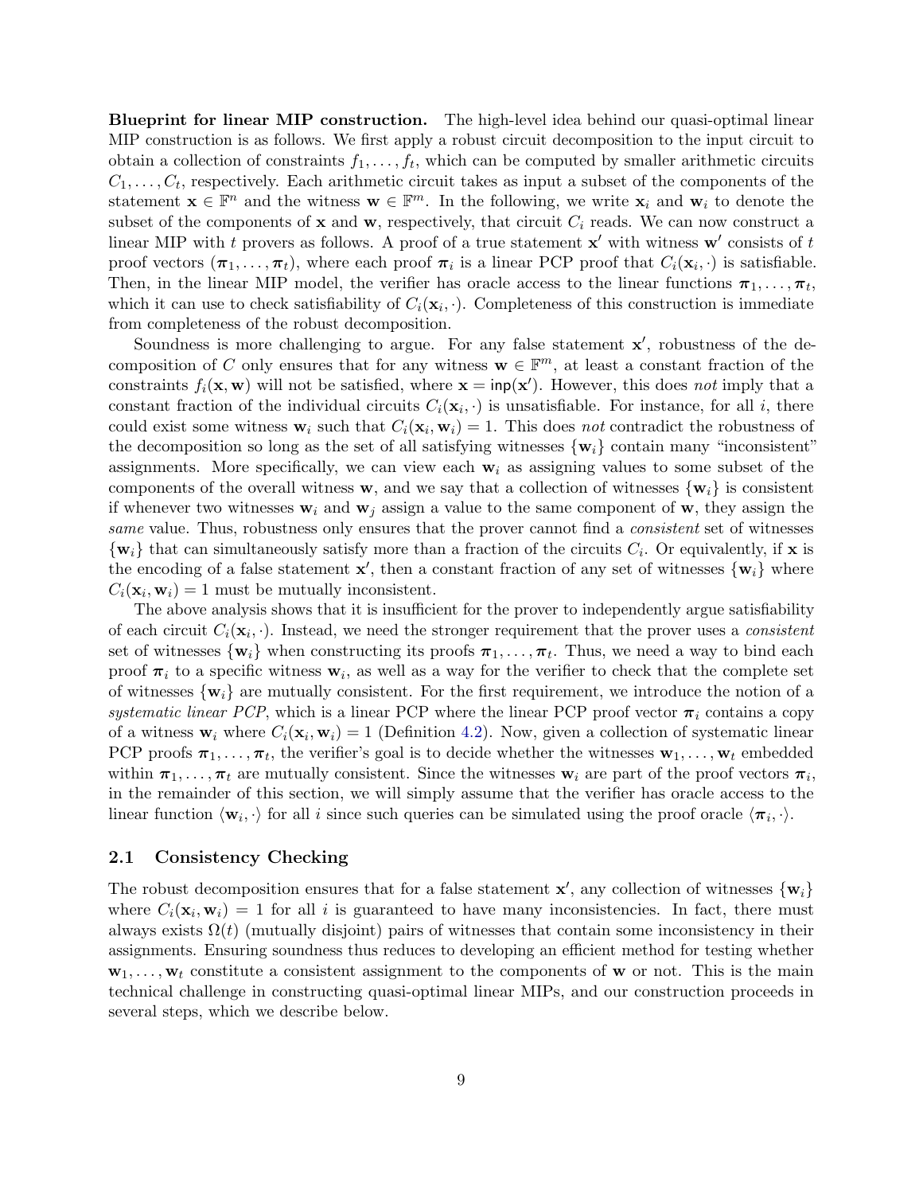**Blueprint for linear MIP construction.** The high-level idea behind our quasi-optimal linear MIP construction is as follows. We first apply a robust circuit decomposition to the input circuit to obtain a collection of constraints $f_1, \ldots, f_t$, which can be computed by smaller arithmetic circuits $C_1, \ldots, C_t$, respectively. Each arithmetic circuit takes as input a subset of the components of the statement $\mathbf{x} \in \mathbb{F}^n$ and the witness $\mathbf{w} \in \mathbb{F}^m$. In the following, we write $\mathbf{x}_i$ and $\mathbf{w}_i$ to denote the subset of the components of $\mathbf{x}$ and $\mathbf{w}$, respectively, that circuit $C_i$ reads. We can now construct a linear MIP with $t$ provers as follows. A proof of a true statement $\mathbf{x}'$ with witness $\mathbf{w}'$ consists of $t$ proof vectors $(\boldsymbol{\pi}_1, \ldots, \boldsymbol{\pi}_t)$, where each proof $\boldsymbol{\pi}_i$ is a linear PCP proof that $C_i(\mathbf{x}_i, \cdot)$ is satisfiable. Then, in the linear MIP model, the verifier has oracle access to the linear functions $\boldsymbol{\pi}_1, \ldots, \boldsymbol{\pi}_t$, which it can use to check satisfiability of $C_i(\mathbf{x}_i, \cdot)$. Completeness of this construction is immediate from completeness of the robust decomposition.

Soundness is more challenging to argue. For any false statement $\mathbf{x}'$, robustness of the decomposition of $C$ only ensures that for any witness $\mathbf{w} \in \mathbb{F}^m$, at least a constant fraction of the constraints $f_i(\mathbf{x}, \mathbf{w})$ will not be satisfied, where $\mathbf{x} = \mathsf{inp}(\mathbf{x}')$. However, this does *not* imply that a constant fraction of the individual circuits $C_i(\mathbf{x}_i, \cdot)$ is unsatisfiable. For instance, for all $i$, there could exist some witness $\mathbf{w}_i$ such that $C_i(\mathbf{x}_i, \mathbf{w}_i) = 1$. This does *not* contradict the robustness of the decomposition so long as the set of all satisfying witnesses $\{\mathbf{w}_i\}$ contain many "inconsistent" assignments. More specifically, we can view each $\mathbf{w}_i$ as assigning values to some subset of the components of the overall witness $\mathbf{w}$, and we say that a collection of witnesses $\{\mathbf{w}_i\}$ is consistent if whenever two witnesses $\mathbf{w}_i$ and $\mathbf{w}_j$ assign a value to the same component of $\mathbf{w}$, they assign the *same* value. Thus, robustness only ensures that the prover cannot find a *consistent* set of witnesses $\{\mathbf{w}_i\}$ that can simultaneously satisfy more than a fraction of the circuits $C_i$. Or equivalently, if $\mathbf{x}$ is the encoding of a false statement $\mathbf{x}'$, then a constant fraction of any set of witnesses $\{\mathbf{w}_i\}$ where $C_i(\mathbf{x}_i, \mathbf{w}_i) = 1$ must be mutually inconsistent.

The above analysis shows that it is insufficient for the prover to independently argue satisfiability of each circuit $C_i(\mathbf{x}_i, \cdot)$. Instead, we need the stronger requirement that the prover uses a *consistent* set of witnesses $\{\mathbf{w}_i\}$ when constructing its proofs $\boldsymbol{\pi}_1, \ldots, \boldsymbol{\pi}_t$. Thus, we need a way to bind each proof $\boldsymbol{\pi}_i$ to a specific witness $\mathbf{w}_i$, as well as a way for the verifier to check that the complete set of witnesses $\{\mathbf{w}_i\}$ are mutually consistent. For the first requirement, we introduce the notion of a *systematic linear PCP*, which is a linear PCP where the linear PCP proof vector $\boldsymbol{\pi}_i$ contains a copy of a witness $\mathbf{w}_i$ where $C_i(\mathbf{x}_i, \mathbf{w}_i) = 1$ (Definition 4.2). Now, given a collection of systematic linear PCP proofs $\boldsymbol{\pi}_1, \ldots, \boldsymbol{\pi}_t$, the verifier's goal is to decide whether the witnesses $\mathbf{w}_1, \ldots, \mathbf{w}_t$ embedded within $\boldsymbol{\pi}_1, \ldots, \boldsymbol{\pi}_t$ are mutually consistent. Since the witnesses $\mathbf{w}_i$ are part of the proof vectors $\boldsymbol{\pi}_i$, in the remainder of this section, we will simply assume that the verifier has oracle access to the linear function $\langle \mathbf{w}_i, \cdot \rangle$ for all $i$ since such queries can be simulated using the proof oracle $\langle \boldsymbol{\pi}_i, \cdot \rangle$.

## 2.1 Consistency Checking

The robust decomposition ensures that for a false statement $\mathbf{x}'$, any collection of witnesses $\{\mathbf{w}_i\}$ where $C_i(\mathbf{x}_i, \mathbf{w}_i) = 1$ for all $i$ is guaranteed to have many inconsistencies. In fact, there must always exists $\Omega(t)$ (mutually disjoint) pairs of witnesses that contain some inconsistency in their assignments. Ensuring soundness thus reduces to developing an efficient method for testing whether $\mathbf{w}_1, \ldots, \mathbf{w}_t$ constitute a consistent assignment to the components of $\mathbf{w}$ or not. This is the main technical challenge in constructing quasi-optimal linear MIPs, and our construction proceeds in several steps, which we describe below.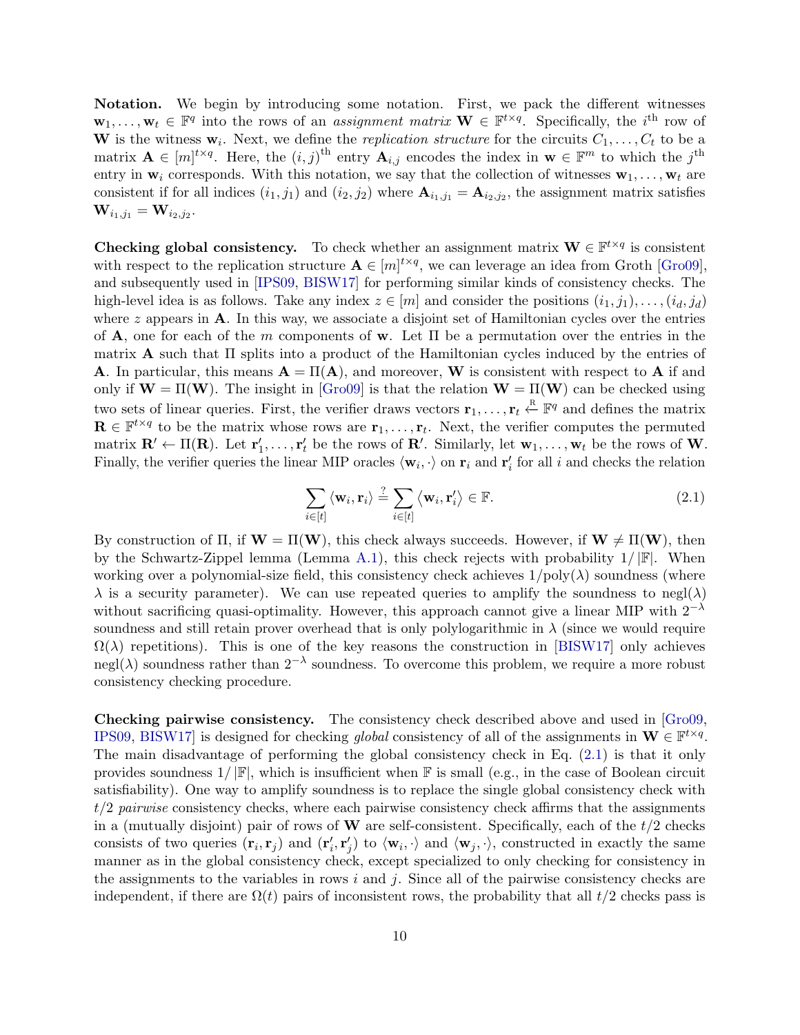**Notation.** We begin by introducing some notation. First, we pack the different witnesses $\mathbf{w}_1, \ldots, \mathbf{w}_t \in \mathbb{F}^q$ into the rows of an *assignment matrix* $\mathbf{W} \in \mathbb{F}^{t \times q}$. Specifically, the $i^{\text{th}}$ row of $\mathbf{W}$ is the witness $\mathbf{w}_i$. Next, we define the *replication structure* for the circuits $C_1, \ldots, C_t$ to be a matrix $\mathbf{A} \in [m]^{t \times q}$. Here, the $(i,j)^{\text{th}}$ entry $\mathbf{A}_{i,j}$ encodes the index in $\mathbf{w} \in \mathbb{F}^m$ to which the $j^{\text{th}}$ entry in $\mathbf{w}_i$ corresponds. With this notation, we say that the collection of witnesses $\mathbf{w}_1, \ldots, \mathbf{w}_t$ are consistent if for all indices $(i_1, j_1)$ and $(i_2, j_2)$ where $\mathbf{A}_{i_1,j_1} = \mathbf{A}_{i_2,j_2}$, the assignment matrix satisfies $\mathbf{W}_{i_1,j_1} = \mathbf{W}_{i_2,j_2}$.

**Checking global consistency.** To check whether an assignment matrix $\mathbf{W} \in \mathbb{F}^{t \times q}$ is consistent with respect to the replication structure $\mathbf{A} \in [m]^{t \times q}$, we can leverage an idea from Groth [Gro09], and subsequently used in [IPS09, BISW17] for performing similar kinds of consistency checks. The high-level idea is as follows. Take any index $z \in [m]$ and consider the positions $(i_1, j_1), \ldots, (i_d, j_d)$ where $z$ appears in $\mathbf{A}$. In this way, we associate a disjoint set of Hamiltonian cycles over the entries of $\mathbf{A}$, one for each of the $m$ components of $\mathbf{w}$. Let $\Pi$ be a permutation over the entries in the matrix $\mathbf{A}$ such that $\Pi$ splits into a product of the Hamiltonian cycles induced by the entries of $\mathbf{A}$. In particular, this means $\mathbf{A} = \Pi(\mathbf{A})$, and moreover, $\mathbf{W}$ is consistent with respect to $\mathbf{A}$ if and only if $\mathbf{W} = \Pi(\mathbf{W})$. The insight in [Gro09] is that the relation $\mathbf{W} = \Pi(\mathbf{W})$ can be checked using two sets of linear queries. First, the verifier draws vectors $\mathbf{r}_1, \ldots, \mathbf{r}_t \xleftarrow{\text{R}} \mathbb{F}^q$ and defines the matrix $\mathbf{R} \in \mathbb{F}^{t \times q}$ to be the matrix whose rows are $\mathbf{r}_1, \ldots, \mathbf{r}_t$. Next, the verifier computes the permuted matrix $\mathbf{R}' \leftarrow \Pi(\mathbf{R})$. Let $\mathbf{r}'_1, \ldots, \mathbf{r}'_t$ be the rows of $\mathbf{R}'$. Similarly, let $\mathbf{w}_1, \ldots, \mathbf{w}_t$ be the rows of $\mathbf{W}$. Finally, the verifier queries the linear MIP oracles $\langle \mathbf{w}_i, \cdot \rangle$ on $\mathbf{r}_i$ and $\mathbf{r}'_i$ for all $i$ and checks the relation

$$\sum_{i \in [t]} \langle \mathbf{w}_i, \mathbf{r}_i \rangle \stackrel{?}{=} \sum_{i \in [t]} \langle \mathbf{w}_i, \mathbf{r}'_i \rangle \in \mathbb{F}. \tag{2.1}$$

By construction of $\Pi$, if $\mathbf{W} = \Pi(\mathbf{W})$, this check always succeeds. However, if $\mathbf{W} \neq \Pi(\mathbf{W})$, then by the Schwartz-Zippel lemma (Lemma A.1), this check rejects with probability $1/|\mathbb{F}|$. When working over a polynomial-size field, this consistency check achieves $1/\text{poly}(\lambda)$ soundness (where $\lambda$ is a security parameter). We can use repeated queries to amplify the soundness to $\text{negl}(\lambda)$ without sacrificing quasi-optimality. However, this approach cannot give a linear MIP with $2^{-\lambda}$ soundness and still retain prover overhead that is only polylogarithmic in $\lambda$ (since we would require $\Omega(\lambda)$ repetitions). This is one of the key reasons the construction in [BISW17] only achieves $\text{negl}(\lambda)$ soundness rather than $2^{-\lambda}$ soundness. To overcome this problem, we require a more robust consistency checking procedure.

**Checking pairwise consistency.** The consistency check described above and used in [Gro09, IPS09, BISW17] is designed for checking *global* consistency of all of the assignments in $\mathbf{W} \in \mathbb{F}^{t \times q}$. The main disadvantage of performing the global consistency check in Eq. (2.1) is that it only provides soundness $1/|\mathbb{F}|$, which is insufficient when $\mathbb{F}$ is small (e.g., in the case of Boolean circuit satisfiability). One way to amplify soundness is to replace the single global consistency check with $t/2$ *pairwise* consistency checks, where each pairwise consistency check affirms that the assignments in a (mutually disjoint) pair of rows of $\mathbf{W}$ are self-consistent. Specifically, each of the $t/2$ checks consists of two queries $(\mathbf{r}_i, \mathbf{r}_j)$ and $(\mathbf{r}'_i, \mathbf{r}'_j)$ to $\langle \mathbf{w}_i, \cdot \rangle$ and $\langle \mathbf{w}_j, \cdot \rangle$, constructed in exactly the same manner as in the global consistency check, except specialized to only checking for consistency in the assignments to the variables in rows $i$ and $j$. Since all of the pairwise consistency checks are independent, if there are $\Omega(t)$ pairs of inconsistent rows, the probability that all $t/2$ checks pass is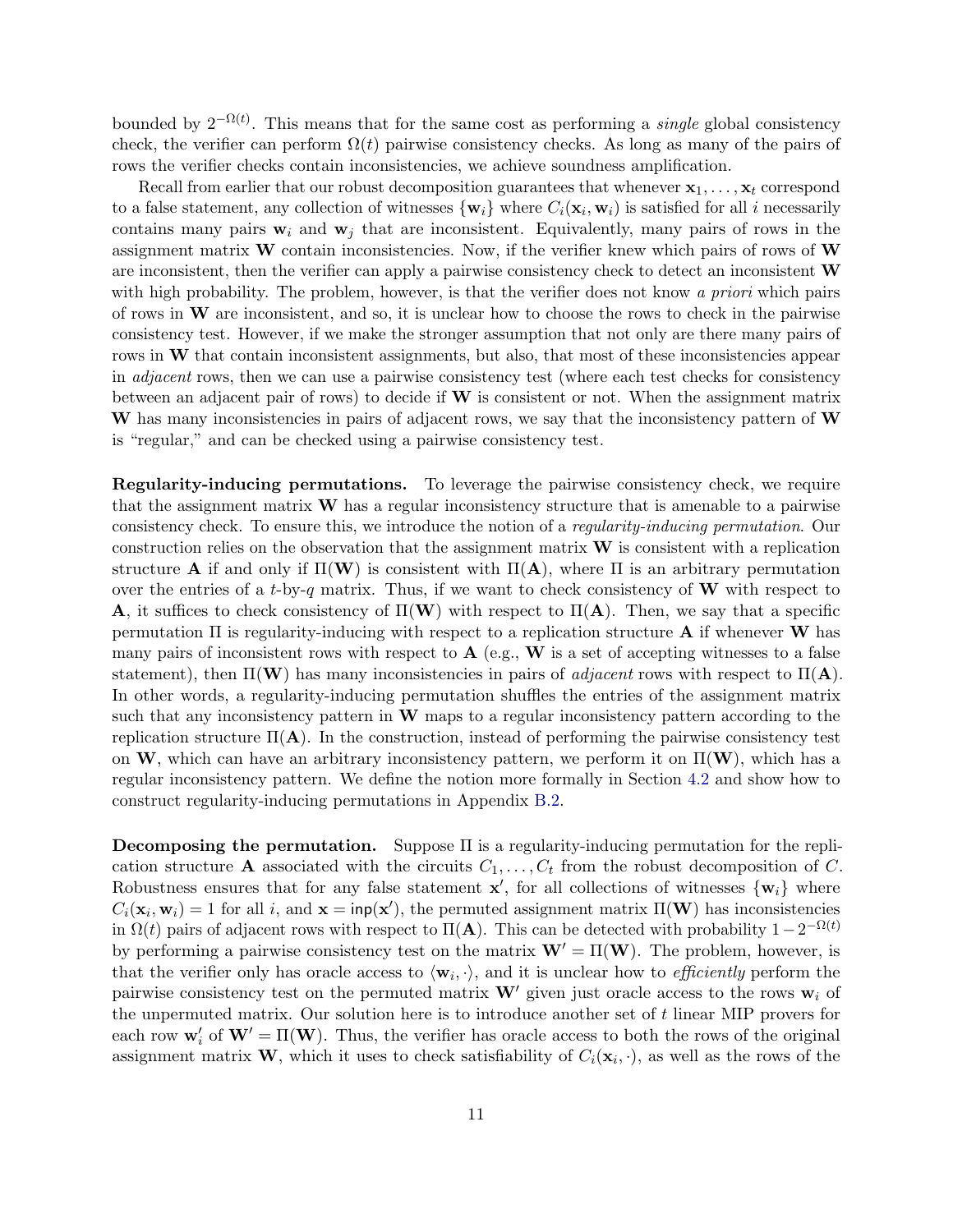bounded by $2^{-\Omega(t)}$. This means that for the same cost as performing a *single* global consistency check, the verifier can perform $\Omega(t)$ pairwise consistency checks. As long as many of the pairs of rows the verifier checks contain inconsistencies, we achieve soundness amplification.

Recall from earlier that our robust decomposition guarantees that whenever $\mathbf{x}_1, \ldots, \mathbf{x}_t$ correspond to a false statement, any collection of witnesses $\{\mathbf{w}_i\}$ where $C_i(\mathbf{x}_i, \mathbf{w}_i)$ is satisfied for all $i$ necessarily contains many pairs $\mathbf{w}_i$ and $\mathbf{w}_j$ that are inconsistent. Equivalently, many pairs of rows in the assignment matrix $\mathbf{W}$ contain inconsistencies. Now, if the verifier knew which pairs of rows of $\mathbf{W}$ are inconsistent, then the verifier can apply a pairwise consistency check to detect an inconsistent $\mathbf{W}$ with high probability. The problem, however, is that the verifier does not know *a priori* which pairs of rows in $\mathbf{W}$ are inconsistent, and so, it is unclear how to choose the rows to check in the pairwise consistency test. However, if we make the stronger assumption that not only are there many pairs of rows in $\mathbf{W}$ that contain inconsistent assignments, but also, that most of these inconsistencies appear in *adjacent* rows, then we can use a pairwise consistency test (where each test checks for consistency between an adjacent pair of rows) to decide if $\mathbf{W}$ is consistent or not. When the assignment matrix $\mathbf{W}$ has many inconsistencies in pairs of adjacent rows, we say that the inconsistency pattern of $\mathbf{W}$ is "regular," and can be checked using a pairwise consistency test.

**Regularity-inducing permutations.** To leverage the pairwise consistency check, we require that the assignment matrix $\mathbf{W}$ has a regular inconsistency structure that is amenable to a pairwise consistency check. To ensure this, we introduce the notion of a *regularity-inducing permutation*. Our construction relies on the observation that the assignment matrix $\mathbf{W}$ is consistent with a replication structure $\mathbf{A}$ if and only if $\Pi(\mathbf{W})$ is consistent with $\Pi(\mathbf{A})$, where $\Pi$ is an arbitrary permutation over the entries of a $t$-by-$q$ matrix. Thus, if we want to check consistency of $\mathbf{W}$ with respect to $\mathbf{A}$, it suffices to check consistency of $\Pi(\mathbf{W})$ with respect to $\Pi(\mathbf{A})$. Then, we say that a specific permutation $\Pi$ is regularity-inducing with respect to a replication structure $\mathbf{A}$ if whenever $\mathbf{W}$ has many pairs of inconsistent rows with respect to $\mathbf{A}$ (e.g., $\mathbf{W}$ is a set of accepting witnesses to a false statement), then $\Pi(\mathbf{W})$ has many inconsistencies in pairs of *adjacent* rows with respect to $\Pi(\mathbf{A})$. In other words, a regularity-inducing permutation shuffles the entries of the assignment matrix such that any inconsistency pattern in $\mathbf{W}$ maps to a regular inconsistency pattern according to the replication structure $\Pi(\mathbf{A})$. In the construction, instead of performing the pairwise consistency test on $\mathbf{W}$, which can have an arbitrary inconsistency pattern, we perform it on $\Pi(\mathbf{W})$, which has a regular inconsistency pattern. We define the notion more formally in Section 4.2 and show how to construct regularity-inducing permutations in Appendix B.2.

**Decomposing the permutation.** Suppose $\Pi$ is a regularity-inducing permutation for the replication structure $\mathbf{A}$ associated with the circuits $C_1, \ldots, C_t$ from the robust decomposition of $C$. Robustness ensures that for any false statement $\mathbf{x}'$, for all collections of witnesses $\{\mathbf{w}_i\}$ where $C_i(\mathbf{x}_i, \mathbf{w}_i) = 1$ for all $i$, and $\mathbf{x} = \mathsf{inp}(\mathbf{x}')$, the permuted assignment matrix $\Pi(\mathbf{W})$ has inconsistencies in $\Omega(t)$ pairs of adjacent rows with respect to $\Pi(\mathbf{A})$. This can be detected with probability $1 - 2^{-\Omega(t)}$ by performing a pairwise consistency test on the matrix $\mathbf{W}' = \Pi(\mathbf{W})$. The problem, however, is that the verifier only has oracle access to $\langle \mathbf{w}_i, \cdot \rangle$, and it is unclear how to *efficiently* perform the pairwise consistency test on the permuted matrix $\mathbf{W}'$ given just oracle access to the rows $\mathbf{w}_i$ of the unpermuted matrix. Our solution here is to introduce another set of $t$ linear MIP provers for each row $\mathbf{w}'_i$ of $\mathbf{W}' = \Pi(\mathbf{W})$. Thus, the verifier has oracle access to both the rows of the original assignment matrix $\mathbf{W}$, which it uses to check satisfiability of $C_i(\mathbf{x}_i, \cdot)$, as well as the rows of the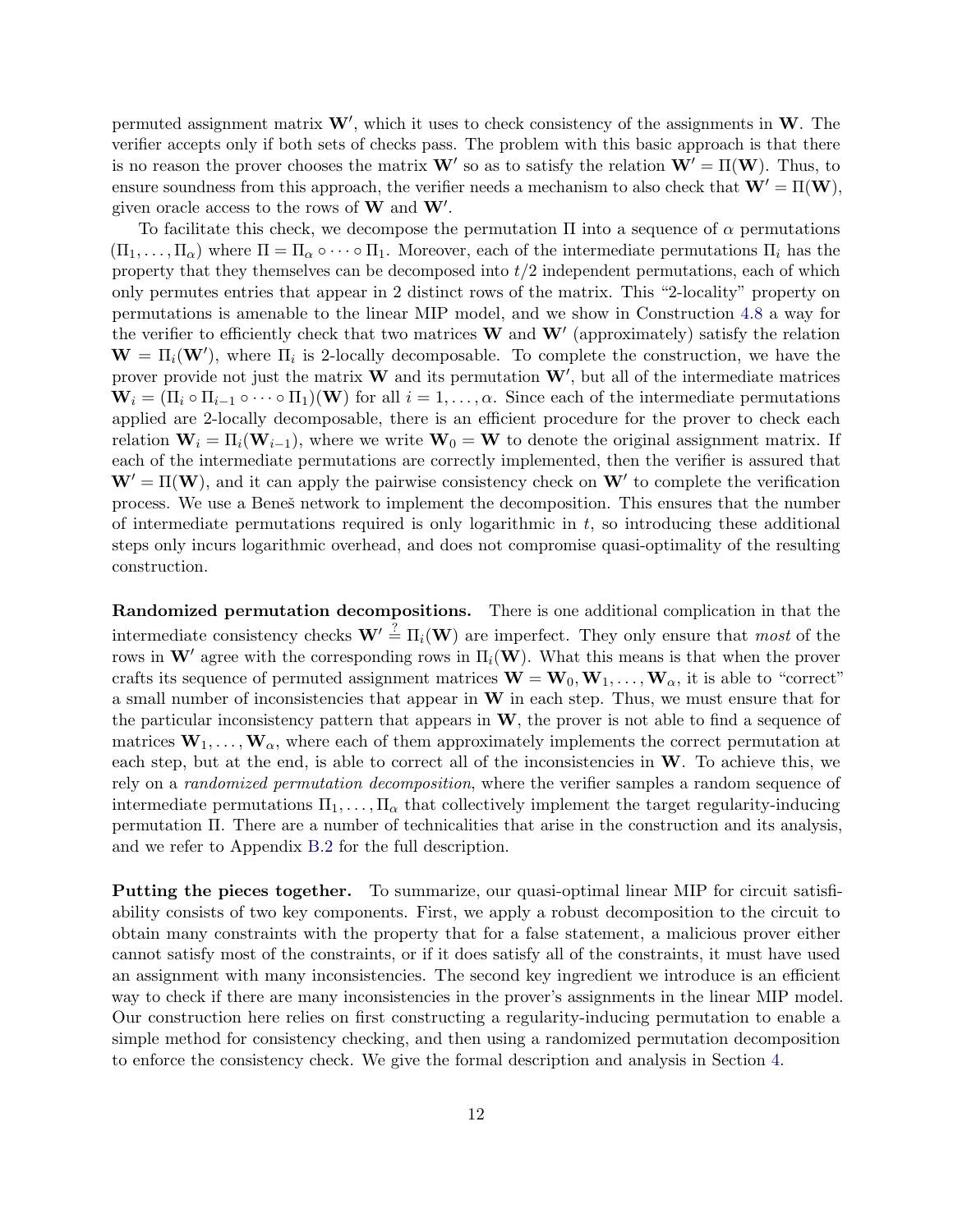permuted assignment matrix $\mathbf{W}'$, which it uses to check consistency of the assignments in $\mathbf{W}$. The verifier accepts only if both sets of checks pass. The problem with this basic approach is that there is no reason the prover chooses the matrix $\mathbf{W}'$ so as to satisfy the relation $\mathbf{W}' = \Pi(\mathbf{W})$. Thus, to ensure soundness from this approach, the verifier needs a mechanism to also check that $\mathbf{W}' = \Pi(\mathbf{W})$, given oracle access to the rows of $\mathbf{W}$ and $\mathbf{W}'$.

To facilitate this check, we decompose the permutation $\Pi$ into a sequence of $\alpha$ permutations $(\Pi_1, \ldots, \Pi_\alpha)$ where $\Pi = \Pi_\alpha \circ \cdots \circ \Pi_1$. Moreover, each of the intermediate permutations $\Pi_i$ has the property that they themselves can be decomposed into $t/2$ independent permutations, each of which only permutes entries that appear in 2 distinct rows of the matrix. This "2-locality" property on permutations is amenable to the linear MIP model, and we show in Construction 4.8 a way for the verifier to efficiently check that two matrices $\mathbf{W}$ and $\mathbf{W}'$ (approximately) satisfy the relation $\mathbf{W} = \Pi_i(\mathbf{W}')$, where $\Pi_i$ is 2-locally decomposable. To complete the construction, we have the prover provide not just the matrix $\mathbf{W}$ and its permutation $\mathbf{W}'$, but all of the intermediate matrices $\mathbf{W}_i = (\Pi_i \circ \Pi_{i-1} \circ \cdots \circ \Pi_1)(\mathbf{W})$ for all $i = 1, \ldots, \alpha$. Since each of the intermediate permutations applied are 2-locally decomposable, there is an efficient procedure for the prover to check each relation $\mathbf{W}_i = \Pi_i(\mathbf{W}_{i-1})$, where we write $\mathbf{W}_0 = \mathbf{W}$ to denote the original assignment matrix. If each of the intermediate permutations are correctly implemented, then the verifier is assured that $\mathbf{W}' = \Pi(\mathbf{W})$, and it can apply the pairwise consistency check on $\mathbf{W}'$ to complete the verification process. We use a Beneš network to implement the decomposition. This ensures that the number of intermediate permutations required is only logarithmic in $t$, so introducing these additional steps only incurs logarithmic overhead, and does not compromise quasi-optimality of the resulting construction.

**Randomized permutation decompositions.** There is one additional complication in that the intermediate consistency checks $\mathbf{W}' \stackrel{?}{=} \Pi_i(\mathbf{W})$ are imperfect. They only ensure that *most* of the rows in $\mathbf{W}'$ agree with the corresponding rows in $\Pi_i(\mathbf{W})$. What this means is that when the prover crafts its sequence of permuted assignment matrices $\mathbf{W} = \mathbf{W}_0, \mathbf{W}_1, \ldots, \mathbf{W}_\alpha$, it is able to "correct" a small number of inconsistencies that appear in $\mathbf{W}$ in each step. Thus, we must ensure that for the particular inconsistency pattern that appears in $\mathbf{W}$, the prover is not able to find a sequence of matrices $\mathbf{W}_1, \ldots, \mathbf{W}_\alpha$, where each of them approximately implements the correct permutation at each step, but at the end, is able to correct all of the inconsistencies in $\mathbf{W}$. To achieve this, we rely on a *randomized permutation decomposition*, where the verifier samples a random sequence of intermediate permutations $\Pi_1, \ldots, \Pi_\alpha$ that collectively implement the target regularity-inducing permutation $\Pi$. There are a number of technicalities that arise in the construction and its analysis, and we refer to Appendix B.2 for the full description.

**Putting the pieces together.** To summarize, our quasi-optimal linear MIP for circuit satisfiability consists of two key components. First, we apply a robust decomposition to the circuit to obtain many constraints with the property that for a false statement, a malicious prover either cannot satisfy most of the constraints, or if it does satisfy all of the constraints, it must have used an assignment with many inconsistencies. The second key ingredient we introduce is an efficient way to check if there are many inconsistencies in the prover's assignments in the linear MIP model. Our construction here relies on first constructing a regularity-inducing permutation to enable a simple method for consistency checking, and then using a randomized permutation decomposition to enforce the consistency check. We give the formal description and analysis in Section 4.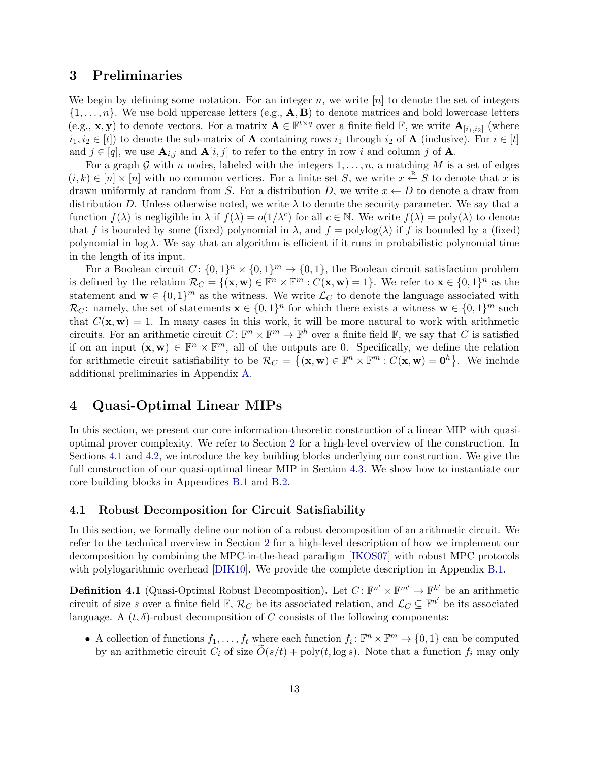## 3 Preliminaries

We begin by defining some notation. For an integer $n$, we write $[n]$ to denote the set of integers $\{1, \ldots, n\}$. We use bold uppercase letters (e.g., $\mathbf{A}, \mathbf{B}$) to denote matrices and bold lowercase letters (e.g., $\mathbf{x}, \mathbf{y}$) to denote vectors. For a matrix $\mathbf{A} \in \mathbb{F}^{t \times q}$ over a finite field $\mathbb{F}$, we write $\mathbf{A}_{[i_1, i_2]}$ (where $i_1, i_2 \in [t]$) to denote the sub-matrix of $\mathbf{A}$ containing rows $i_1$ through $i_2$ of $\mathbf{A}$ (inclusive). For $i \in [t]$ and $j \in [q]$, we use $\mathbf{A}_{i,j}$ and $\mathbf{A}[i, j]$ to refer to the entry in row $i$ and column $j$ of $\mathbf{A}$.

For a graph $\mathcal{G}$ with $n$ nodes, labeled with the integers $1, \ldots, n$, a matching $M$ is a set of edges $(i, k) \in [n] \times [n]$ with no common vertices. For a finite set $S$, we write $x \xleftarrow{\text{R}} S$ to denote that $x$ is drawn uniformly at random from $S$. For a distribution $D$, we write $x \leftarrow D$ to denote a draw from distribution $D$. Unless otherwise noted, we write $\lambda$ to denote the security parameter. We say that a function $f(\lambda)$ is negligible in $\lambda$ if $f(\lambda) = o(1/\lambda^c)$ for all $c \in \mathbb{N}$. We write $f(\lambda) = \text{poly}(\lambda)$ to denote that $f$ is bounded by some (fixed) polynomial in $\lambda$, and $f = \text{polylog}(\lambda)$ if $f$ is bounded by a (fixed) polynomial in $\log \lambda$. We say that an algorithm is efficient if it runs in probabilistic polynomial time in the length of its input.

For a Boolean circuit $C \colon \{0,1\}^n \times \{0,1\}^m \to \{0,1\}$, the Boolean circuit satisfaction problem is defined by the relation $\mathcal{R}_C = \{(\mathbf{x}, \mathbf{w}) \in \mathbb{F}^n \times \mathbb{F}^m : C(\mathbf{x}, \mathbf{w}) = 1\}$. We refer to $\mathbf{x} \in \{0,1\}^n$ as the statement and $\mathbf{w} \in \{0,1\}^m$ as the witness. We write $\mathcal{L}_C$ to denote the language associated with $\mathcal{R}_C$: namely, the set of statements $\mathbf{x} \in \{0,1\}^n$ for which there exists a witness $\mathbf{w} \in \{0,1\}^m$ such that $C(\mathbf{x}, \mathbf{w}) = 1$. In many cases in this work, it will be more natural to work with arithmetic circuits. For an arithmetic circuit $C \colon \mathbb{F}^n \times \mathbb{F}^m \to \mathbb{F}^h$ over a finite field $\mathbb{F}$, we say that $C$ is satisfied if on an input $(\mathbf{x}, \mathbf{w}) \in \mathbb{F}^n \times \mathbb{F}^m$, all of the outputs are 0. Specifically, we define the relation for arithmetic circuit satisfiability to be $\mathcal{R}_C = \left\{(\mathbf{x}, \mathbf{w}) \in \mathbb{F}^n \times \mathbb{F}^m : C(\mathbf{x}, \mathbf{w}) = \mathbf{0}^h\right\}$. We include additional preliminaries in Appendix A.

## 4 Quasi-Optimal Linear MIPs

In this section, we present our core information-theoretic construction of a linear MIP with quasi-optimal prover complexity. We refer to Section 2 for a high-level overview of the construction. In Sections 4.1 and 4.2, we introduce the key building blocks underlying our construction. We give the full construction of our quasi-optimal linear MIP in Section 4.3. We show how to instantiate our core building blocks in Appendices B.1 and B.2.

### 4.1 Robust Decomposition for Circuit Satisfiability

In this section, we formally define our notion of a robust decomposition of an arithmetic circuit. We refer to the technical overview in Section 2 for a high-level description of how we implement our decomposition by combining the MPC-in-the-head paradigm [IKOS07] with robust MPC protocols with polylogarithmic overhead [DIK10]. We provide the complete description in Appendix B.1.

**Definition 4.1** (Quasi-Optimal Robust Decomposition)**.** Let $C \colon \mathbb{F}^{n'} \times \mathbb{F}^{m'} \to \mathbb{F}^{h'}$ be an arithmetic circuit of size $s$ over a finite field $\mathbb{F}$, $\mathcal{R}_C$ be its associated relation, and $\mathcal{L}_C \subseteq \mathbb{F}^{n'}$ be its associated language. A $(t, \delta)$-robust decomposition of $C$ consists of the following components:

- A collection of functions $f_1, \ldots, f_t$ where each function $f_i \colon \mathbb{F}^n \times \mathbb{F}^m \to \{0,1\}$ can be computed by an arithmetic circuit $C_i$ of size $\widetilde{O}(s/t) + \text{poly}(t, \log s)$. Note that a function $f_i$ may only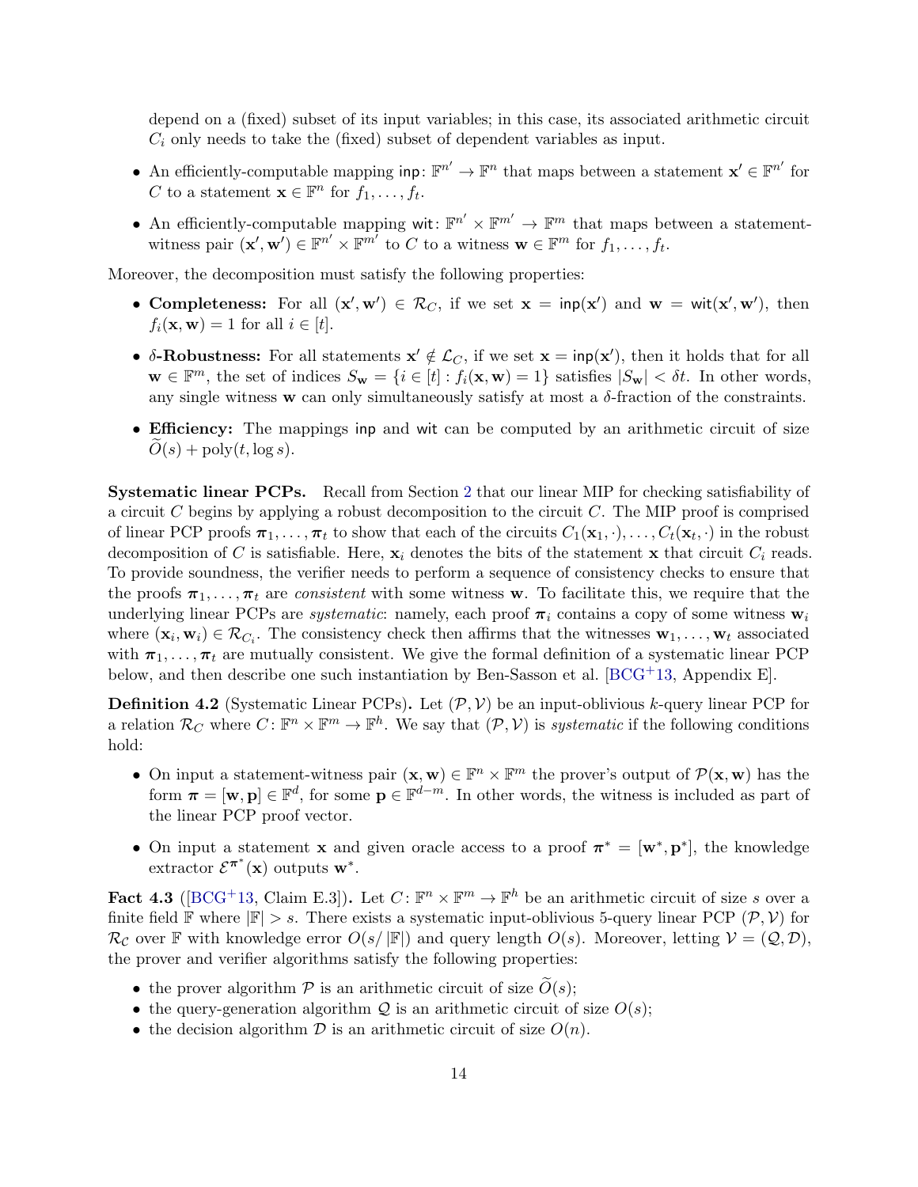depend on a (fixed) subset of its input variables; in this case, its associated arithmetic circuit $C_i$ only needs to take the (fixed) subset of dependent variables as input.

- An efficiently-computable mapping $\mathsf{inp}\colon \mathbb{F}^{n'} \to \mathbb{F}^n$ that maps between a statement $\mathbf{x}' \in \mathbb{F}^{n'}$ for $C$ to a statement $\mathbf{x} \in \mathbb{F}^n$ for $f_1, \ldots, f_t$.
- An efficiently-computable mapping $\mathsf{wit}\colon \mathbb{F}^{n'} \times \mathbb{F}^{m'} \to \mathbb{F}^m$ that maps between a statement-witness pair $(\mathbf{x}', \mathbf{w}') \in \mathbb{F}^{n'} \times \mathbb{F}^{m'}$ to $C$ to a witness $\mathbf{w} \in \mathbb{F}^m$ for $f_1, \ldots, f_t$.

Moreover, the decomposition must satisfy the following properties:

- **Completeness:** For all $(\mathbf{x}', \mathbf{w}') \in \mathcal{R}_C$, if we set $\mathbf{x} = \mathsf{inp}(\mathbf{x}')$ and $\mathbf{w} = \mathsf{wit}(\mathbf{x}', \mathbf{w}')$, then $f_i(\mathbf{x}, \mathbf{w}) = 1$ for all $i \in [t]$.
- **$\delta$-Robustness:** For all statements $\mathbf{x}' \notin \mathcal{L}_C$, if we set $\mathbf{x} = \mathsf{inp}(\mathbf{x}')$, then it holds that for all $\mathbf{w} \in \mathbb{F}^m$, the set of indices $S_{\mathbf{w}} = \{i \in [t] : f_i(\mathbf{x}, \mathbf{w}) = 1\}$ satisfies $|S_{\mathbf{w}}| < \delta t$. In other words, any single witness $\mathbf{w}$ can only simultaneously satisfy at most a $\delta$-fraction of the constraints.
- **Efficiency:** The mappings $\mathsf{inp}$ and $\mathsf{wit}$ can be computed by an arithmetic circuit of size $\widetilde{O}(s) + \mathrm{poly}(t, \log s)$.

**Systematic linear PCPs.** Recall from Section 2 that our linear MIP for checking satisfiability of a circuit $C$ begins by applying a robust decomposition to the circuit $C$. The MIP proof is comprised of linear PCP proofs $\boldsymbol{\pi}_1, \ldots, \boldsymbol{\pi}_t$ to show that each of the circuits $C_1(\mathbf{x}_1, \cdot), \ldots, C_t(\mathbf{x}_t, \cdot)$ in the robust decomposition of $C$ is satisfiable. Here, $\mathbf{x}_i$ denotes the bits of the statement $\mathbf{x}$ that circuit $C_i$ reads. To provide soundness, the verifier needs to perform a sequence of consistency checks to ensure that the proofs $\boldsymbol{\pi}_1, \ldots, \boldsymbol{\pi}_t$ are *consistent* with some witness $\mathbf{w}$. To facilitate this, we require that the underlying linear PCPs are *systematic*: namely, each proof $\boldsymbol{\pi}_i$ contains a copy of some witness $\mathbf{w}_i$ where $(\mathbf{x}_i, \mathbf{w}_i) \in \mathcal{R}_{C_i}$. The consistency check then affirms that the witnesses $\mathbf{w}_1, \ldots, \mathbf{w}_t$ associated with $\boldsymbol{\pi}_1, \ldots, \boldsymbol{\pi}_t$ are mutually consistent. We give the formal definition of a systematic linear PCP below, and then describe one such instantiation by Ben-Sasson et al. [BCG+13, Appendix E].

**Definition 4.2** (Systematic Linear PCPs)**.** Let $(\mathcal{P}, \mathcal{V})$ be an input-oblivious $k$-query linear PCP for a relation $\mathcal{R}_C$ where $C\colon \mathbb{F}^n \times \mathbb{F}^m \to \mathbb{F}^h$. We say that $(\mathcal{P}, \mathcal{V})$ is *systematic* if the following conditions hold:

- On input a statement-witness pair $(\mathbf{x}, \mathbf{w}) \in \mathbb{F}^n \times \mathbb{F}^m$ the prover's output of $\mathcal{P}(\mathbf{x}, \mathbf{w})$ has the form $\boldsymbol{\pi} = [\mathbf{w}, \mathbf{p}] \in \mathbb{F}^d$, for some $\mathbf{p} \in \mathbb{F}^{d-m}$. In other words, the witness is included as part of the linear PCP proof vector.
- On input a statement $\mathbf{x}$ and given oracle access to a proof $\boldsymbol{\pi}^* = [\mathbf{w}^*, \mathbf{p}^*]$, the knowledge extractor $\mathcal{E}^{\boldsymbol{\pi}^*}(\mathbf{x})$ outputs $\mathbf{w}^*$.

**Fact 4.3** ([BCG+13, Claim E.3])**.** Let $C\colon \mathbb{F}^n \times \mathbb{F}^m \to \mathbb{F}^h$ be an arithmetic circuit of size $s$ over a finite field $\mathbb{F}$ where $|\mathbb{F}| > s$. There exists a systematic input-oblivious 5-query linear PCP $(\mathcal{P}, \mathcal{V})$ for $\mathcal{R}_{\mathcal{C}}$ over $\mathbb{F}$ with knowledge error $O(s/|\mathbb{F}|)$ and query length $O(s)$. Moreover, letting $\mathcal{V} = (\mathcal{Q}, \mathcal{D})$, the prover and verifier algorithms satisfy the following properties:

- the prover algorithm $\mathcal{P}$ is an arithmetic circuit of size $\widetilde{O}(s)$;
- the query-generation algorithm $\mathcal{Q}$ is an arithmetic circuit of size $O(s)$;
- the decision algorithm $\mathcal{D}$ is an arithmetic circuit of size $O(n)$.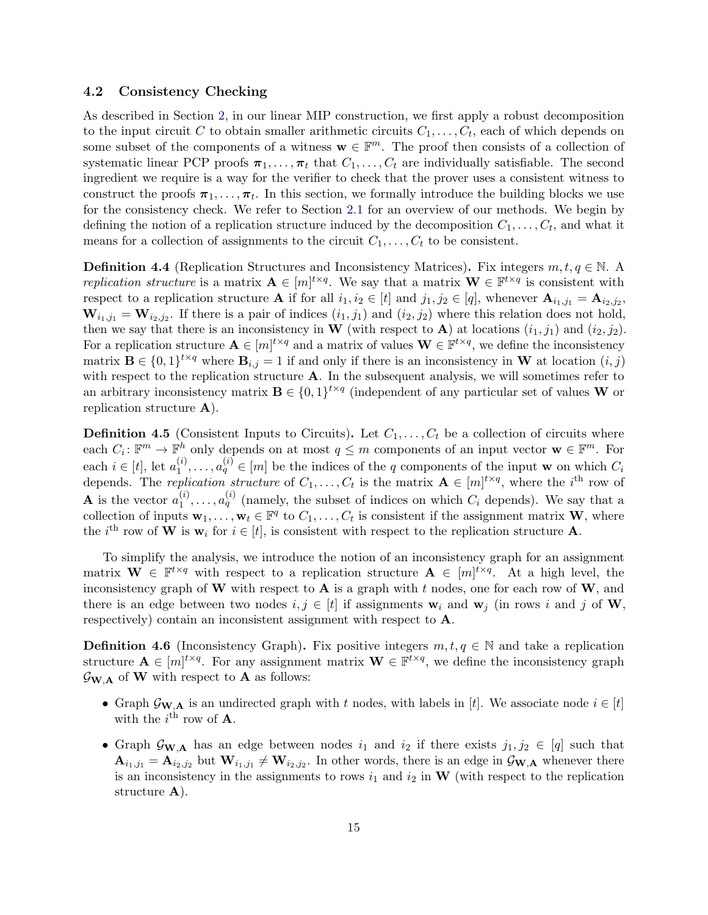### 4.2 Consistency Checking

As described in Section 2, in our linear MIP construction, we first apply a robust decomposition to the input circuit $C$ to obtain smaller arithmetic circuits $C_1, \ldots, C_t$, each of which depends on some subset of the components of a witness $\mathbf{w} \in \mathbb{F}^m$. The proof then consists of a collection of systematic linear PCP proofs $\boldsymbol{\pi}_1, \ldots, \boldsymbol{\pi}_t$ that $C_1, \ldots, C_t$ are individually satisfiable. The second ingredient we require is a way for the verifier to check that the prover uses a consistent witness to construct the proofs $\boldsymbol{\pi}_1, \ldots, \boldsymbol{\pi}_t$. In this section, we formally introduce the building blocks we use for the consistency check. We refer to Section 2.1 for an overview of our methods. We begin by defining the notion of a replication structure induced by the decomposition $C_1, \ldots, C_t$, and what it means for a collection of assignments to the circuit $C_1, \ldots, C_t$ to be consistent.

**Definition 4.4** (Replication Structures and Inconsistency Matrices)**.** Fix integers $m, t, q \in \mathbb{N}$. A *replication structure* is a matrix $\mathbf{A} \in [m]^{t \times q}$. We say that a matrix $\mathbf{W} \in \mathbb{F}^{t \times q}$ is consistent with respect to a replication structure $\mathbf{A}$ if for all $i_1, i_2 \in [t]$ and $j_1, j_2 \in [q]$, whenever $\mathbf{A}_{i_1,j_1} = \mathbf{A}_{i_2,j_2}$, $\mathbf{W}_{i_1,j_1} = \mathbf{W}_{i_2,j_2}$. If there is a pair of indices $(i_1, j_1)$ and $(i_2, j_2)$ where this relation does not hold, then we say that there is an inconsistency in $\mathbf{W}$ (with respect to $\mathbf{A}$) at locations $(i_1, j_1)$ and $(i_2, j_2)$. For a replication structure $\mathbf{A} \in [m]^{t \times q}$ and a matrix of values $\mathbf{W} \in \mathbb{F}^{t \times q}$, we define the inconsistency matrix $\mathbf{B} \in \{0,1\}^{t \times q}$ where $\mathbf{B}_{i,j} = 1$ if and only if there is an inconsistency in $\mathbf{W}$ at location $(i, j)$ with respect to the replication structure $\mathbf{A}$. In the subsequent analysis, we will sometimes refer to an arbitrary inconsistency matrix $\mathbf{B} \in \{0,1\}^{t \times q}$ (independent of any particular set of values $\mathbf{W}$ or replication structure $\mathbf{A}$).

**Definition 4.5** (Consistent Inputs to Circuits)**.** Let $C_1, \ldots, C_t$ be a collection of circuits where each $C_i \colon \mathbb{F}^m \to \mathbb{F}^h$ only depends on at most $q \le m$ components of an input vector $\mathbf{w} \in \mathbb{F}^m$. For each $i \in [t]$, let $a_1^{(i)}, \ldots, a_q^{(i)} \in [m]$ be the indices of the $q$ components of the input $\mathbf{w}$ on which $C_i$ depends. The *replication structure* of $C_1, \ldots, C_t$ is the matrix $\mathbf{A} \in [m]^{t \times q}$, where the $i^{\text{th}}$ row of $\mathbf{A}$ is the vector $a_1^{(i)}, \ldots, a_q^{(i)}$ (namely, the subset of indices on which $C_i$ depends). We say that a collection of inputs $\mathbf{w}_1, \ldots, \mathbf{w}_t \in \mathbb{F}^q$ to $C_1, \ldots, C_t$ is consistent if the assignment matrix $\mathbf{W}$, where the $i^{\text{th}}$ row of $\mathbf{W}$ is $\mathbf{w}_i$ for $i \in [t]$, is consistent with respect to the replication structure $\mathbf{A}$.

To simplify the analysis, we introduce the notion of an inconsistency graph for an assignment matrix $\mathbf{W} \in \mathbb{F}^{t \times q}$ with respect to a replication structure $\mathbf{A} \in [m]^{t \times q}$. At a high level, the inconsistency graph of $\mathbf{W}$ with respect to $\mathbf{A}$ is a graph with $t$ nodes, one for each row of $\mathbf{W}$, and there is an edge between two nodes $i, j \in [t]$ if assignments $\mathbf{w}_i$ and $\mathbf{w}_j$ (in rows $i$ and $j$ of $\mathbf{W}$, respectively) contain an inconsistent assignment with respect to $\mathbf{A}$.

**Definition 4.6** (Inconsistency Graph)**.** Fix positive integers $m, t, q \in \mathbb{N}$ and take a replication structure $\mathbf{A} \in [m]^{t \times q}$. For any assignment matrix $\mathbf{W} \in \mathbb{F}^{t \times q}$, we define the inconsistency graph $\mathcal{G}_{\mathbf{W},\mathbf{A}}$ of $\mathbf{W}$ with respect to $\mathbf{A}$ as follows:

- Graph $\mathcal{G}_{\mathbf{W},\mathbf{A}}$ is an undirected graph with $t$ nodes, with labels in $[t]$. We associate node $i \in [t]$ with the $i^{\text{th}}$ row of $\mathbf{A}$.
- Graph $\mathcal{G}_{\mathbf{W},\mathbf{A}}$ has an edge between nodes $i_1$ and $i_2$ if there exists $j_1, j_2 \in [q]$ such that $\mathbf{A}_{i_1,j_1} = \mathbf{A}_{i_2,j_2}$ but $\mathbf{W}_{i_1,j_1} \neq \mathbf{W}_{i_2,j_2}$. In other words, there is an edge in $\mathcal{G}_{\mathbf{W},\mathbf{A}}$ whenever there is an inconsistency in the assignments to rows $i_1$ and $i_2$ in $\mathbf{W}$ (with respect to the replication structure $\mathbf{A}$).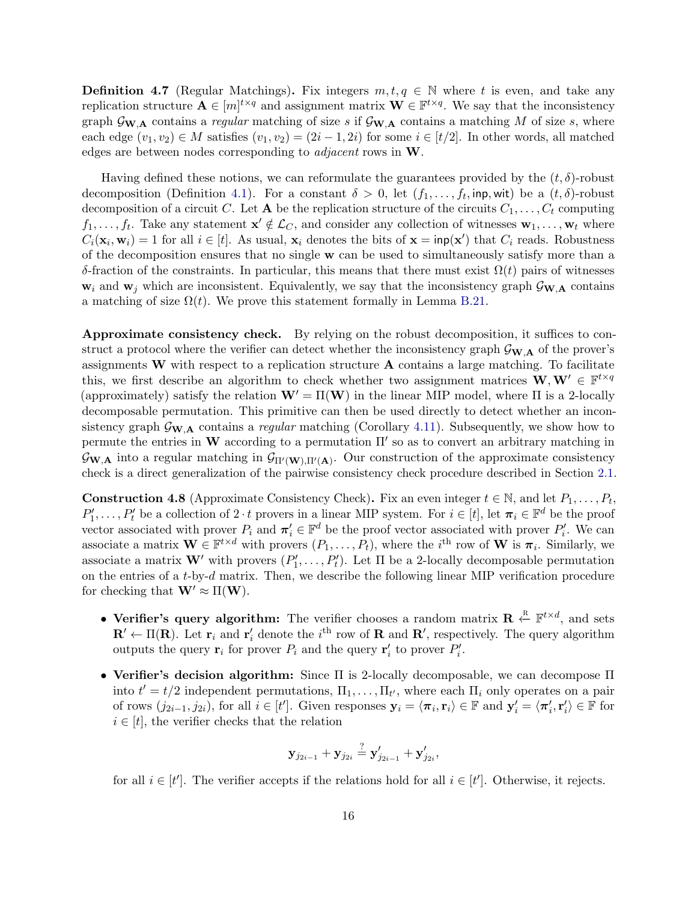**Definition 4.7** (Regular Matchings)**.** Fix integers $m, t, q \in \mathbb{N}$ where $t$ is even, and take any replication structure $\mathbf{A} \in [m]^{t \times q}$ and assignment matrix $\mathbf{W} \in \mathbb{F}^{t \times q}$. We say that the inconsistency graph $\mathcal{G}_{\mathbf{W},\mathbf{A}}$ contains a *regular* matching of size $s$ if $\mathcal{G}_{\mathbf{W},\mathbf{A}}$ contains a matching $M$ of size $s$, where each edge $(v_1, v_2) \in M$ satisfies $(v_1, v_2) = (2i - 1, 2i)$ for some $i \in [t/2]$. In other words, all matched edges are between nodes corresponding to *adjacent* rows in $\mathbf{W}$.

Having defined these notions, we can reformulate the guarantees provided by the $(t, \delta)$-robust decomposition (Definition 4.1). For a constant $\delta > 0$, let $(f_1, \ldots, f_t, \mathsf{inp}, \mathsf{wit})$ be a $(t, \delta)$-robust decomposition of a circuit $C$. Let $\mathbf{A}$ be the replication structure of the circuits $C_1, \ldots, C_t$ computing $f_1, \ldots, f_t$. Take any statement $\mathbf{x}' \notin \mathcal{L}_C$, and consider any collection of witnesses $\mathbf{w}_1, \ldots, \mathbf{w}_t$ where $C_i(\mathbf{x}_i, \mathbf{w}_i) = 1$ for all $i \in [t]$. As usual, $\mathbf{x}_i$ denotes the bits of $\mathbf{x} = \mathsf{inp}(\mathbf{x}')$ that $C_i$ reads. Robustness of the decomposition ensures that no single $\mathbf{w}$ can be used to simultaneously satisfy more than a $\delta$-fraction of the constraints. In particular, this means that there must exist $\Omega(t)$ pairs of witnesses $\mathbf{w}_i$ and $\mathbf{w}_j$ which are inconsistent. Equivalently, we say that the inconsistency graph $\mathcal{G}_{\mathbf{W},\mathbf{A}}$ contains a matching of size $\Omega(t)$. We prove this statement formally in Lemma B.21.

**Approximate consistency check.** By relying on the robust decomposition, it suffices to construct a protocol where the verifier can detect whether the inconsistency graph $\mathcal{G}_{\mathbf{W},\mathbf{A}}$ of the prover's assignments $\mathbf{W}$ with respect to a replication structure $\mathbf{A}$ contains a large matching. To facilitate this, we first describe an algorithm to check whether two assignment matrices $\mathbf{W}, \mathbf{W}' \in \mathbb{F}^{t \times q}$ (approximately) satisfy the relation $\mathbf{W}' = \Pi(\mathbf{W})$ in the linear MIP model, where $\Pi$ is a 2-locally decomposable permutation. This primitive can then be used directly to detect whether an inconsistency graph $\mathcal{G}_{\mathbf{W},\mathbf{A}}$ contains a *regular* matching (Corollary 4.11). Subsequently, we show how to permute the entries in $\mathbf{W}$ according to a permutation $\Pi'$ so as to convert an arbitrary matching in $\mathcal{G}_{\mathbf{W},\mathbf{A}}$ into a regular matching in $\mathcal{G}_{\Pi'(\mathbf{W}),\Pi'(\mathbf{A})}$. Our construction of the approximate consistency check is a direct generalization of the pairwise consistency check procedure described in Section 2.1.

**Construction 4.8** (Approximate Consistency Check)**.** Fix an even integer $t \in \mathbb{N}$, and let $P_1, \ldots, P_t$, $P_1', \ldots, P_t'$ be a collection of $2 \cdot t$ provers in a linear MIP system. For $i \in [t]$, let $\boldsymbol{\pi}_i \in \mathbb{F}^d$ be the proof vector associated with prover $P_i$ and $\boldsymbol{\pi}_i' \in \mathbb{F}^d$ be the proof vector associated with prover $P_i'$. We can associate a matrix $\mathbf{W} \in \mathbb{F}^{t \times d}$ with provers $(P_1, \ldots, P_t)$, where the $i^{\text{th}}$ row of $\mathbf{W}$ is $\boldsymbol{\pi}_i$. Similarly, we associate a matrix $\mathbf{W}'$ with provers $(P_1', \ldots, P_t')$. Let $\Pi$ be a 2-locally decomposable permutation on the entries of a $t$-by-$d$ matrix. Then, we describe the following linear MIP verification procedure for checking that $\mathbf{W}' \approx \Pi(\mathbf{W})$.

- **Verifier's query algorithm:** The verifier chooses a random matrix $\mathbf{R} \xleftarrow{\text{R}} \mathbb{F}^{t \times d}$, and sets $\mathbf{R}' \leftarrow \Pi(\mathbf{R})$. Let $\mathbf{r}_i$ and $\mathbf{r}_i'$ denote the $i^{\text{th}}$ row of $\mathbf{R}$ and $\mathbf{R}'$, respectively. The query algorithm outputs the query $\mathbf{r}_i$ for prover $P_i$ and the query $\mathbf{r}_i'$ to prover $P_i'$.
- **Verifier's decision algorithm:** Since $\Pi$ is 2-locally decomposable, we can decompose $\Pi$ into $t' = t/2$ independent permutations, $\Pi_1, \ldots, \Pi_{t'}$, where each $\Pi_i$ only operates on a pair of rows $(j_{2i-1}, j_{2i})$, for all $i \in [t']$. Given responses $\mathbf{y}_i = \langle \boldsymbol{\pi}_i, \mathbf{r}_i \rangle \in \mathbb{F}$ and $\mathbf{y}_i' = \langle \boldsymbol{\pi}_i', \mathbf{r}_i' \rangle \in \mathbb{F}$ for $i \in [t]$, the verifier checks that the relation

$$\mathbf{y}_{j_{2i-1}} + \mathbf{y}_{j_{2i}} \stackrel{?}{=} \mathbf{y}'_{j_{2i-1}} + \mathbf{y}'_{j_{2i}},$$

  for all $i \in [t']$. The verifier accepts if the relations hold for all $i \in [t']$. Otherwise, it rejects.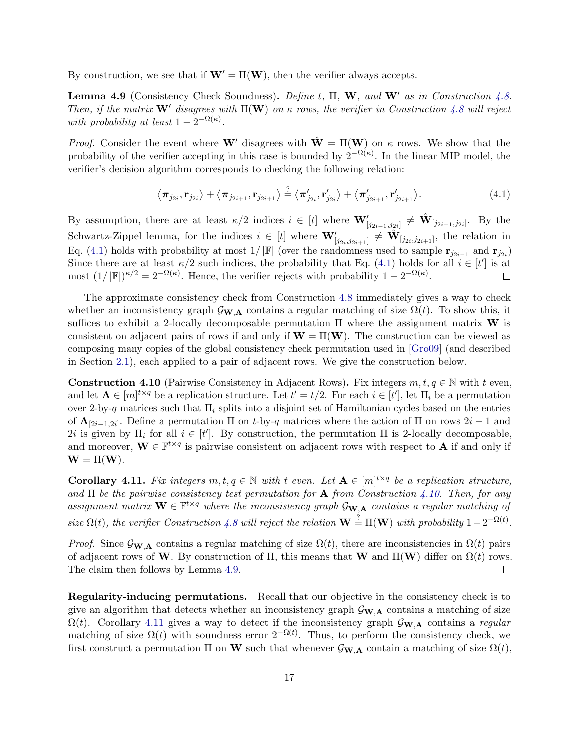By construction, we see that if $\mathbf{W}' = \Pi(\mathbf{W})$, then the verifier always accepts.

**Lemma 4.9** (Consistency Check Soundness)**.** *Define $t$, $\Pi$, $\mathbf{W}$, and $\mathbf{W}'$ as in Construction 4.8. Then, if the matrix $\mathbf{W}'$ disagrees with $\Pi(\mathbf{W})$ on $\kappa$ rows, the verifier in Construction 4.8 will reject with probability at least $1 - 2^{-\Omega(\kappa)}$.*

*Proof.* Consider the event where $\mathbf{W}'$ disagrees with $\hat{\mathbf{W}} = \Pi(\mathbf{W})$ on $\kappa$ rows. We show that the probability of the verifier accepting in this case is bounded by $2^{-\Omega(\kappa)}$. In the linear MIP model, the verifier's decision algorithm corresponds to checking the following relation:

$$\langle \boldsymbol{\pi}_{j_{2i}}, \mathbf{r}_{j_{2i}} \rangle + \langle \boldsymbol{\pi}_{j_{2i+1}}, \mathbf{r}_{j_{2i+1}} \rangle \stackrel{?}{=} \langle \boldsymbol{\pi}'_{j_{2i}}, \mathbf{r}'_{j_{2i}} \rangle + \langle \boldsymbol{\pi}'_{j_{2i+1}}, \mathbf{r}'_{j_{2i+1}} \rangle. \tag{4.1}$$

By assumption, there are at least $\kappa/2$ indices $i \in [t]$ where $\mathbf{W}'_{[j_{2i-1}, j_{2i}]} \neq \hat{\mathbf{W}}_{[j_{2i-1}, j_{2i}]}$. By the Schwartz-Zippel lemma, for the indices $i \in [t]$ where $\mathbf{W}'_{[j_{2i}, j_{2i+1}]} \neq \hat{\mathbf{W}}_{[j_{2i}, j_{2i+1}]}$, the relation in Eq. (4.1) holds with probability at most $1/|\mathbb{F}|$ (over the randomness used to sample $\mathbf{r}_{j_{2i-1}}$ and $\mathbf{r}_{j_{2i}}$) Since there are at least $\kappa/2$ such indices, the probability that Eq. (4.1) holds for all $i \in [t']$ is at most $(1/|\mathbb{F}|)^{\kappa/2} = 2^{-\Omega(\kappa)}$. Hence, the verifier rejects with probability $1 - 2^{-\Omega(\kappa)}$. □

The approximate consistency check from Construction 4.8 immediately gives a way to check whether an inconsistency graph $\mathcal{G}_{\mathbf{W},\mathbf{A}}$ contains a regular matching of size $\Omega(t)$. To show this, it suffices to exhibit a 2-locally decomposable permutation $\Pi$ where the assignment matrix $\mathbf{W}$ is consistent on adjacent pairs of rows if and only if $\mathbf{W} = \Pi(\mathbf{W})$. The construction can be viewed as composing many copies of the global consistency check permutation used in [Gro09] (and described in Section 2.1), each applied to a pair of adjacent rows. We give the construction below.

**Construction 4.10** (Pairwise Consistency in Adjacent Rows)**.** Fix integers $m, t, q \in \mathbb{N}$ with $t$ even, and let $\mathbf{A} \in [m]^{t \times q}$ be a replication structure. Let $t' = t/2$. For each $i \in [t']$, let $\Pi_i$ be a permutation over 2-by-$q$ matrices such that $\Pi_i$ splits into a disjoint set of Hamiltonian cycles based on the entries of $\mathbf{A}_{[2i-1,2i]}$. Define a permutation $\Pi$ on $t$-by-$q$ matrices where the action of $\Pi$ on rows $2i-1$ and $2i$ is given by $\Pi_i$ for all $i \in [t']$. By construction, the permutation $\Pi$ is 2-locally decomposable, and moreover, $\mathbf{W} \in \mathbb{F}^{t \times q}$ is pairwise consistent on adjacent rows with respect to $\mathbf{A}$ if and only if $\mathbf{W} = \Pi(\mathbf{W})$.

**Corollary 4.11.** *Fix integers $m, t, q \in \mathbb{N}$ with $t$ even. Let $\mathbf{A} \in [m]^{t \times q}$ be a replication structure, and $\Pi$ be the pairwise consistency test permutation for $\mathbf{A}$ from Construction 4.10. Then, for any assignment matrix $\mathbf{W} \in \mathbb{F}^{t \times q}$ where the inconsistency graph $\mathcal{G}_{\mathbf{W},\mathbf{A}}$ contains a regular matching of size $\Omega(t)$, the verifier Construction 4.8 will reject the relation $\mathbf{W} \stackrel{?}{=} \Pi(\mathbf{W})$ with probability $1 - 2^{-\Omega(t)}$.*

*Proof.* Since $\mathcal{G}_{\mathbf{W},\mathbf{A}}$ contains a regular matching of size $\Omega(t)$, there are inconsistencies in $\Omega(t)$ pairs of adjacent rows of $\mathbf{W}$. By construction of $\Pi$, this means that $\mathbf{W}$ and $\Pi(\mathbf{W})$ differ on $\Omega(t)$ rows. The claim then follows by Lemma 4.9. □

**Regularity-inducing permutations.** Recall that our objective in the consistency check is to give an algorithm that detects whether an inconsistency graph $\mathcal{G}_{\mathbf{W},\mathbf{A}}$ contains a matching of size $\Omega(t)$. Corollary 4.11 gives a way to detect if the inconsistency graph $\mathcal{G}_{\mathbf{W},\mathbf{A}}$ contains a *regular* matching of size $\Omega(t)$ with soundness error $2^{-\Omega(t)}$. Thus, to perform the consistency check, we first construct a permutation $\Pi$ on $\mathbf{W}$ such that whenever $\mathcal{G}_{\mathbf{W},\mathbf{A}}$ contain a matching of size $\Omega(t)$,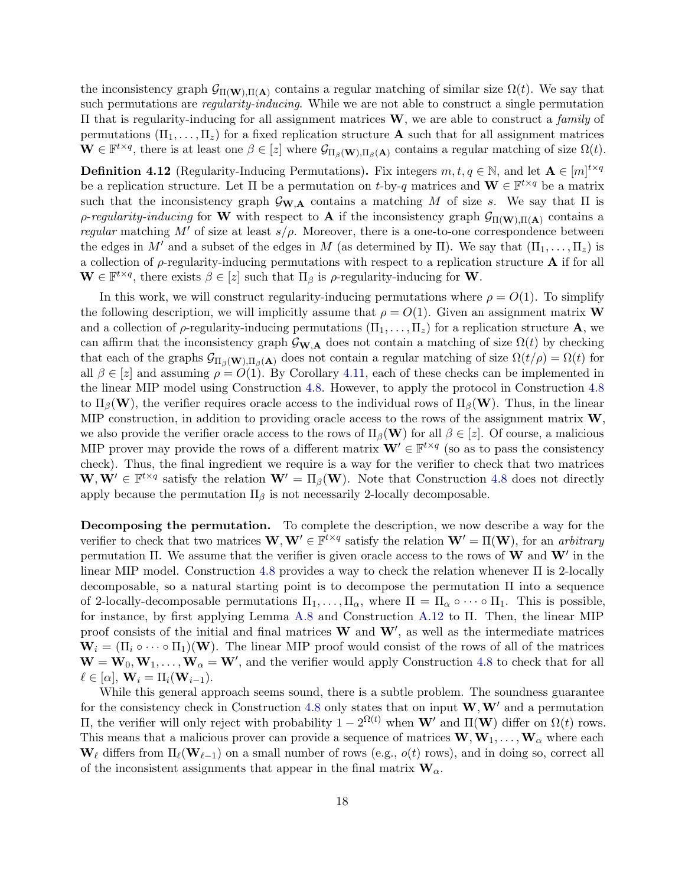the inconsistency graph $\mathcal{G}_{\Pi(\mathbf{W}),\Pi(\mathbf{A})}$ contains a regular matching of similar size $\Omega(t)$. We say that such permutations are *regularity-inducing*. While we are not able to construct a single permutation $\Pi$ that is regularity-inducing for all assignment matrices $\mathbf{W}$, we are able to construct a *family* of permutations $(\Pi_1, \ldots, \Pi_z)$ for a fixed replication structure $\mathbf{A}$ such that for all assignment matrices $\mathbf{W} \in \mathbb{F}^{t \times q}$, there is at least one $\beta \in [z]$ where $\mathcal{G}_{\Pi_\beta(\mathbf{W}),\Pi_\beta(\mathbf{A})}$ contains a regular matching of size $\Omega(t)$.

**Definition 4.12** (Regularity-Inducing Permutations)**.** Fix integers $m, t, q \in \mathbb{N}$, and let $\mathbf{A} \in [m]^{t \times q}$ be a replication structure. Let $\Pi$ be a permutation on $t$-by-$q$ matrices and $\mathbf{W} \in \mathbb{F}^{t \times q}$ be a matrix such that the inconsistency graph $\mathcal{G}_{\mathbf{W},\mathbf{A}}$ contains a matching $M$ of size $s$. We say that $\Pi$ is *$\rho$-regularity-inducing* for $\mathbf{W}$ with respect to $\mathbf{A}$ if the inconsistency graph $\mathcal{G}_{\Pi(\mathbf{W}),\Pi(\mathbf{A})}$ contains a *regular* matching $M'$ of size at least $s/\rho$. Moreover, there is a one-to-one correspondence between the edges in $M'$ and a subset of the edges in $M$ (as determined by $\Pi$). We say that $(\Pi_1, \ldots, \Pi_z)$ is a collection of $\rho$-regularity-inducing permutations with respect to a replication structure $\mathbf{A}$ if for all $\mathbf{W} \in \mathbb{F}^{t \times q}$, there exists $\beta \in [z]$ such that $\Pi_\beta$ is $\rho$-regularity-inducing for $\mathbf{W}$.

In this work, we will construct regularity-inducing permutations where $\rho = O(1)$. To simplify the following description, we will implicitly assume that $\rho = O(1)$. Given an assignment matrix $\mathbf{W}$ and a collection of $\rho$-regularity-inducing permutations $(\Pi_1, \ldots, \Pi_z)$ for a replication structure $\mathbf{A}$, we can affirm that the inconsistency graph $\mathcal{G}_{\mathbf{W},\mathbf{A}}$ does not contain a matching of size $\Omega(t)$ by checking that each of the graphs $\mathcal{G}_{\Pi_\beta(\mathbf{W}),\Pi_\beta(\mathbf{A})}$ does not contain a regular matching of size $\Omega(t/\rho) = \Omega(t)$ for all $\beta \in [z]$ and assuming $\rho = O(1)$. By Corollary 4.11, each of these checks can be implemented in the linear MIP model using Construction 4.8. However, to apply the protocol in Construction 4.8 to $\Pi_\beta(\mathbf{W})$, the verifier requires oracle access to the individual rows of $\Pi_\beta(\mathbf{W})$. Thus, in the linear MIP construction, in addition to providing oracle access to the rows of the assignment matrix $\mathbf{W}$, we also provide the verifier oracle access to the rows of $\Pi_\beta(\mathbf{W})$ for all $\beta \in [z]$. Of course, a malicious MIP prover may provide the rows of a different matrix $\mathbf{W}' \in \mathbb{F}^{t \times q}$ (so as to pass the consistency check). Thus, the final ingredient we require is a way for the verifier to check that two matrices $\mathbf{W}, \mathbf{W}' \in \mathbb{F}^{t \times q}$ satisfy the relation $\mathbf{W}' = \Pi_\beta(\mathbf{W})$. Note that Construction 4.8 does not directly apply because the permutation $\Pi_\beta$ is not necessarily 2-locally decomposable.

**Decomposing the permutation.** To complete the description, we now describe a way for the verifier to check that two matrices $\mathbf{W}, \mathbf{W}' \in \mathbb{F}^{t \times q}$ satisfy the relation $\mathbf{W}' = \Pi(\mathbf{W})$, for an *arbitrary* permutation $\Pi$. We assume that the verifier is given oracle access to the rows of $\mathbf{W}$ and $\mathbf{W}'$ in the linear MIP model. Construction 4.8 provides a way to check the relation whenever $\Pi$ is 2-locally decomposable, so a natural starting point is to decompose the permutation $\Pi$ into a sequence of 2-locally-decomposable permutations $\Pi_1, \ldots, \Pi_\alpha$, where $\Pi = \Pi_\alpha \circ \cdots \circ \Pi_1$. This is possible, for instance, by first applying Lemma A.8 and Construction A.12 to $\Pi$. Then, the linear MIP proof consists of the initial and final matrices $\mathbf{W}$ and $\mathbf{W}'$, as well as the intermediate matrices $\mathbf{W}_i = (\Pi_i \circ \cdots \circ \Pi_1)(\mathbf{W})$. The linear MIP proof would consist of the rows of all of the matrices $\mathbf{W} = \mathbf{W}_0, \mathbf{W}_1, \ldots, \mathbf{W}_\alpha = \mathbf{W}'$, and the verifier would apply Construction 4.8 to check that for all $\ell \in [\alpha]$, $\mathbf{W}_i = \Pi_i(\mathbf{W}_{i-1})$.

While this general approach seems sound, there is a subtle problem. The soundness guarantee for the consistency check in Construction 4.8 only states that on input $\mathbf{W}, \mathbf{W}'$ and a permutation $\Pi$, the verifier will only reject with probability $1 - 2^{\Omega(t)}$ when $\mathbf{W}'$ and $\Pi(\mathbf{W})$ differ on $\Omega(t)$ rows. This means that a malicious prover can provide a sequence of matrices $\mathbf{W}, \mathbf{W}_1, \ldots, \mathbf{W}_\alpha$ where each $\mathbf{W}_\ell$ differs from $\Pi_\ell(\mathbf{W}_{\ell-1})$ on a small number of rows (e.g., $o(t)$ rows), and in doing so, correct all of the inconsistent assignments that appear in the final matrix $\mathbf{W}_\alpha$.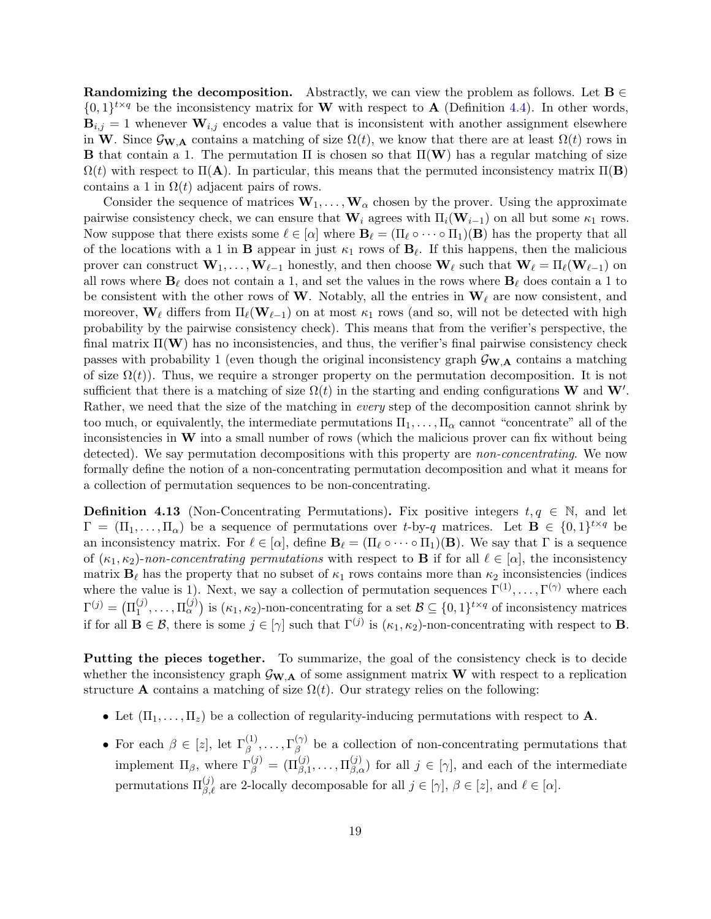**Randomizing the decomposition.** Abstractly, we can view the problem as follows. Let $\mathbf{B} \in \{0,1\}^{t \times q}$ be the inconsistency matrix for $\mathbf{W}$ with respect to $\mathbf{A}$ (Definition 4.4). In other words, $\mathbf{B}_{i,j} = 1$ whenever $\mathbf{W}_{i,j}$ encodes a value that is inconsistent with another assignment elsewhere in $\mathbf{W}$. Since $\mathcal{G}_{\mathbf{W},\mathbf{A}}$ contains a matching of size $\Omega(t)$, we know that there are at least $\Omega(t)$ rows in $\mathbf{B}$ that contain a 1. The permutation $\Pi$ is chosen so that $\Pi(\mathbf{W})$ has a regular matching of size $\Omega(t)$ with respect to $\Pi(\mathbf{A})$. In particular, this means that the permuted inconsistency matrix $\Pi(\mathbf{B})$ contains a 1 in $\Omega(t)$ adjacent pairs of rows.

Consider the sequence of matrices $\mathbf{W}_1, \ldots, \mathbf{W}_\alpha$ chosen by the prover. Using the approximate pairwise consistency check, we can ensure that $\mathbf{W}_i$ agrees with $\Pi_i(\mathbf{W}_{i-1})$ on all but some $\kappa_1$ rows. Now suppose that there exists some $\ell \in [\alpha]$ where $\mathbf{B}_\ell = (\Pi_\ell \circ \cdots \circ \Pi_1)(\mathbf{B})$ has the property that all of the locations with a 1 in $\mathbf{B}$ appear in just $\kappa_1$ rows of $\mathbf{B}_\ell$. If this happens, then the malicious prover can construct $\mathbf{W}_1, \ldots, \mathbf{W}_{\ell-1}$ honestly, and then choose $\mathbf{W}_\ell$ such that $\mathbf{W}_\ell = \Pi_\ell(\mathbf{W}_{\ell-1})$ on all rows where $\mathbf{B}_\ell$ does not contain a 1, and set the values in the rows where $\mathbf{B}_\ell$ does contain a 1 to be consistent with the other rows of $\mathbf{W}$. Notably, all the entries in $\mathbf{W}_\ell$ are now consistent, and moreover, $\mathbf{W}_\ell$ differs from $\Pi_\ell(\mathbf{W}_{\ell-1})$ on at most $\kappa_1$ rows (and so, will not be detected with high probability by the pairwise consistency check). This means that from the verifier's perspective, the final matrix $\Pi(\mathbf{W})$ has no inconsistencies, and thus, the verifier's final pairwise consistency check passes with probability 1 (even though the original inconsistency graph $\mathcal{G}_{\mathbf{W},\mathbf{A}}$ contains a matching of size $\Omega(t)$). Thus, we require a stronger property on the permutation decomposition. It is not sufficient that there is a matching of size $\Omega(t)$ in the starting and ending configurations $\mathbf{W}$ and $\mathbf{W}'$. Rather, we need that the size of the matching in *every* step of the decomposition cannot shrink by too much, or equivalently, the intermediate permutations $\Pi_1, \ldots, \Pi_\alpha$ cannot "concentrate" all of the inconsistencies in $\mathbf{W}$ into a small number of rows (which the malicious prover can fix without being detected). We say permutation decompositions with this property are *non-concentrating*. We now formally define the notion of a non-concentrating permutation decomposition and what it means for a collection of permutation sequences to be non-concentrating.

**Definition 4.13** (Non-Concentrating Permutations)**.** Fix positive integers $t, q \in \mathbb{N}$, and let $\Gamma = (\Pi_1, \ldots, \Pi_\alpha)$ be a sequence of permutations over $t$-by-$q$ matrices. Let $\mathbf{B} \in \{0,1\}^{t \times q}$ be an inconsistency matrix. For $\ell \in [\alpha]$, define $\mathbf{B}_\ell = (\Pi_\ell \circ \cdots \circ \Pi_1)(\mathbf{B})$. We say that $\Gamma$ is a sequence of $(\kappa_1, \kappa_2)$-*non-concentrating permutations* with respect to $\mathbf{B}$ if for all $\ell \in [\alpha]$, the inconsistency matrix $\mathbf{B}_\ell$ has the property that no subset of $\kappa_1$ rows contains more than $\kappa_2$ inconsistencies (indices where the value is 1). Next, we say a collection of permutation sequences $\Gamma^{(1)}, \ldots, \Gamma^{(\gamma)}$ where each $\Gamma^{(j)} = \left(\Pi_1^{(j)}, \ldots, \Pi_\alpha^{(j)}\right)$ is $(\kappa_1, \kappa_2)$-non-concentrating for a set $\mathcal{B} \subseteq \{0,1\}^{t \times q}$ of inconsistency matrices if for all $\mathbf{B} \in \mathcal{B}$, there is some $j \in [\gamma]$ such that $\Gamma^{(j)}$ is $(\kappa_1, \kappa_2)$-non-concentrating with respect to $\mathbf{B}$.

**Putting the pieces together.** To summarize, the goal of the consistency check is to decide whether the inconsistency graph $\mathcal{G}_{\mathbf{W},\mathbf{A}}$ of some assignment matrix $\mathbf{W}$ with respect to a replication structure $\mathbf{A}$ contains a matching of size $\Omega(t)$. Our strategy relies on the following:

- Let $(\Pi_1, \ldots, \Pi_z)$ be a collection of regularity-inducing permutations with respect to $\mathbf{A}$.
- For each $\beta \in [z]$, let $\Gamma_\beta^{(1)}, \ldots, \Gamma_\beta^{(\gamma)}$ be a collection of non-concentrating permutations that implement $\Pi_\beta$, where $\Gamma_\beta^{(j)} = (\Pi_{\beta,1}^{(j)}, \ldots, \Pi_{\beta,\alpha}^{(j)})$ for all $j \in [\gamma]$, and each of the intermediate permutations $\Pi_{\beta,\ell}^{(j)}$ are 2-locally decomposable for all $j \in [\gamma]$, $\beta \in [z]$, and $\ell \in [\alpha]$.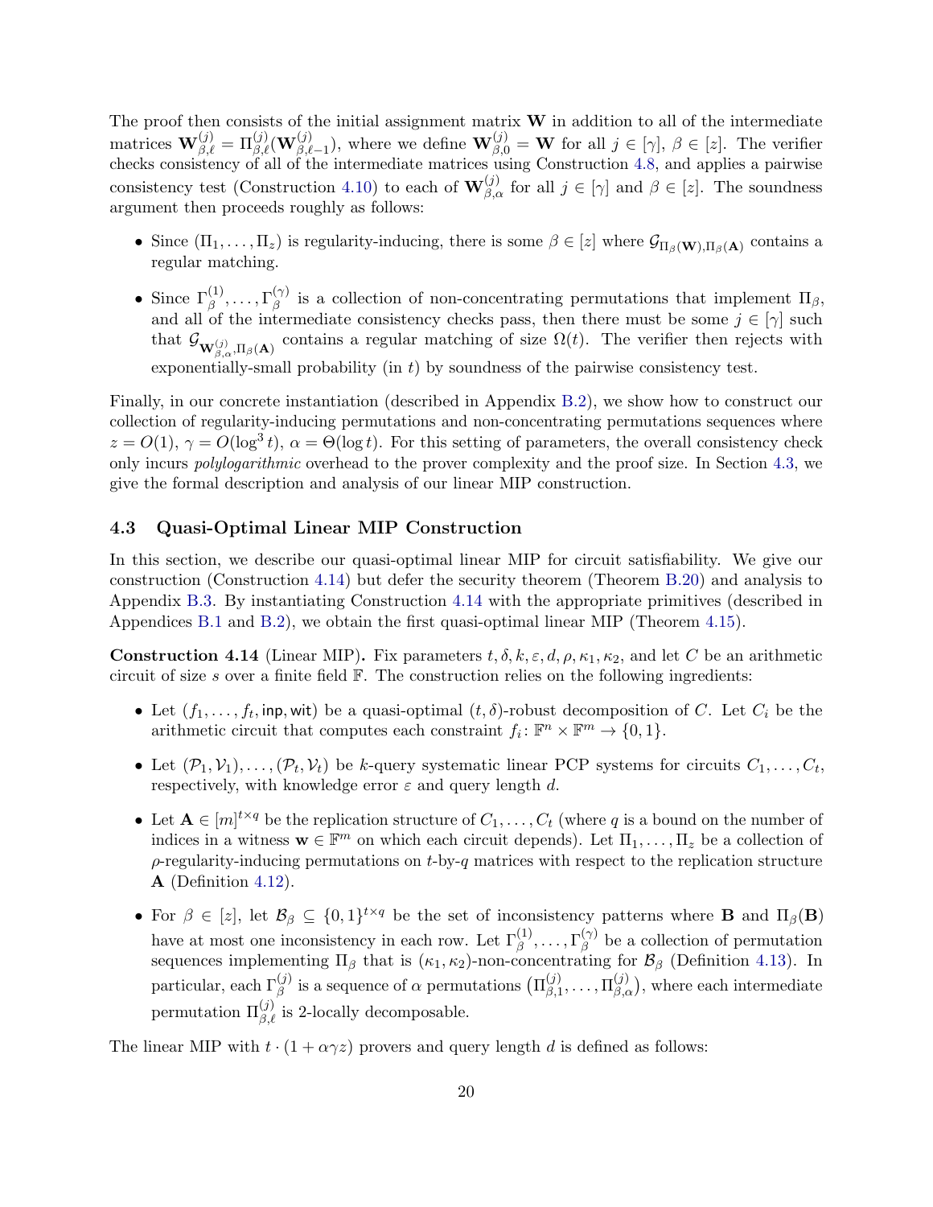The proof then consists of the initial assignment matrix $\mathbf{W}$ in addition to all of the intermediate matrices $\mathbf{W}_{\beta,\ell}^{(j)} = \Pi_{\beta,\ell}^{(j)}(\mathbf{W}_{\beta,\ell-1}^{(j)})$, where we define $\mathbf{W}_{\beta,0}^{(j)} = \mathbf{W}$ for all $j \in [\gamma]$, $\beta \in [z]$. The verifier checks consistency of all of the intermediate matrices using Construction 4.8, and applies a pairwise consistency test (Construction 4.10) to each of $\mathbf{W}_{\beta,\alpha}^{(j)}$ for all $j \in [\gamma]$ and $\beta \in [z]$. The soundness argument then proceeds roughly as follows:

- Since $(\Pi_1, \ldots, \Pi_z)$ is regularity-inducing, there is some $\beta \in [z]$ where $\mathcal{G}_{\Pi_\beta(\mathbf{W}), \Pi_\beta(\mathbf{A})}$ contains a regular matching.
- Since $\Gamma_\beta^{(1)}, \ldots, \Gamma_\beta^{(\gamma)}$ is a collection of non-concentrating permutations that implement $\Pi_\beta$, and all of the intermediate consistency checks pass, then there must be some $j \in [\gamma]$ such that $\mathcal{G}_{\mathbf{W}_{\beta,\alpha}^{(j)}, \Pi_\beta(\mathbf{A})}$ contains a regular matching of size $\Omega(t)$. The verifier then rejects with exponentially-small probability (in $t$) by soundness of the pairwise consistency test.

Finally, in our concrete instantiation (described in Appendix B.2), we show how to construct our collection of regularity-inducing permutations and non-concentrating permutations sequences where $z = O(1)$, $\gamma = O(\log^3 t)$, $\alpha = \Theta(\log t)$. For this setting of parameters, the overall consistency check only incurs *polylogarithmic* overhead to the prover complexity and the proof size. In Section 4.3, we give the formal description and analysis of our linear MIP construction.

### 4.3 Quasi-Optimal Linear MIP Construction

In this section, we describe our quasi-optimal linear MIP for circuit satisfiability. We give our construction (Construction 4.14) but defer the security theorem (Theorem B.20) and analysis to Appendix B.3. By instantiating Construction 4.14 with the appropriate primitives (described in Appendices B.1 and B.2), we obtain the first quasi-optimal linear MIP (Theorem 4.15).

**Construction 4.14** (Linear MIP)**.** Fix parameters $t, \delta, k, \varepsilon, d, \rho, \kappa_1, \kappa_2$, and let $C$ be an arithmetic circuit of size $s$ over a finite field $\mathbb{F}$. The construction relies on the following ingredients:

- Let $(f_1, \ldots, f_t, \mathsf{inp}, \mathsf{wit})$ be a quasi-optimal $(t, \delta)$-robust decomposition of $C$. Let $C_i$ be the arithmetic circuit that computes each constraint $f_i \colon \mathbb{F}^n \times \mathbb{F}^m \to \{0, 1\}$.
- Let $(\mathcal{P}_1, \mathcal{V}_1), \ldots, (\mathcal{P}_t, \mathcal{V}_t)$ be $k$-query systematic linear PCP systems for circuits $C_1, \ldots, C_t$, respectively, with knowledge error $\varepsilon$ and query length $d$.
- Let $\mathbf{A} \in [m]^{t \times q}$ be the replication structure of $C_1, \ldots, C_t$ (where $q$ is a bound on the number of indices in a witness $\mathbf{w} \in \mathbb{F}^m$ on which each circuit depends). Let $\Pi_1, \ldots, \Pi_z$ be a collection of $\rho$-regularity-inducing permutations on $t$-by-$q$ matrices with respect to the replication structure $\mathbf{A}$ (Definition 4.12).
- For $\beta \in [z]$, let $\mathcal{B}_\beta \subseteq \{0, 1\}^{t \times q}$ be the set of inconsistency patterns where $\mathbf{B}$ and $\Pi_\beta(\mathbf{B})$ have at most one inconsistency in each row. Let $\Gamma_\beta^{(1)}, \ldots, \Gamma_\beta^{(\gamma)}$ be a collection of permutation sequences implementing $\Pi_\beta$ that is $(\kappa_1, \kappa_2)$-non-concentrating for $\mathcal{B}_\beta$ (Definition 4.13). In particular, each $\Gamma_\beta^{(j)}$ is a sequence of $\alpha$ permutations $\big(\Pi_{\beta,1}^{(j)}, \ldots, \Pi_{\beta,\alpha}^{(j)}\big)$, where each intermediate permutation $\Pi_{\beta,\ell}^{(j)}$ is 2-locally decomposable.

The linear MIP with $t \cdot (1 + \alpha\gamma z)$ provers and query length $d$ is defined as follows: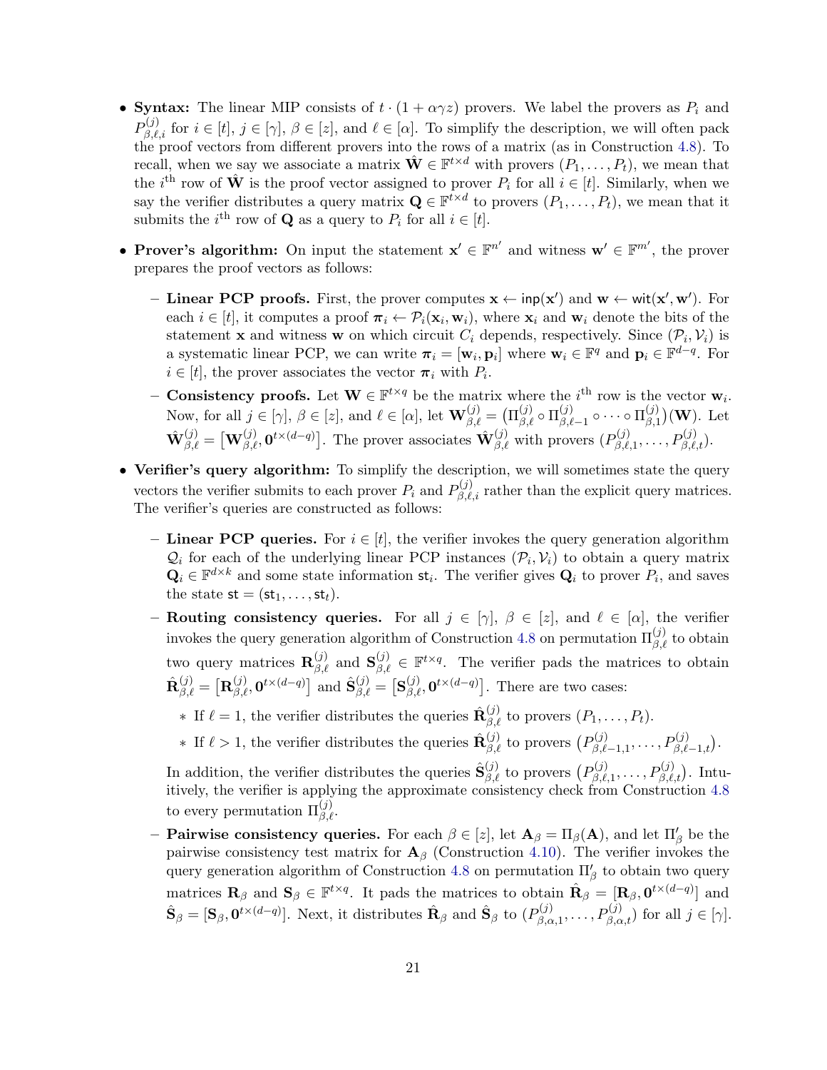- **Syntax:** The linear MIP consists of $t \cdot (1 + \alpha\gamma z)$ provers. We label the provers as $P_i$ and $P^{(j)}_{\beta,\ell,i}$ for $i \in [t]$, $j \in [\gamma]$, $\beta \in [z]$, and $\ell \in [\alpha]$. To simplify the description, we will often pack the proof vectors from different provers into the rows of a matrix (as in Construction 4.8). To recall, when we say we associate a matrix $\hat{\mathbf{W}} \in \mathbb{F}^{t \times d}$ with provers $(P_1, \ldots, P_t)$, we mean that the $i^{\text{th}}$ row of $\hat{\mathbf{W}}$ is the proof vector assigned to prover $P_i$ for all $i \in [t]$. Similarly, when we say the verifier distributes a query matrix $\mathbf{Q} \in \mathbb{F}^{t \times d}$ to provers $(P_1, \ldots, P_t)$, we mean that it submits the $i^{\text{th}}$ row of $\mathbf{Q}$ as a query to $P_i$ for all $i \in [t]$.
- **Prover's algorithm:** On input the statement $\mathbf{x}' \in \mathbb{F}^{n'}$ and witness $\mathbf{w}' \in \mathbb{F}^{m'}$, the prover prepares the proof vectors as follows:
  - **Linear PCP proofs.** First, the prover computes $\mathbf{x} \leftarrow \mathsf{inp}(\mathbf{x}')$ and $\mathbf{w} \leftarrow \mathsf{wit}(\mathbf{x}', \mathbf{w}')$. For each $i \in [t]$, it computes a proof $\boldsymbol{\pi}_i \leftarrow \mathcal{P}_i(\mathbf{x}_i, \mathbf{w}_i)$, where $\mathbf{x}_i$ and $\mathbf{w}_i$ denote the bits of the statement $\mathbf{x}$ and witness $\mathbf{w}$ on which circuit $C_i$ depends, respectively. Since $(\mathcal{P}_i, \mathcal{V}_i)$ is a systematic linear PCP, we can write $\boldsymbol{\pi}_i = [\mathbf{w}_i, \mathbf{p}_i]$ where $\mathbf{w}_i \in \mathbb{F}^q$ and $\mathbf{p}_i \in \mathbb{F}^{d-q}$. For $i \in [t]$, the prover associates the vector $\boldsymbol{\pi}_i$ with $P_i$.
  - **Consistency proofs.** Let $\mathbf{W} \in \mathbb{F}^{t \times q}$ be the matrix where the $i^{\text{th}}$ row is the vector $\mathbf{w}_i$. Now, for all $j \in [\gamma]$, $\beta \in [z]$, and $\ell \in [\alpha]$, let $\mathbf{W}^{(j)}_{\beta,\ell} = \big(\Pi^{(j)}_{\beta,\ell} \circ \Pi^{(j)}_{\beta,\ell-1} \circ \cdots \circ \Pi^{(j)}_{\beta,1}\big)(\mathbf{W})$. Let $\hat{\mathbf{W}}^{(j)}_{\beta,\ell} = \big[\mathbf{W}^{(j)}_{\beta,\ell}, \mathbf{0}^{t \times (d-q)}\big]$. The prover associates $\hat{\mathbf{W}}^{(j)}_{\beta,\ell}$ with provers $(P^{(j)}_{\beta,\ell,1}, \ldots, P^{(j)}_{\beta,\ell,t})$.
- **Verifier's query algorithm:** To simplify the description, we will sometimes state the query vectors the verifier submits to each prover $P_i$ and $P^{(j)}_{\beta,\ell,i}$ rather than the explicit query matrices. The verifier's queries are constructed as follows:
  - **Linear PCP queries.** For $i \in [t]$, the verifier invokes the query generation algorithm $\mathcal{Q}_i$ for each of the underlying linear PCP instances $(\mathcal{P}_i, \mathcal{V}_i)$ to obtain a query matrix $\mathbf{Q}_i \in \mathbb{F}^{d \times k}$ and some state information $\mathsf{st}_i$. The verifier gives $\mathbf{Q}_i$ to prover $P_i$, and saves the state $\mathsf{st} = (\mathsf{st}_1, \ldots, \mathsf{st}_t)$.
  - **Routing consistency queries.** For all $j \in [\gamma]$, $\beta \in [z]$, and $\ell \in [\alpha]$, the verifier invokes the query generation algorithm of Construction 4.8 on permutation $\Pi^{(j)}_{\beta,\ell}$ to obtain two query matrices $\mathbf{R}^{(j)}_{\beta,\ell}$ and $\mathbf{S}^{(j)}_{\beta,\ell} \in \mathbb{F}^{t \times q}$. The verifier pads the matrices to obtain $\hat{\mathbf{R}}^{(j)}_{\beta,\ell} = \big[\mathbf{R}^{(j)}_{\beta,\ell}, \mathbf{0}^{t \times (d-q)}\big]$ and $\hat{\mathbf{S}}^{(j)}_{\beta,\ell} = \big[\mathbf{S}^{(j)}_{\beta,\ell}, \mathbf{0}^{t \times (d-q)}\big]$. There are two cases:
    - If $\ell = 1$, the verifier distributes the queries $\hat{\mathbf{R}}^{(j)}_{\beta,\ell}$ to provers $(P_1, \ldots, P_t)$.
    - If $\ell > 1$, the verifier distributes the queries $\hat{\mathbf{R}}^{(j)}_{\beta,\ell}$ to provers $\big(P^{(j)}_{\beta,\ell-1,1}, \ldots, P^{(j)}_{\beta,\ell-1,t}\big)$.

    In addition, the verifier distributes the queries $\hat{\mathbf{S}}^{(j)}_{\beta,\ell}$ to provers $\big(P^{(j)}_{\beta,\ell,1}, \ldots, P^{(j)}_{\beta,\ell,t}\big)$. Intuitively, the verifier is applying the approximate consistency check from Construction 4.8 to every permutation $\Pi^{(j)}_{\beta,\ell}$.
  - **Pairwise consistency queries.** For each $\beta \in [z]$, let $\mathbf{A}_\beta = \Pi_\beta(\mathbf{A})$, and let $\Pi'_\beta$ be the pairwise consistency test matrix for $\mathbf{A}_\beta$ (Construction 4.10). The verifier invokes the query generation algorithm of Construction 4.8 on permutation $\Pi'_\beta$ to obtain two query matrices $\mathbf{R}_\beta$ and $\mathbf{S}_\beta \in \mathbb{F}^{t \times q}$. It pads the matrices to obtain $\hat{\mathbf{R}}_\beta = [\mathbf{R}_\beta, \mathbf{0}^{t \times (d-q)}]$ and $\hat{\mathbf{S}}_\beta = [\mathbf{S}_\beta, \mathbf{0}^{t \times (d-q)}]$. Next, it distributes $\hat{\mathbf{R}}_\beta$ and $\hat{\mathbf{S}}_\beta$ to $(P^{(j)}_{\beta,\alpha,1}, \ldots, P^{(j)}_{\beta,\alpha,t})$ for all $j \in [\gamma]$.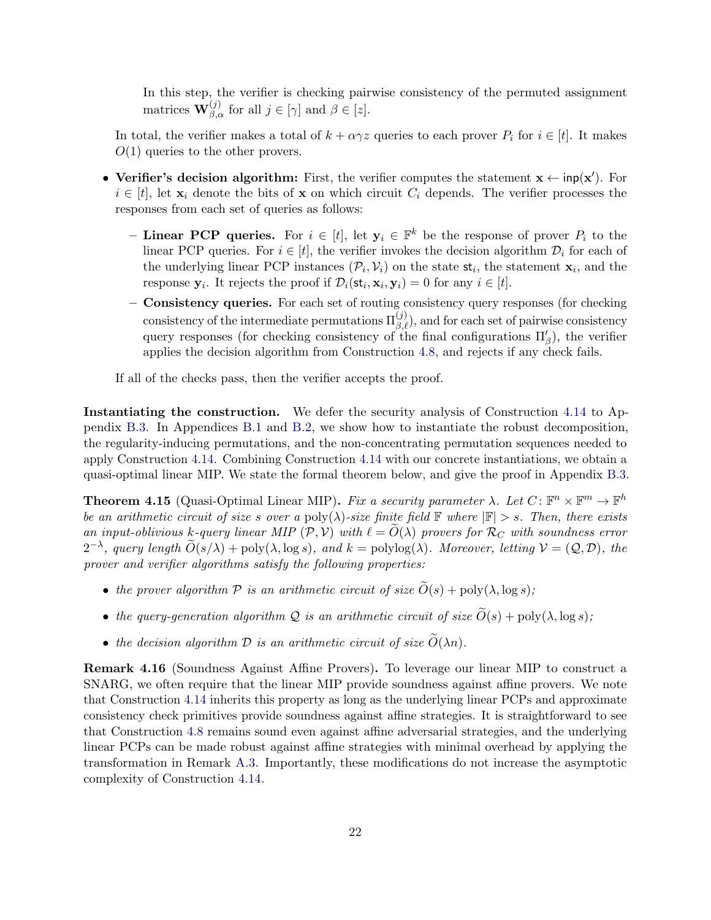In this step, the verifier is checking pairwise consistency of the permuted assignment matrices $\mathbf{W}^{(j)}_{\beta,\alpha}$ for all $j \in [\gamma]$ and $\beta \in [z]$.

In total, the verifier makes a total of $k + \alpha\gamma z$ queries to each prover $P_i$ for $i \in [t]$. It makes $O(1)$ queries to the other provers.

- **Verifier's decision algorithm:** First, the verifier computes the statement $\mathbf{x} \leftarrow \mathsf{inp}(\mathbf{x}')$. For $i \in [t]$, let $\mathbf{x}_i$ denote the bits of $\mathbf{x}$ on which circuit $C_i$ depends. The verifier processes the responses from each set of queries as follows:
  - **Linear PCP queries.** For $i \in [t]$, let $\mathbf{y}_i \in \mathbb{F}^k$ be the response of prover $P_i$ to the linear PCP queries. For $i \in [t]$, the verifier invokes the decision algorithm $\mathcal{D}_i$ for each of the underlying linear PCP instances $(\mathcal{P}_i, \mathcal{V}_i)$ on the state $\mathsf{st}_i$, the statement $\mathbf{x}_i$, and the response $\mathbf{y}_i$. It rejects the proof if $\mathcal{D}_i(\mathsf{st}_i, \mathbf{x}_i, \mathbf{y}_i) = 0$ for any $i \in [t]$.
  - **Consistency queries.** For each set of routing consistency query responses (for checking consistency of the intermediate permutations $\Pi^{(j)}_{\beta,\ell}$), and for each set of pairwise consistency query responses (for checking consistency of the final configurations $\Pi'_\beta$), the verifier applies the decision algorithm from Construction 4.8, and rejects if any check fails.

If all of the checks pass, then the verifier accepts the proof.

**Instantiating the construction.** We defer the security analysis of Construction 4.14 to Appendix B.3. In Appendices B.1 and B.2, we show how to instantiate the robust decomposition, the regularity-inducing permutations, and the non-concentrating permutation sequences needed to apply Construction 4.14. Combining Construction 4.14 with our concrete instantiations, we obtain a quasi-optimal linear MIP. We state the formal theorem below, and give the proof in Appendix B.3.

**Theorem 4.15** (Quasi-Optimal Linear MIP)**.** *Fix a security parameter $\lambda$. Let $C \colon \mathbb{F}^n \times \mathbb{F}^m \to \mathbb{F}^h$ be an arithmetic circuit of size $s$ over a $\mathrm{poly}(\lambda)$-size finite field $\mathbb{F}$ where $|\mathbb{F}| > s$. Then, there exists an input-oblivious $k$-query linear MIP $(\mathcal{P}, \mathcal{V})$ with $\ell = \widetilde{O}(\lambda)$ provers for $\mathcal{R}_C$ with soundness error $2^{-\lambda}$, query length $\widetilde{O}(s/\lambda) + \mathrm{poly}(\lambda, \log s)$, and $k = \mathrm{polylog}(\lambda)$. Moreover, letting $\mathcal{V} = (\mathcal{Q}, \mathcal{D})$, the prover and verifier algorithms satisfy the following properties:*

- *the prover algorithm $\mathcal{P}$ is an arithmetic circuit of size $\widetilde{O}(s) + \mathrm{poly}(\lambda, \log s)$;*
- *the query-generation algorithm $\mathcal{Q}$ is an arithmetic circuit of size $\widetilde{O}(s) + \mathrm{poly}(\lambda, \log s)$;*
- *the decision algorithm $\mathcal{D}$ is an arithmetic circuit of size $\widetilde{O}(\lambda n)$.*

**Remark 4.16** (Soundness Against Affine Provers)**.** To leverage our linear MIP to construct a SNARG, we often require that the linear MIP provide soundness against affine provers. We note that Construction 4.14 inherits this property as long as the underlying linear PCPs and approximate consistency check primitives provide soundness against affine strategies. It is straightforward to see that Construction 4.8 remains sound even against affine adversarial strategies, and the underlying linear PCPs can be made robust against affine strategies with minimal overhead by applying the transformation in Remark A.3. Importantly, these modifications do not increase the asymptotic complexity of Construction 4.14.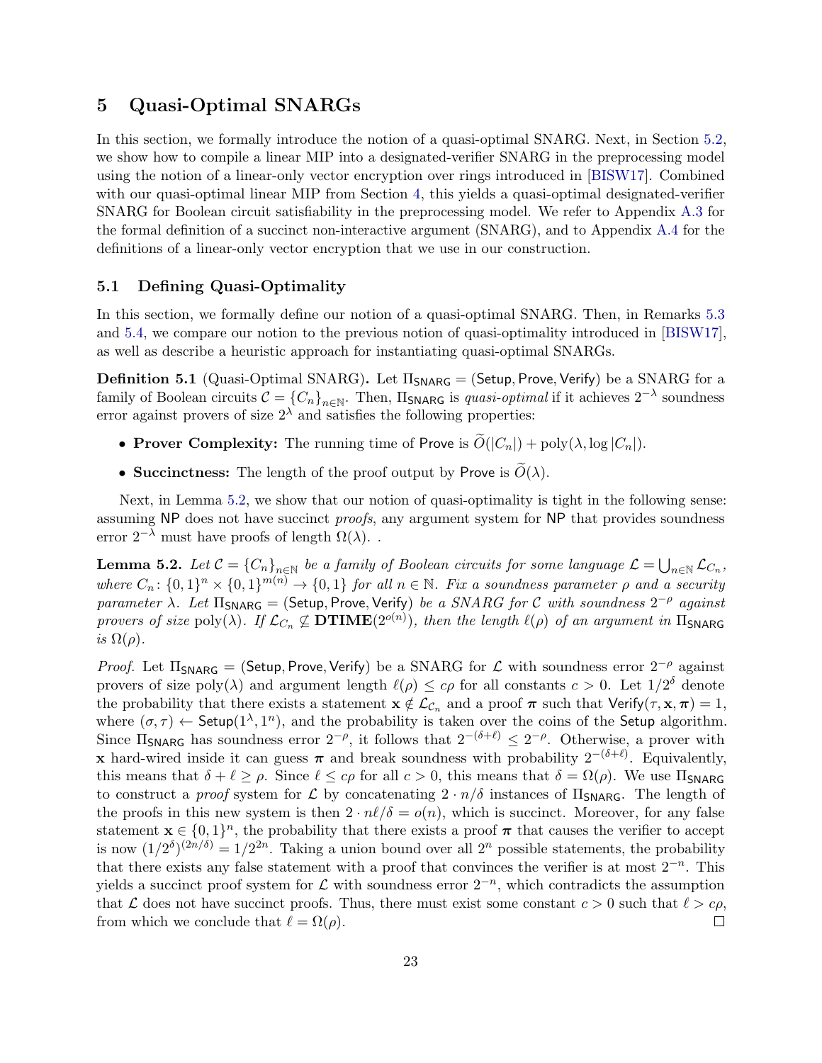# 5 Quasi-Optimal SNARGs

In this section, we formally introduce the notion of a quasi-optimal SNARG. Next, in Section 5.2, we show how to compile a linear MIP into a designated-verifier SNARG in the preprocessing model using the notion of a linear-only vector encryption over rings introduced in [BISW17]. Combined with our quasi-optimal linear MIP from Section 4, this yields a quasi-optimal designated-verifier SNARG for Boolean circuit satisfiability in the preprocessing model. We refer to Appendix A.3 for the formal definition of a succinct non-interactive argument (SNARG), and to Appendix A.4 for the definitions of a linear-only vector encryption that we use in our construction.

## 5.1 Defining Quasi-Optimality

In this section, we formally define our notion of a quasi-optimal SNARG. Then, in Remarks 5.3 and 5.4, we compare our notion to the previous notion of quasi-optimality introduced in [BISW17], as well as describe a heuristic approach for instantiating quasi-optimal SNARGs.

**Definition 5.1** (Quasi-Optimal SNARG)**.** Let $\Pi_{\mathsf{SNARG}} = (\mathsf{Setup}, \mathsf{Prove}, \mathsf{Verify})$ be a SNARG for a family of Boolean circuits $\mathcal{C} = \{C_n\}_{n \in \mathbb{N}}$. Then, $\Pi_{\mathsf{SNARG}}$ is *quasi-optimal* if it achieves $2^{-\lambda}$ soundness error against provers of size $2^{\lambda}$ and satisfies the following properties:

- **Prover Complexity:** The running time of $\mathsf{Prove}$ is $\widetilde{O}(|C_n|) + \mathrm{poly}(\lambda, \log |C_n|)$.
- **Succinctness:** The length of the proof output by $\mathsf{Prove}$ is $\widetilde{O}(\lambda)$.

Next, in Lemma 5.2, we show that our notion of quasi-optimality is tight in the following sense: assuming $\mathsf{NP}$ does not have succinct *proofs*, any argument system for $\mathsf{NP}$ that provides soundness error $2^{-\lambda}$ must have proofs of length $\Omega(\lambda)$. .

**Lemma 5.2.** *Let $\mathcal{C} = \{C_n\}_{n \in \mathbb{N}}$ be a family of Boolean circuits for some language $\mathcal{L} = \bigcup_{n \in \mathbb{N}} \mathcal{L}_{C_n}$, where $C_n \colon \{0,1\}^n \times \{0,1\}^{m(n)} \to \{0,1\}$ for all $n \in \mathbb{N}$. Fix a soundness parameter $\rho$ and a security parameter $\lambda$. Let $\Pi_{\mathsf{SNARG}} = (\mathsf{Setup}, \mathsf{Prove}, \mathsf{Verify})$ be a SNARG for $\mathcal{C}$ with soundness $2^{-\rho}$ against provers of size $\mathrm{poly}(\lambda)$. If $\mathcal{L}_{C_n} \not\subseteq \mathbf{DTIME}(2^{o(n)})$, then the length $\ell(\rho)$ of an argument in $\Pi_{\mathsf{SNARG}}$ is $\Omega(\rho)$.*

*Proof.* Let $\Pi_{\mathsf{SNARG}} = (\mathsf{Setup}, \mathsf{Prove}, \mathsf{Verify})$ be a SNARG for $\mathcal{L}$ with soundness error $2^{-\rho}$ against provers of size $\mathrm{poly}(\lambda)$ and argument length $\ell(\rho) \le c\rho$ for all constants $c > 0$. Let $1/2^{\delta}$ denote the probability that there exists a statement $\mathbf{x} \notin \mathcal{L}_{\mathcal{C}_n}$ and a proof $\boldsymbol{\pi}$ such that $\mathsf{Verify}(\tau, \mathbf{x}, \boldsymbol{\pi}) = 1$, where $(\sigma, \tau) \leftarrow \mathsf{Setup}(1^{\lambda}, 1^n)$, and the probability is taken over the coins of the $\mathsf{Setup}$ algorithm. Since $\Pi_{\mathsf{SNARG}}$ has soundness error $2^{-\rho}$, it follows that $2^{-(\delta+\ell)} \le 2^{-\rho}$. Otherwise, a prover with $\mathbf{x}$ hard-wired inside it can guess $\boldsymbol{\pi}$ and break soundness with probability $2^{-(\delta+\ell)}$. Equivalently, this means that $\delta + \ell \ge \rho$. Since $\ell \le c\rho$ for all $c > 0$, this means that $\delta = \Omega(\rho)$. We use $\Pi_{\mathsf{SNARG}}$ to construct a *proof* system for $\mathcal{L}$ by concatenating $2 \cdot n/\delta$ instances of $\Pi_{\mathsf{SNARG}}$. The length of the proofs in this new system is then $2 \cdot n\ell/\delta = o(n)$, which is succinct. Moreover, for any false statement $\mathbf{x} \in \{0,1\}^n$, the probability that there exists a proof $\boldsymbol{\pi}$ that causes the verifier to accept is now $(1/2^{\delta})^{(2n/\delta)} = 1/2^{2n}$. Taking a union bound over all $2^n$ possible statements, the probability that there exists any false statement with a proof that convinces the verifier is at most $2^{-n}$. This yields a succinct proof system for $\mathcal{L}$ with soundness error $2^{-n}$, which contradicts the assumption that $\mathcal{L}$ does not have succinct proofs. Thus, there must exist some constant $c > 0$ such that $\ell > c\rho$, from which we conclude that $\ell = \Omega(\rho)$. $\square$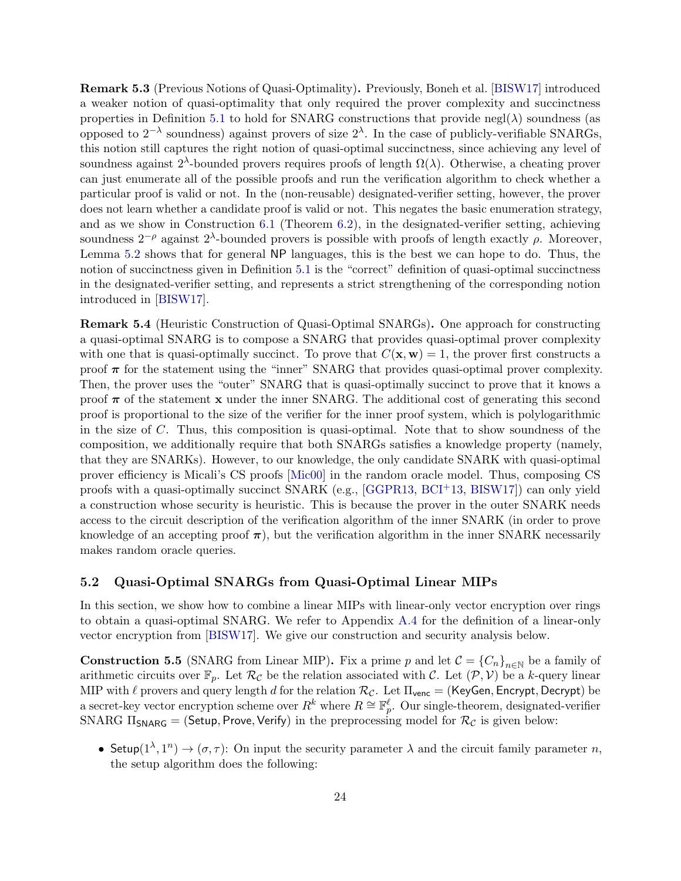**Remark 5.3** (Previous Notions of Quasi-Optimality)**.** Previously, Boneh et al. [BISW17] introduced a weaker notion of quasi-optimality that only required the prover complexity and succinctness properties in Definition 5.1 to hold for SNARG constructions that provide $\text{negl}(\lambda)$ soundness (as opposed to $2^{-\lambda}$ soundness) against provers of size $2^{\lambda}$. In the case of publicly-verifiable SNARGs, this notion still captures the right notion of quasi-optimal succinctness, since achieving any level of soundness against $2^{\lambda}$-bounded provers requires proofs of length $\Omega(\lambda)$. Otherwise, a cheating prover can just enumerate all of the possible proofs and run the verification algorithm to check whether a particular proof is valid or not. In the (non-reusable) designated-verifier setting, however, the prover does not learn whether a candidate proof is valid or not. This negates the basic enumeration strategy, and as we show in Construction 6.1 (Theorem 6.2), in the designated-verifier setting, achieving soundness $2^{-\rho}$ against $2^{\lambda}$-bounded provers is possible with proofs of length exactly $\rho$. Moreover, Lemma 5.2 shows that for general NP languages, this is the best we can hope to do. Thus, the notion of succinctness given in Definition 5.1 is the "correct" definition of quasi-optimal succinctness in the designated-verifier setting, and represents a strict strengthening of the corresponding notion introduced in [BISW17].

**Remark 5.4** (Heuristic Construction of Quasi-Optimal SNARGs)**.** One approach for constructing a quasi-optimal SNARG is to compose a SNARG that provides quasi-optimal prover complexity with one that is quasi-optimally succinct. To prove that $C(\mathbf{x}, \mathbf{w}) = 1$, the prover first constructs a proof $\boldsymbol{\pi}$ for the statement using the "inner" SNARG that provides quasi-optimal prover complexity. Then, the prover uses the "outer" SNARG that is quasi-optimally succinct to prove that it knows a proof $\boldsymbol{\pi}$ of the statement $\mathbf{x}$ under the inner SNARG. The additional cost of generating this second proof is proportional to the size of the verifier for the inner proof system, which is polylogarithmic in the size of $C$. Thus, this composition is quasi-optimal. Note that to show soundness of the composition, we additionally require that both SNARGs satisfies a knowledge property (namely, that they are SNARKs). However, to our knowledge, the only candidate SNARK with quasi-optimal prover efficiency is Micali's CS proofs [Mic00] in the random oracle model. Thus, composing CS proofs with a quasi-optimally succinct SNARK (e.g., [GGPR13, BCI+13, BISW17]) can only yield a construction whose security is heuristic. This is because the prover in the outer SNARK needs access to the circuit description of the verification algorithm of the inner SNARK (in order to prove knowledge of an accepting proof $\boldsymbol{\pi}$), but the verification algorithm in the inner SNARK necessarily makes random oracle queries.

## 5.2 Quasi-Optimal SNARGs from Quasi-Optimal Linear MIPs

In this section, we show how to combine a linear MIPs with linear-only vector encryption over rings to obtain a quasi-optimal SNARG. We refer to Appendix A.4 for the definition of a linear-only vector encryption from [BISW17]. We give our construction and security analysis below.

**Construction 5.5** (SNARG from Linear MIP)**.** Fix a prime $p$ and let $\mathcal{C} = \{C_n\}_{n \in \mathbb{N}}$ be a family of arithmetic circuits over $\mathbb{F}_p$. Let $\mathcal{R}_{\mathcal{C}}$ be the relation associated with $\mathcal{C}$. Let $(\mathcal{P}, \mathcal{V})$ be a $k$-query linear MIP with $\ell$ provers and query length $d$ for the relation $\mathcal{R}_{\mathcal{C}}$. Let $\Pi_{\mathsf{venc}} = (\mathsf{KeyGen}, \mathsf{Encrypt}, \mathsf{Decrypt})$ be a secret-key vector encryption scheme over $R^k$ where $R \cong \mathbb{F}_p^{\ell}$. Our single-theorem, designated-verifier SNARG $\Pi_{\mathsf{SNARG}} = (\mathsf{Setup}, \mathsf{Prove}, \mathsf{Verify})$ in the preprocessing model for $\mathcal{R}_{\mathcal{C}}$ is given below:

- $\mathsf{Setup}(1^{\lambda}, 1^n) \to (\sigma, \tau)$: On input the security parameter $\lambda$ and the circuit family parameter $n$, the setup algorithm does the following: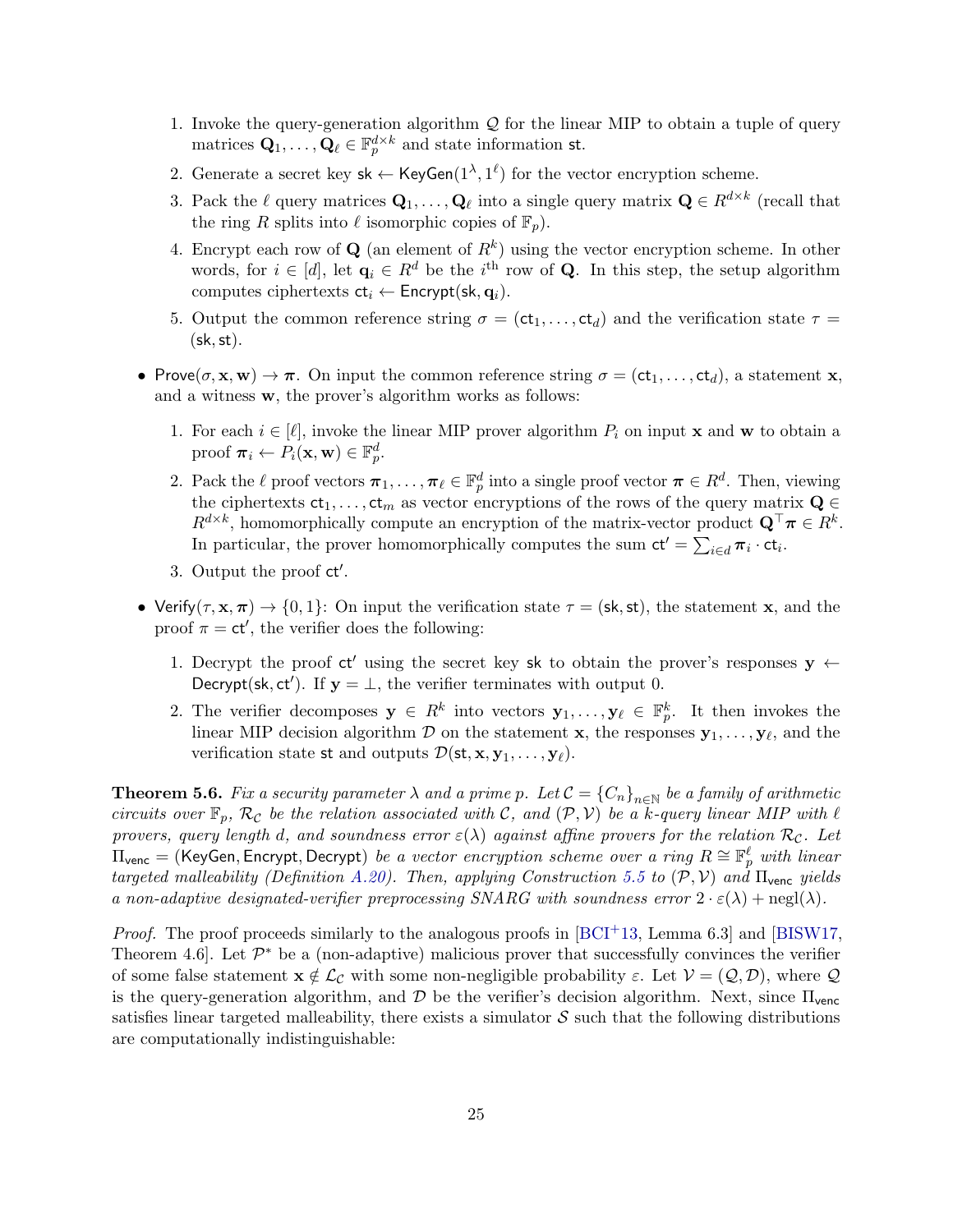1. Invoke the query-generation algorithm $\mathcal{Q}$ for the linear MIP to obtain a tuple of query matrices $\mathbf{Q}_1, \ldots, \mathbf{Q}_\ell \in \mathbb{F}_p^{d \times k}$ and state information $\mathsf{st}$.
2. Generate a secret key $\mathsf{sk} \leftarrow \mathsf{KeyGen}(1^\lambda, 1^\ell)$ for the vector encryption scheme.
3. Pack the $\ell$ query matrices $\mathbf{Q}_1, \ldots, \mathbf{Q}_\ell$ into a single query matrix $\mathbf{Q} \in R^{d \times k}$ (recall that the ring $R$ splits into $\ell$ isomorphic copies of $\mathbb{F}_p$).
4. Encrypt each row of $\mathbf{Q}$ (an element of $R^k$) using the vector encryption scheme. In other words, for $i \in [d]$, let $\mathbf{q}_i \in R^d$ be the $i^{\text{th}}$ row of $\mathbf{Q}$. In this step, the setup algorithm computes ciphertexts $\mathsf{ct}_i \leftarrow \mathsf{Encrypt}(\mathsf{sk}, \mathbf{q}_i)$.
5. Output the common reference string $\sigma = (\mathsf{ct}_1, \ldots, \mathsf{ct}_d)$ and the verification state $\tau = (\mathsf{sk}, \mathsf{st})$.

- $\mathsf{Prove}(\sigma, \mathbf{x}, \mathbf{w}) \rightarrow \boldsymbol{\pi}$. On input the common reference string $\sigma = (\mathsf{ct}_1, \ldots, \mathsf{ct}_d)$, a statement $\mathbf{x}$, and a witness $\mathbf{w}$, the prover's algorithm works as follows:

  1. For each $i \in [\ell]$, invoke the linear MIP prover algorithm $P_i$ on input $\mathbf{x}$ and $\mathbf{w}$ to obtain a proof $\boldsymbol{\pi}_i \leftarrow P_i(\mathbf{x}, \mathbf{w}) \in \mathbb{F}_p^d$.
  2. Pack the $\ell$ proof vectors $\boldsymbol{\pi}_1, \ldots, \boldsymbol{\pi}_\ell \in \mathbb{F}_p^d$ into a single proof vector $\boldsymbol{\pi} \in R^d$. Then, viewing the ciphertexts $\mathsf{ct}_1, \ldots, \mathsf{ct}_m$ as vector encryptions of the rows of the query matrix $\mathbf{Q} \in R^{d \times k}$, homomorphically compute an encryption of the matrix-vector product $\mathbf{Q}^\top \boldsymbol{\pi} \in R^k$. In particular, the prover homomorphically computes the sum $\mathsf{ct}' = \sum_{i \in d} \boldsymbol{\pi}_i \cdot \mathsf{ct}_i$.
  3. Output the proof $\mathsf{ct}'$.

- $\mathsf{Verify}(\tau, \mathbf{x}, \boldsymbol{\pi}) \rightarrow \{0, 1\}$: On input the verification state $\tau = (\mathsf{sk}, \mathsf{st})$, the statement $\mathbf{x}$, and the proof $\pi = \mathsf{ct}'$, the verifier does the following:

  1. Decrypt the proof $\mathsf{ct}'$ using the secret key $\mathsf{sk}$ to obtain the prover's responses $\mathbf{y} \leftarrow \mathsf{Decrypt}(\mathsf{sk}, \mathsf{ct}')$. If $\mathbf{y} = \perp$, the verifier terminates with output 0.
  2. The verifier decomposes $\mathbf{y} \in R^k$ into vectors $\mathbf{y}_1, \ldots, \mathbf{y}_\ell \in \mathbb{F}_p^k$. It then invokes the linear MIP decision algorithm $\mathcal{D}$ on the statement $\mathbf{x}$, the responses $\mathbf{y}_1, \ldots, \mathbf{y}_\ell$, and the verification state $\mathsf{st}$ and outputs $\mathcal{D}(\mathsf{st}, \mathbf{x}, \mathbf{y}_1, \ldots, \mathbf{y}_\ell)$.

**Theorem 5.6.** *Fix a security parameter $\lambda$ and a prime $p$. Let $\mathcal{C} = \{C_n\}_{n \in \mathbb{N}}$ be a family of arithmetic circuits over $\mathbb{F}_p$, $\mathcal{R}_\mathcal{C}$ be the relation associated with $\mathcal{C}$, and $(\mathcal{P}, \mathcal{V})$ be a $k$-query linear MIP with $\ell$ provers, query length $d$, and soundness error $\varepsilon(\lambda)$ against affine provers for the relation $\mathcal{R}_\mathcal{C}$. Let $\Pi_{\mathsf{venc}} = (\mathsf{KeyGen}, \mathsf{Encrypt}, \mathsf{Decrypt})$ be a vector encryption scheme over a ring $R \cong \mathbb{F}_p^\ell$ with linear targeted malleability (Definition A.20). Then, applying Construction 5.5 to $(\mathcal{P}, \mathcal{V})$ and $\Pi_{\mathsf{venc}}$ yields a non-adaptive designated-verifier preprocessing SNARG with soundness error $2 \cdot \varepsilon(\lambda) + \operatorname{negl}(\lambda)$.*

*Proof.* The proof proceeds similarly to the analogous proofs in [BCI+13, Lemma 6.3] and [BISW17, Theorem 4.6]. Let $\mathcal{P}^*$ be a (non-adaptive) malicious prover that successfully convinces the verifier of some false statement $\mathbf{x} \notin \mathcal{L}_\mathcal{C}$ with some non-negligible probability $\varepsilon$. Let $\mathcal{V} = (\mathcal{Q}, \mathcal{D})$, where $\mathcal{Q}$ is the query-generation algorithm, and $\mathcal{D}$ be the verifier's decision algorithm. Next, since $\Pi_{\mathsf{venc}}$ satisfies linear targeted malleability, there exists a simulator $\mathcal{S}$ such that the following distributions are computationally indistinguishable: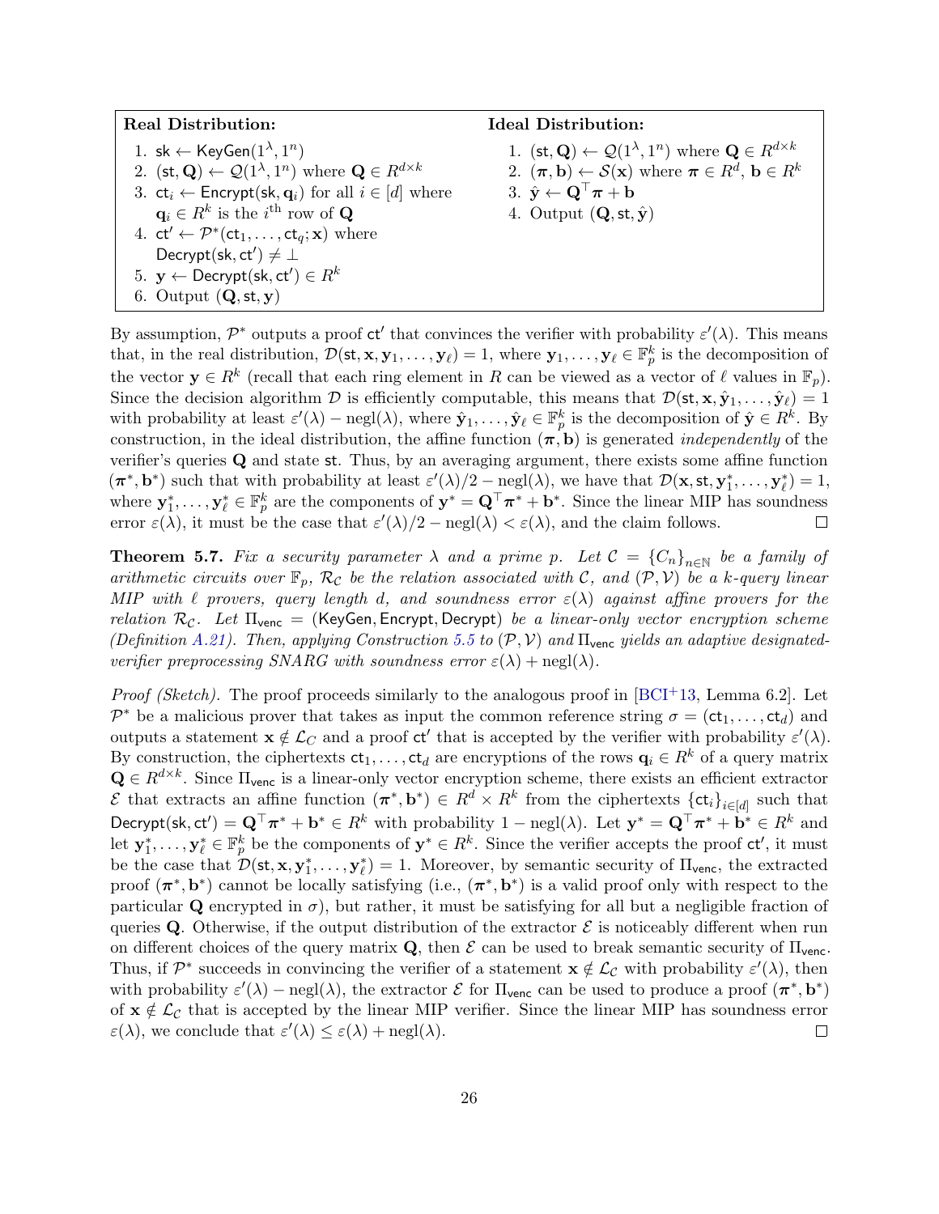| **Real Distribution:** | **Ideal Distribution:** |
|---|---|
| 1. $\mathsf{sk} \leftarrow \mathsf{KeyGen}(1^\lambda, 1^n)$ | 1. $(\mathsf{st}, \mathbf{Q}) \leftarrow \mathcal{Q}(1^\lambda, 1^n)$ where $\mathbf{Q} \in R^{d \times k}$ |
| 2. $(\mathsf{st}, \mathbf{Q}) \leftarrow \mathcal{Q}(1^\lambda, 1^n)$ where $\mathbf{Q} \in R^{d \times k}$ | 2. $(\boldsymbol{\pi}, \mathbf{b}) \leftarrow \mathcal{S}(\mathbf{x})$ where $\boldsymbol{\pi} \in R^d$, $\mathbf{b} \in R^k$ |
| 3. $\mathsf{ct}_i \leftarrow \mathsf{Encrypt}(\mathsf{sk}, \mathbf{q}_i)$ for all $i \in [d]$ where $\mathbf{q}_i \in R^k$ is the $i^{\text{th}}$ row of $\mathbf{Q}$ | 3. $\hat{\mathbf{y}} \leftarrow \mathbf{Q}^\top \boldsymbol{\pi} + \mathbf{b}$ |
| 4. $\mathsf{ct}' \leftarrow \mathcal{P}^*(\mathsf{ct}_1, \ldots, \mathsf{ct}_q; \mathbf{x})$ where $\mathsf{Decrypt}(\mathsf{sk}, \mathsf{ct}') \neq \perp$ | 4. Output $(\mathbf{Q}, \mathsf{st}, \hat{\mathbf{y}})$ |
| 5. $\mathbf{y} \leftarrow \mathsf{Decrypt}(\mathsf{sk}, \mathsf{ct}') \in R^k$ | |
| 6. Output $(\mathbf{Q}, \mathsf{st}, \mathbf{y})$ | |

By assumption, $\mathcal{P}^*$ outputs a proof $\mathsf{ct}'$ that convinces the verifier with probability $\varepsilon'(\lambda)$. This means that, in the real distribution, $\mathcal{D}(\mathsf{st}, \mathbf{x}, \mathbf{y}_1, \ldots, \mathbf{y}_\ell) = 1$, where $\mathbf{y}_1, \ldots, \mathbf{y}_\ell \in \mathbb{F}_p^k$ is the decomposition of the vector $\mathbf{y} \in R^k$ (recall that each ring element in $R$ can be viewed as a vector of $\ell$ values in $\mathbb{F}_p$). Since the decision algorithm $\mathcal{D}$ is efficiently computable, this means that $\mathcal{D}(\mathsf{st}, \mathbf{x}, \hat{\mathbf{y}}_1, \ldots, \hat{\mathbf{y}}_\ell) = 1$ with probability at least $\varepsilon'(\lambda) - \mathrm{negl}(\lambda)$, where $\hat{\mathbf{y}}_1, \ldots, \hat{\mathbf{y}}_\ell \in \mathbb{F}_p^k$ is the decomposition of $\hat{\mathbf{y}} \in R^k$. By construction, in the ideal distribution, the affine function $(\boldsymbol{\pi}, \mathbf{b})$ is generated *independently* of the verifier's queries $\mathbf{Q}$ and state $\mathsf{st}$. Thus, by an averaging argument, there exists some affine function $(\boldsymbol{\pi}^*, \mathbf{b}^*)$ such that with probability at least $\varepsilon'(\lambda)/2 - \mathrm{negl}(\lambda)$, we have that $\mathcal{D}(\mathbf{x}, \mathsf{st}, \mathbf{y}_1^*, \ldots, \mathbf{y}_\ell^*) = 1$, where $\mathbf{y}_1^*, \ldots, \mathbf{y}_\ell^* \in \mathbb{F}_p^k$ are the components of $\mathbf{y}^* = \mathbf{Q}^\top \boldsymbol{\pi}^* + \mathbf{b}^*$. Since the linear MIP has soundness error $\varepsilon(\lambda)$, it must be the case that $\varepsilon'(\lambda)/2 - \mathrm{negl}(\lambda) < \varepsilon(\lambda)$, and the claim follows. ◻

**Theorem 5.7.** *Fix a security parameter $\lambda$ and a prime $p$. Let $\mathcal{C} = \{C_n\}_{n \in \mathbb{N}}$ be a family of arithmetic circuits over $\mathbb{F}_p$, $\mathcal{R}_\mathcal{C}$ be the relation associated with $\mathcal{C}$, and $(\mathcal{P}, \mathcal{V})$ be a $k$-query linear MIP with $\ell$ provers, query length $d$, and soundness error $\varepsilon(\lambda)$ against affine provers for the relation $\mathcal{R}_\mathcal{C}$. Let $\Pi_{\mathsf{venc}} = (\mathsf{KeyGen}, \mathsf{Encrypt}, \mathsf{Decrypt})$ be a linear-only vector encryption scheme (Definition A.21). Then, applying Construction 5.5 to $(\mathcal{P}, \mathcal{V})$ and $\Pi_{\mathsf{venc}}$ yields an adaptive designated-verifier preprocessing SNARG with soundness error $\varepsilon(\lambda) + \mathrm{negl}(\lambda)$.*

*Proof (Sketch).* The proof proceeds similarly to the analogous proof in [BCI+13, Lemma 6.2]. Let $\mathcal{P}^*$ be a malicious prover that takes as input the common reference string $\sigma = (\mathsf{ct}_1, \ldots, \mathsf{ct}_d)$ and outputs a statement $\mathbf{x} \notin \mathcal{L}_C$ and a proof $\mathsf{ct}'$ that is accepted by the verifier with probability $\varepsilon'(\lambda)$. By construction, the ciphertexts $\mathsf{ct}_1, \ldots, \mathsf{ct}_d$ are encryptions of the rows $\mathbf{q}_i \in R^k$ of a query matrix $\mathbf{Q} \in R^{d \times k}$. Since $\Pi_{\mathsf{venc}}$ is a linear-only vector encryption scheme, there exists an efficient extractor $\mathcal{E}$ that extracts an affine function $(\boldsymbol{\pi}^*, \mathbf{b}^*) \in R^d \times R^k$ from the ciphertexts $\{\mathsf{ct}_i\}_{i \in [d]}$ such that $\mathsf{Decrypt}(\mathsf{sk}, \mathsf{ct}') = \mathbf{Q}^\top \boldsymbol{\pi}^* + \mathbf{b}^* \in R^k$ with probability $1 - \mathrm{negl}(\lambda)$. Let $\mathbf{y}^* = \mathbf{Q}^\top \boldsymbol{\pi}^* + \mathbf{b}^* \in R^k$ and let $\mathbf{y}_1^*, \ldots, \mathbf{y}_\ell^* \in \mathbb{F}_p^k$ be the components of $\mathbf{y}^* \in R^k$. Since the verifier accepts the proof $\mathsf{ct}'$, it must be the case that $\mathcal{D}(\mathsf{st}, \mathbf{x}, \mathbf{y}_1^*, \ldots, \mathbf{y}_\ell^*) = 1$. Moreover, by semantic security of $\Pi_{\mathsf{venc}}$, the extracted proof $(\boldsymbol{\pi}^*, \mathbf{b}^*)$ cannot be locally satisfying (i.e., $(\boldsymbol{\pi}^*, \mathbf{b}^*)$ is a valid proof only with respect to the particular $\mathbf{Q}$ encrypted in $\sigma$), but rather, it must be satisfying for all but a negligible fraction of queries $\mathbf{Q}$. Otherwise, if the output distribution of the extractor $\mathcal{E}$ is noticeably different when run on different choices of the query matrix $\mathbf{Q}$, then $\mathcal{E}$ can be used to break semantic security of $\Pi_{\mathsf{venc}}$. Thus, if $\mathcal{P}^*$ succeeds in convincing the verifier of a statement $\mathbf{x} \notin \mathcal{L}_\mathcal{C}$ with probability $\varepsilon'(\lambda)$, then with probability $\varepsilon'(\lambda) - \mathrm{negl}(\lambda)$, the extractor $\mathcal{E}$ for $\Pi_{\mathsf{venc}}$ can be used to produce a proof $(\boldsymbol{\pi}^*, \mathbf{b}^*)$ of $\mathbf{x} \notin \mathcal{L}_\mathcal{C}$ that is accepted by the linear MIP verifier. Since the linear MIP has soundness error $\varepsilon(\lambda)$, we conclude that $\varepsilon'(\lambda) \leq \varepsilon(\lambda) + \mathrm{negl}(\lambda)$. ◻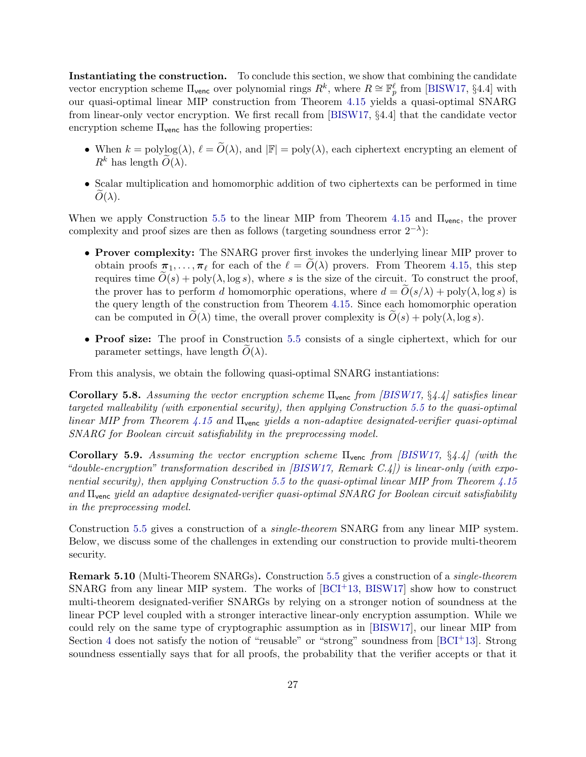**Instantiating the construction.** To conclude this section, we show that combining the candidate vector encryption scheme $\Pi_{\mathsf{venc}}$ over polynomial rings $R^k$, where $R \cong \mathbb{F}_p^\ell$ from [BISW17, §4.4] with our quasi-optimal linear MIP construction from Theorem 4.15 yields a quasi-optimal SNARG from linear-only vector encryption. We first recall from [BISW17, §4.4] that the candidate vector encryption scheme $\Pi_{\mathsf{venc}}$ has the following properties:

- When $k = \mathrm{polylog}(\lambda)$, $\ell = \widetilde{O}(\lambda)$, and $|\mathbb{F}| = \mathrm{poly}(\lambda)$, each ciphertext encrypting an element of $R^k$ has length $\widetilde{O}(\lambda)$.
- Scalar multiplication and homomorphic addition of two ciphertexts can be performed in time $\widetilde{O}(\lambda)$.

When we apply Construction 5.5 to the linear MIP from Theorem 4.15 and $\Pi_{\mathsf{venc}}$, the prover complexity and proof sizes are then as follows (targeting soundness error $2^{-\lambda}$):

- **Prover complexity:** The SNARG prover first invokes the underlying linear MIP prover to obtain proofs $\boldsymbol{\pi}_1, \ldots, \boldsymbol{\pi}_\ell$ for each of the $\ell = \widetilde{O}(\lambda)$ provers. From Theorem 4.15, this step requires time $\widetilde{O}(s) + \mathrm{poly}(\lambda, \log s)$, where $s$ is the size of the circuit. To construct the proof, the prover has to perform $d$ homomorphic operations, where $d = \widetilde{O}(s/\lambda) + \mathrm{poly}(\lambda, \log s)$ is the query length of the construction from Theorem 4.15. Since each homomorphic operation can be computed in $\widetilde{O}(\lambda)$ time, the overall prover complexity is $\widetilde{O}(s) + \mathrm{poly}(\lambda, \log s)$.
- **Proof size:** The proof in Construction 5.5 consists of a single ciphertext, which for our parameter settings, have length $\widetilde{O}(\lambda)$.

From this analysis, we obtain the following quasi-optimal SNARG instantiations:

**Corollary 5.8.** *Assuming the vector encryption scheme $\Pi_{\mathsf{venc}}$ from [BISW17, §4.4] satisfies linear targeted malleability (with exponential security), then applying Construction 5.5 to the quasi-optimal linear MIP from Theorem 4.15 and $\Pi_{\mathsf{venc}}$ yields a non-adaptive designated-verifier quasi-optimal SNARG for Boolean circuit satisfiability in the preprocessing model.*

**Corollary 5.9.** *Assuming the vector encryption scheme $\Pi_{\mathsf{venc}}$ from [BISW17, §4.4] (with the "double-encryption" transformation described in [BISW17, Remark C.4]) is linear-only (with exponential security), then applying Construction 5.5 to the quasi-optimal linear MIP from Theorem 4.15 and $\Pi_{\mathsf{venc}}$ yield an adaptive designated-verifier quasi-optimal SNARG for Boolean circuit satisfiability in the preprocessing model.*

Construction 5.5 gives a construction of a *single-theorem* SNARG from any linear MIP system. Below, we discuss some of the challenges in extending our construction to provide multi-theorem security.

**Remark 5.10** (Multi-Theorem SNARGs)**.** Construction 5.5 gives a construction of a *single-theorem* SNARG from any linear MIP system. The works of [BCI+13, BISW17] show how to construct multi-theorem designated-verifier SNARGs by relying on a stronger notion of soundness at the linear PCP level coupled with a stronger interactive linear-only encryption assumption. While we could rely on the same type of cryptographic assumption as in [BISW17], our linear MIP from Section 4 does not satisfy the notion of "reusable" or "strong" soundness from [BCI+13]. Strong soundness essentially says that for all proofs, the probability that the verifier accepts or that it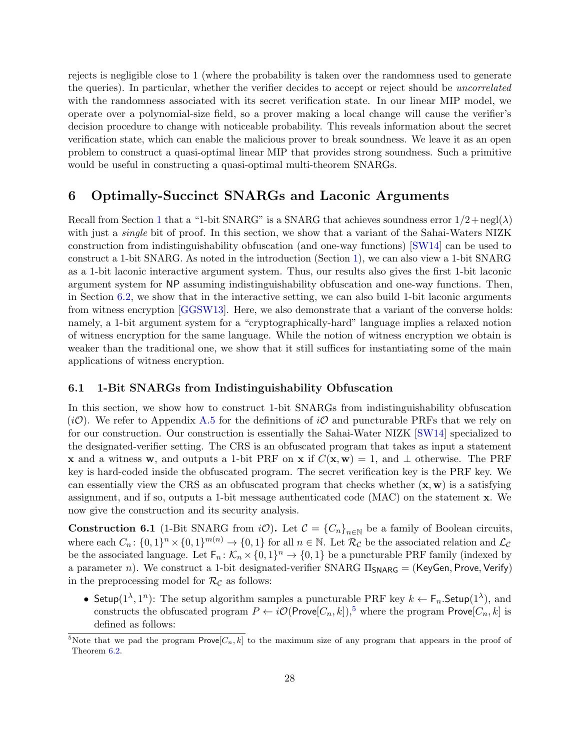rejects is negligible close to 1 (where the probability is taken over the randomness used to generate the queries). In particular, whether the verifier decides to accept or reject should be *uncorrelated* with the randomness associated with its secret verification state. In our linear MIP model, we operate over a polynomial-size field, so a prover making a local change will cause the verifier's decision procedure to change with noticeable probability. This reveals information about the secret verification state, which can enable the malicious prover to break soundness. We leave it as an open problem to construct a quasi-optimal linear MIP that provides strong soundness. Such a primitive would be useful in constructing a quasi-optimal multi-theorem SNARGs.

# 6 Optimally-Succinct SNARGs and Laconic Arguments

Recall from Section 1 that a "1-bit SNARG" is a SNARG that achieves soundness error $1/2 + \text{negl}(\lambda)$ with just a *single* bit of proof. In this section, we show that a variant of the Sahai-Waters NIZK construction from indistinguishability obfuscation (and one-way functions) [SW14] can be used to construct a 1-bit SNARG. As noted in the introduction (Section 1), we can also view a 1-bit SNARG as a 1-bit laconic interactive argument system. Thus, our results also gives the first 1-bit laconic argument system for NP assuming indistinguishability obfuscation and one-way functions. Then, in Section 6.2, we show that in the interactive setting, we can also build 1-bit laconic arguments from witness encryption [GGSW13]. Here, we also demonstrate that a variant of the converse holds: namely, a 1-bit argument system for a "cryptographically-hard" language implies a relaxed notion of witness encryption for the same language. While the notion of witness encryption we obtain is weaker than the traditional one, we show that it still suffices for instantiating some of the main applications of witness encryption.

## 6.1 1-Bit SNARGs from Indistinguishability Obfuscation

In this section, we show how to construct 1-bit SNARGs from indistinguishability obfuscation ($i\mathcal{O}$). We refer to Appendix A.5 for the definitions of $i\mathcal{O}$ and puncturable PRFs that we rely on for our construction. Our construction is essentially the Sahai-Water NIZK [SW14] specialized to the designated-verifier setting. The CRS is an obfuscated program that takes as input a statement $\mathbf{x}$ and a witness $\mathbf{w}$, and outputs a 1-bit PRF on $\mathbf{x}$ if $C(\mathbf{x}, \mathbf{w}) = 1$, and $\perp$ otherwise. The PRF key is hard-coded inside the obfuscated program. The secret verification key is the PRF key. We can essentially view the CRS as an obfuscated program that checks whether $(\mathbf{x}, \mathbf{w})$ is a satisfying assignment, and if so, outputs a 1-bit message authenticated code (MAC) on the statement $\mathbf{x}$. We now give the construction and its security analysis.

**Construction 6.1** (1-Bit SNARG from $i\mathcal{O}$)**.** Let $\mathcal{C} = \{C_n\}_{n \in \mathbb{N}}$ be a family of Boolean circuits, where each $C_n \colon \{0,1\}^n \times \{0,1\}^{m(n)} \to \{0,1\}$ for all $n \in \mathbb{N}$. Let $\mathcal{R}_{\mathcal{C}}$ be the associated relation and $\mathcal{L}_{\mathcal{C}}$ be the associated language. Let $\mathsf{F}_n \colon \mathcal{K}_n \times \{0,1\}^n \to \{0,1\}$ be a puncturable PRF family (indexed by a parameter $n$). We construct a 1-bit designated-verifier SNARG $\Pi_{\mathsf{SNARG}} = (\mathsf{KeyGen}, \mathsf{Prove}, \mathsf{Verify})$ in the preprocessing model for $\mathcal{R}_{\mathcal{C}}$ as follows:

- $\mathsf{Setup}(1^\lambda, 1^n)$: The setup algorithm samples a puncturable PRF key $k \leftarrow \mathsf{F}_n.\mathsf{Setup}(1^\lambda)$, and constructs the obfuscated program $P \leftarrow i\mathcal{O}(\mathsf{Prove}[C_n, k])$,[5] where the program $\mathsf{Prove}[C_n, k]$ is defined as follows:

[5]Note that we pad the program $\mathsf{Prove}[C_n, k]$ to the maximum size of any program that appears in the proof of Theorem 6.2.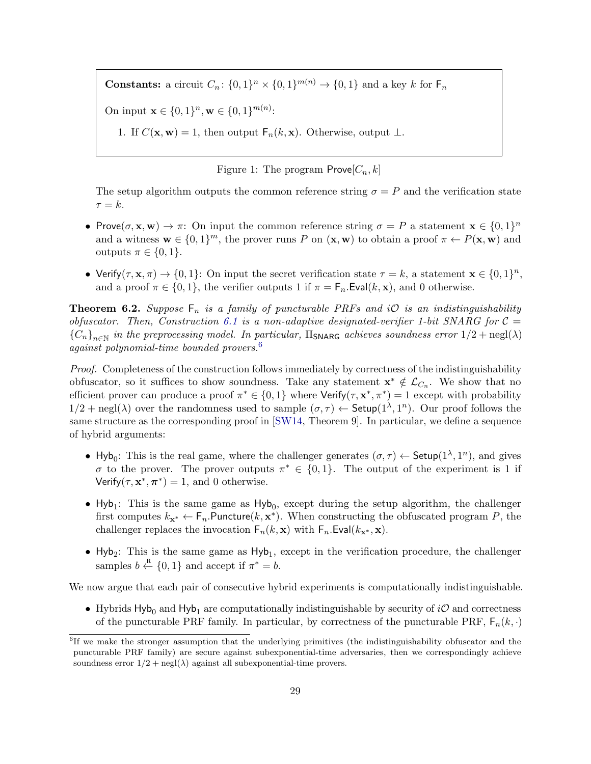> **Constants:** a circuit $C_n \colon \{0,1\}^n \times \{0,1\}^{m(n)} \to \{0,1\}$ and a key $k$ for $\mathsf{F}_n$
>
> On input $\mathbf{x} \in \{0,1\}^n, \mathbf{w} \in \{0,1\}^{m(n)}$:
>
> 1. If $C(\mathbf{x}, \mathbf{w}) = 1$, then output $\mathsf{F}_n(k, \mathbf{x})$. Otherwise, output $\perp$.

Figure 1: The program $\mathsf{Prove}[C_n, k]$

The setup algorithm outputs the common reference string $\sigma = P$ and the verification state $\tau = k$.

- $\mathsf{Prove}(\sigma, \mathbf{x}, \mathbf{w}) \to \pi$: On input the common reference string $\sigma = P$ a statement $\mathbf{x} \in \{0,1\}^n$ and a witness $\mathbf{w} \in \{0,1\}^m$, the prover runs $P$ on $(\mathbf{x}, \mathbf{w})$ to obtain a proof $\pi \leftarrow P(\mathbf{x}, \mathbf{w})$ and outputs $\pi \in \{0,1\}$.
- $\mathsf{Verify}(\tau, \mathbf{x}, \pi) \to \{0,1\}$: On input the secret verification state $\tau = k$, a statement $\mathbf{x} \in \{0,1\}^n$, and a proof $\pi \in \{0,1\}$, the verifier outputs 1 if $\pi = \mathsf{F}_n.\mathsf{Eval}(k, \mathbf{x})$, and 0 otherwise.

**Theorem 6.2.** *Suppose $\mathsf{F}_n$ is a family of puncturable PRFs and $i\mathcal{O}$ is an indistinguishability obfuscator. Then, Construction 6.1 is a non-adaptive designated-verifier 1-bit SNARG for $\mathcal{C} = \{C_n\}_{n \in \mathbb{N}}$ in the preprocessing model. In particular, $\Pi_{\mathsf{SNARG}}$ achieves soundness error $1/2 + \mathrm{negl}(\lambda)$ against polynomial-time bounded provers.*[6]

*Proof.* Completeness of the construction follows immediately by correctness of the indistinguishability obfuscator, so it suffices to show soundness. Take any statement $\mathbf{x}^* \notin \mathcal{L}_{C_n}$. We show that no efficient prover can produce a proof $\pi^* \in \{0,1\}$ where $\mathsf{Verify}(\tau, \mathbf{x}^*, \pi^*) = 1$ except with probability $1/2 + \mathrm{negl}(\lambda)$ over the randomness used to sample $(\sigma, \tau) \leftarrow \mathsf{Setup}(1^\lambda, 1^n)$. Our proof follows the same structure as the corresponding proof in [SW14, Theorem 9]. In particular, we define a sequence of hybrid arguments:

- $\mathsf{Hyb}_0$: This is the real game, where the challenger generates $(\sigma, \tau) \leftarrow \mathsf{Setup}(1^\lambda, 1^n)$, and gives $\sigma$ to the prover. The prover outputs $\pi^* \in \{0,1\}$. The output of the experiment is 1 if $\mathsf{Verify}(\tau, \mathbf{x}^*, \boldsymbol{\pi}^*) = 1$, and 0 otherwise.
- $\mathsf{Hyb}_1$: This is the same game as $\mathsf{Hyb}_0$, except during the setup algorithm, the challenger first computes $k_{\mathbf{x}^*} \leftarrow \mathsf{F}_n.\mathsf{Puncture}(k, \mathbf{x}^*)$. When constructing the obfuscated program $P$, the challenger replaces the invocation $\mathsf{F}_n(k, \mathbf{x})$ with $\mathsf{F}_n.\mathsf{Eval}(k_{\mathbf{x}^*}, \mathbf{x})$.
- $\mathsf{Hyb}_2$: This is the same game as $\mathsf{Hyb}_1$, except in the verification procedure, the challenger samples $b \xleftarrow{\text{R}} \{0,1\}$ and accept if $\pi^* = b$.

We now argue that each pair of consecutive hybrid experiments is computationally indistinguishable.

- Hybrids $\mathsf{Hyb}_0$ and $\mathsf{Hyb}_1$ are computationally indistinguishable by security of $i\mathcal{O}$ and correctness of the puncturable PRF family. In particular, by correctness of the puncturable PRF, $\mathsf{F}_n(k, \cdot)$

[6] If we make the stronger assumption that the underlying primitives (the indistinguishability obfuscator and the puncturable PRF family) are secure against subexponential-time adversaries, then we correspondingly achieve soundness error $1/2 + \mathrm{negl}(\lambda)$ against all subexponential-time provers.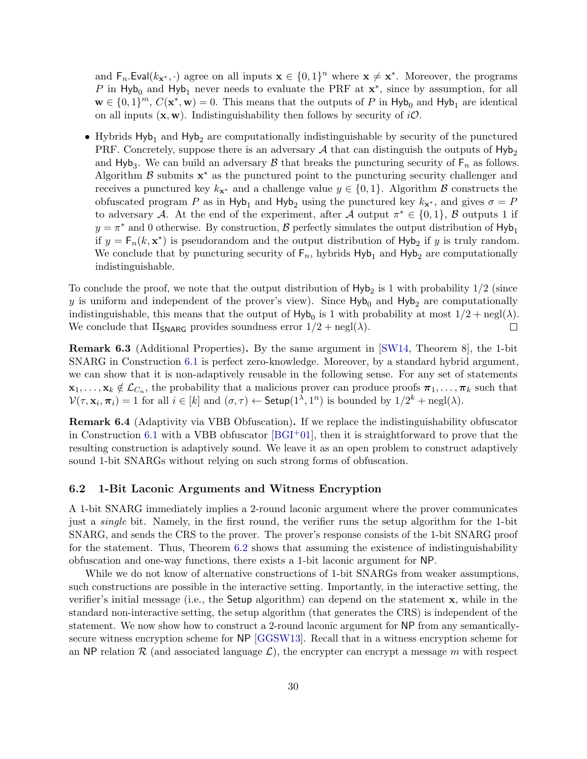and $\mathsf{F}_n.\mathsf{Eval}(k_{\mathbf{x}^*}, \cdot)$ agree on all inputs $\mathbf{x} \in \{0,1\}^n$ where $\mathbf{x} \neq \mathbf{x}^*$. Moreover, the programs $P$ in $\mathsf{Hyb}_0$ and $\mathsf{Hyb}_1$ never needs to evaluate the PRF at $\mathbf{x}^*$, since by assumption, for all $\mathbf{w} \in \{0,1\}^m$, $C(\mathbf{x}^*, \mathbf{w}) = 0$. This means that the outputs of $P$ in $\mathsf{Hyb}_0$ and $\mathsf{Hyb}_1$ are identical on all inputs $(\mathbf{x}, \mathbf{w})$. Indistinguishability then follows by security of $i\mathcal{O}$.

- Hybrids $\mathsf{Hyb}_1$ and $\mathsf{Hyb}_2$ are computationally indistinguishable by security of the punctured PRF. Concretely, suppose there is an adversary $\mathcal{A}$ that can distinguish the outputs of $\mathsf{Hyb}_2$ and $\mathsf{Hyb}_3$. We can build an adversary $\mathcal{B}$ that breaks the puncturing security of $\mathsf{F}_n$ as follows. Algorithm $\mathcal{B}$ submits $\mathbf{x}^*$ as the punctured point to the puncturing security challenger and receives a punctured key $k_{\mathbf{x}^*}$ and a challenge value $y \in \{0,1\}$. Algorithm $\mathcal{B}$ constructs the obfuscated program $P$ as in $\mathsf{Hyb}_1$ and $\mathsf{Hyb}_2$ using the punctured key $k_{\mathbf{x}^*}$, and gives $\sigma = P$ to adversary $\mathcal{A}$. At the end of the experiment, after $\mathcal{A}$ output $\pi^* \in \{0,1\}$, $\mathcal{B}$ outputs 1 if $y = \pi^*$ and 0 otherwise. By construction, $\mathcal{B}$ perfectly simulates the output distribution of $\mathsf{Hyb}_1$ if $y = \mathsf{F}_n(k, \mathbf{x}^*)$ is pseudorandom and the output distribution of $\mathsf{Hyb}_2$ if $y$ is truly random. We conclude that by puncturing security of $\mathsf{F}_n$, hybrids $\mathsf{Hyb}_1$ and $\mathsf{Hyb}_2$ are computationally indistinguishable.

To conclude the proof, we note that the output distribution of $\mathsf{Hyb}_2$ is 1 with probability $1/2$ (since $y$ is uniform and independent of the prover's view). Since $\mathsf{Hyb}_0$ and $\mathsf{Hyb}_2$ are computationally indistinguishable, this means that the output of $\mathsf{Hyb}_0$ is 1 with probability at most $1/2 + \mathrm{negl}(\lambda)$. We conclude that $\Pi_{\mathsf{SNARG}}$ provides soundness error $1/2 + \mathrm{negl}(\lambda)$. ☐

**Remark 6.3** (Additional Properties)**.** By the same argument in [SW14, Theorem 8], the 1-bit SNARG in Construction 6.1 is perfect zero-knowledge. Moreover, by a standard hybrid argument, we can show that it is non-adaptively reusable in the following sense. For any set of statements $\mathbf{x}_1, \ldots, \mathbf{x}_k \notin \mathcal{L}_{C_n}$, the probability that a malicious prover can produce proofs $\boldsymbol{\pi}_1, \ldots, \boldsymbol{\pi}_k$ such that $\mathcal{V}(\tau, \mathbf{x}_i, \boldsymbol{\pi}_i) = 1$ for all $i \in [k]$ and $(\sigma, \tau) \leftarrow \mathsf{Setup}(1^\lambda, 1^n)$ is bounded by $1/2^k + \mathrm{negl}(\lambda)$.

**Remark 6.4** (Adaptivity via VBB Obfuscation)**.** If we replace the indistinguishability obfuscator in Construction 6.1 with a VBB obfuscator [BGI+01], then it is straightforward to prove that the resulting construction is adaptively sound. We leave it as an open problem to construct adaptively sound 1-bit SNARGs without relying on such strong forms of obfuscation.

### 6.2 1-Bit Laconic Arguments and Witness Encryption

A 1-bit SNARG immediately implies a 2-round laconic argument where the prover communicates just a *single* bit. Namely, in the first round, the verifier runs the setup algorithm for the 1-bit SNARG, and sends the CRS to the prover. The prover's response consists of the 1-bit SNARG proof for the statement. Thus, Theorem 6.2 shows that assuming the existence of indistinguishability obfuscation and one-way functions, there exists a 1-bit laconic argument for NP.

While we do not know of alternative constructions of 1-bit SNARGs from weaker assumptions, such constructions are possible in the interactive setting. Importantly, in the interactive setting, the verifier's initial message (i.e., the $\mathsf{Setup}$ algorithm) can depend on the statement $\mathbf{x}$, while in the standard non-interactive setting, the setup algorithm (that generates the CRS) is independent of the statement. We now show how to construct a 2-round laconic argument for NP from any semantically-secure witness encryption scheme for NP [GGSW13]. Recall that in a witness encryption scheme for an NP relation $\mathcal{R}$ (and associated language $\mathcal{L}$), the encrypter can encrypt a message $m$ with respect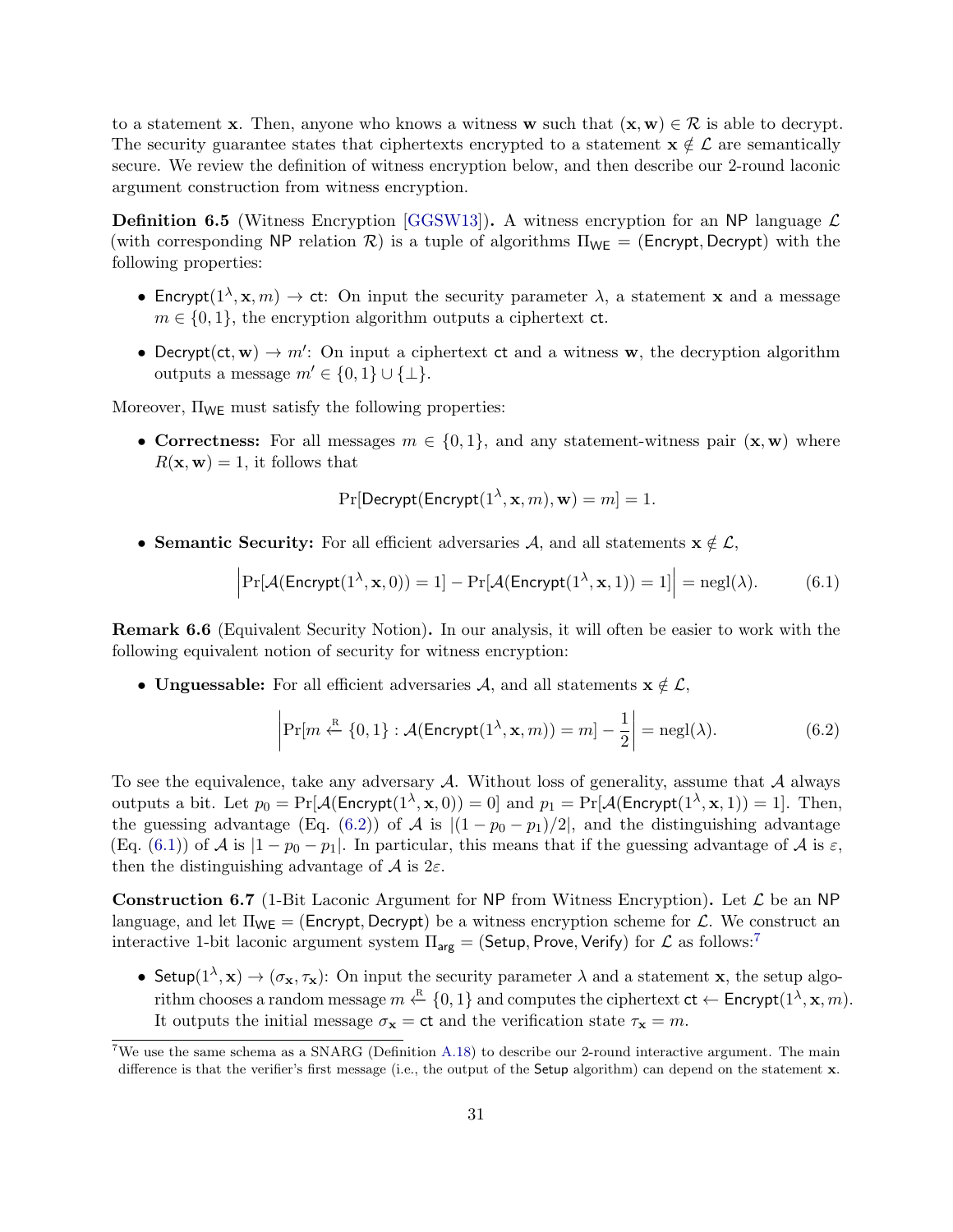to a statement $\mathbf{x}$. Then, anyone who knows a witness $\mathbf{w}$ such that $(\mathbf{x}, \mathbf{w}) \in \mathcal{R}$ is able to decrypt. The security guarantee states that ciphertexts encrypted to a statement $\mathbf{x} \notin \mathcal{L}$ are semantically secure. We review the definition of witness encryption below, and then describe our 2-round laconic argument construction from witness encryption.

**Definition 6.5** (Witness Encryption [GGSW13])**.** A witness encryption for an NP language $\mathcal{L}$ (with corresponding NP relation $\mathcal{R}$) is a tuple of algorithms $\Pi_{\mathsf{WE}} = (\mathsf{Encrypt}, \mathsf{Decrypt})$ with the following properties:

- $\mathsf{Encrypt}(1^\lambda, \mathbf{x}, m) \to \mathsf{ct}$: On input the security parameter $\lambda$, a statement $\mathbf{x}$ and a message $m \in \{0,1\}$, the encryption algorithm outputs a ciphertext $\mathsf{ct}$.
- $\mathsf{Decrypt}(\mathsf{ct}, \mathbf{w}) \to m'$: On input a ciphertext $\mathsf{ct}$ and a witness $\mathbf{w}$, the decryption algorithm outputs a message $m' \in \{0,1\} \cup \{\bot\}$.

Moreover, $\Pi_{\mathsf{WE}}$ must satisfy the following properties:

- **Correctness:** For all messages $m \in \{0,1\}$, and any statement-witness pair $(\mathbf{x}, \mathbf{w})$ where $R(\mathbf{x}, \mathbf{w}) = 1$, it follows that

$$\Pr[\mathsf{Decrypt}(\mathsf{Encrypt}(1^\lambda, \mathbf{x}, m), \mathbf{w}) = m] = 1.$$

- **Semantic Security:** For all efficient adversaries $\mathcal{A}$, and all statements $\mathbf{x} \notin \mathcal{L}$,

$$\left| \Pr[\mathcal{A}(\mathsf{Encrypt}(1^\lambda, \mathbf{x}, 0)) = 1] - \Pr[\mathcal{A}(\mathsf{Encrypt}(1^\lambda, \mathbf{x}, 1)) = 1] \right| = \operatorname{negl}(\lambda). \tag{6.1}$$

**Remark 6.6** (Equivalent Security Notion)**.** In our analysis, it will often be easier to work with the following equivalent notion of security for witness encryption:

- **Unguessable:** For all efficient adversaries $\mathcal{A}$, and all statements $\mathbf{x} \notin \mathcal{L}$,

$$\left| \Pr[m \xleftarrow{\text{R}} \{0,1\} : \mathcal{A}(\mathsf{Encrypt}(1^\lambda, \mathbf{x}, m)) = m] - \frac{1}{2} \right| = \operatorname{negl}(\lambda). \tag{6.2}$$

To see the equivalence, take any adversary $\mathcal{A}$. Without loss of generality, assume that $\mathcal{A}$ always outputs a bit. Let $p_0 = \Pr[\mathcal{A}(\mathsf{Encrypt}(1^\lambda, \mathbf{x}, 0)) = 0]$ and $p_1 = \Pr[\mathcal{A}(\mathsf{Encrypt}(1^\lambda, \mathbf{x}, 1)) = 1]$. Then, the guessing advantage (Eq. (6.2)) of $\mathcal{A}$ is $|(1 - p_0 - p_1)/2|$, and the distinguishing advantage (Eq. (6.1)) of $\mathcal{A}$ is $|1 - p_0 - p_1|$. In particular, this means that if the guessing advantage of $\mathcal{A}$ is $\varepsilon$, then the distinguishing advantage of $\mathcal{A}$ is $2\varepsilon$.

**Construction 6.7** (1-Bit Laconic Argument for NP from Witness Encryption)**.** Let $\mathcal{L}$ be an NP language, and let $\Pi_{\mathsf{WE}} = (\mathsf{Encrypt}, \mathsf{Decrypt})$ be a witness encryption scheme for $\mathcal{L}$. We construct an interactive 1-bit laconic argument system $\Pi_{\mathsf{arg}} = (\mathsf{Setup}, \mathsf{Prove}, \mathsf{Verify})$ for $\mathcal{L}$ as follows:[7]

- $\mathsf{Setup}(1^\lambda, \mathbf{x}) \to (\sigma_{\mathbf{x}}, \tau_{\mathbf{x}})$: On input the security parameter $\lambda$ and a statement $\mathbf{x}$, the setup algorithm chooses a random message $m \xleftarrow{\text{R}} \{0,1\}$ and computes the ciphertext $\mathsf{ct} \leftarrow \mathsf{Encrypt}(1^\lambda, \mathbf{x}, m)$. It outputs the initial message $\sigma_{\mathbf{x}} = \mathsf{ct}$ and the verification state $\tau_{\mathbf{x}} = m$.

[7] We use the same schema as a SNARG (Definition A.18) to describe our 2-round interactive argument. The main difference is that the verifier's first message (i.e., the output of the Setup algorithm) can depend on the statement $\mathbf{x}$.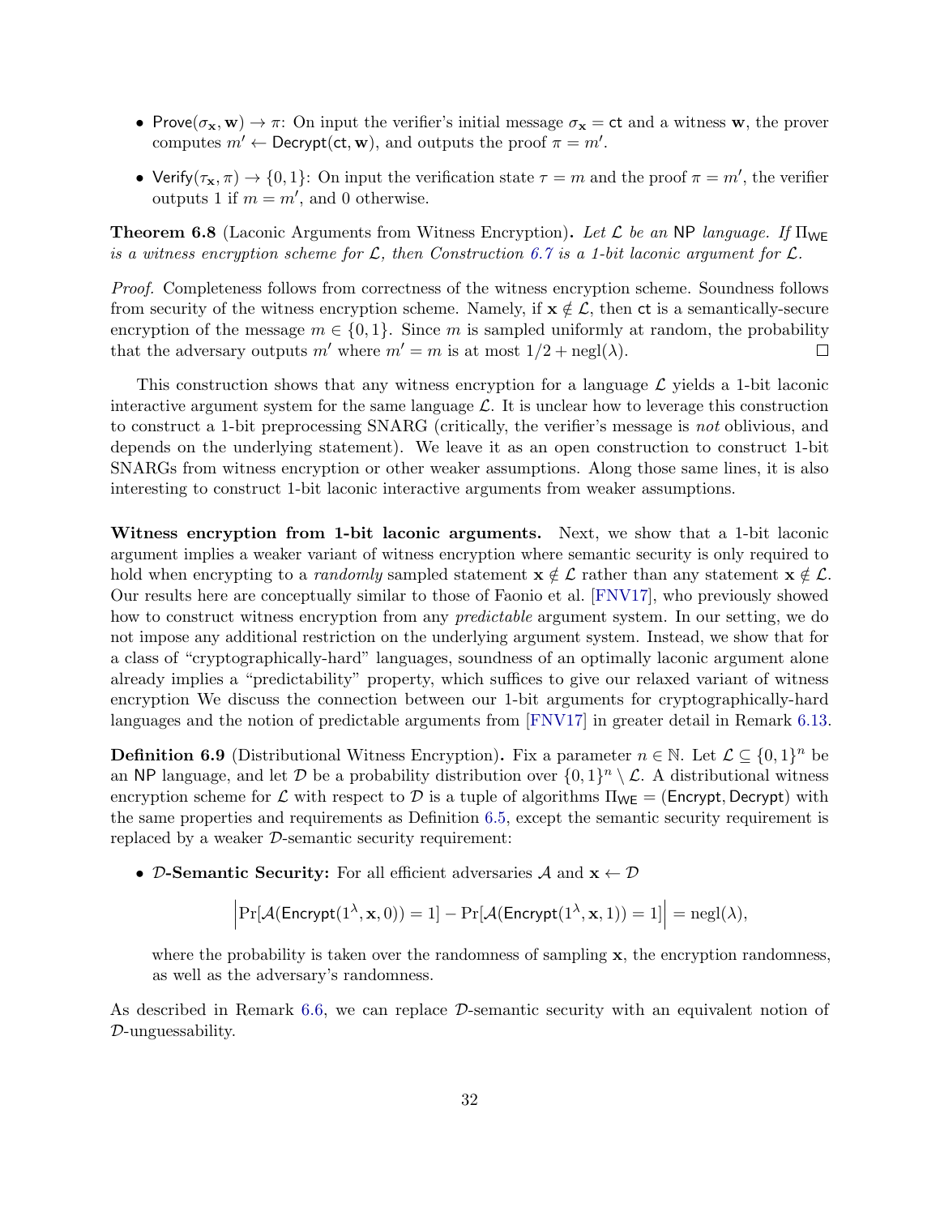- $\mathsf{Prove}(\sigma_{\mathbf{x}}, \mathbf{w}) \to \pi$: On input the verifier's initial message $\sigma_{\mathbf{x}} = \mathsf{ct}$ and a witness $\mathbf{w}$, the prover computes $m' \leftarrow \mathsf{Decrypt}(\mathsf{ct}, \mathbf{w})$, and outputs the proof $\pi = m'$.
- $\mathsf{Verify}(\tau_{\mathbf{x}}, \pi) \to \{0,1\}$: On input the verification state $\tau = m$ and the proof $\pi = m'$, the verifier outputs 1 if $m = m'$, and 0 otherwise.

**Theorem 6.8** (Laconic Arguments from Witness Encryption)**.** *Let $\mathcal{L}$ be an* NP *language. If $\Pi_{\mathsf{WE}}$ is a witness encryption scheme for $\mathcal{L}$, then Construction 6.7 is a 1-bit laconic argument for $\mathcal{L}$.*

*Proof.* Completeness follows from correctness of the witness encryption scheme. Soundness follows from security of the witness encryption scheme. Namely, if $\mathbf{x} \notin \mathcal{L}$, then $\mathsf{ct}$ is a semantically-secure encryption of the message $m \in \{0,1\}$. Since $m$ is sampled uniformly at random, the probability that the adversary outputs $m'$ where $m' = m$ is at most $1/2 + \mathrm{negl}(\lambda)$. $\square$

This construction shows that any witness encryption for a language $\mathcal{L}$ yields a 1-bit laconic interactive argument system for the same language $\mathcal{L}$. It is unclear how to leverage this construction to construct a 1-bit preprocessing SNARG (critically, the verifier's message is *not* oblivious, and depends on the underlying statement). We leave it as an open construction to construct 1-bit SNARGs from witness encryption or other weaker assumptions. Along those same lines, it is also interesting to construct 1-bit laconic interactive arguments from weaker assumptions.

**Witness encryption from 1-bit laconic arguments.** Next, we show that a 1-bit laconic argument implies a weaker variant of witness encryption where semantic security is only required to hold when encrypting to a *randomly* sampled statement $\mathbf{x} \notin \mathcal{L}$ rather than any statement $\mathbf{x} \notin \mathcal{L}$. Our results here are conceptually similar to those of Faonio et al. [FNV17], who previously showed how to construct witness encryption from any *predictable* argument system. In our setting, we do not impose any additional restriction on the underlying argument system. Instead, we show that for a class of "cryptographically-hard" languages, soundness of an optimally laconic argument alone already implies a "predictability" property, which suffices to give our relaxed variant of witness encryption We discuss the connection between our 1-bit arguments for cryptographically-hard languages and the notion of predictable arguments from [FNV17] in greater detail in Remark 6.13.

**Definition 6.9** (Distributional Witness Encryption)**.** Fix a parameter $n \in \mathbb{N}$. Let $\mathcal{L} \subseteq \{0,1\}^n$ be an NP language, and let $\mathcal{D}$ be a probability distribution over $\{0,1\}^n \setminus \mathcal{L}$. A distributional witness encryption scheme for $\mathcal{L}$ with respect to $\mathcal{D}$ is a tuple of algorithms $\Pi_{\mathsf{WE}} = (\mathsf{Encrypt}, \mathsf{Decrypt})$ with the same properties and requirements as Definition 6.5, except the semantic security requirement is replaced by a weaker $\mathcal{D}$-semantic security requirement:

- **$\mathcal{D}$-Semantic Security:** For all efficient adversaries $\mathcal{A}$ and $\mathbf{x} \leftarrow \mathcal{D}$
$$\left|\Pr[\mathcal{A}(\mathsf{Encrypt}(1^\lambda, \mathbf{x}, 0)) = 1] - \Pr[\mathcal{A}(\mathsf{Encrypt}(1^\lambda, \mathbf{x}, 1)) = 1]\right| = \mathrm{negl}(\lambda),$$
where the probability is taken over the randomness of sampling $\mathbf{x}$, the encryption randomness, as well as the adversary's randomness.

As described in Remark 6.6, we can replace $\mathcal{D}$-semantic security with an equivalent notion of $\mathcal{D}$-unguessability.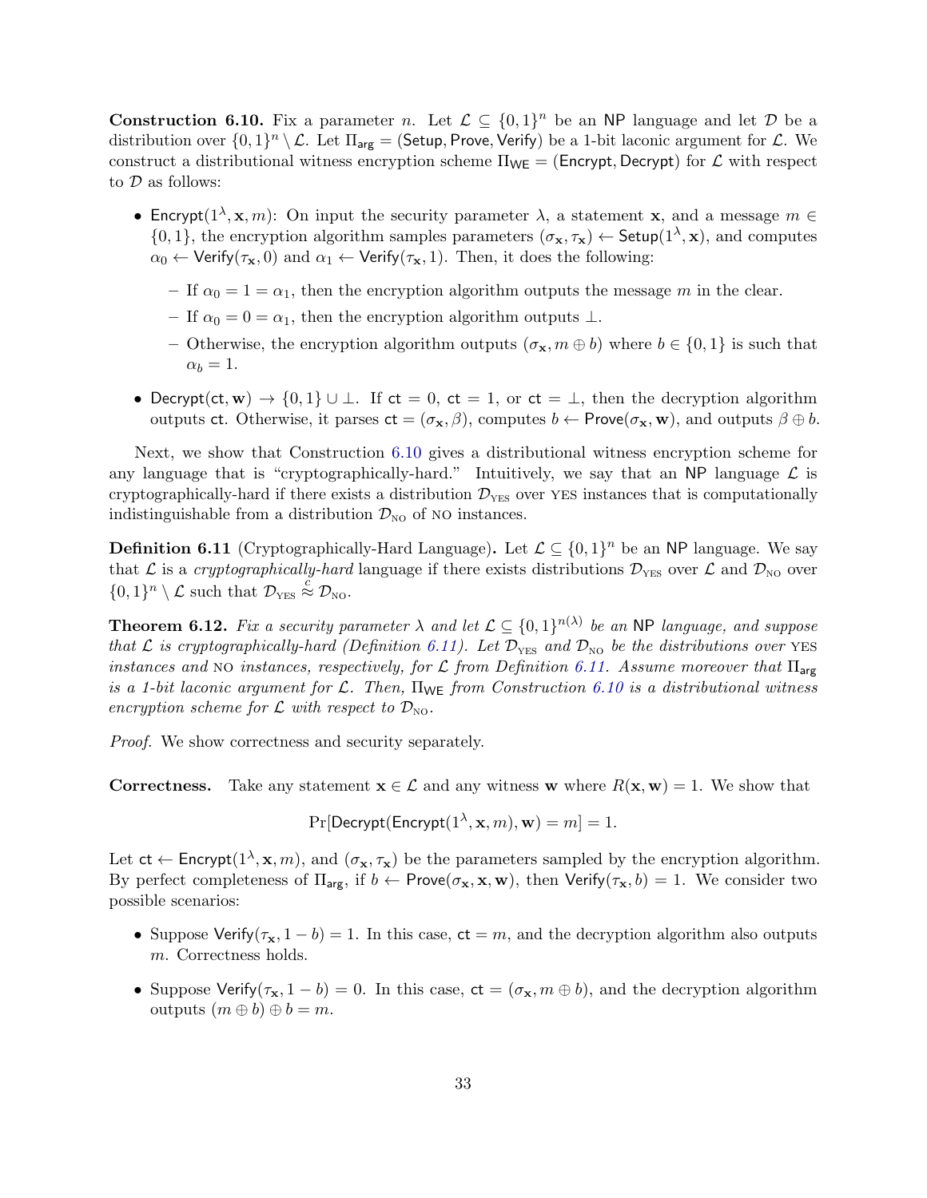**Construction 6.10.** Fix a parameter $n$. Let $\mathcal{L} \subseteq \{0,1\}^n$ be an NP language and let $\mathcal{D}$ be a distribution over $\{0,1\}^n \setminus \mathcal{L}$. Let $\Pi_{\mathsf{arg}} = (\mathsf{Setup}, \mathsf{Prove}, \mathsf{Verify})$ be a 1-bit laconic argument for $\mathcal{L}$. We construct a distributional witness encryption scheme $\Pi_{\mathsf{WE}} = (\mathsf{Encrypt}, \mathsf{Decrypt})$ for $\mathcal{L}$ with respect to $\mathcal{D}$ as follows:

- $\mathsf{Encrypt}(1^\lambda, \mathbf{x}, m)$: On input the security parameter $\lambda$, a statement $\mathbf{x}$, and a message $m \in \{0,1\}$, the encryption algorithm samples parameters $(\sigma_{\mathbf{x}}, \tau_{\mathbf{x}}) \leftarrow \mathsf{Setup}(1^\lambda, \mathbf{x})$, and computes $\alpha_0 \leftarrow \mathsf{Verify}(\tau_{\mathbf{x}}, 0)$ and $\alpha_1 \leftarrow \mathsf{Verify}(\tau_{\mathbf{x}}, 1)$. Then, it does the following:
  - If $\alpha_0 = 1 = \alpha_1$, then the encryption algorithm outputs the message $m$ in the clear.
  - If $\alpha_0 = 0 = \alpha_1$, then the encryption algorithm outputs $\perp$.
  - Otherwise, the encryption algorithm outputs $(\sigma_{\mathbf{x}}, m \oplus b)$ where $b \in \{0,1\}$ is such that $\alpha_b = 1$.
- $\mathsf{Decrypt}(\mathsf{ct}, \mathbf{w}) \to \{0,1\} \cup \perp$. If $\mathsf{ct} = 0$, $\mathsf{ct} = 1$, or $\mathsf{ct} = \perp$, then the decryption algorithm outputs $\mathsf{ct}$. Otherwise, it parses $\mathsf{ct} = (\sigma_{\mathbf{x}}, \beta)$, computes $b \leftarrow \mathsf{Prove}(\sigma_{\mathbf{x}}, \mathbf{w})$, and outputs $\beta \oplus b$.

Next, we show that Construction 6.10 gives a distributional witness encryption scheme for any language that is "cryptographically-hard." Intuitively, we say that an NP language $\mathcal{L}$ is cryptographically-hard if there exists a distribution $\mathcal{D}_{\text{YES}}$ over YES instances that is computationally indistinguishable from a distribution $\mathcal{D}_{\text{NO}}$ of NO instances.

**Definition 6.11** (Cryptographically-Hard Language)**.** Let $\mathcal{L} \subseteq \{0,1\}^n$ be an NP language. We say that $\mathcal{L}$ is a *cryptographically-hard* language if there exists distributions $\mathcal{D}_{\text{YES}}$ over $\mathcal{L}$ and $\mathcal{D}_{\text{NO}}$ over $\{0,1\}^n \setminus \mathcal{L}$ such that $\mathcal{D}_{\text{YES}} \stackrel{c}{\approx} \mathcal{D}_{\text{NO}}$.

**Theorem 6.12.** *Fix a security parameter $\lambda$ and let $\mathcal{L} \subseteq \{0,1\}^{n(\lambda)}$ be an* NP *language, and suppose that $\mathcal{L}$ is cryptographically-hard (Definition 6.11). Let $\mathcal{D}_{\text{YES}}$ and $\mathcal{D}_{\text{NO}}$ be the distributions over* YES *instances and* NO *instances, respectively, for $\mathcal{L}$ from Definition 6.11. Assume moreover that $\Pi_{\mathsf{arg}}$ is a 1-bit laconic argument for $\mathcal{L}$. Then, $\Pi_{\mathsf{WE}}$ from Construction 6.10 is a distributional witness encryption scheme for $\mathcal{L}$ with respect to $\mathcal{D}_{\text{NO}}$.*

*Proof.* We show correctness and security separately.

**Correctness.** Take any statement $\mathbf{x} \in \mathcal{L}$ and any witness $\mathbf{w}$ where $R(\mathbf{x}, \mathbf{w}) = 1$. We show that

$$\Pr[\mathsf{Decrypt}(\mathsf{Encrypt}(1^\lambda, \mathbf{x}, m), \mathbf{w}) = m] = 1.$$

Let $\mathsf{ct} \leftarrow \mathsf{Encrypt}(1^\lambda, \mathbf{x}, m)$, and $(\sigma_{\mathbf{x}}, \tau_{\mathbf{x}})$ be the parameters sampled by the encryption algorithm. By perfect completeness of $\Pi_{\mathsf{arg}}$, if $b \leftarrow \mathsf{Prove}(\sigma_{\mathbf{x}}, \mathbf{x}, \mathbf{w})$, then $\mathsf{Verify}(\tau_{\mathbf{x}}, b) = 1$. We consider two possible scenarios:

- Suppose $\mathsf{Verify}(\tau_{\mathbf{x}}, 1 - b) = 1$. In this case, $\mathsf{ct} = m$, and the decryption algorithm also outputs $m$. Correctness holds.
- Suppose $\mathsf{Verify}(\tau_{\mathbf{x}}, 1 - b) = 0$. In this case, $\mathsf{ct} = (\sigma_{\mathbf{x}}, m \oplus b)$, and the decryption algorithm outputs $(m \oplus b) \oplus b = m$.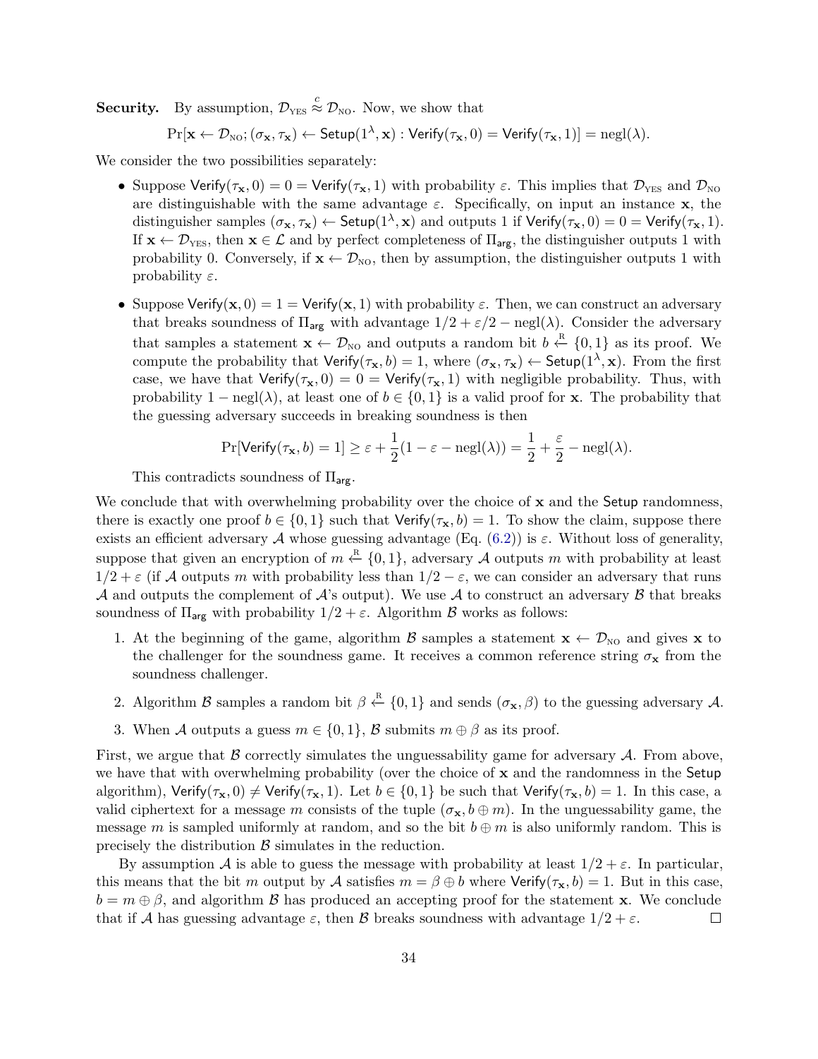**Security.** By assumption, $\mathcal{D}_{\text{YES}} \overset{c}{\approx} \mathcal{D}_{\text{NO}}$. Now, we show that

$$\Pr[\mathbf{x} \leftarrow \mathcal{D}_{\text{NO}}; (\sigma_{\mathbf{x}}, \tau_{\mathbf{x}}) \leftarrow \mathsf{Setup}(1^\lambda, \mathbf{x}) : \mathsf{Verify}(\tau_{\mathbf{x}}, 0) = \mathsf{Verify}(\tau_{\mathbf{x}}, 1)] = \text{negl}(\lambda).$$

We consider the two possibilities separately:

- Suppose $\mathsf{Verify}(\tau_{\mathbf{x}}, 0) = 0 = \mathsf{Verify}(\tau_{\mathbf{x}}, 1)$ with probability $\varepsilon$. This implies that $\mathcal{D}_{\text{YES}}$ and $\mathcal{D}_{\text{NO}}$ are distinguishable with the same advantage $\varepsilon$. Specifically, on input an instance $\mathbf{x}$, the distinguisher samples $(\sigma_{\mathbf{x}}, \tau_{\mathbf{x}}) \leftarrow \mathsf{Setup}(1^\lambda, \mathbf{x})$ and outputs 1 if $\mathsf{Verify}(\tau_{\mathbf{x}}, 0) = 0 = \mathsf{Verify}(\tau_{\mathbf{x}}, 1)$. If $\mathbf{x} \leftarrow \mathcal{D}_{\text{YES}}$, then $\mathbf{x} \in \mathcal{L}$ and by perfect completeness of $\Pi_{\mathsf{arg}}$, the distinguisher outputs 1 with probability 0. Conversely, if $\mathbf{x} \leftarrow \mathcal{D}_{\text{NO}}$, then by assumption, the distinguisher outputs 1 with probability $\varepsilon$.
- Suppose $\mathsf{Verify}(\mathbf{x}, 0) = 1 = \mathsf{Verify}(\mathbf{x}, 1)$ with probability $\varepsilon$. Then, we can construct an adversary that breaks soundness of $\Pi_{\mathsf{arg}}$ with advantage $1/2 + \varepsilon/2 - \text{negl}(\lambda)$. Consider the adversary that samples a statement $\mathbf{x} \leftarrow \mathcal{D}_{\text{NO}}$ and outputs a random bit $b \xleftarrow{\text{R}} \{0,1\}$ as its proof. We compute the probability that $\mathsf{Verify}(\tau_{\mathbf{x}}, b) = 1$, where $(\sigma_{\mathbf{x}}, \tau_{\mathbf{x}}) \leftarrow \mathsf{Setup}(1^\lambda, \mathbf{x})$. From the first case, we have that $\mathsf{Verify}(\tau_{\mathbf{x}}, 0) = 0 = \mathsf{Verify}(\tau_{\mathbf{x}}, 1)$ with negligible probability. Thus, with probability $1 - \text{negl}(\lambda)$, at least one of $b \in \{0,1\}$ is a valid proof for $\mathbf{x}$. The probability that the guessing adversary succeeds in breaking soundness is then

$$\Pr[\mathsf{Verify}(\tau_{\mathbf{x}}, b) = 1] \geq \varepsilon + \frac{1}{2}(1 - \varepsilon - \text{negl}(\lambda)) = \frac{1}{2} + \frac{\varepsilon}{2} - \text{negl}(\lambda).$$

  This contradicts soundness of $\Pi_{\mathsf{arg}}$.

We conclude that with overwhelming probability over the choice of $\mathbf{x}$ and the $\mathsf{Setup}$ randomness, there is exactly one proof $b \in \{0,1\}$ such that $\mathsf{Verify}(\tau_{\mathbf{x}}, b) = 1$. To show the claim, suppose there exists an efficient adversary $\mathcal{A}$ whose guessing advantage (Eq. (6.2)) is $\varepsilon$. Without loss of generality, suppose that given an encryption of $m \xleftarrow{\text{R}} \{0,1\}$, adversary $\mathcal{A}$ outputs $m$ with probability at least $1/2 + \varepsilon$ (if $\mathcal{A}$ outputs $m$ with probability less than $1/2 - \varepsilon$, we can consider an adversary that runs $\mathcal{A}$ and outputs the complement of $\mathcal{A}$'s output). We use $\mathcal{A}$ to construct an adversary $\mathcal{B}$ that breaks soundness of $\Pi_{\mathsf{arg}}$ with probability $1/2 + \varepsilon$. Algorithm $\mathcal{B}$ works as follows:

1. At the beginning of the game, algorithm $\mathcal{B}$ samples a statement $\mathbf{x} \leftarrow \mathcal{D}_{\text{NO}}$ and gives $\mathbf{x}$ to the challenger for the soundness game. It receives a common reference string $\sigma_{\mathbf{x}}$ from the soundness challenger.
2. Algorithm $\mathcal{B}$ samples a random bit $\beta \xleftarrow{\text{R}} \{0,1\}$ and sends $(\sigma_{\mathbf{x}}, \beta)$ to the guessing adversary $\mathcal{A}$.
3. When $\mathcal{A}$ outputs a guess $m \in \{0,1\}$, $\mathcal{B}$ submits $m \oplus \beta$ as its proof.

First, we argue that $\mathcal{B}$ correctly simulates the unguessability game for adversary $\mathcal{A}$. From above, we have that with overwhelming probability (over the choice of $\mathbf{x}$ and the randomness in the $\mathsf{Setup}$ algorithm), $\mathsf{Verify}(\tau_{\mathbf{x}}, 0) \neq \mathsf{Verify}(\tau_{\mathbf{x}}, 1)$. Let $b \in \{0,1\}$ be such that $\mathsf{Verify}(\tau_{\mathbf{x}}, b) = 1$. In this case, a valid ciphertext for a message $m$ consists of the tuple $(\sigma_{\mathbf{x}}, b \oplus m)$. In the unguessability game, the message $m$ is sampled uniformly at random, and so the bit $b \oplus m$ is also uniformly random. This is precisely the distribution $\mathcal{B}$ simulates in the reduction.

By assumption $\mathcal{A}$ is able to guess the message with probability at least $1/2 + \varepsilon$. In particular, this means that the bit $m$ output by $\mathcal{A}$ satisfies $m = \beta \oplus b$ where $\mathsf{Verify}(\tau_{\mathbf{x}}, b) = 1$. But in this case, $b = m \oplus \beta$, and algorithm $\mathcal{B}$ has produced an accepting proof for the statement $\mathbf{x}$. We conclude that if $\mathcal{A}$ has guessing advantage $\varepsilon$, then $\mathcal{B}$ breaks soundness with advantage $1/2 + \varepsilon$. ◻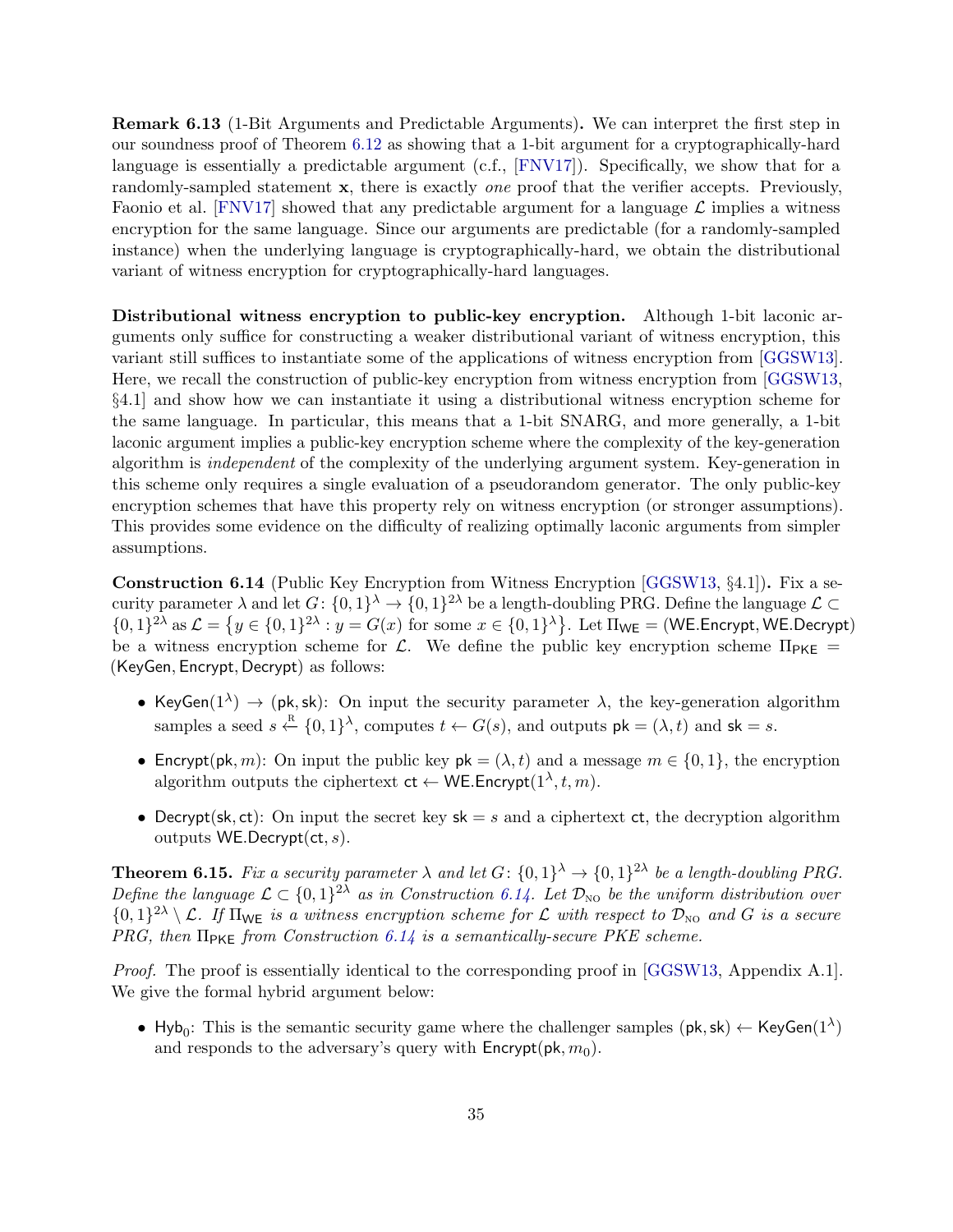**Remark 6.13** (1-Bit Arguments and Predictable Arguments)**.** We can interpret the first step in our soundness proof of Theorem 6.12 as showing that a 1-bit argument for a cryptographically-hard language is essentially a predictable argument (c.f., [FNV17]). Specifically, we show that for a randomly-sampled statement $\mathbf{x}$, there is exactly *one* proof that the verifier accepts. Previously, Faonio et al. [FNV17] showed that any predictable argument for a language $\mathcal{L}$ implies a witness encryption for the same language. Since our arguments are predictable (for a randomly-sampled instance) when the underlying language is cryptographically-hard, we obtain the distributional variant of witness encryption for cryptographically-hard languages.

**Distributional witness encryption to public-key encryption.** Although 1-bit laconic arguments only suffice for constructing a weaker distributional variant of witness encryption, this variant still suffices to instantiate some of the applications of witness encryption from [GGSW13]. Here, we recall the construction of public-key encryption from witness encryption from [GGSW13, §4.1] and show how we can instantiate it using a distributional witness encryption scheme for the same language. In particular, this means that a 1-bit SNARG, and more generally, a 1-bit laconic argument implies a public-key encryption scheme where the complexity of the key-generation algorithm is *independent* of the complexity of the underlying argument system. Key-generation in this scheme only requires a single evaluation of a pseudorandom generator. The only public-key encryption schemes that have this property rely on witness encryption (or stronger assumptions). This provides some evidence on the difficulty of realizing optimally laconic arguments from simpler assumptions.

**Construction 6.14** (Public Key Encryption from Witness Encryption [GGSW13, §4.1])**.** Fix a security parameter $\lambda$ and let $G\colon \{0,1\}^\lambda \to \{0,1\}^{2\lambda}$ be a length-doubling PRG. Define the language $\mathcal{L} \subset \{0,1\}^{2\lambda}$ as $\mathcal{L} = \left\{y \in \{0,1\}^{2\lambda} : y = G(x) \text{ for some } x \in \{0,1\}^\lambda\right\}$. Let $\Pi_{\mathsf{WE}} = (\mathsf{WE.Encrypt}, \mathsf{WE.Decrypt})$ be a witness encryption scheme for $\mathcal{L}$. We define the public key encryption scheme $\Pi_{\mathsf{PKE}} = (\mathsf{KeyGen}, \mathsf{Encrypt}, \mathsf{Decrypt})$ as follows:

- $\mathsf{KeyGen}(1^\lambda) \to (\mathsf{pk}, \mathsf{sk})$: On input the security parameter $\lambda$, the key-generation algorithm samples a seed $s \xleftarrow{\text{R}} \{0,1\}^\lambda$, computes $t \leftarrow G(s)$, and outputs $\mathsf{pk} = (\lambda, t)$ and $\mathsf{sk} = s$.
- $\mathsf{Encrypt}(\mathsf{pk}, m)$: On input the public key $\mathsf{pk} = (\lambda, t)$ and a message $m \in \{0,1\}$, the encryption algorithm outputs the ciphertext $\mathsf{ct} \leftarrow \mathsf{WE.Encrypt}(1^\lambda, t, m)$.
- $\mathsf{Decrypt}(\mathsf{sk}, \mathsf{ct})$: On input the secret key $\mathsf{sk} = s$ and a ciphertext $\mathsf{ct}$, the decryption algorithm outputs $\mathsf{WE.Decrypt}(\mathsf{ct}, s)$.

**Theorem 6.15.** *Fix a security parameter $\lambda$ and let $G\colon \{0,1\}^\lambda \to \{0,1\}^{2\lambda}$ be a length-doubling PRG. Define the language $\mathcal{L} \subset \{0,1\}^{2\lambda}$ as in Construction 6.14. Let $\mathcal{D}_{\text{NO}}$ be the uniform distribution over $\{0,1\}^{2\lambda} \setminus \mathcal{L}$. If $\Pi_{\mathsf{WE}}$ is a witness encryption scheme for $\mathcal{L}$ with respect to $\mathcal{D}_{\text{NO}}$ and $G$ is a secure PRG, then $\Pi_{\mathsf{PKE}}$ from Construction 6.14 is a semantically-secure PKE scheme.*

*Proof.* The proof is essentially identical to the corresponding proof in [GGSW13, Appendix A.1]. We give the formal hybrid argument below:

- $\mathsf{Hyb}_0$: This is the semantic security game where the challenger samples $(\mathsf{pk}, \mathsf{sk}) \leftarrow \mathsf{KeyGen}(1^\lambda)$ and responds to the adversary's query with $\mathsf{Encrypt}(\mathsf{pk}, m_0)$.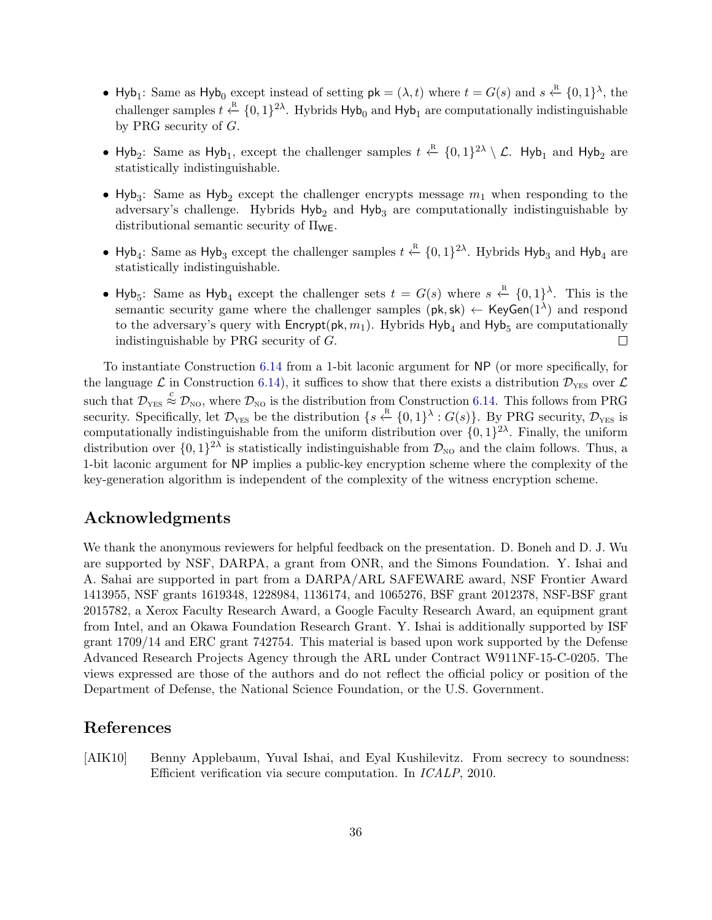- $\mathsf{Hyb}_1$: Same as $\mathsf{Hyb}_0$ except instead of setting $\mathsf{pk} = (\lambda, t)$ where $t = G(s)$ and $s \xleftarrow{\text{R}} \{0,1\}^\lambda$, the challenger samples $t \xleftarrow{\text{R}} \{0,1\}^{2\lambda}$. Hybrids $\mathsf{Hyb}_0$ and $\mathsf{Hyb}_1$ are computationally indistinguishable by PRG security of $G$.

- $\mathsf{Hyb}_2$: Same as $\mathsf{Hyb}_1$, except the challenger samples $t \xleftarrow{\text{R}} \{0,1\}^{2\lambda} \setminus \mathcal{L}$. $\mathsf{Hyb}_1$ and $\mathsf{Hyb}_2$ are statistically indistinguishable.

- $\mathsf{Hyb}_3$: Same as $\mathsf{Hyb}_2$ except the challenger encrypts message $m_1$ when responding to the adversary's challenge. Hybrids $\mathsf{Hyb}_2$ and $\mathsf{Hyb}_3$ are computationally indistinguishable by distributional semantic security of $\Pi_{\mathsf{WE}}$.

- $\mathsf{Hyb}_4$: Same as $\mathsf{Hyb}_3$ except the challenger samples $t \xleftarrow{\text{R}} \{0,1\}^{2\lambda}$. Hybrids $\mathsf{Hyb}_3$ and $\mathsf{Hyb}_4$ are statistically indistinguishable.

- $\mathsf{Hyb}_5$: Same as $\mathsf{Hyb}_4$ except the challenger sets $t = G(s)$ where $s \xleftarrow{\text{R}} \{0,1\}^\lambda$. This is the semantic security game where the challenger samples $(\mathsf{pk}, \mathsf{sk}) \leftarrow \mathsf{KeyGen}(1^\lambda)$ and respond to the adversary's query with $\mathsf{Encrypt}(\mathsf{pk}, m_1)$. Hybrids $\mathsf{Hyb}_4$ and $\mathsf{Hyb}_5$ are computationally indistinguishable by PRG security of $G$. □

To instantiate Construction 6.14 from a 1-bit laconic argument for NP (or more specifically, for the language $\mathcal{L}$ in Construction 6.14), it suffices to show that there exists a distribution $\mathcal{D}_{\text{YES}}$ over $\mathcal{L}$ such that $\mathcal{D}_{\text{YES}} \stackrel{c}{\approx} \mathcal{D}_{\text{NO}}$, where $\mathcal{D}_{\text{NO}}$ is the distribution from Construction 6.14. This follows from PRG security. Specifically, let $\mathcal{D}_{\text{YES}}$ be the distribution $\{s \xleftarrow{\text{R}} \{0,1\}^\lambda : G(s)\}$. By PRG security, $\mathcal{D}_{\text{YES}}$ is computationally indistinguishable from the uniform distribution over $\{0,1\}^{2\lambda}$. Finally, the uniform distribution over $\{0,1\}^{2\lambda}$ is statistically indistinguishable from $\mathcal{D}_{\text{NO}}$ and the claim follows. Thus, a 1-bit laconic argument for NP implies a public-key encryption scheme where the complexity of the key-generation algorithm is independent of the complexity of the witness encryption scheme.

## Acknowledgments

We thank the anonymous reviewers for helpful feedback on the presentation. D. Boneh and D. J. Wu are supported by NSF, DARPA, a grant from ONR, and the Simons Foundation. Y. Ishai and A. Sahai are supported in part from a DARPA/ARL SAFEWARE award, NSF Frontier Award 1413955, NSF grants 1619348, 1228984, 1136174, and 1065276, BSF grant 2012378, NSF-BSF grant 2015782, a Xerox Faculty Research Award, a Google Faculty Research Award, an equipment grant from Intel, and an Okawa Foundation Research Grant. Y. Ishai is additionally supported by ISF grant 1709/14 and ERC grant 742754. This material is based upon work supported by the Defense Advanced Research Projects Agency through the ARL under Contract W911NF-15-C-0205. The views expressed are those of the authors and do not reflect the official policy or position of the Department of Defense, the National Science Foundation, or the U.S. Government.

## References

[AIK10] Benny Applebaum, Yuval Ishai, and Eyal Kushilevitz. From secrecy to soundness: Efficient verification via secure computation. In *ICALP*, 2010.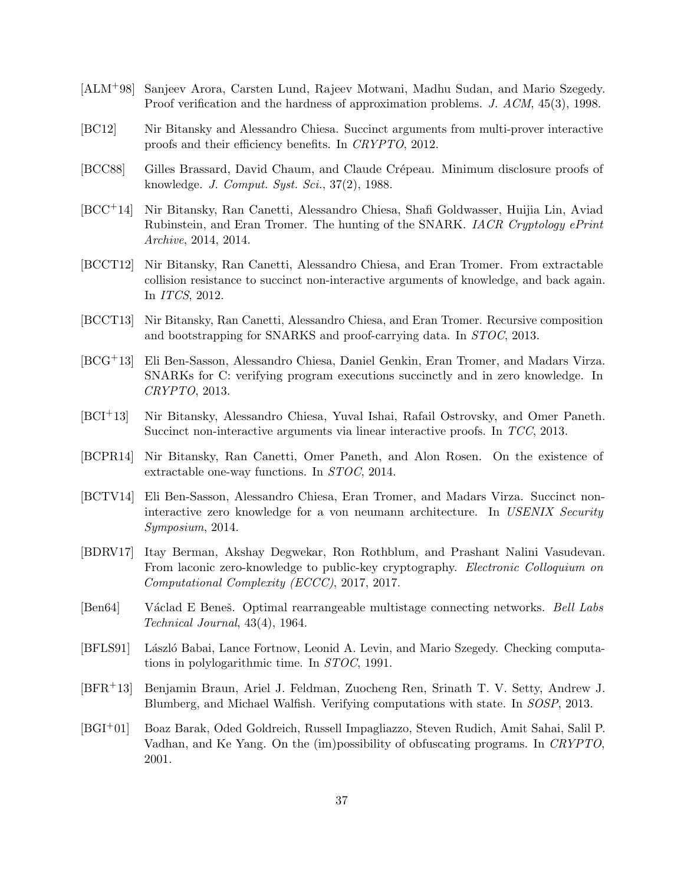[ALM+98] Sanjeev Arora, Carsten Lund, Rajeev Motwani, Madhu Sudan, and Mario Szegedy. Proof verification and the hardness of approximation problems. *J. ACM*, 45(3), 1998.

[BC12] Nir Bitansky and Alessandro Chiesa. Succinct arguments from multi-prover interactive proofs and their efficiency benefits. In *CRYPTO*, 2012.

[BCC88] Gilles Brassard, David Chaum, and Claude Crépeau. Minimum disclosure proofs of knowledge. *J. Comput. Syst. Sci.*, 37(2), 1988.

[BCC+14] Nir Bitansky, Ran Canetti, Alessandro Chiesa, Shafi Goldwasser, Huijia Lin, Aviad Rubinstein, and Eran Tromer. The hunting of the SNARK. *IACR Cryptology ePrint Archive*, 2014, 2014.

[BCCT12] Nir Bitansky, Ran Canetti, Alessandro Chiesa, and Eran Tromer. From extractable collision resistance to succinct non-interactive arguments of knowledge, and back again. In *ITCS*, 2012.

[BCCT13] Nir Bitansky, Ran Canetti, Alessandro Chiesa, and Eran Tromer. Recursive composition and bootstrapping for SNARKS and proof-carrying data. In *STOC*, 2013.

[BCG+13] Eli Ben-Sasson, Alessandro Chiesa, Daniel Genkin, Eran Tromer, and Madars Virza. SNARKs for C: verifying program executions succinctly and in zero knowledge. In *CRYPTO*, 2013.

[BCI+13] Nir Bitansky, Alessandro Chiesa, Yuval Ishai, Rafail Ostrovsky, and Omer Paneth. Succinct non-interactive arguments via linear interactive proofs. In *TCC*, 2013.

[BCPR14] Nir Bitansky, Ran Canetti, Omer Paneth, and Alon Rosen. On the existence of extractable one-way functions. In *STOC*, 2014.

[BCTV14] Eli Ben-Sasson, Alessandro Chiesa, Eran Tromer, and Madars Virza. Succinct non-interactive zero knowledge for a von neumann architecture. In *USENIX Security Symposium*, 2014.

[BDRV17] Itay Berman, Akshay Degwekar, Ron Rothblum, and Prashant Nalini Vasudevan. From laconic zero-knowledge to public-key cryptography. *Electronic Colloquium on Computational Complexity (ECCC)*, 2017, 2017.

[Ben64] Václad E Beneš. Optimal rearrangeable multistage connecting networks. *Bell Labs Technical Journal*, 43(4), 1964.

[BFLS91] László Babai, Lance Fortnow, Leonid A. Levin, and Mario Szegedy. Checking computations in polylogarithmic time. In *STOC*, 1991.

[BFR+13] Benjamin Braun, Ariel J. Feldman, Zuocheng Ren, Srinath T. V. Setty, Andrew J. Blumberg, and Michael Walfish. Verifying computations with state. In *SOSP*, 2013.

[BGI+01] Boaz Barak, Oded Goldreich, Russell Impagliazzo, Steven Rudich, Amit Sahai, Salil P. Vadhan, and Ke Yang. On the (im)possibility of obfuscating programs. In *CRYPTO*, 2001.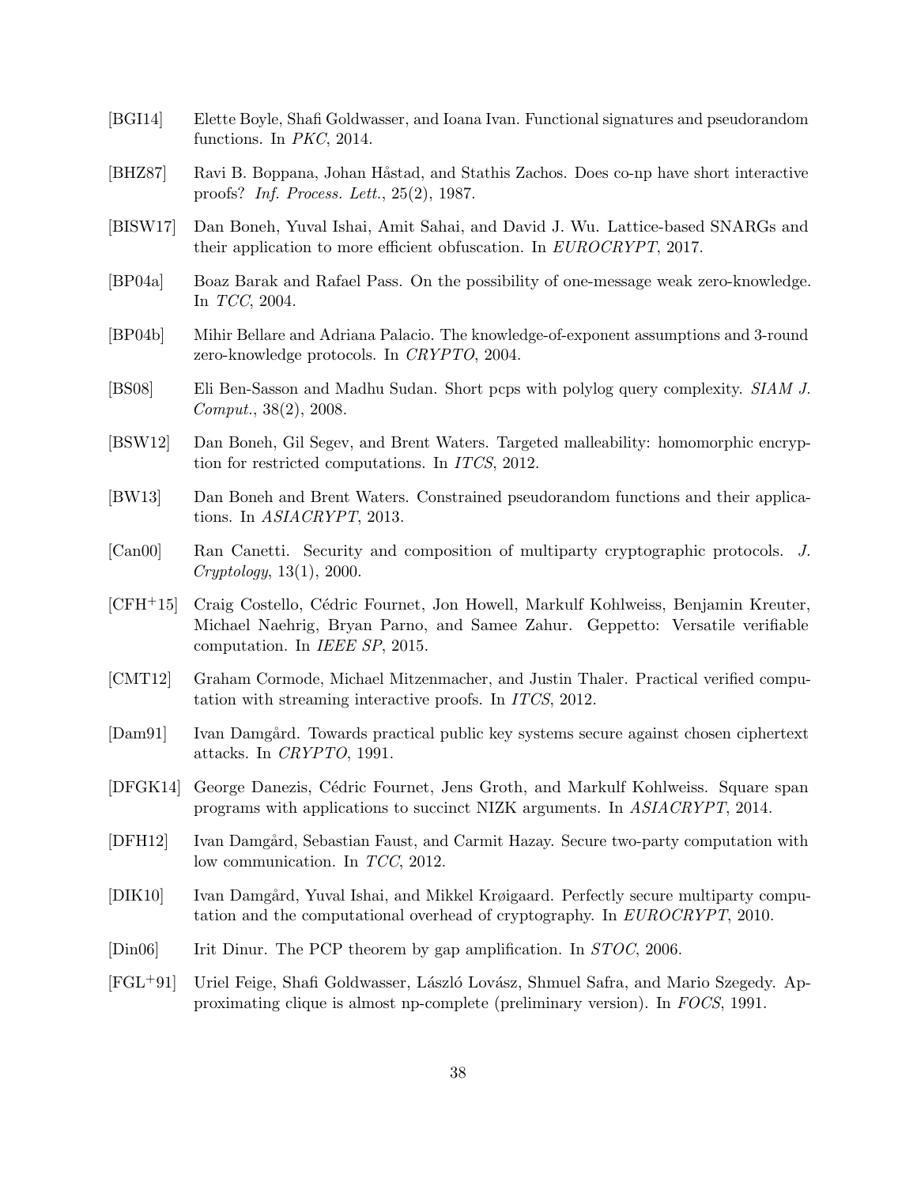[BGI14] Elette Boyle, Shafi Goldwasser, and Ioana Ivan. Functional signatures and pseudorandom functions. In *PKC*, 2014.

[BHZ87] Ravi B. Boppana, Johan Håstad, and Stathis Zachos. Does co-np have short interactive proofs? *Inf. Process. Lett.*, 25(2), 1987.

[BISW17] Dan Boneh, Yuval Ishai, Amit Sahai, and David J. Wu. Lattice-based SNARGs and their application to more efficient obfuscation. In *EUROCRYPT*, 2017.

[BP04a] Boaz Barak and Rafael Pass. On the possibility of one-message weak zero-knowledge. In *TCC*, 2004.

[BP04b] Mihir Bellare and Adriana Palacio. The knowledge-of-exponent assumptions and 3-round zero-knowledge protocols. In *CRYPTO*, 2004.

[BS08] Eli Ben-Sasson and Madhu Sudan. Short pcps with polylog query complexity. *SIAM J. Comput.*, 38(2), 2008.

[BSW12] Dan Boneh, Gil Segev, and Brent Waters. Targeted malleability: homomorphic encryption for restricted computations. In *ITCS*, 2012.

[BW13] Dan Boneh and Brent Waters. Constrained pseudorandom functions and their applications. In *ASIACRYPT*, 2013.

[Can00] Ran Canetti. Security and composition of multiparty cryptographic protocols. *J. Cryptology*, 13(1), 2000.

[CFH+15] Craig Costello, Cédric Fournet, Jon Howell, Markulf Kohlweiss, Benjamin Kreuter, Michael Naehrig, Bryan Parno, and Samee Zahur. Geppetto: Versatile verifiable computation. In *IEEE SP*, 2015.

[CMT12] Graham Cormode, Michael Mitzenmacher, and Justin Thaler. Practical verified computation with streaming interactive proofs. In *ITCS*, 2012.

[Dam91] Ivan Damgård. Towards practical public key systems secure against chosen ciphertext attacks. In *CRYPTO*, 1991.

[DFGK14] George Danezis, Cédric Fournet, Jens Groth, and Markulf Kohlweiss. Square span programs with applications to succinct NIZK arguments. In *ASIACRYPT*, 2014.

[DFH12] Ivan Damgård, Sebastian Faust, and Carmit Hazay. Secure two-party computation with low communication. In *TCC*, 2012.

[DIK10] Ivan Damgård, Yuval Ishai, and Mikkel Krøigaard. Perfectly secure multiparty computation and the computational overhead of cryptography. In *EUROCRYPT*, 2010.

[Din06] Irit Dinur. The PCP theorem by gap amplification. In *STOC*, 2006.

[FGL+91] Uriel Feige, Shafi Goldwasser, László Lovász, Shmuel Safra, and Mario Szegedy. Approximating clique is almost np-complete (preliminary version). In *FOCS*, 1991.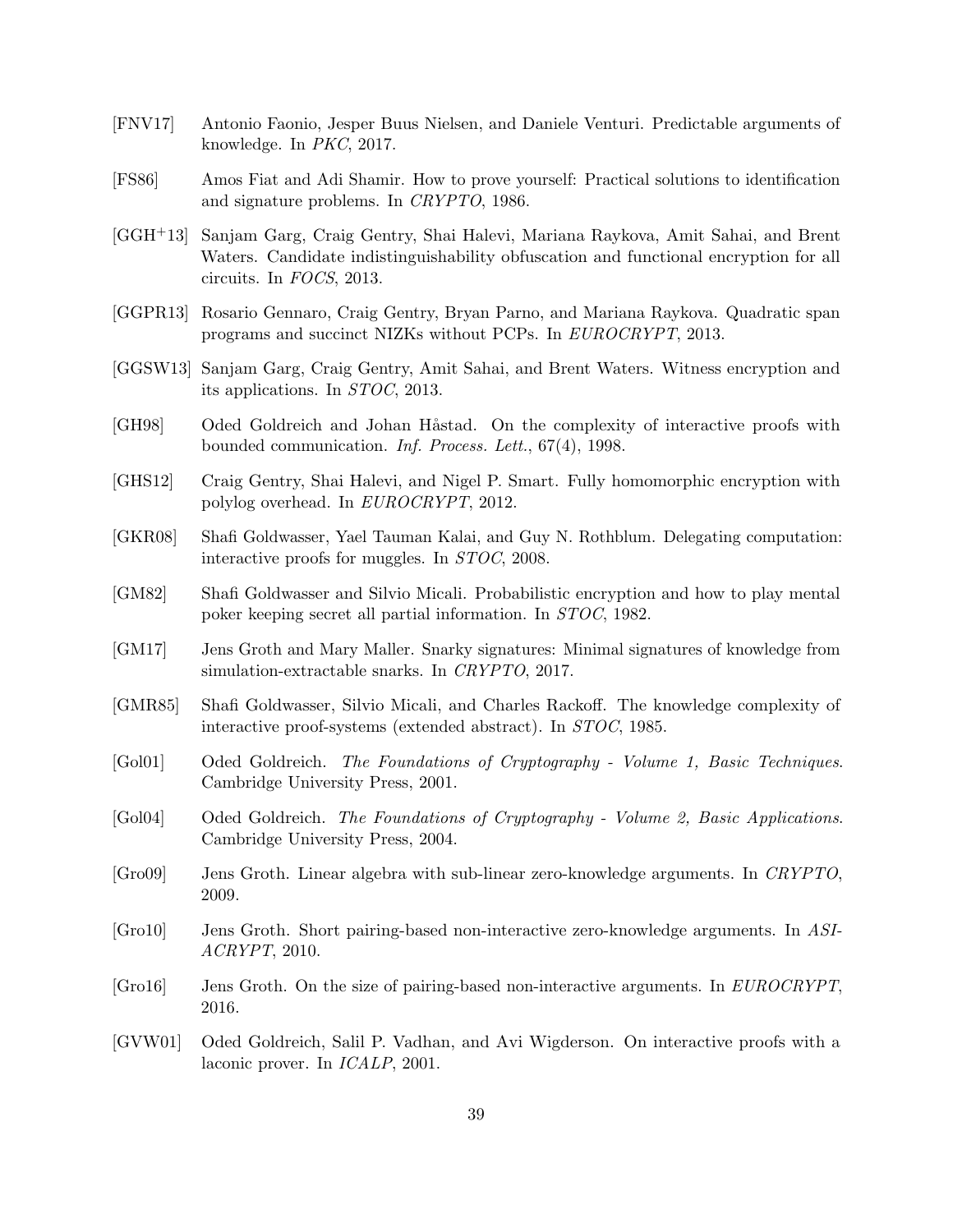[FNV17] Antonio Faonio, Jesper Buus Nielsen, and Daniele Venturi. Predictable arguments of knowledge. In *PKC*, 2017.

[FS86] Amos Fiat and Adi Shamir. How to prove yourself: Practical solutions to identification and signature problems. In *CRYPTO*, 1986.

[GGH+13] Sanjam Garg, Craig Gentry, Shai Halevi, Mariana Raykova, Amit Sahai, and Brent Waters. Candidate indistinguishability obfuscation and functional encryption for all circuits. In *FOCS*, 2013.

[GGPR13] Rosario Gennaro, Craig Gentry, Bryan Parno, and Mariana Raykova. Quadratic span programs and succinct NIZKs without PCPs. In *EUROCRYPT*, 2013.

[GGSW13] Sanjam Garg, Craig Gentry, Amit Sahai, and Brent Waters. Witness encryption and its applications. In *STOC*, 2013.

[GH98] Oded Goldreich and Johan Håstad. On the complexity of interactive proofs with bounded communication. *Inf. Process. Lett.*, 67(4), 1998.

[GHS12] Craig Gentry, Shai Halevi, and Nigel P. Smart. Fully homomorphic encryption with polylog overhead. In *EUROCRYPT*, 2012.

[GKR08] Shafi Goldwasser, Yael Tauman Kalai, and Guy N. Rothblum. Delegating computation: interactive proofs for muggles. In *STOC*, 2008.

[GM82] Shafi Goldwasser and Silvio Micali. Probabilistic encryption and how to play mental poker keeping secret all partial information. In *STOC*, 1982.

[GM17] Jens Groth and Mary Maller. Snarky signatures: Minimal signatures of knowledge from simulation-extractable snarks. In *CRYPTO*, 2017.

[GMR85] Shafi Goldwasser, Silvio Micali, and Charles Rackoff. The knowledge complexity of interactive proof-systems (extended abstract). In *STOC*, 1985.

[Gol01] Oded Goldreich. *The Foundations of Cryptography - Volume 1, Basic Techniques*. Cambridge University Press, 2001.

[Gol04] Oded Goldreich. *The Foundations of Cryptography - Volume 2, Basic Applications*. Cambridge University Press, 2004.

[Gro09] Jens Groth. Linear algebra with sub-linear zero-knowledge arguments. In *CRYPTO*, 2009.

[Gro10] Jens Groth. Short pairing-based non-interactive zero-knowledge arguments. In *ASIACRYPT*, 2010.

[Gro16] Jens Groth. On the size of pairing-based non-interactive arguments. In *EUROCRYPT*, 2016.

[GVW01] Oded Goldreich, Salil P. Vadhan, and Avi Wigderson. On interactive proofs with a laconic prover. In *ICALP*, 2001.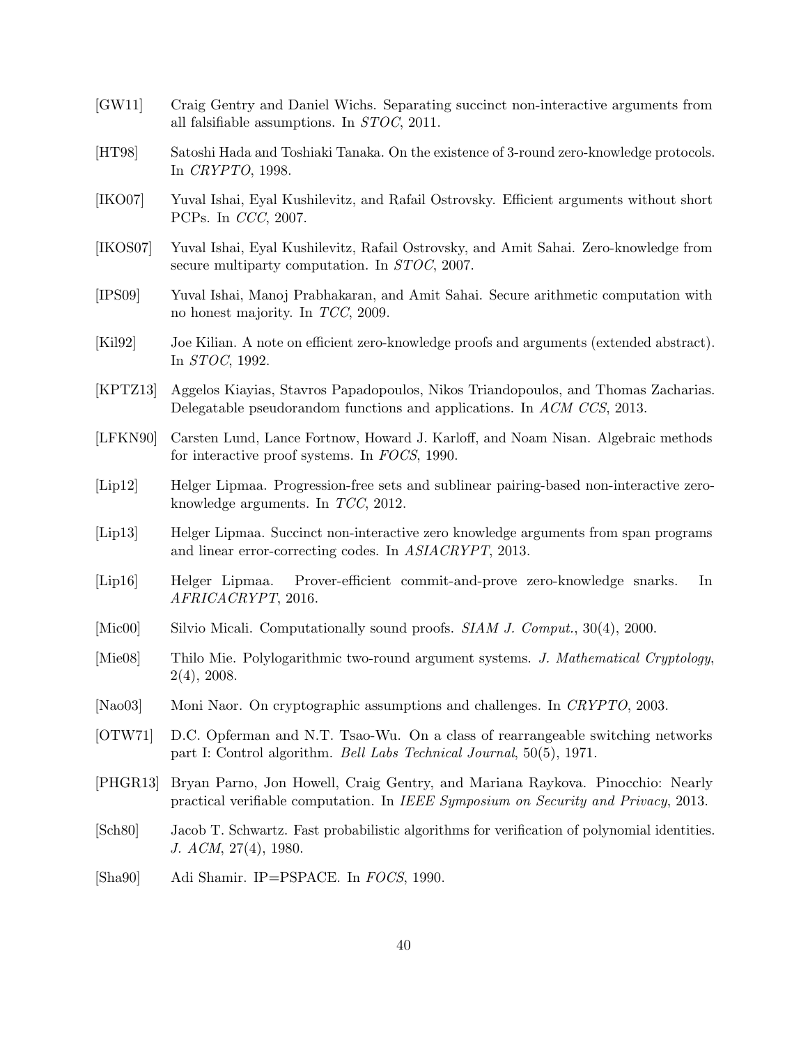[GW11] Craig Gentry and Daniel Wichs. Separating succinct non-interactive arguments from all falsifiable assumptions. In *STOC*, 2011.

[HT98] Satoshi Hada and Toshiaki Tanaka. On the existence of 3-round zero-knowledge protocols. In *CRYPTO*, 1998.

[IKO07] Yuval Ishai, Eyal Kushilevitz, and Rafail Ostrovsky. Efficient arguments without short PCPs. In *CCC*, 2007.

[IKOS07] Yuval Ishai, Eyal Kushilevitz, Rafail Ostrovsky, and Amit Sahai. Zero-knowledge from secure multiparty computation. In *STOC*, 2007.

[IPS09] Yuval Ishai, Manoj Prabhakaran, and Amit Sahai. Secure arithmetic computation with no honest majority. In *TCC*, 2009.

[Kil92] Joe Kilian. A note on efficient zero-knowledge proofs and arguments (extended abstract). In *STOC*, 1992.

[KPTZ13] Aggelos Kiayias, Stavros Papadopoulos, Nikos Triandopoulos, and Thomas Zacharias. Delegatable pseudorandom functions and applications. In *ACM CCS*, 2013.

[LFKN90] Carsten Lund, Lance Fortnow, Howard J. Karloff, and Noam Nisan. Algebraic methods for interactive proof systems. In *FOCS*, 1990.

[Lip12] Helger Lipmaa. Progression-free sets and sublinear pairing-based non-interactive zero-knowledge arguments. In *TCC*, 2012.

[Lip13] Helger Lipmaa. Succinct non-interactive zero knowledge arguments from span programs and linear error-correcting codes. In *ASIACRYPT*, 2013.

[Lip16] Helger Lipmaa. Prover-efficient commit-and-prove zero-knowledge snarks. In *AFRICACRYPT*, 2016.

[Mic00] Silvio Micali. Computationally sound proofs. *SIAM J. Comput.*, 30(4), 2000.

[Mie08] Thilo Mie. Polylogarithmic two-round argument systems. *J. Mathematical Cryptology*, 2(4), 2008.

[Nao03] Moni Naor. On cryptographic assumptions and challenges. In *CRYPTO*, 2003.

[OTW71] D.C. Opferman and N.T. Tsao-Wu. On a class of rearrangeable switching networks part I: Control algorithm. *Bell Labs Technical Journal*, 50(5), 1971.

[PHGR13] Bryan Parno, Jon Howell, Craig Gentry, and Mariana Raykova. Pinocchio: Nearly practical verifiable computation. In *IEEE Symposium on Security and Privacy*, 2013.

[Sch80] Jacob T. Schwartz. Fast probabilistic algorithms for verification of polynomial identities. *J. ACM*, 27(4), 1980.

[Sha90] Adi Shamir. IP=PSPACE. In *FOCS*, 1990.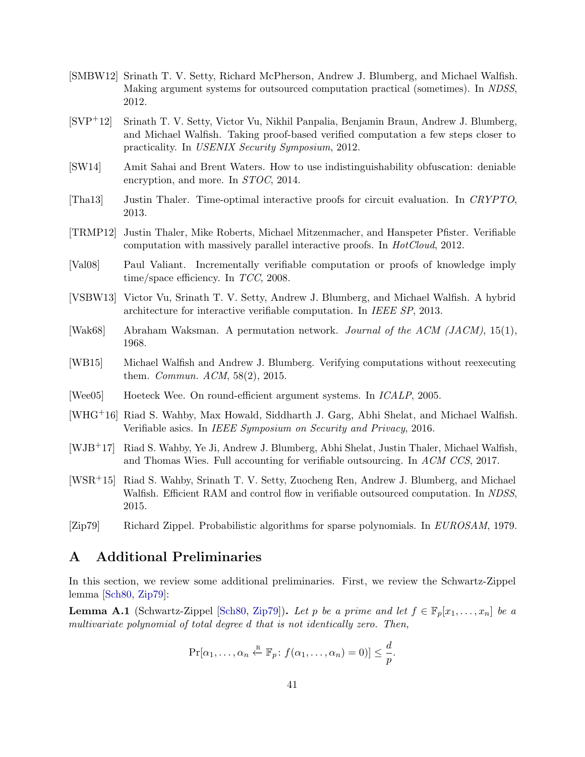[SMBW12] Srinath T. V. Setty, Richard McPherson, Andrew J. Blumberg, and Michael Walfish. Making argument systems for outsourced computation practical (sometimes). In *NDSS*, 2012.

[SVP+12] Srinath T. V. Setty, Victor Vu, Nikhil Panpalia, Benjamin Braun, Andrew J. Blumberg, and Michael Walfish. Taking proof-based verified computation a few steps closer to practicality. In *USENIX Security Symposium*, 2012.

[SW14] Amit Sahai and Brent Waters. How to use indistinguishability obfuscation: deniable encryption, and more. In *STOC*, 2014.

[Tha13] Justin Thaler. Time-optimal interactive proofs for circuit evaluation. In *CRYPTO*, 2013.

[TRMP12] Justin Thaler, Mike Roberts, Michael Mitzenmacher, and Hanspeter Pfister. Verifiable computation with massively parallel interactive proofs. In *HotCloud*, 2012.

[Val08] Paul Valiant. Incrementally verifiable computation or proofs of knowledge imply time/space efficiency. In *TCC*, 2008.

[VSBW13] Victor Vu, Srinath T. V. Setty, Andrew J. Blumberg, and Michael Walfish. A hybrid architecture for interactive verifiable computation. In *IEEE SP*, 2013.

[Wak68] Abraham Waksman. A permutation network. *Journal of the ACM (JACM)*, 15(1), 1968.

[WB15] Michael Walfish and Andrew J. Blumberg. Verifying computations without reexecuting them. *Commun. ACM*, 58(2), 2015.

[Wee05] Hoeteck Wee. On round-efficient argument systems. In *ICALP*, 2005.

[WHG+16] Riad S. Wahby, Max Howald, Siddharth J. Garg, Abhi Shelat, and Michael Walfish. Verifiable asics. In *IEEE Symposium on Security and Privacy*, 2016.

[WJB+17] Riad S. Wahby, Ye Ji, Andrew J. Blumberg, Abhi Shelat, Justin Thaler, Michael Walfish, and Thomas Wies. Full accounting for verifiable outsourcing. In *ACM CCS*, 2017.

[WSR+15] Riad S. Wahby, Srinath T. V. Setty, Zuocheng Ren, Andrew J. Blumberg, and Michael Walfish. Efficient RAM and control flow in verifiable outsourced computation. In *NDSS*, 2015.

[Zip79] Richard Zippel. Probabilistic algorithms for sparse polynomials. In *EUROSAM*, 1979.

# A Additional Preliminaries

In this section, we review some additional preliminaries. First, we review the Schwartz-Zippel lemma [Sch80, Zip79]:

**Lemma A.1** (Schwartz-Zippel [Sch80, Zip79])**.** *Let $p$ be a prime and let $f \in \mathbb{F}_p[x_1, \dots, x_n]$ be a multivariate polynomial of total degree $d$ that is not identically zero. Then,*

$$\Pr[\alpha_1, \dots, \alpha_n \xleftarrow{\text{R}} \mathbb{F}_p \colon f(\alpha_1, \dots, \alpha_n) = 0)] \leq \frac{d}{p}.$$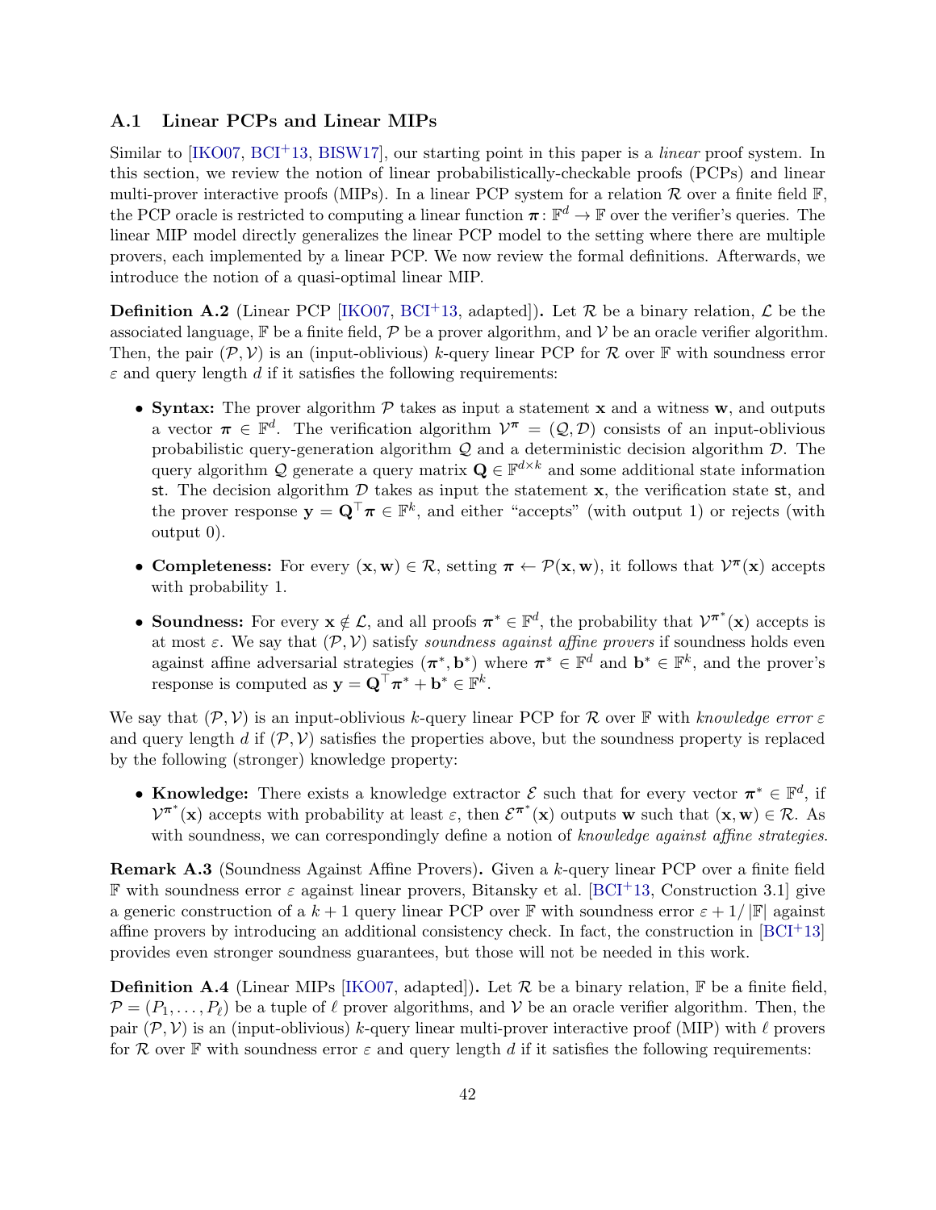### A.1 Linear PCPs and Linear MIPs

Similar to [IKO07, BCI+13, BISW17], our starting point in this paper is a *linear* proof system. In this section, we review the notion of linear probabilistically-checkable proofs (PCPs) and linear multi-prover interactive proofs (MIPs). In a linear PCP system for a relation $\mathcal{R}$ over a finite field $\mathbb{F}$, the PCP oracle is restricted to computing a linear function $\boldsymbol{\pi} \colon \mathbb{F}^d \to \mathbb{F}$ over the verifier's queries. The linear MIP model directly generalizes the linear PCP model to the setting where there are multiple provers, each implemented by a linear PCP. We now review the formal definitions. Afterwards, we introduce the notion of a quasi-optimal linear MIP.

**Definition A.2** (Linear PCP [IKO07, BCI+13, adapted])**.** Let $\mathcal{R}$ be a binary relation, $\mathcal{L}$ be the associated language, $\mathbb{F}$ be a finite field, $\mathcal{P}$ be a prover algorithm, and $\mathcal{V}$ be an oracle verifier algorithm. Then, the pair $(\mathcal{P}, \mathcal{V})$ is an (input-oblivious) $k$-query linear PCP for $\mathcal{R}$ over $\mathbb{F}$ with soundness error $\varepsilon$ and query length $d$ if it satisfies the following requirements:

- **Syntax:** The prover algorithm $\mathcal{P}$ takes as input a statement $\mathbf{x}$ and a witness $\mathbf{w}$, and outputs a vector $\boldsymbol{\pi} \in \mathbb{F}^d$. The verification algorithm $\mathcal{V}^{\boldsymbol{\pi}} = (\mathcal{Q}, \mathcal{D})$ consists of an input-oblivious probabilistic query-generation algorithm $\mathcal{Q}$ and a deterministic decision algorithm $\mathcal{D}$. The query algorithm $\mathcal{Q}$ generate a query matrix $\mathbf{Q} \in \mathbb{F}^{d \times k}$ and some additional state information $\mathsf{st}$. The decision algorithm $\mathcal{D}$ takes as input the statement $\mathbf{x}$, the verification state $\mathsf{st}$, and the prover response $\mathbf{y} = \mathbf{Q}^\top \boldsymbol{\pi} \in \mathbb{F}^k$, and either "accepts" (with output 1) or rejects (with output 0).
- **Completeness:** For every $(\mathbf{x}, \mathbf{w}) \in \mathcal{R}$, setting $\boldsymbol{\pi} \leftarrow \mathcal{P}(\mathbf{x}, \mathbf{w})$, it follows that $\mathcal{V}^{\boldsymbol{\pi}}(\mathbf{x})$ accepts with probability 1.
- **Soundness:** For every $\mathbf{x} \notin \mathcal{L}$, and all proofs $\boldsymbol{\pi}^* \in \mathbb{F}^d$, the probability that $\mathcal{V}^{\boldsymbol{\pi}^*}(\mathbf{x})$ accepts is at most $\varepsilon$. We say that $(\mathcal{P}, \mathcal{V})$ satisfy *soundness against affine provers* if soundness holds even against affine adversarial strategies $(\boldsymbol{\pi}^*, \mathbf{b}^*)$ where $\boldsymbol{\pi}^* \in \mathbb{F}^d$ and $\mathbf{b}^* \in \mathbb{F}^k$, and the prover's response is computed as $\mathbf{y} = \mathbf{Q}^\top \boldsymbol{\pi}^* + \mathbf{b}^* \in \mathbb{F}^k$.

We say that $(\mathcal{P}, \mathcal{V})$ is an input-oblivious $k$-query linear PCP for $\mathcal{R}$ over $\mathbb{F}$ with *knowledge error* $\varepsilon$ and query length $d$ if $(\mathcal{P}, \mathcal{V})$ satisfies the properties above, but the soundness property is replaced by the following (stronger) knowledge property:

- **Knowledge:** There exists a knowledge extractor $\mathcal{E}$ such that for every vector $\boldsymbol{\pi}^* \in \mathbb{F}^d$, if $\mathcal{V}^{\boldsymbol{\pi}^*}(\mathbf{x})$ accepts with probability at least $\varepsilon$, then $\mathcal{E}^{\boldsymbol{\pi}^*}(\mathbf{x})$ outputs $\mathbf{w}$ such that $(\mathbf{x}, \mathbf{w}) \in \mathcal{R}$. As with soundness, we can correspondingly define a notion of *knowledge against affine strategies*.

**Remark A.3** (Soundness Against Affine Provers)**.** Given a $k$-query linear PCP over a finite field $\mathbb{F}$ with soundness error $\varepsilon$ against linear provers, Bitansky et al. [BCI+13, Construction 3.1] give a generic construction of a $k+1$ query linear PCP over $\mathbb{F}$ with soundness error $\varepsilon + 1/|\mathbb{F}|$ against affine provers by introducing an additional consistency check. In fact, the construction in [BCI+13] provides even stronger soundness guarantees, but those will not be needed in this work.

**Definition A.4** (Linear MIPs [IKO07, adapted])**.** Let $\mathcal{R}$ be a binary relation, $\mathbb{F}$ be a finite field, $\mathcal{P} = (P_1, \ldots, P_\ell)$ be a tuple of $\ell$ prover algorithms, and $\mathcal{V}$ be an oracle verifier algorithm. Then, the pair $(\mathcal{P}, \mathcal{V})$ is an (input-oblivious) $k$-query linear multi-prover interactive proof (MIP) with $\ell$ provers for $\mathcal{R}$ over $\mathbb{F}$ with soundness error $\varepsilon$ and query length $d$ if it satisfies the following requirements: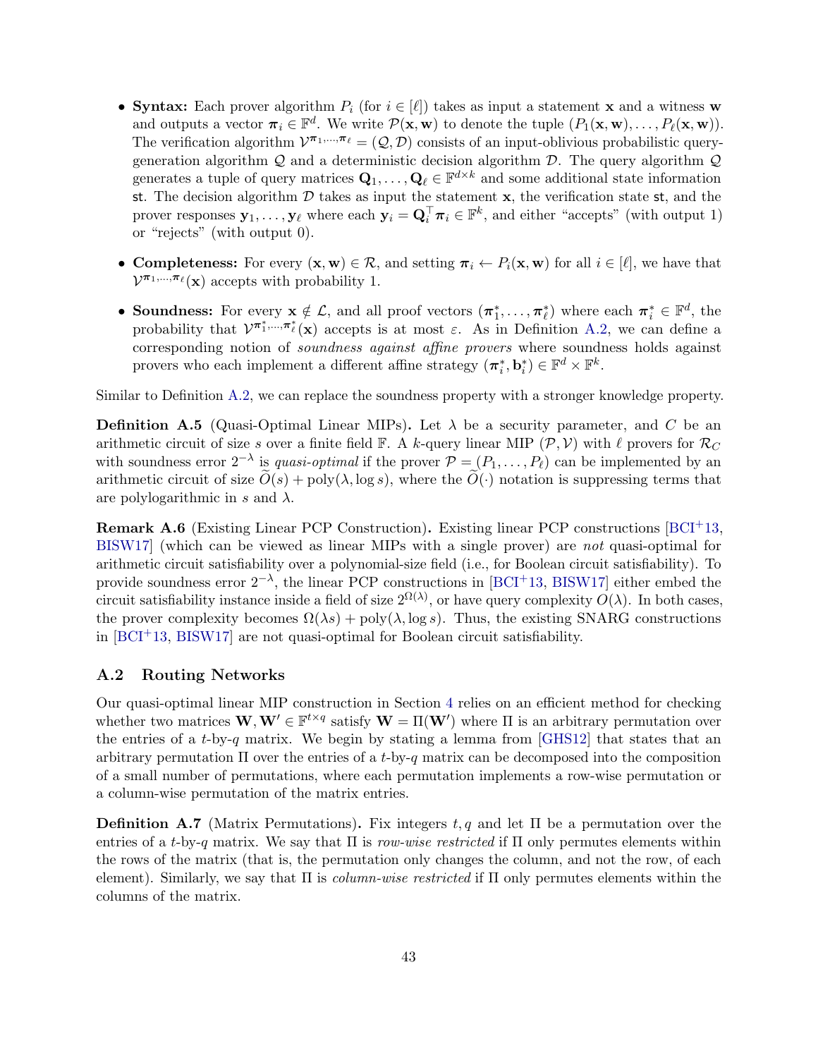- **Syntax:** Each prover algorithm $P_i$ (for $i \in [\ell]$) takes as input a statement $\mathbf{x}$ and a witness $\mathbf{w}$ and outputs a vector $\boldsymbol{\pi}_i \in \mathbb{F}^d$. We write $\mathcal{P}(\mathbf{x}, \mathbf{w})$ to denote the tuple $(P_1(\mathbf{x}, \mathbf{w}), \ldots, P_\ell(\mathbf{x}, \mathbf{w}))$. The verification algorithm $\mathcal{V}^{\boldsymbol{\pi}_1, \ldots, \boldsymbol{\pi}_\ell} = (\mathcal{Q}, \mathcal{D})$ consists of an input-oblivious probabilistic query-generation algorithm $\mathcal{Q}$ and a deterministic decision algorithm $\mathcal{D}$. The query algorithm $\mathcal{Q}$ generates a tuple of query matrices $\mathbf{Q}_1, \ldots, \mathbf{Q}_\ell \in \mathbb{F}^{d \times k}$ and some additional state information $\mathsf{st}$. The decision algorithm $\mathcal{D}$ takes as input the statement $\mathbf{x}$, the verification state $\mathsf{st}$, and the prover responses $\mathbf{y}_1, \ldots, \mathbf{y}_\ell$ where each $\mathbf{y}_i = \mathbf{Q}_i^\top \boldsymbol{\pi}_i \in \mathbb{F}^k$, and either "accepts" (with output 1) or "rejects" (with output 0).
- **Completeness:** For every $(\mathbf{x}, \mathbf{w}) \in \mathcal{R}$, and setting $\boldsymbol{\pi}_i \leftarrow P_i(\mathbf{x}, \mathbf{w})$ for all $i \in [\ell]$, we have that $\mathcal{V}^{\boldsymbol{\pi}_1, \ldots, \boldsymbol{\pi}_\ell}(\mathbf{x})$ accepts with probability 1.
- **Soundness:** For every $\mathbf{x} \notin \mathcal{L}$, and all proof vectors $(\boldsymbol{\pi}_1^*, \ldots, \boldsymbol{\pi}_\ell^*)$ where each $\boldsymbol{\pi}_i^* \in \mathbb{F}^d$, the probability that $\mathcal{V}^{\boldsymbol{\pi}_1^*, \ldots, \boldsymbol{\pi}_\ell^*}(\mathbf{x})$ accepts is at most $\varepsilon$. As in Definition A.2, we can define a corresponding notion of *soundness against affine provers* where soundness holds against provers who each implement a different affine strategy $(\boldsymbol{\pi}_i^*, \mathbf{b}_i^*) \in \mathbb{F}^d \times \mathbb{F}^k$.

Similar to Definition A.2, we can replace the soundness property with a stronger knowledge property.

**Definition A.5** (Quasi-Optimal Linear MIPs)**.** Let $\lambda$ be a security parameter, and $C$ be an arithmetic circuit of size $s$ over a finite field $\mathbb{F}$. A $k$-query linear MIP $(\mathcal{P}, \mathcal{V})$ with $\ell$ provers for $\mathcal{R}_C$ with soundness error $2^{-\lambda}$ is *quasi-optimal* if the prover $\mathcal{P} = (P_1, \ldots, P_\ell)$ can be implemented by an arithmetic circuit of size $\widetilde{O}(s) + \mathrm{poly}(\lambda, \log s)$, where the $\widetilde{O}(\cdot)$ notation is suppressing terms that are polylogarithmic in $s$ and $\lambda$.

**Remark A.6** (Existing Linear PCP Construction)**.** Existing linear PCP constructions [BCI+13, BISW17] (which can be viewed as linear MIPs with a single prover) are *not* quasi-optimal for arithmetic circuit satisfiability over a polynomial-size field (i.e., for Boolean circuit satisfiability). To provide soundness error $2^{-\lambda}$, the linear PCP constructions in [BCI+13, BISW17] either embed the circuit satisfiability instance inside a field of size $2^{\Omega(\lambda)}$, or have query complexity $O(\lambda)$. In both cases, the prover complexity becomes $\Omega(\lambda s) + \mathrm{poly}(\lambda, \log s)$. Thus, the existing SNARG constructions in [BCI+13, BISW17] are not quasi-optimal for Boolean circuit satisfiability.

## A.2 Routing Networks

Our quasi-optimal linear MIP construction in Section 4 relies on an efficient method for checking whether two matrices $\mathbf{W}, \mathbf{W}' \in \mathbb{F}^{t \times q}$ satisfy $\mathbf{W} = \Pi(\mathbf{W}')$ where $\Pi$ is an arbitrary permutation over the entries of a $t$-by-$q$ matrix. We begin by stating a lemma from [GHS12] that states that an arbitrary permutation $\Pi$ over the entries of a $t$-by-$q$ matrix can be decomposed into the composition of a small number of permutations, where each permutation implements a row-wise permutation or a column-wise permutation of the matrix entries.

**Definition A.7** (Matrix Permutations)**.** Fix integers $t, q$ and let $\Pi$ be a permutation over the entries of a $t$-by-$q$ matrix. We say that $\Pi$ is *row-wise restricted* if $\Pi$ only permutes elements within the rows of the matrix (that is, the permutation only changes the column, and not the row, of each element). Similarly, we say that $\Pi$ is *column-wise restricted* if $\Pi$ only permutes elements within the columns of the matrix.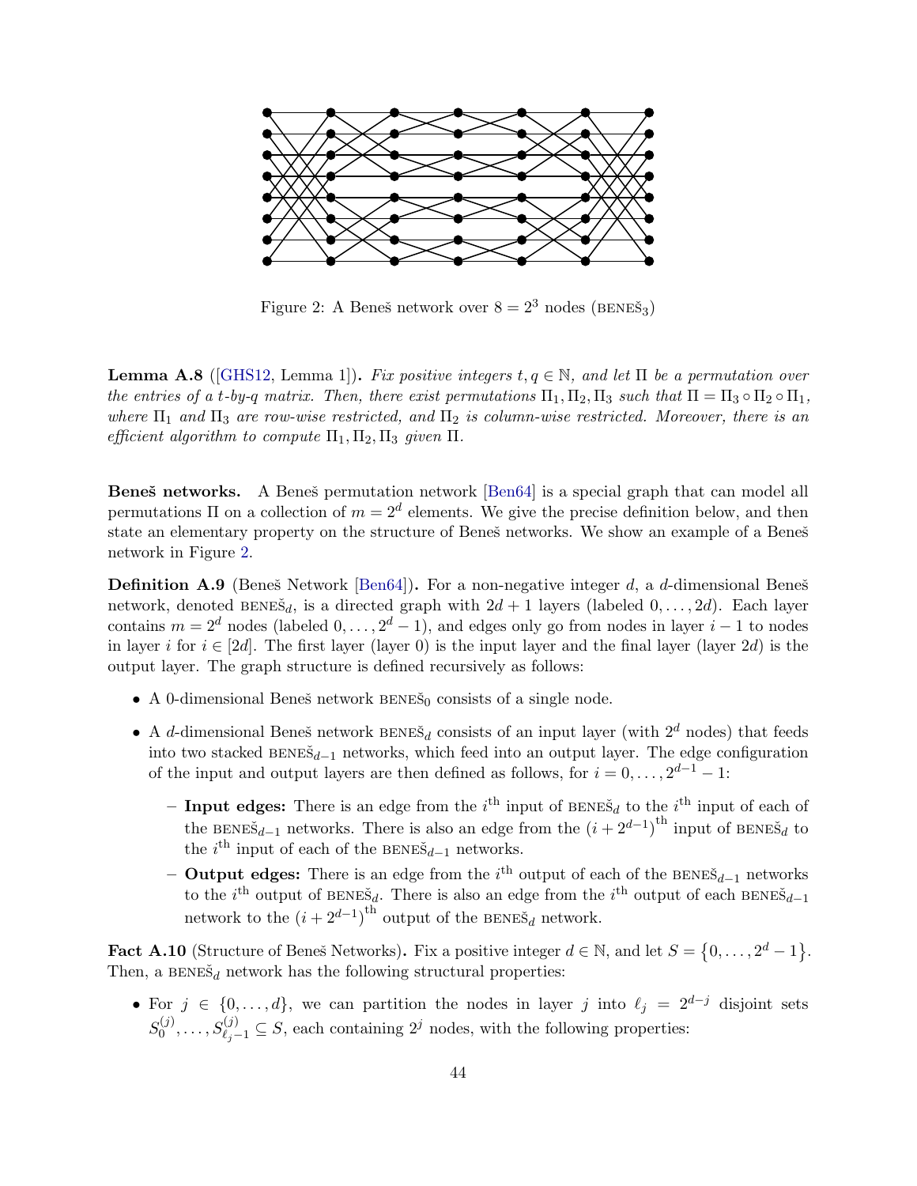Figure 2: A Beneš network over $8 = 2^3$ nodes ($\text{BENEŠ}_3$)

**Lemma A.8** ([GHS12, Lemma 1]). *Fix positive integers $t, q \in \mathbb{N}$, and let $\Pi$ be a permutation over the entries of a $t$-by-$q$ matrix. Then, there exist permutations $\Pi_1, \Pi_2, \Pi_3$ such that $\Pi = \Pi_3 \circ \Pi_2 \circ \Pi_1$, where $\Pi_1$ and $\Pi_3$ are row-wise restricted, and $\Pi_2$ is column-wise restricted. Moreover, there is an efficient algorithm to compute $\Pi_1, \Pi_2, \Pi_3$ given $\Pi$.*

**Beneš networks.** A Beneš permutation network [Ben64] is a special graph that can model all permutations $\Pi$ on a collection of $m = 2^d$ elements. We give the precise definition below, and then state an elementary property on the structure of Beneš networks. We show an example of a Beneš network in Figure 2.

**Definition A.9** (Beneš Network [Ben64]). For a non-negative integer $d$, a $d$-dimensional Beneš network, denoted $\text{BENEŠ}_d$, is a directed graph with $2d + 1$ layers (labeled $0, \ldots, 2d$). Each layer contains $m = 2^d$ nodes (labeled $0, \ldots, 2^d - 1$), and edges only go from nodes in layer $i - 1$ to nodes in layer $i$ for $i \in [2d]$. The first layer (layer 0) is the input layer and the final layer (layer $2d$) is the output layer. The graph structure is defined recursively as follows:

- A 0-dimensional Beneš network $\text{BENEŠ}_0$ consists of a single node.
- A $d$-dimensional Beneš network $\text{BENEŠ}_d$ consists of an input layer (with $2^d$ nodes) that feeds into two stacked $\text{BENEŠ}_{d-1}$ networks, which feed into an output layer. The edge configuration of the input and output layers are then defined as follows, for $i = 0, \ldots, 2^{d-1} - 1$:
  - **Input edges:** There is an edge from the $i^{\text{th}}$ input of $\text{BENEŠ}_d$ to the $i^{\text{th}}$ input of each of the $\text{BENEŠ}_{d-1}$ networks. There is also an edge from the $(i + 2^{d-1})^{\text{th}}$ input of $\text{BENEŠ}_d$ to the $i^{\text{th}}$ input of each of the $\text{BENEŠ}_{d-1}$ networks.
  - **Output edges:** There is an edge from the $i^{\text{th}}$ output of each of the $\text{BENEŠ}_{d-1}$ networks to the $i^{\text{th}}$ output of $\text{BENEŠ}_d$. There is also an edge from the $i^{\text{th}}$ output of each $\text{BENEŠ}_{d-1}$ network to the $(i + 2^{d-1})^{\text{th}}$ output of the $\text{BENEŠ}_d$ network.

**Fact A.10** (Structure of Beneš Networks). Fix a positive integer $d \in \mathbb{N}$, and let $S = \{0, \ldots, 2^d - 1\}$. Then, a $\text{BENEŠ}_d$ network has the following structural properties:

- For $j \in \{0, \ldots, d\}$, we can partition the nodes in layer $j$ into $\ell_j = 2^{d-j}$ disjoint sets $S_0^{(j)}, \ldots, S_{\ell_j - 1}^{(j)} \subseteq S$, each containing $2^j$ nodes, with the following properties: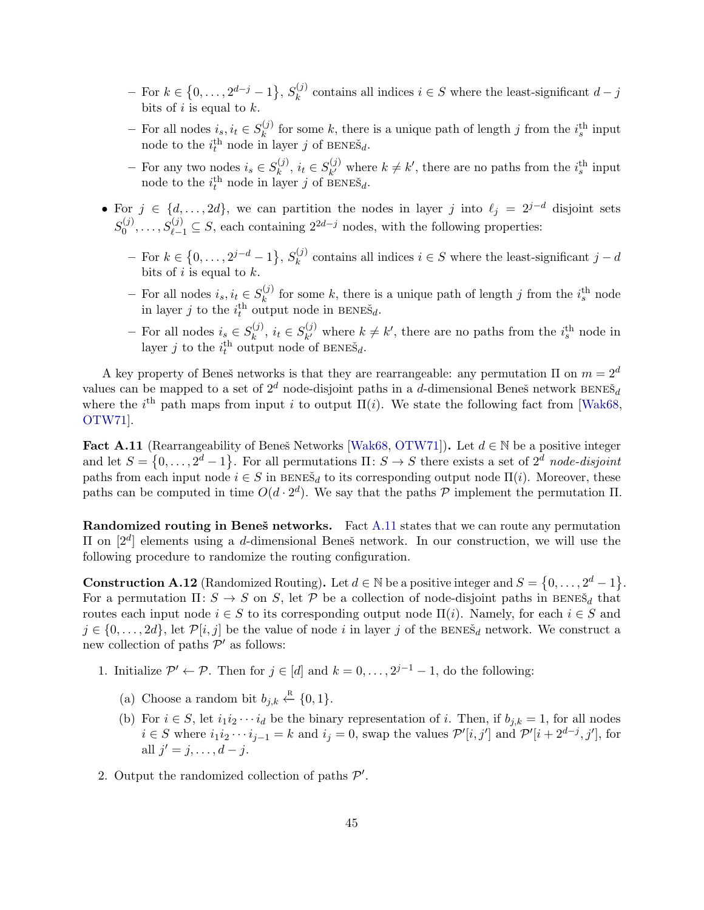- For $k \in \{0, \ldots, 2^{d-j} - 1\}$, $S_k^{(j)}$ contains all indices $i \in S$ where the least-significant $d - j$ bits of $i$ is equal to $k$.
  - For all nodes $i_s, i_t \in S_k^{(j)}$ for some $k$, there is a unique path of length $j$ from the $i_s^{\text{th}}$ input node to the $i_t^{\text{th}}$ node in layer $j$ of $\textsc{beneš}_d$.
  - For any two nodes $i_s \in S_k^{(j)}$, $i_t \in S_{k'}^{(j)}$ where $k \neq k'$, there are no paths from the $i_s^{\text{th}}$ input node to the $i_t^{\text{th}}$ node in layer $j$ of $\textsc{beneš}_d$.

- For $j \in \{d, \ldots, 2d\}$, we can partition the nodes in layer $j$ into $\ell_j = 2^{j-d}$ disjoint sets $S_0^{(j)}, \ldots, S_{\ell-1}^{(j)} \subseteq S$, each containing $2^{2d-j}$ nodes, with the following properties:
  - For $k \in \{0, \ldots, 2^{j-d} - 1\}$, $S_k^{(j)}$ contains all indices $i \in S$ where the least-significant $j - d$ bits of $i$ is equal to $k$.
  - For all nodes $i_s, i_t \in S_k^{(j)}$ for some $k$, there is a unique path of length $j$ from the $i_s^{\text{th}}$ node in layer $j$ to the $i_t^{\text{th}}$ output node in $\textsc{beneš}_d$.
  - For all nodes $i_s \in S_k^{(j)}$, $i_t \in S_{k'}^{(j)}$ where $k \neq k'$, there are no paths from the $i_s^{\text{th}}$ node in layer $j$ to the $i_t^{\text{th}}$ output node of $\textsc{beneš}_d$.

A key property of Beneš networks is that they are rearrangeable: any permutation $\Pi$ on $m = 2^d$ values can be mapped to a set of $2^d$ node-disjoint paths in a $d$-dimensional Beneš network $\textsc{beneš}_d$ where the $i^{\text{th}}$ path maps from input $i$ to output $\Pi(i)$. We state the following fact from [Wak68, OTW71].

**Fact A.11** (Rearrangeability of Beneš Networks [Wak68, OTW71])**.** Let $d \in \mathbb{N}$ be a positive integer and let $S = \{0, \ldots, 2^d - 1\}$. For all permutations $\Pi \colon S \to S$ there exists a set of $2^d$ *node-disjoint* paths from each input node $i \in S$ in $\textsc{beneš}_d$ to its corresponding output node $\Pi(i)$. Moreover, these paths can be computed in time $O(d \cdot 2^d)$. We say that the paths $\mathcal{P}$ implement the permutation $\Pi$.

**Randomized routing in Beneš networks.** Fact A.11 states that we can route any permutation $\Pi$ on $[2^d]$ elements using a $d$-dimensional Beneš network. In our construction, we will use the following procedure to randomize the routing configuration.

**Construction A.12** (Randomized Routing)**.** Let $d \in \mathbb{N}$ be a positive integer and $S = \{0, \ldots, 2^d - 1\}$. For a permutation $\Pi \colon S \to S$ on $S$, let $\mathcal{P}$ be a collection of node-disjoint paths in $\textsc{beneš}_d$ that routes each input node $i \in S$ to its corresponding output node $\Pi(i)$. Namely, for each $i \in S$ and $j \in \{0, \ldots, 2d\}$, let $\mathcal{P}[i, j]$ be the value of node $i$ in layer $j$ of the $\textsc{beneš}_d$ network. We construct a new collection of paths $\mathcal{P}'$ as follows:

1. Initialize $\mathcal{P}' \leftarrow \mathcal{P}$. Then for $j \in [d]$ and $k = 0, \ldots, 2^{j-1} - 1$, do the following:
   (a) Choose a random bit $b_{j,k} \xleftarrow{\text{R}} \{0, 1\}$.
   (b) For $i \in S$, let $i_1 i_2 \cdots i_d$ be the binary representation of $i$. Then, if $b_{j,k} = 1$, for all nodes $i \in S$ where $i_1 i_2 \cdots i_{j-1} = k$ and $i_j = 0$, swap the values $\mathcal{P}'[i, j']$ and $\mathcal{P}'[i + 2^{d-j}, j']$, for all $j' = j, \ldots, d - j$.
2. Output the randomized collection of paths $\mathcal{P}'$.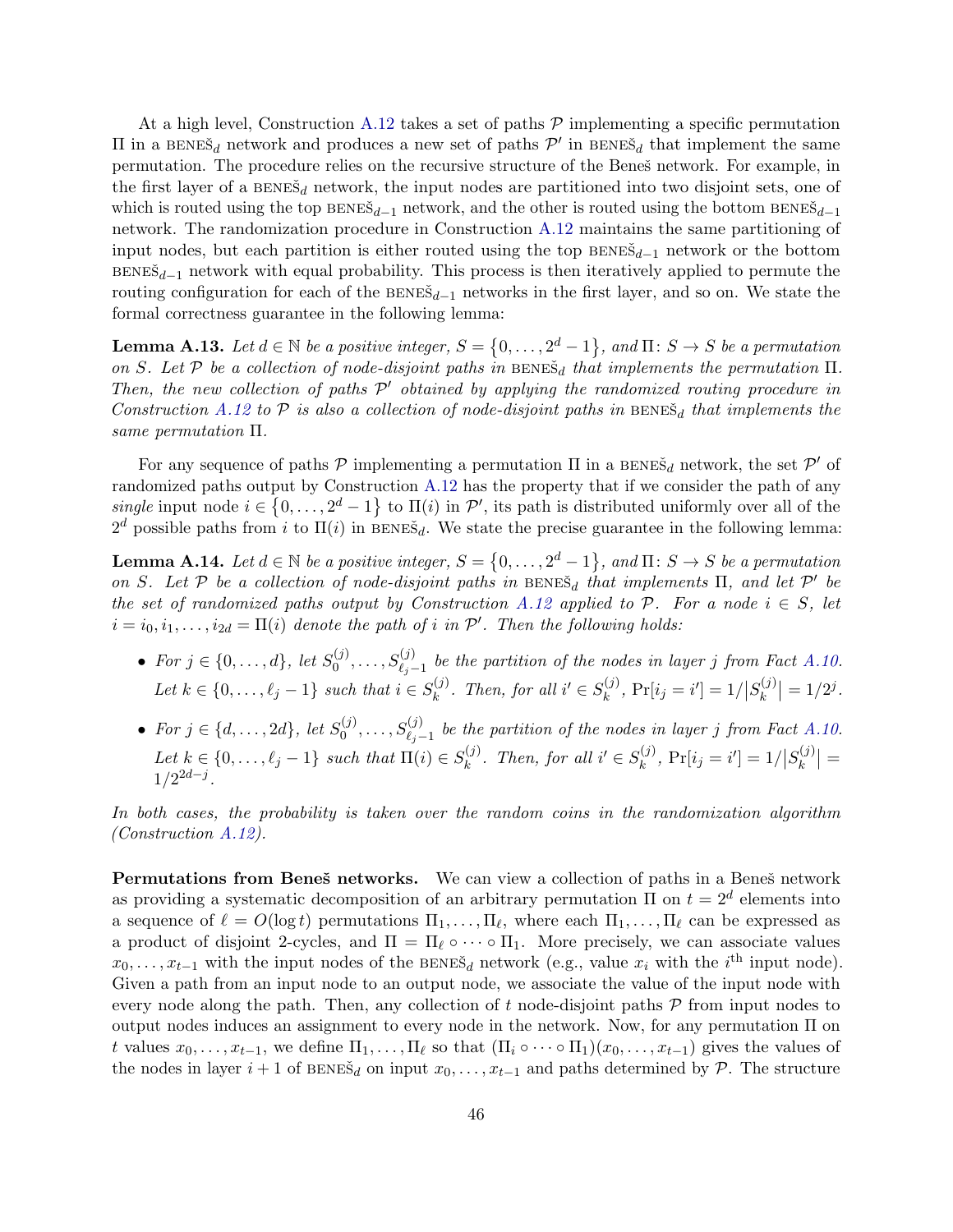At a high level, Construction A.12 takes a set of paths $\mathcal{P}$ implementing a specific permutation $\Pi$ in a $\text{BENEŠ}_d$ network and produces a new set of paths $\mathcal{P}'$ in $\text{BENEŠ}_d$ that implement the same permutation. The procedure relies on the recursive structure of the Beneš network. For example, in the first layer of a $\text{BENEŠ}_d$ network, the input nodes are partitioned into two disjoint sets, one of which is routed using the top $\text{BENEŠ}_{d-1}$ network, and the other is routed using the bottom $\text{BENEŠ}_{d-1}$ network. The randomization procedure in Construction A.12 maintains the same partitioning of input nodes, but each partition is either routed using the top $\text{BENEŠ}_{d-1}$ network or the bottom $\text{BENEŠ}_{d-1}$ network with equal probability. This process is then iteratively applied to permute the routing configuration for each of the $\text{BENEŠ}_{d-1}$ networks in the first layer, and so on. We state the formal correctness guarantee in the following lemma:

**Lemma A.13.** *Let $d \in \mathbb{N}$ be a positive integer, $S = \{0, \ldots, 2^d - 1\}$, and $\Pi \colon S \to S$ be a permutation on $S$. Let $\mathcal{P}$ be a collection of node-disjoint paths in $\text{BENEŠ}_d$ that implements the permutation $\Pi$. Then, the new collection of paths $\mathcal{P}'$ obtained by applying the randomized routing procedure in Construction A.12 to $\mathcal{P}$ is also a collection of node-disjoint paths in $\text{BENEŠ}_d$ that implements the same permutation $\Pi$.*

For any sequence of paths $\mathcal{P}$ implementing a permutation $\Pi$ in a $\text{BENEŠ}_d$ network, the set $\mathcal{P}'$ of randomized paths output by Construction A.12 has the property that if we consider the path of any *single* input node $i \in \{0, \ldots, 2^d - 1\}$ to $\Pi(i)$ in $\mathcal{P}'$, its path is distributed uniformly over all of the $2^d$ possible paths from $i$ to $\Pi(i)$ in $\text{BENEŠ}_d$. We state the precise guarantee in the following lemma:

**Lemma A.14.** *Let $d \in \mathbb{N}$ be a positive integer, $S = \{0, \ldots, 2^d - 1\}$, and $\Pi \colon S \to S$ be a permutation on $S$. Let $\mathcal{P}$ be a collection of node-disjoint paths in $\text{BENEŠ}_d$ that implements $\Pi$, and let $\mathcal{P}'$ be the set of randomized paths output by Construction A.12 applied to $\mathcal{P}$. For a node $i \in S$, let $i = i_0, i_1, \ldots, i_{2d} = \Pi(i)$ denote the path of $i$ in $\mathcal{P}'$. Then the following holds:*

- *For $j \in \{0, \ldots, d\}$, let $S_0^{(j)}, \ldots, S_{\ell_j - 1}^{(j)}$ be the partition of the nodes in layer $j$ from Fact A.10. Let $k \in \{0, \ldots, \ell_j - 1\}$ such that $i \in S_k^{(j)}$. Then, for all $i' \in S_k^{(j)}$, $\Pr[i_j = i'] = 1/\lvert S_k^{(j)} \rvert = 1/2^j$.*
- *For $j \in \{d, \ldots, 2d\}$, let $S_0^{(j)}, \ldots, S_{\ell_j - 1}^{(j)}$ be the partition of the nodes in layer $j$ from Fact A.10. Let $k \in \{0, \ldots, \ell_j - 1\}$ such that $\Pi(i) \in S_k^{(j)}$. Then, for all $i' \in S_k^{(j)}$, $\Pr[i_j = i'] = 1/\lvert S_k^{(j)} \rvert = 1/2^{2d-j}$.*

*In both cases, the probability is taken over the random coins in the randomization algorithm (Construction A.12).*

**Permutations from Beneš networks.** We can view a collection of paths in a Beneš network as providing a systematic decomposition of an arbitrary permutation $\Pi$ on $t = 2^d$ elements into a sequence of $\ell = O(\log t)$ permutations $\Pi_1, \ldots, \Pi_\ell$, where each $\Pi_1, \ldots, \Pi_\ell$ can be expressed as a product of disjoint 2-cycles, and $\Pi = \Pi_\ell \circ \cdots \circ \Pi_1$. More precisely, we can associate values $x_0, \ldots, x_{t-1}$ with the input nodes of the $\text{BENEŠ}_d$ network (e.g., value $x_i$ with the $i^{\text{th}}$ input node). Given a path from an input node to an output node, we associate the value of the input node with every node along the path. Then, any collection of $t$ node-disjoint paths $\mathcal{P}$ from input nodes to output nodes induces an assignment to every node in the network. Now, for any permutation $\Pi$ on $t$ values $x_0, \ldots, x_{t-1}$, we define $\Pi_1, \ldots, \Pi_\ell$ so that $(\Pi_i \circ \cdots \circ \Pi_1)(x_0, \ldots, x_{t-1})$ gives the values of the nodes in layer $i + 1$ of $\text{BENEŠ}_d$ on input $x_0, \ldots, x_{t-1}$ and paths determined by $\mathcal{P}$. The structure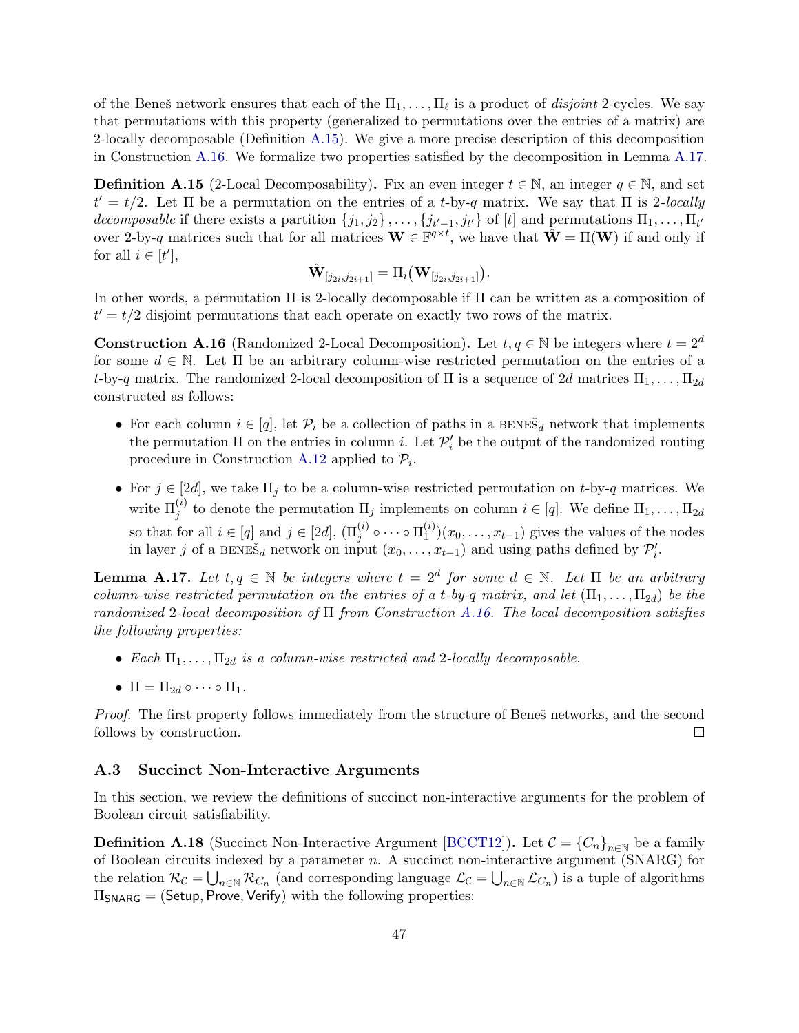of the Beneš network ensures that each of the $\Pi_1, \ldots, \Pi_\ell$ is a product of *disjoint* 2-cycles. We say that permutations with this property (generalized to permutations over the entries of a matrix) are 2-locally decomposable (Definition A.15). We give a more precise description of this decomposition in Construction A.16. We formalize two properties satisfied by the decomposition in Lemma A.17.

**Definition A.15** (2-Local Decomposability)**.** Fix an even integer $t \in \mathbb{N}$, an integer $q \in \mathbb{N}$, and set $t' = t/2$. Let $\Pi$ be a permutation on the entries of a $t$-by-$q$ matrix. We say that $\Pi$ is 2-*locally decomposable* if there exists a partition $\{j_1, j_2\}, \ldots, \{j_{t'-1}, j_{t'}\}$ of $[t]$ and permutations $\Pi_1, \ldots, \Pi_{t'}$ over 2-by-$q$ matrices such that for all matrices $\mathbf{W} \in \mathbb{F}^{q \times t}$, we have that $\hat{\mathbf{W}} = \Pi(\mathbf{W})$ if and only if for all $i \in [t']$,

$$\hat{\mathbf{W}}_{[j_{2i}, j_{2i+1}]} = \Pi_i\big(\mathbf{W}_{[j_{2i}, j_{2i+1}]}\big).$$

In other words, a permutation $\Pi$ is 2-locally decomposable if $\Pi$ can be written as a composition of $t' = t/2$ disjoint permutations that each operate on exactly two rows of the matrix.

**Construction A.16** (Randomized 2-Local Decomposition)**.** Let $t, q \in \mathbb{N}$ be integers where $t = 2^d$ for some $d \in \mathbb{N}$. Let $\Pi$ be an arbitrary column-wise restricted permutation on the entries of a $t$-by-$q$ matrix. The randomized 2-local decomposition of $\Pi$ is a sequence of $2d$ matrices $\Pi_1, \ldots, \Pi_{2d}$ constructed as follows:

- For each column $i \in [q]$, let $\mathcal{P}_i$ be a collection of paths in a BENEŠ$_d$ network that implements the permutation $\Pi$ on the entries in column $i$. Let $\mathcal{P}'_i$ be the output of the randomized routing procedure in Construction A.12 applied to $\mathcal{P}_i$.
- For $j \in [2d]$, we take $\Pi_j$ to be a column-wise restricted permutation on $t$-by-$q$ matrices. We write $\Pi_j^{(i)}$ to denote the permutation $\Pi_j$ implements on column $i \in [q]$. We define $\Pi_1, \ldots, \Pi_{2d}$ so that for all $i \in [q]$ and $j \in [2d]$, $(\Pi_j^{(i)} \circ \cdots \circ \Pi_1^{(i)})(x_0, \ldots, x_{t-1})$ gives the values of the nodes in layer $j$ of a BENEŠ$_d$ network on input $(x_0, \ldots, x_{t-1})$ and using paths defined by $\mathcal{P}'_i$.

**Lemma A.17.** *Let $t, q \in \mathbb{N}$ be integers where $t = 2^d$ for some $d \in \mathbb{N}$. Let $\Pi$ be an arbitrary column-wise restricted permutation on the entries of a $t$-by-$q$ matrix, and let $(\Pi_1, \ldots, \Pi_{2d})$ be the randomized 2-local decomposition of $\Pi$ from Construction A.16. The local decomposition satisfies the following properties:*

- *Each $\Pi_1, \ldots, \Pi_{2d}$ is a column-wise restricted and 2-locally decomposable.*
- *$\Pi = \Pi_{2d} \circ \cdots \circ \Pi_1$.*

*Proof.* The first property follows immediately from the structure of Beneš networks, and the second follows by construction. □

### A.3 Succinct Non-Interactive Arguments

In this section, we review the definitions of succinct non-interactive arguments for the problem of Boolean circuit satisfiability.

**Definition A.18** (Succinct Non-Interactive Argument [BCCT12])**.** Let $\mathcal{C} = \{C_n\}_{n \in \mathbb{N}}$ be a family of Boolean circuits indexed by a parameter $n$. A succinct non-interactive argument (SNARG) for the relation $\mathcal{R}_\mathcal{C} = \bigcup_{n \in \mathbb{N}} \mathcal{R}_{C_n}$ (and corresponding language $\mathcal{L}_\mathcal{C} = \bigcup_{n \in \mathbb{N}} \mathcal{L}_{C_n}$) is a tuple of algorithms $\Pi_{\mathsf{SNARG}} = (\mathsf{Setup}, \mathsf{Prove}, \mathsf{Verify})$ with the following properties: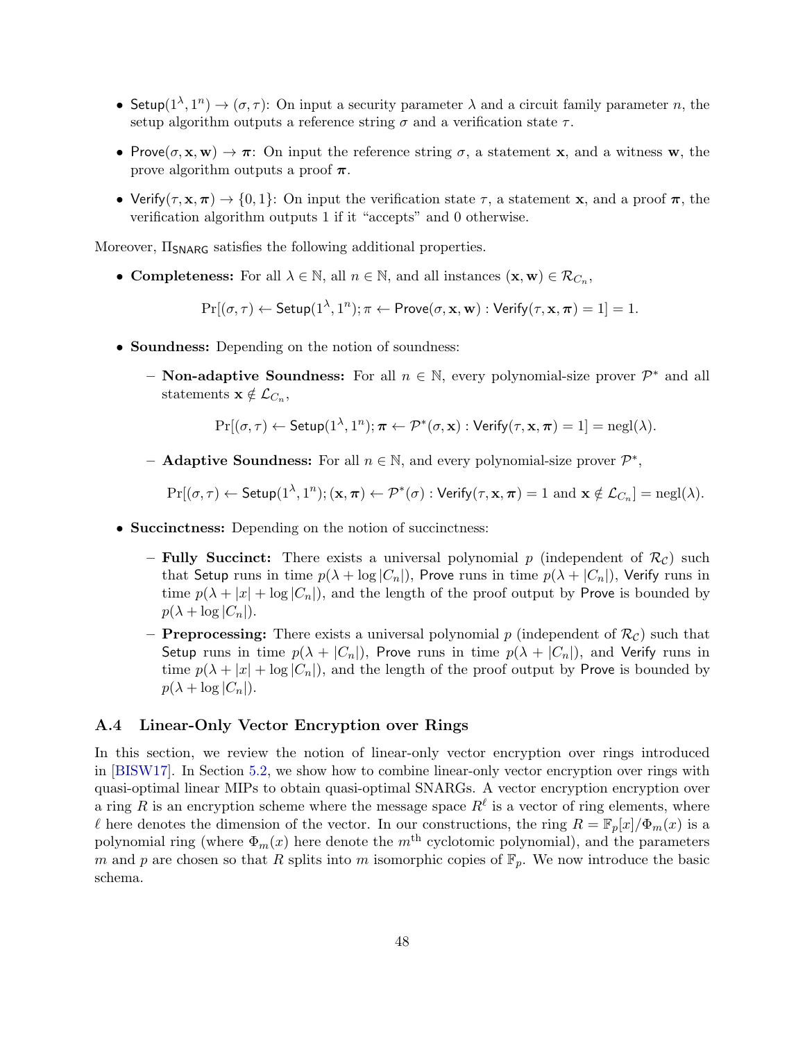- $\mathsf{Setup}(1^\lambda, 1^n) \to (\sigma, \tau)$: On input a security parameter $\lambda$ and a circuit family parameter $n$, the setup algorithm outputs a reference string $\sigma$ and a verification state $\tau$.
- $\mathsf{Prove}(\sigma, \mathbf{x}, \mathbf{w}) \to \boldsymbol{\pi}$: On input the reference string $\sigma$, a statement $\mathbf{x}$, and a witness $\mathbf{w}$, the prove algorithm outputs a proof $\boldsymbol{\pi}$.
- $\mathsf{Verify}(\tau, \mathbf{x}, \boldsymbol{\pi}) \to \{0, 1\}$: On input the verification state $\tau$, a statement $\mathbf{x}$, and a proof $\boldsymbol{\pi}$, the verification algorithm outputs 1 if it "accepts" and 0 otherwise.

Moreover, $\Pi_{\mathsf{SNARG}}$ satisfies the following additional properties.

- **Completeness:** For all $\lambda \in \mathbb{N}$, all $n \in \mathbb{N}$, and all instances $(\mathbf{x}, \mathbf{w}) \in \mathcal{R}_{C_n}$,

$$\Pr[(\sigma, \tau) \leftarrow \mathsf{Setup}(1^\lambda, 1^n); \pi \leftarrow \mathsf{Prove}(\sigma, \mathbf{x}, \mathbf{w}) : \mathsf{Verify}(\tau, \mathbf{x}, \boldsymbol{\pi}) = 1] = 1.$$

- **Soundness:** Depending on the notion of soundness:
  - **Non-adaptive Soundness:** For all $n \in \mathbb{N}$, every polynomial-size prover $\mathcal{P}^*$ and all statements $\mathbf{x} \notin \mathcal{L}_{C_n}$,

$$\Pr[(\sigma, \tau) \leftarrow \mathsf{Setup}(1^\lambda, 1^n); \boldsymbol{\pi} \leftarrow \mathcal{P}^*(\sigma, \mathbf{x}) : \mathsf{Verify}(\tau, \mathbf{x}, \boldsymbol{\pi}) = 1] = \mathrm{negl}(\lambda).$$

  - **Adaptive Soundness:** For all $n \in \mathbb{N}$, and every polynomial-size prover $\mathcal{P}^*$,

$$\Pr[(\sigma, \tau) \leftarrow \mathsf{Setup}(1^\lambda, 1^n); (\mathbf{x}, \boldsymbol{\pi}) \leftarrow \mathcal{P}^*(\sigma) : \mathsf{Verify}(\tau, \mathbf{x}, \boldsymbol{\pi}) = 1 \text{ and } \mathbf{x} \notin \mathcal{L}_{C_n}] = \mathrm{negl}(\lambda).$$

- **Succinctness:** Depending on the notion of succinctness:
  - **Fully Succinct:** There exists a universal polynomial $p$ (independent of $\mathcal{R}_\mathcal{C}$) such that $\mathsf{Setup}$ runs in time $p(\lambda + \log |C_n|)$, $\mathsf{Prove}$ runs in time $p(\lambda + |C_n|)$, $\mathsf{Verify}$ runs in time $p(\lambda + |x| + \log |C_n|)$, and the length of the proof output by $\mathsf{Prove}$ is bounded by $p(\lambda + \log |C_n|)$.
  - **Preprocessing:** There exists a universal polynomial $p$ (independent of $\mathcal{R}_\mathcal{C}$) such that $\mathsf{Setup}$ runs in time $p(\lambda + |C_n|)$, $\mathsf{Prove}$ runs in time $p(\lambda + |C_n|)$, and $\mathsf{Verify}$ runs in time $p(\lambda + |x| + \log |C_n|)$, and the length of the proof output by $\mathsf{Prove}$ is bounded by $p(\lambda + \log |C_n|)$.

### A.4 Linear-Only Vector Encryption over Rings

In this section, we review the notion of linear-only vector encryption over rings introduced in [BISW17]. In Section 5.2, we show how to combine linear-only vector encryption over rings with quasi-optimal linear MIPs to obtain quasi-optimal SNARGs. A vector encryption encryption over a ring $R$ is an encryption scheme where the message space $R^\ell$ is a vector of ring elements, where $\ell$ here denotes the dimension of the vector. In our constructions, the ring $R = \mathbb{F}_p[x]/\Phi_m(x)$ is a polynomial ring (where $\Phi_m(x)$ here denote the $m^{\text{th}}$ cyclotomic polynomial), and the parameters $m$ and $p$ are chosen so that $R$ splits into $m$ isomorphic copies of $\mathbb{F}_p$. We now introduce the basic schema.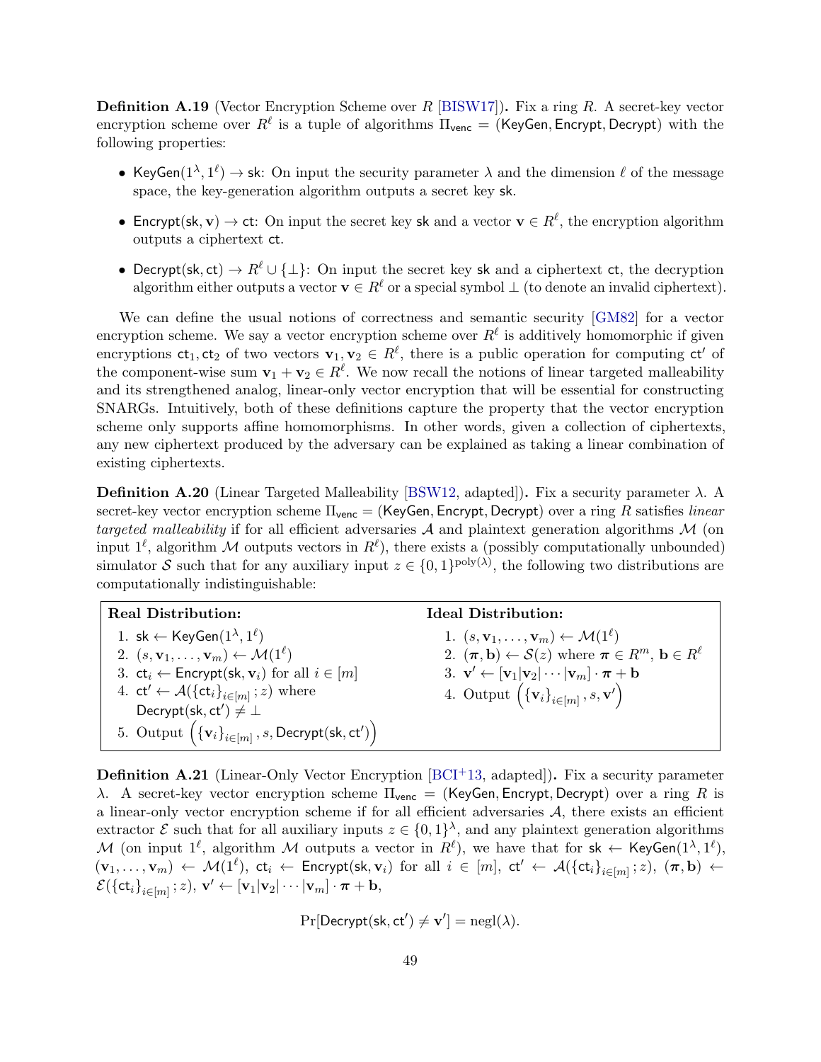**Definition A.19** (Vector Encryption Scheme over $R$ [BISW17])**.** Fix a ring $R$. A secret-key vector encryption scheme over $R^\ell$ is a tuple of algorithms $\Pi_{\mathsf{venc}} = (\mathsf{KeyGen}, \mathsf{Encrypt}, \mathsf{Decrypt})$ with the following properties:

- $\mathsf{KeyGen}(1^\lambda, 1^\ell) \to \mathsf{sk}$: On input the security parameter $\lambda$ and the dimension $\ell$ of the message space, the key-generation algorithm outputs a secret key $\mathsf{sk}$.
- $\mathsf{Encrypt}(\mathsf{sk}, \mathbf{v}) \to \mathsf{ct}$: On input the secret key $\mathsf{sk}$ and a vector $\mathbf{v} \in R^\ell$, the encryption algorithm outputs a ciphertext $\mathsf{ct}$.
- $\mathsf{Decrypt}(\mathsf{sk}, \mathsf{ct}) \to R^\ell \cup \{\perp\}$: On input the secret key $\mathsf{sk}$ and a ciphertext $\mathsf{ct}$, the decryption algorithm either outputs a vector $\mathbf{v} \in R^\ell$ or a special symbol $\perp$ (to denote an invalid ciphertext).

We can define the usual notions of correctness and semantic security [GM82] for a vector encryption scheme. We say a vector encryption scheme over $R^\ell$ is additively homomorphic if given encryptions $\mathsf{ct}_1, \mathsf{ct}_2$ of two vectors $\mathbf{v}_1, \mathbf{v}_2 \in R^\ell$, there is a public operation for computing $\mathsf{ct}'$ of the component-wise sum $\mathbf{v}_1 + \mathbf{v}_2 \in R^\ell$. We now recall the notions of linear targeted malleability and its strengthened analog, linear-only vector encryption that will be essential for constructing SNARGs. Intuitively, both of these definitions capture the property that the vector encryption scheme only supports affine homomorphisms. In other words, given a collection of ciphertexts, any new ciphertext produced by the adversary can be explained as taking a linear combination of existing ciphertexts.

**Definition A.20** (Linear Targeted Malleability [BSW12, adapted])**.** Fix a security parameter $\lambda$. A secret-key vector encryption scheme $\Pi_{\mathsf{venc}} = (\mathsf{KeyGen}, \mathsf{Encrypt}, \mathsf{Decrypt})$ over a ring $R$ satisfies *linear targeted malleability* if for all efficient adversaries $\mathcal{A}$ and plaintext generation algorithms $\mathcal{M}$ (on input $1^\ell$, algorithm $\mathcal{M}$ outputs vectors in $R^\ell$), there exists a (possibly computationally unbounded) simulator $\mathcal{S}$ such that for any auxiliary input $z \in \{0,1\}^{\mathrm{poly}(\lambda)}$, the following two distributions are computationally indistinguishable:

**Real Distribution:**

1. $\mathsf{sk} \leftarrow \mathsf{KeyGen}(1^\lambda, 1^\ell)$
2. $(s, \mathbf{v}_1, \ldots, \mathbf{v}_m) \leftarrow \mathcal{M}(1^\ell)$
3. $\mathsf{ct}_i \leftarrow \mathsf{Encrypt}(\mathsf{sk}, \mathbf{v}_i)$ for all $i \in [m]$
4. $\mathsf{ct}' \leftarrow \mathcal{A}(\{\mathsf{ct}_i\}_{i\in[m]}; z)$ where $\mathsf{Decrypt}(\mathsf{sk}, \mathsf{ct}') \neq \perp$
5. Output $\left(\{\mathbf{v}_i\}_{i\in[m]}, s, \mathsf{Decrypt}(\mathsf{sk}, \mathsf{ct}')\right)$

**Ideal Distribution:**

1. $(s, \mathbf{v}_1, \ldots, \mathbf{v}_m) \leftarrow \mathcal{M}(1^\ell)$
2. $(\boldsymbol{\pi}, \mathbf{b}) \leftarrow \mathcal{S}(z)$ where $\boldsymbol{\pi} \in R^m$, $\mathbf{b} \in R^\ell$
3. $\mathbf{v}' \leftarrow [\mathbf{v}_1|\mathbf{v}_2|\cdots|\mathbf{v}_m] \cdot \boldsymbol{\pi} + \mathbf{b}$
4. Output $\left(\{\mathbf{v}_i\}_{i\in[m]}, s, \mathbf{v}'\right)$

**Definition A.21** (Linear-Only Vector Encryption [BCI+13, adapted])**.** Fix a security parameter $\lambda$. A secret-key vector encryption scheme $\Pi_{\mathsf{venc}} = (\mathsf{KeyGen}, \mathsf{Encrypt}, \mathsf{Decrypt})$ over a ring $R$ is a linear-only vector encryption scheme if for all efficient adversaries $\mathcal{A}$, there exists an efficient extractor $\mathcal{E}$ such that for all auxiliary inputs $z \in \{0,1\}^\lambda$, and any plaintext generation algorithms $\mathcal{M}$ (on input $1^\ell$, algorithm $\mathcal{M}$ outputs a vector in $R^\ell$), we have that for $\mathsf{sk} \leftarrow \mathsf{KeyGen}(1^\lambda, 1^\ell)$, $(\mathbf{v}_1, \ldots, \mathbf{v}_m) \leftarrow \mathcal{M}(1^\ell)$, $\mathsf{ct}_i \leftarrow \mathsf{Encrypt}(\mathsf{sk}, \mathbf{v}_i)$ for all $i \in [m]$, $\mathsf{ct}' \leftarrow \mathcal{A}(\{\mathsf{ct}_i\}_{i\in[m]}; z)$, $(\boldsymbol{\pi}, \mathbf{b}) \leftarrow \mathcal{E}(\{\mathsf{ct}_i\}_{i\in[m]}; z)$, $\mathbf{v}' \leftarrow [\mathbf{v}_1|\mathbf{v}_2|\cdots|\mathbf{v}_m] \cdot \boldsymbol{\pi} + \mathbf{b}$,

$$\Pr[\mathsf{Decrypt}(\mathsf{sk}, \mathsf{ct}') \neq \mathbf{v}'] = \mathrm{negl}(\lambda).$$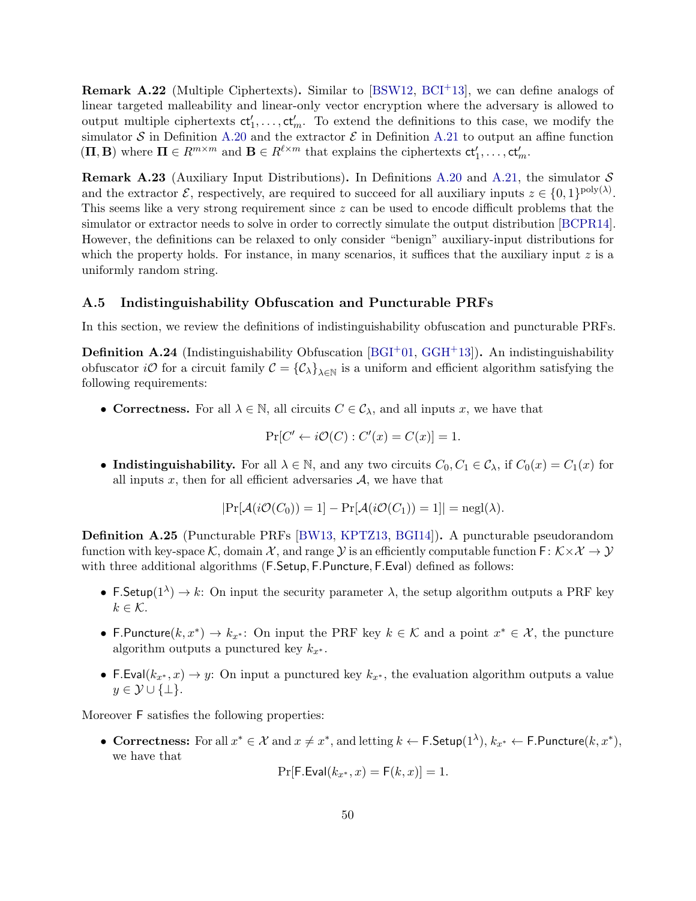**Remark A.22** (Multiple Ciphertexts)**.** Similar to [BSW12, BCI+13], we can define analogs of linear targeted malleability and linear-only vector encryption where the adversary is allowed to output multiple ciphertexts $\mathsf{ct}'_1, \ldots, \mathsf{ct}'_m$. To extend the definitions to this case, we modify the simulator $\mathcal{S}$ in Definition A.20 and the extractor $\mathcal{E}$ in Definition A.21 to output an affine function $(\mathbf{\Pi}, \mathbf{B})$ where $\mathbf{\Pi} \in R^{m \times m}$ and $\mathbf{B} \in R^{\ell \times m}$ that explains the ciphertexts $\mathsf{ct}'_1, \ldots, \mathsf{ct}'_m$.

**Remark A.23** (Auxiliary Input Distributions)**.** In Definitions A.20 and A.21, the simulator $\mathcal{S}$ and the extractor $\mathcal{E}$, respectively, are required to succeed for all auxiliary inputs $z \in \{0,1\}^{\mathrm{poly}(\lambda)}$. This seems like a very strong requirement since $z$ can be used to encode difficult problems that the simulator or extractor needs to solve in order to correctly simulate the output distribution [BCPR14]. However, the definitions can be relaxed to only consider "benign" auxiliary-input distributions for which the property holds. For instance, in many scenarios, it suffices that the auxiliary input $z$ is a uniformly random string.

### A.5 Indistinguishability Obfuscation and Puncturable PRFs

In this section, we review the definitions of indistinguishability obfuscation and puncturable PRFs.

**Definition A.24** (Indistinguishability Obfuscation [BGI+01, GGH+13])**.** An indistinguishability obfuscator $i\mathcal{O}$ for a circuit family $\mathcal{C} = \{\mathcal{C}_\lambda\}_{\lambda \in \mathbb{N}}$ is a uniform and efficient algorithm satisfying the following requirements:

- **Correctness.** For all $\lambda \in \mathbb{N}$, all circuits $C \in \mathcal{C}_\lambda$, and all inputs $x$, we have that
$$\Pr[C' \leftarrow i\mathcal{O}(C) : C'(x) = C(x)] = 1.$$
- **Indistinguishability.** For all $\lambda \in \mathbb{N}$, and any two circuits $C_0, C_1 \in \mathcal{C}_\lambda$, if $C_0(x) = C_1(x)$ for all inputs $x$, then for all efficient adversaries $\mathcal{A}$, we have that
$$|\Pr[\mathcal{A}(i\mathcal{O}(C_0)) = 1] - \Pr[\mathcal{A}(i\mathcal{O}(C_1)) = 1]| = \mathrm{negl}(\lambda).$$

**Definition A.25** (Puncturable PRFs [BW13, KPTZ13, BGI14])**.** A puncturable pseudorandom function with key-space $\mathcal{K}$, domain $\mathcal{X}$, and range $\mathcal{Y}$ is an efficiently computable function $\mathsf{F} \colon \mathcal{K} \times \mathcal{X} \to \mathcal{Y}$ with three additional algorithms $(\mathsf{F.Setup}, \mathsf{F.Puncture}, \mathsf{F.Eval})$ defined as follows:

- $\mathsf{F.Setup}(1^\lambda) \to k$: On input the security parameter $\lambda$, the setup algorithm outputs a PRF key $k \in \mathcal{K}$.
- $\mathsf{F.Puncture}(k, x^*) \to k_{x^*}$: On input the PRF key $k \in \mathcal{K}$ and a point $x^* \in \mathcal{X}$, the puncture algorithm outputs a punctured key $k_{x^*}$.
- $\mathsf{F.Eval}(k_{x^*}, x) \to y$: On input a punctured key $k_{x^*}$, the evaluation algorithm outputs a value $y \in \mathcal{Y} \cup \{\perp\}$.

Moreover $\mathsf{F}$ satisfies the following properties:

- **Correctness:** For all $x^* \in \mathcal{X}$ and $x \neq x^*$, and letting $k \leftarrow \mathsf{F.Setup}(1^\lambda)$, $k_{x^*} \leftarrow \mathsf{F.Puncture}(k, x^*)$, we have that
$$\Pr[\mathsf{F.Eval}(k_{x^*}, x) = \mathsf{F}(k, x)] = 1.$$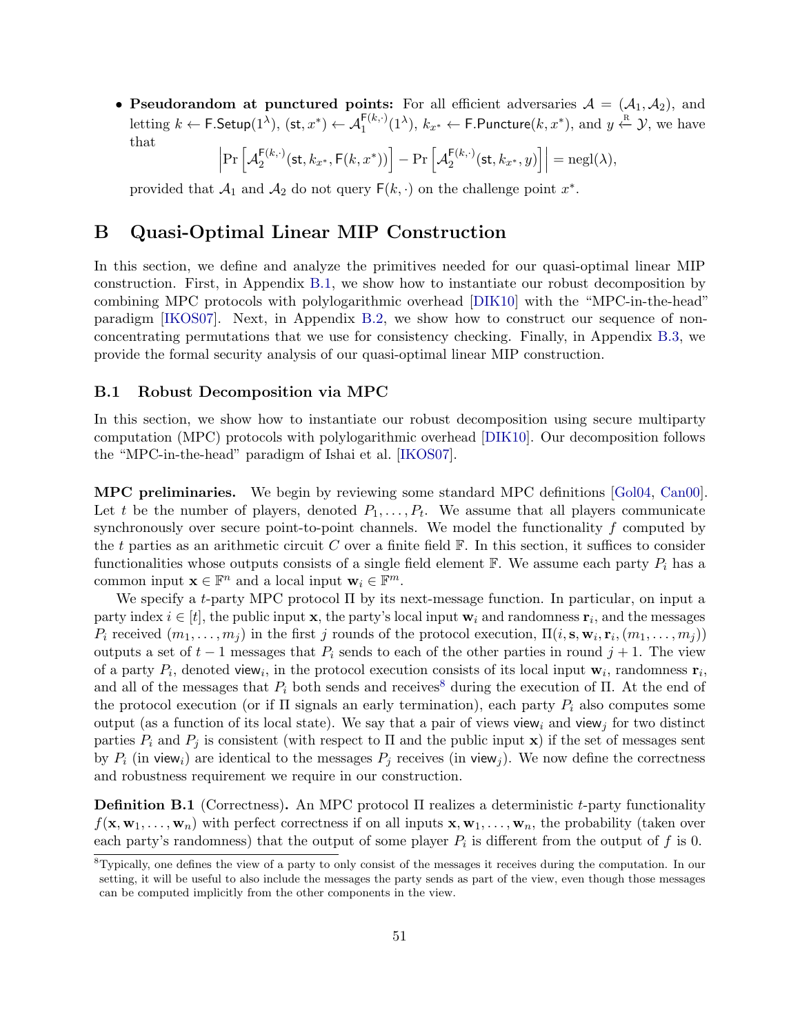- **Pseudorandom at punctured points:** For all efficient adversaries $\mathcal{A} = (\mathcal{A}_1, \mathcal{A}_2)$, and letting $k \leftarrow \mathsf{F.Setup}(1^\lambda)$, $(\mathsf{st}, x^*) \leftarrow \mathcal{A}_1^{\mathsf{F}(k,\cdot)}(1^\lambda)$, $k_{x^*} \leftarrow \mathsf{F.Puncture}(k, x^*)$, and $y \xleftarrow{\text{R}} \mathcal{Y}$, we have that

$$\left| \Pr\left[\mathcal{A}_2^{\mathsf{F}(k,\cdot)}(\mathsf{st}, k_{x^*}, \mathsf{F}(k, x^*))\right] - \Pr\left[\mathcal{A}_2^{\mathsf{F}(k,\cdot)}(\mathsf{st}, k_{x^*}, y)\right] \right| = \operatorname{negl}(\lambda),$$

provided that $\mathcal{A}_1$ and $\mathcal{A}_2$ do not query $\mathsf{F}(k, \cdot)$ on the challenge point $x^*$.

# B Quasi-Optimal Linear MIP Construction

In this section, we define and analyze the primitives needed for our quasi-optimal linear MIP construction. First, in Appendix B.1, we show how to instantiate our robust decomposition by combining MPC protocols with polylogarithmic overhead [DIK10] with the "MPC-in-the-head" paradigm [IKOS07]. Next, in Appendix B.2, we show how to construct our sequence of non-concentrating permutations that we use for consistency checking. Finally, in Appendix B.3, we provide the formal security analysis of our quasi-optimal linear MIP construction.

## B.1 Robust Decomposition via MPC

In this section, we show how to instantiate our robust decomposition using secure multiparty computation (MPC) protocols with polylogarithmic overhead [DIK10]. Our decomposition follows the "MPC-in-the-head" paradigm of Ishai et al. [IKOS07].

**MPC preliminaries.** We begin by reviewing some standard MPC definitions [Gol04, Can00]. Let $t$ be the number of players, denoted $P_1, \ldots, P_t$. We assume that all players communicate synchronously over secure point-to-point channels. We model the functionality $f$ computed by the $t$ parties as an arithmetic circuit $C$ over a finite field $\mathbb{F}$. In this section, it suffices to consider functionalities whose outputs consists of a single field element $\mathbb{F}$. We assume each party $P_i$ has a common input $\mathbf{x} \in \mathbb{F}^n$ and a local input $\mathbf{w}_i \in \mathbb{F}^m$.

We specify a $t$-party MPC protocol $\Pi$ by its next-message function. In particular, on input a party index $i \in [t]$, the public input $\mathbf{x}$, the party's local input $\mathbf{w}_i$ and randomness $\mathbf{r}_i$, and the messages $P_i$ received $(m_1, \ldots, m_j)$ in the first $j$ rounds of the protocol execution, $\Pi(i, \mathbf{s}, \mathbf{w}_i, \mathbf{r}_i, (m_1, \ldots, m_j))$ outputs a set of $t-1$ messages that $P_i$ sends to each of the other parties in round $j+1$. The view of a party $P_i$, denoted $\mathsf{view}_i$, in the protocol execution consists of its local input $\mathbf{w}_i$, randomness $\mathbf{r}_i$, and all of the messages that $P_i$ both sends and receives[8] during the execution of $\Pi$. At the end of the protocol execution (or if $\Pi$ signals an early termination), each party $P_i$ also computes some output (as a function of its local state). We say that a pair of views $\mathsf{view}_i$ and $\mathsf{view}_j$ for two distinct parties $P_i$ and $P_j$ is consistent (with respect to $\Pi$ and the public input $\mathbf{x}$) if the set of messages sent by $P_i$ (in $\mathsf{view}_i$) are identical to the messages $P_j$ receives (in $\mathsf{view}_j$). We now define the correctness and robustness requirement we require in our construction.

**Definition B.1** (Correctness)**.** An MPC protocol $\Pi$ realizes a deterministic $t$-party functionality $f(\mathbf{x}, \mathbf{w}_1, \ldots, \mathbf{w}_n)$ with perfect correctness if on all inputs $\mathbf{x}, \mathbf{w}_1, \ldots, \mathbf{w}_n$, the probability (taken over each party's randomness) that the output of some player $P_i$ is different from the output of $f$ is 0.

[8] Typically, one defines the view of a party to only consist of the messages it receives during the computation. In our setting, it will be useful to also include the messages the party sends as part of the view, even though those messages can be computed implicitly from the other components in the view.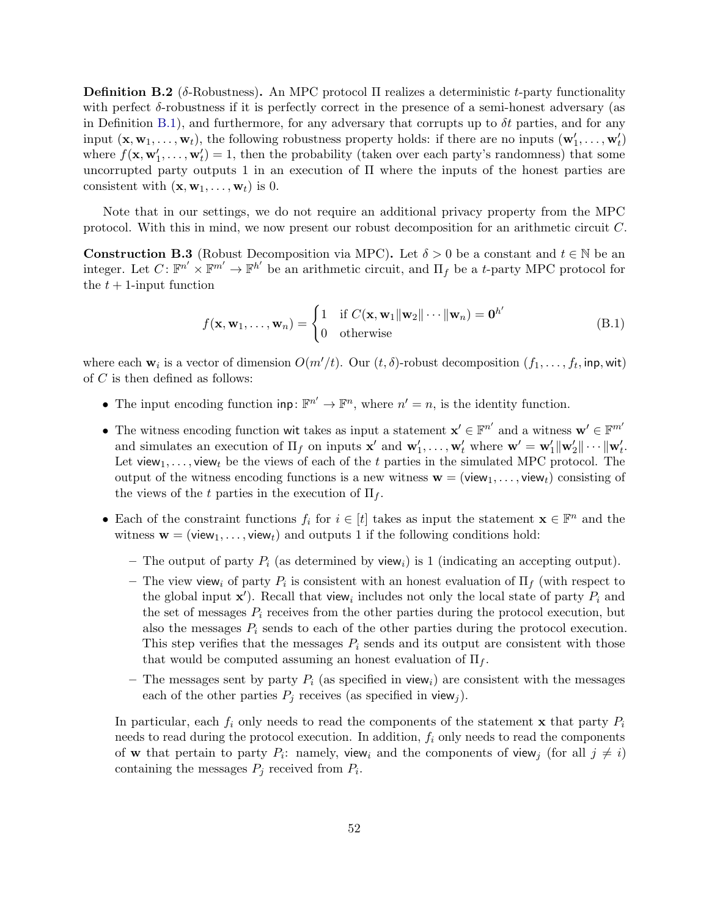**Definition B.2** ($\delta$-Robustness)**.** An MPC protocol $\Pi$ realizes a deterministic $t$-party functionality with perfect $\delta$-robustness if it is perfectly correct in the presence of a semi-honest adversary (as in Definition B.1), and furthermore, for any adversary that corrupts up to $\delta t$ parties, and for any input $(\mathbf{x}, \mathbf{w}_1, \ldots, \mathbf{w}_t)$, the following robustness property holds: if there are no inputs $(\mathbf{w}'_1, \ldots, \mathbf{w}'_t)$ where $f(\mathbf{x}, \mathbf{w}'_1, \ldots, \mathbf{w}'_t) = 1$, then the probability (taken over each party's randomness) that some uncorrupted party outputs 1 in an execution of $\Pi$ where the inputs of the honest parties are consistent with $(\mathbf{x}, \mathbf{w}_1, \ldots, \mathbf{w}_t)$ is 0.

Note that in our settings, we do not require an additional privacy property from the MPC protocol. With this in mind, we now present our robust decomposition for an arithmetic circuit $C$.

**Construction B.3** (Robust Decomposition via MPC)**.** Let $\delta > 0$ be a constant and $t \in \mathbb{N}$ be an integer. Let $C\colon \mathbb{F}^{n'} \times \mathbb{F}^{m'} \to \mathbb{F}^{h'}$ be an arithmetic circuit, and $\Pi_f$ be a $t$-party MPC protocol for the $t+1$-input function

$$f(\mathbf{x}, \mathbf{w}_1, \ldots, \mathbf{w}_n) = \begin{cases} 1 & \text{if } C(\mathbf{x}, \mathbf{w}_1 \| \mathbf{w}_2 \| \cdots \| \mathbf{w}_n) = \mathbf{0}^{h'} \\ 0 & \text{otherwise} \end{cases} \tag{B.1}$$

where each $\mathbf{w}_i$ is a vector of dimension $O(m'/t)$. Our $(t, \delta)$-robust decomposition $(f_1, \ldots, f_t, \mathsf{inp}, \mathsf{wit})$ of $C$ is then defined as follows:

- The input encoding function $\mathsf{inp}\colon \mathbb{F}^{n'} \to \mathbb{F}^{n}$, where $n' = n$, is the identity function.
- The witness encoding function $\mathsf{wit}$ takes as input a statement $\mathbf{x}' \in \mathbb{F}^{n'}$ and a witness $\mathbf{w}' \in \mathbb{F}^{m'}$ and simulates an execution of $\Pi_f$ on inputs $\mathbf{x}'$ and $\mathbf{w}'_1, \ldots, \mathbf{w}'_t$ where $\mathbf{w}' = \mathbf{w}'_1 \| \mathbf{w}'_2 \| \cdots \| \mathbf{w}'_t$. Let $\mathsf{view}_1, \ldots, \mathsf{view}_t$ be the views of each of the $t$ parties in the simulated MPC protocol. The output of the witness encoding functions is a new witness $\mathbf{w} = (\mathsf{view}_1, \ldots, \mathsf{view}_t)$ consisting of the views of the $t$ parties in the execution of $\Pi_f$.
- Each of the constraint functions $f_i$ for $i \in [t]$ takes as input the statement $\mathbf{x} \in \mathbb{F}^n$ and the witness $\mathbf{w} = (\mathsf{view}_1, \ldots, \mathsf{view}_t)$ and outputs 1 if the following conditions hold:
  - The output of party $P_i$ (as determined by $\mathsf{view}_i$) is 1 (indicating an accepting output).
  - The view $\mathsf{view}_i$ of party $P_i$ is consistent with an honest evaluation of $\Pi_f$ (with respect to the global input $\mathbf{x}'$). Recall that $\mathsf{view}_i$ includes not only the local state of party $P_i$ and the set of messages $P_i$ receives from the other parties during the protocol execution, but also the messages $P_i$ sends to each of the other parties during the protocol execution. This step verifies that the messages $P_i$ sends and its output are consistent with those that would be computed assuming an honest evaluation of $\Pi_f$.
  - The messages sent by party $P_i$ (as specified in $\mathsf{view}_i$) are consistent with the messages each of the other parties $P_j$ receives (as specified in $\mathsf{view}_j$).

  In particular, each $f_i$ only needs to read the components of the statement $\mathbf{x}$ that party $P_i$ needs to read during the protocol execution. In addition, $f_i$ only needs to read the components of $\mathbf{w}$ that pertain to party $P_i$: namely, $\mathsf{view}_i$ and the components of $\mathsf{view}_j$ (for all $j \neq i$) containing the messages $P_j$ received from $P_i$.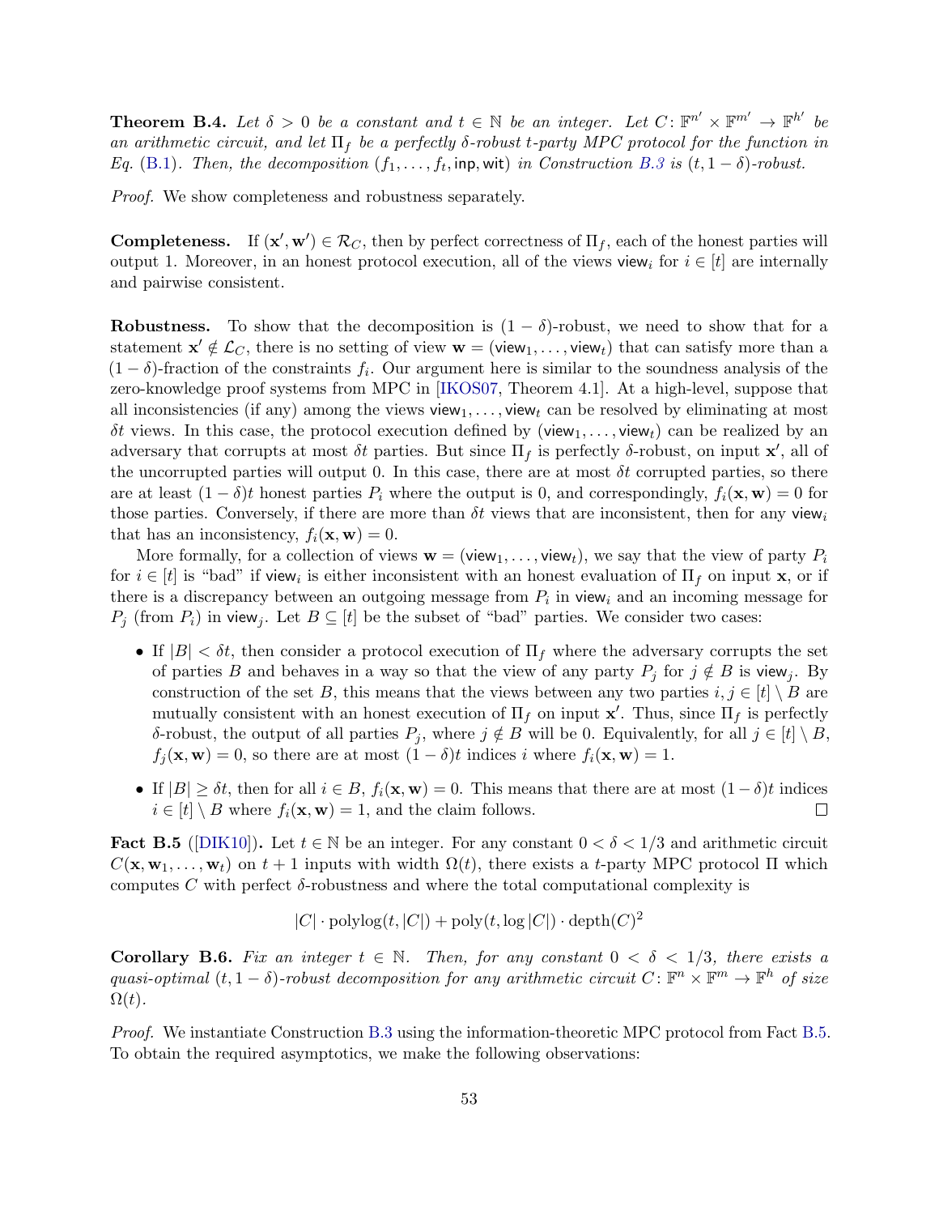**Theorem B.4.** *Let $\delta > 0$ be a constant and $t \in \mathbb{N}$ be an integer. Let $C \colon \mathbb{F}^{n'} \times \mathbb{F}^{m'} \to \mathbb{F}^{h'}$ be an arithmetic circuit, and let $\Pi_f$ be a perfectly $\delta$-robust $t$-party MPC protocol for the function in Eq. (B.1). Then, the decomposition $(f_1, \ldots, f_t, \mathsf{inp}, \mathsf{wit})$ in Construction B.3 is $(t, 1-\delta)$-robust.*

*Proof.* We show completeness and robustness separately.

**Completeness.** If $(\mathbf{x}', \mathbf{w}') \in \mathcal{R}_C$, then by perfect correctness of $\Pi_f$, each of the honest parties will output 1. Moreover, in an honest protocol execution, all of the views $\mathsf{view}_i$ for $i \in [t]$ are internally and pairwise consistent.

**Robustness.** To show that the decomposition is $(1-\delta)$-robust, we need to show that for a statement $\mathbf{x}' \notin \mathcal{L}_C$, there is no setting of view $\mathbf{w} = (\mathsf{view}_1, \ldots, \mathsf{view}_t)$ that can satisfy more than a $(1-\delta)$-fraction of the constraints $f_i$. Our argument here is similar to the soundness analysis of the zero-knowledge proof systems from MPC in [IKOS07, Theorem 4.1]. At a high-level, suppose that all inconsistencies (if any) among the views $\mathsf{view}_1, \ldots, \mathsf{view}_t$ can be resolved by eliminating at most $\delta t$ views. In this case, the protocol execution defined by $(\mathsf{view}_1, \ldots, \mathsf{view}_t)$ can be realized by an adversary that corrupts at most $\delta t$ parties. But since $\Pi_f$ is perfectly $\delta$-robust, on input $\mathbf{x}'$, all of the uncorrupted parties will output 0. In this case, there are at most $\delta t$ corrupted parties, so there are at least $(1-\delta)t$ honest parties $P_i$ where the output is 0, and correspondingly, $f_i(\mathbf{x}, \mathbf{w}) = 0$ for those parties. Conversely, if there are more than $\delta t$ views that are inconsistent, then for any $\mathsf{view}_i$ that has an inconsistency, $f_i(\mathbf{x}, \mathbf{w}) = 0$.

More formally, for a collection of views $\mathbf{w} = (\mathsf{view}_1, \ldots, \mathsf{view}_t)$, we say that the view of party $P_i$ for $i \in [t]$ is "bad" if $\mathsf{view}_i$ is either inconsistent with an honest evaluation of $\Pi_f$ on input $\mathbf{x}$, or if there is a discrepancy between an outgoing message from $P_i$ in $\mathsf{view}_i$ and an incoming message for $P_j$ (from $P_i$) in $\mathsf{view}_j$. Let $B \subseteq [t]$ be the subset of "bad" parties. We consider two cases:

- If $|B| < \delta t$, then consider a protocol execution of $\Pi_f$ where the adversary corrupts the set of parties $B$ and behaves in a way so that the view of any party $P_j$ for $j \notin B$ is $\mathsf{view}_j$. By construction of the set $B$, this means that the views between any two parties $i, j \in [t] \setminus B$ are mutually consistent with an honest execution of $\Pi_f$ on input $\mathbf{x}'$. Thus, since $\Pi_f$ is perfectly $\delta$-robust, the output of all parties $P_j$, where $j \notin B$ will be 0. Equivalently, for all $j \in [t] \setminus B$, $f_j(\mathbf{x}, \mathbf{w}) = 0$, so there are at most $(1-\delta)t$ indices $i$ where $f_i(\mathbf{x}, \mathbf{w}) = 1$.
- If $|B| \geq \delta t$, then for all $i \in B$, $f_i(\mathbf{x}, \mathbf{w}) = 0$. This means that there are at most $(1-\delta)t$ indices $i \in [t] \setminus B$ where $f_i(\mathbf{x}, \mathbf{w}) = 1$, and the claim follows. $\square$

**Fact B.5** ([DIK10])**.** Let $t \in \mathbb{N}$ be an integer. For any constant $0 < \delta < 1/3$ and arithmetic circuit $C(\mathbf{x}, \mathbf{w}_1, \ldots, \mathbf{w}_t)$ on $t+1$ inputs with width $\Omega(t)$, there exists a $t$-party MPC protocol $\Pi$ which computes $C$ with perfect $\delta$-robustness and where the total computational complexity is

$$|C| \cdot \operatorname{polylog}(t, |C|) + \operatorname{poly}(t, \log |C|) \cdot \operatorname{depth}(C)^2$$

**Corollary B.6.** *Fix an integer $t \in \mathbb{N}$. Then, for any constant $0 < \delta < 1/3$, there exists a quasi-optimal $(t, 1-\delta)$-robust decomposition for any arithmetic circuit $C \colon \mathbb{F}^n \times \mathbb{F}^m \to \mathbb{F}^h$ of size $\Omega(t)$.*

*Proof.* We instantiate Construction B.3 using the information-theoretic MPC protocol from Fact B.5. To obtain the required asymptotics, we make the following observations: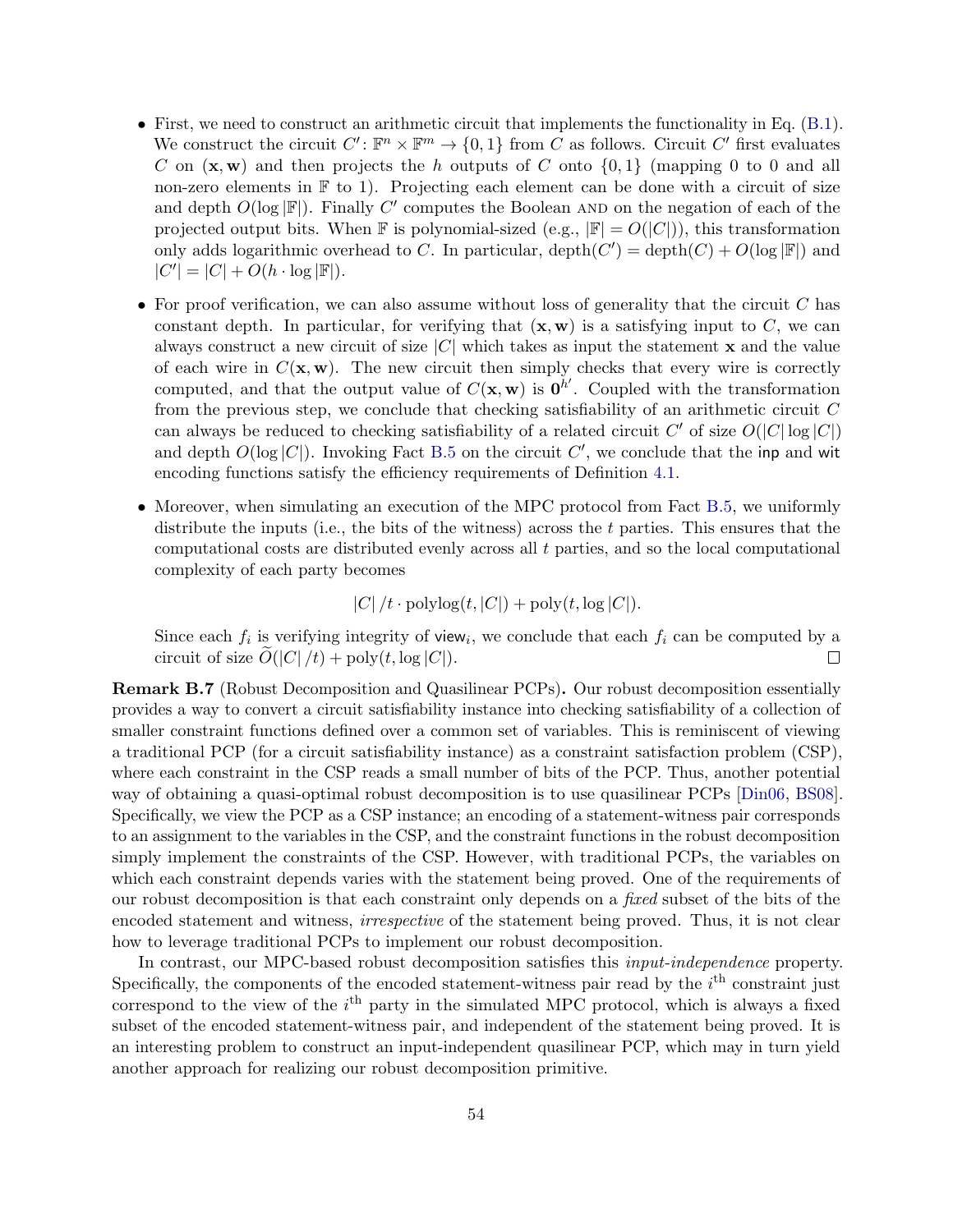- First, we need to construct an arithmetic circuit that implements the functionality in Eq. (B.1). We construct the circuit $C' \colon \mathbb{F}^n \times \mathbb{F}^m \to \{0,1\}$ from $C$ as follows. Circuit $C'$ first evaluates $C$ on $(\mathbf{x}, \mathbf{w})$ and then projects the $h$ outputs of $C$ onto $\{0,1\}$ (mapping 0 to 0 and all non-zero elements in $\mathbb{F}$ to 1). Projecting each element can be done with a circuit of size and depth $O(\log |\mathbb{F}|)$. Finally $C'$ computes the Boolean AND on the negation of each of the projected output bits. When $\mathbb{F}$ is polynomial-sized (e.g., $|\mathbb{F}| = O(|C|)$), this transformation only adds logarithmic overhead to $C$. In particular, $\text{depth}(C') = \text{depth}(C) + O(\log |\mathbb{F}|)$ and $|C'| = |C| + O(h \cdot \log |\mathbb{F}|)$.

- For proof verification, we can also assume without loss of generality that the circuit $C$ has constant depth. In particular, for verifying that $(\mathbf{x}, \mathbf{w})$ is a satisfying input to $C$, we can always construct a new circuit of size $|C|$ which takes as input the statement $\mathbf{x}$ and the value of each wire in $C(\mathbf{x}, \mathbf{w})$. The new circuit then simply checks that every wire is correctly computed, and that the output value of $C(\mathbf{x}, \mathbf{w})$ is $\mathbf{0}^{h'}$. Coupled with the transformation from the previous step, we conclude that checking satisfiability of an arithmetic circuit $C$ can always be reduced to checking satisfiability of a related circuit $C'$ of size $O(|C| \log |C|)$ and depth $O(\log |C|)$. Invoking Fact B.5 on the circuit $C'$, we conclude that the $\mathsf{inp}$ and $\mathsf{wit}$ encoding functions satisfy the efficiency requirements of Definition 4.1.

- Moreover, when simulating an execution of the MPC protocol from Fact B.5, we uniformly distribute the inputs (i.e., the bits of the witness) across the $t$ parties. This ensures that the computational costs are distributed evenly across all $t$ parties, and so the local computational complexity of each party becomes

$$|C|/t \cdot \text{polylog}(t, |C|) + \text{poly}(t, \log |C|).$$

  Since each $f_i$ is verifying integrity of $\mathsf{view}_i$, we conclude that each $f_i$ can be computed by a circuit of size $\widetilde{O}(|C|/t) + \text{poly}(t, \log |C|)$. □

**Remark B.7** (Robust Decomposition and Quasilinear PCPs)**.** Our robust decomposition essentially provides a way to convert a circuit satisfiability instance into checking satisfiability of a collection of smaller constraint functions defined over a common set of variables. This is reminiscent of viewing a traditional PCP (for a circuit satisfiability instance) as a constraint satisfaction problem (CSP), where each constraint in the CSP reads a small number of bits of the PCP. Thus, another potential way of obtaining a quasi-optimal robust decomposition is to use quasilinear PCPs [Din06, BS08]. Specifically, we view the PCP as a CSP instance; an encoding of a statement-witness pair corresponds to an assignment to the variables in the CSP, and the constraint functions in the robust decomposition simply implement the constraints of the CSP. However, with traditional PCPs, the variables on which each constraint depends varies with the statement being proved. One of the requirements of our robust decomposition is that each constraint only depends on a *fixed* subset of the bits of the encoded statement and witness, *irrespective* of the statement being proved. Thus, it is not clear how to leverage traditional PCPs to implement our robust decomposition.

In contrast, our MPC-based robust decomposition satisfies this *input-independence* property. Specifically, the components of the encoded statement-witness pair read by the $i^{\text{th}}$ constraint just correspond to the view of the $i^{\text{th}}$ party in the simulated MPC protocol, which is always a fixed subset of the encoded statement-witness pair, and independent of the statement being proved. It is an interesting problem to construct an input-independent quasilinear PCP, which may in turn yield another approach for realizing our robust decomposition primitive.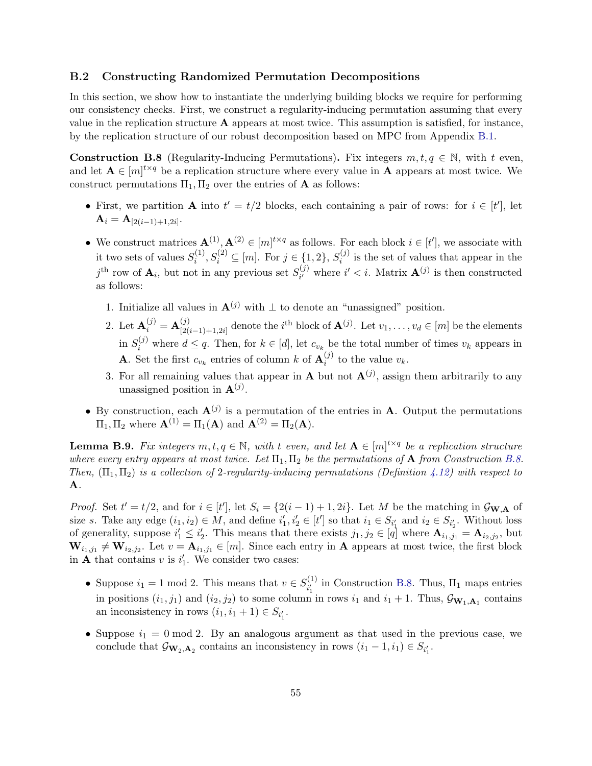## B.2 Constructing Randomized Permutation Decompositions

In this section, we show how to instantiate the underlying building blocks we require for performing our consistency checks. First, we construct a regularity-inducing permutation assuming that every value in the replication structure $\mathbf{A}$ appears at most twice. This assumption is satisfied, for instance, by the replication structure of our robust decomposition based on MPC from Appendix B.1.

**Construction B.8** (Regularity-Inducing Permutations)**.** Fix integers $m, t, q \in \mathbb{N}$, with $t$ even, and let $\mathbf{A} \in [m]^{t \times q}$ be a replication structure where every value in $\mathbf{A}$ appears at most twice. We construct permutations $\Pi_1, \Pi_2$ over the entries of $\mathbf{A}$ as follows:

- First, we partition $\mathbf{A}$ into $t' = t/2$ blocks, each containing a pair of rows: for $i \in [t']$, let $\mathbf{A}_i = \mathbf{A}_{[2(i-1)+1,2i]}$.
- We construct matrices $\mathbf{A}^{(1)}, \mathbf{A}^{(2)} \in [m]^{t \times q}$ as follows. For each block $i \in [t']$, we associate with it two sets of values $S_i^{(1)}, S_i^{(2)} \subseteq [m]$. For $j \in \{1, 2\}$, $S_i^{(j)}$ is the set of values that appear in the $j^{\text{th}}$ row of $\mathbf{A}_i$, but not in any previous set $S_{i'}^{(j)}$ where $i' < i$. Matrix $\mathbf{A}^{(j)}$ is then constructed as follows:
  1. Initialize all values in $\mathbf{A}^{(j)}$ with $\perp$ to denote an "unassigned" position.
  2. Let $\mathbf{A}_i^{(j)} = \mathbf{A}_{[2(i-1)+1,2i]}^{(j)}$ denote the $i^{\text{th}}$ block of $\mathbf{A}^{(j)}$. Let $v_1, \ldots, v_d \in [m]$ be the elements in $S_i^{(j)}$ where $d \leq q$. Then, for $k \in [d]$, let $c_{v_k}$ be the total number of times $v_k$ appears in $\mathbf{A}$. Set the first $c_{v_k}$ entries of column $k$ of $\mathbf{A}_i^{(j)}$ to the value $v_k$.
  3. For all remaining values that appear in $\mathbf{A}$ but not $\mathbf{A}^{(j)}$, assign them arbitrarily to any unassigned position in $\mathbf{A}^{(j)}$.
- By construction, each $\mathbf{A}^{(j)}$ is a permutation of the entries in $\mathbf{A}$. Output the permutations $\Pi_1, \Pi_2$ where $\mathbf{A}^{(1)} = \Pi_1(\mathbf{A})$ and $\mathbf{A}^{(2)} = \Pi_2(\mathbf{A})$.

**Lemma B.9.** *Fix integers $m, t, q \in \mathbb{N}$, with $t$ even, and let $\mathbf{A} \in [m]^{t \times q}$ be a replication structure where every entry appears at most twice. Let $\Pi_1, \Pi_2$ be the permutations of $\mathbf{A}$ from Construction B.8. Then, $(\Pi_1, \Pi_2)$ is a collection of 2-regularity-inducing permutations (Definition 4.12) with respect to $\mathbf{A}$.*

*Proof.* Set $t' = t/2$, and for $i \in [t']$, let $S_i = \{2(i-1)+1, 2i\}$. Let $M$ be the matching in $\mathcal{G}_{\mathbf{W},\mathbf{A}}$ of size $s$. Take any edge $(i_1, i_2) \in M$, and define $i_1', i_2' \in [t']$ so that $i_1 \in S_{i_1'}$ and $i_2 \in S_{i_2'}$. Without loss of generality, suppose $i_1' \leq i_2'$. This means that there exists $j_1, j_2 \in [q]$ where $\mathbf{A}_{i_1,j_1} = \mathbf{A}_{i_2,j_2}$, but $\mathbf{W}_{i_1,j_1} \neq \mathbf{W}_{i_2,j_2}$. Let $v = \mathbf{A}_{i_1,j_1} \in [m]$. Since each entry in $\mathbf{A}$ appears at most twice, the first block in $\mathbf{A}$ that contains $v$ is $i_1'$. We consider two cases:

- Suppose $i_1 = 1 \bmod 2$. This means that $v \in S_{i_1'}^{(1)}$ in Construction B.8. Thus, $\Pi_1$ maps entries in positions $(i_1, j_1)$ and $(i_2, j_2)$ to some column in rows $i_1$ and $i_1 + 1$. Thus, $\mathcal{G}_{\mathbf{W}_1,\mathbf{A}_1}$ contains an inconsistency in rows $(i_1, i_1 + 1) \in S_{i_1'}$.
- Suppose $i_1 = 0 \bmod 2$. By an analogous argument as that used in the previous case, we conclude that $\mathcal{G}_{\mathbf{W}_2,\mathbf{A}_2}$ contains an inconsistency in rows $(i_1 - 1, i_1) \in S_{i_1'}$.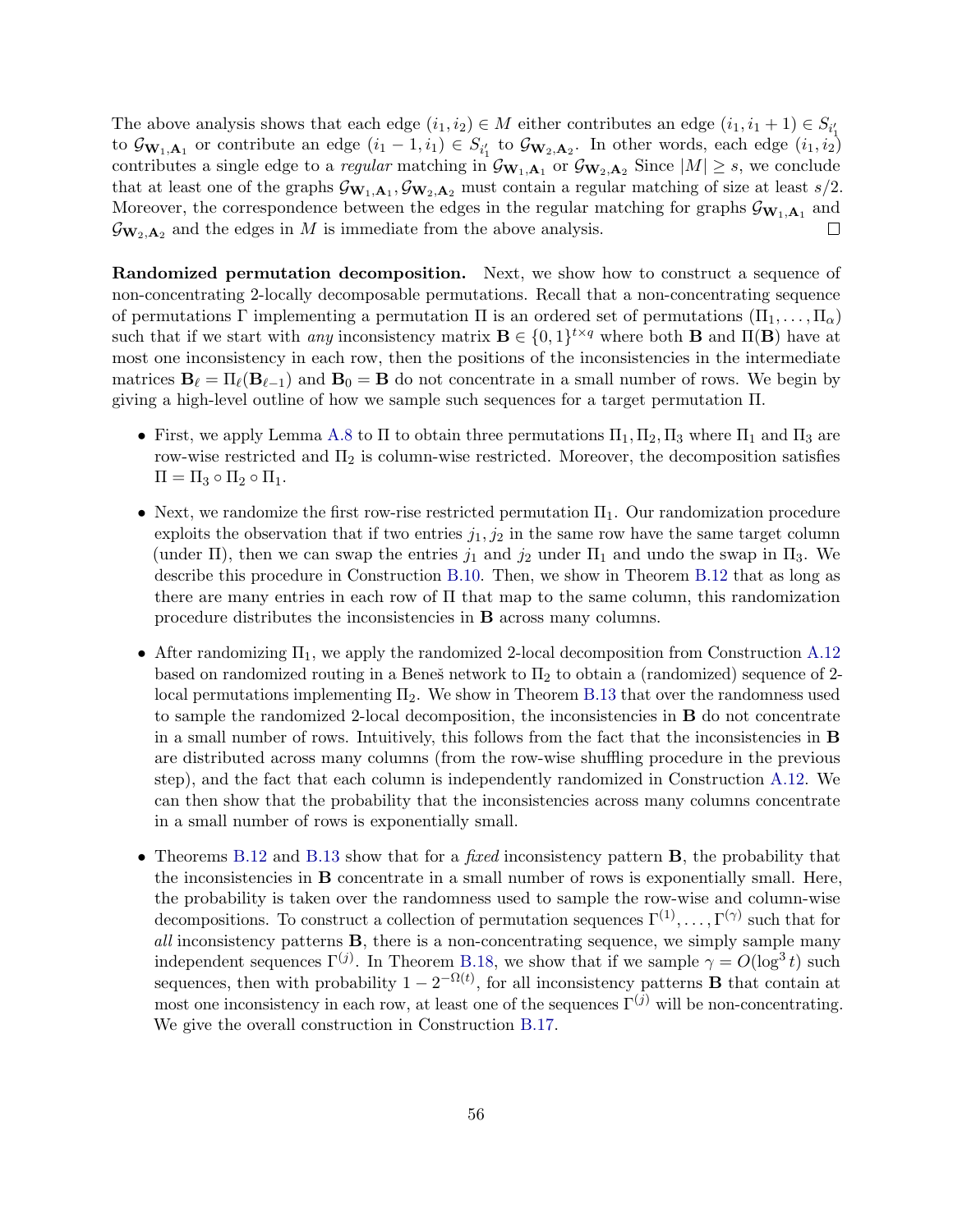The above analysis shows that each edge $(i_1, i_2) \in M$ either contributes an edge $(i_1, i_1 + 1) \in S_{i_1'}$ to $\mathcal{G}_{\mathbf{W}_1, \mathbf{A}_1}$ or contribute an edge $(i_1 - 1, i_1) \in S_{i_1'}$ to $\mathcal{G}_{\mathbf{W}_2, \mathbf{A}_2}$. In other words, each edge $(i_1, i_2)$ contributes a single edge to a *regular* matching in $\mathcal{G}_{\mathbf{W}_1, \mathbf{A}_1}$ or $\mathcal{G}_{\mathbf{W}_2, \mathbf{A}_2}$ Since $|M| \geq s$, we conclude that at least one of the graphs $\mathcal{G}_{\mathbf{W}_1, \mathbf{A}_1}, \mathcal{G}_{\mathbf{W}_2, \mathbf{A}_2}$ must contain a regular matching of size at least $s/2$. Moreover, the correspondence between the edges in the regular matching for graphs $\mathcal{G}_{\mathbf{W}_1, \mathbf{A}_1}$ and $\mathcal{G}_{\mathbf{W}_2, \mathbf{A}_2}$ and the edges in $M$ is immediate from the above analysis. □

**Randomized permutation decomposition.** Next, we show how to construct a sequence of non-concentrating 2-locally decomposable permutations. Recall that a non-concentrating sequence of permutations $\Gamma$ implementing a permutation $\Pi$ is an ordered set of permutations $(\Pi_1, \ldots, \Pi_\alpha)$ such that if we start with *any* inconsistency matrix $\mathbf{B} \in \{0, 1\}^{t \times q}$ where both $\mathbf{B}$ and $\Pi(\mathbf{B})$ have at most one inconsistency in each row, then the positions of the inconsistencies in the intermediate matrices $\mathbf{B}_\ell = \Pi_\ell(\mathbf{B}_{\ell-1})$ and $\mathbf{B}_0 = \mathbf{B}$ do not concentrate in a small number of rows. We begin by giving a high-level outline of how we sample such sequences for a target permutation $\Pi$.

- First, we apply Lemma A.8 to $\Pi$ to obtain three permutations $\Pi_1, \Pi_2, \Pi_3$ where $\Pi_1$ and $\Pi_3$ are row-wise restricted and $\Pi_2$ is column-wise restricted. Moreover, the decomposition satisfies $\Pi = \Pi_3 \circ \Pi_2 \circ \Pi_1$.
- Next, we randomize the first row-rise restricted permutation $\Pi_1$. Our randomization procedure exploits the observation that if two entries $j_1, j_2$ in the same row have the same target column (under $\Pi$), then we can swap the entries $j_1$ and $j_2$ under $\Pi_1$ and undo the swap in $\Pi_3$. We describe this procedure in Construction B.10. Then, we show in Theorem B.12 that as long as there are many entries in each row of $\Pi$ that map to the same column, this randomization procedure distributes the inconsistencies in $\mathbf{B}$ across many columns.
- After randomizing $\Pi_1$, we apply the randomized 2-local decomposition from Construction A.12 based on randomized routing in a Beneš network to $\Pi_2$ to obtain a (randomized) sequence of 2-local permutations implementing $\Pi_2$. We show in Theorem B.13 that over the randomness used to sample the randomized 2-local decomposition, the inconsistencies in $\mathbf{B}$ do not concentrate in a small number of rows. Intuitively, this follows from the fact that the inconsistencies in $\mathbf{B}$ are distributed across many columns (from the row-wise shuffling procedure in the previous step), and the fact that each column is independently randomized in Construction A.12. We can then show that the probability that the inconsistencies across many columns concentrate in a small number of rows is exponentially small.
- Theorems B.12 and B.13 show that for a *fixed* inconsistency pattern $\mathbf{B}$, the probability that the inconsistencies in $\mathbf{B}$ concentrate in a small number of rows is exponentially small. Here, the probability is taken over the randomness used to sample the row-wise and column-wise decompositions. To construct a collection of permutation sequences $\Gamma^{(1)}, \ldots, \Gamma^{(\gamma)}$ such that for *all* inconsistency patterns $\mathbf{B}$, there is a non-concentrating sequence, we simply sample many independent sequences $\Gamma^{(j)}$. In Theorem B.18, we show that if we sample $\gamma = O(\log^3 t)$ such sequences, then with probability $1 - 2^{-\Omega(t)}$, for all inconsistency patterns $\mathbf{B}$ that contain at most one inconsistency in each row, at least one of the sequences $\Gamma^{(j)}$ will be non-concentrating. We give the overall construction in Construction B.17.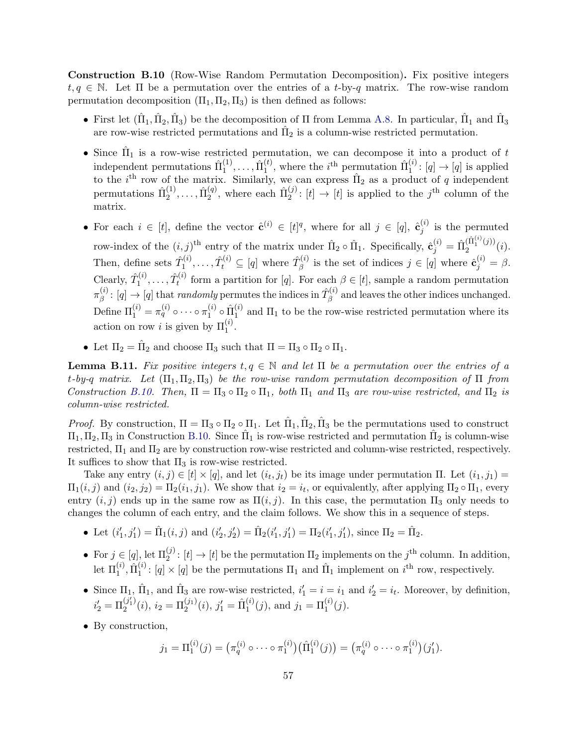**Construction B.10** (Row-Wise Random Permutation Decomposition)**.** Fix positive integers $t, q \in \mathbb{N}$. Let $\Pi$ be a permutation over the entries of a $t$-by-$q$ matrix. The row-wise random permutation decomposition $(\Pi_1, \Pi_2, \Pi_3)$ is then defined as follows:

- First let $(\hat{\Pi}_1, \hat{\Pi}_2, \hat{\Pi}_3)$ be the decomposition of $\Pi$ from Lemma A.8. In particular, $\hat{\Pi}_1$ and $\hat{\Pi}_3$ are row-wise restricted permutations and $\hat{\Pi}_2$ is a column-wise restricted permutation.
- Since $\hat{\Pi}_1$ is a row-wise restricted permutation, we can decompose it into a product of $t$ independent permutations $\hat{\Pi}_1^{(1)}, \ldots, \hat{\Pi}_1^{(t)}$, where the $i^{\text{th}}$ permutation $\hat{\Pi}_1^{(i)} \colon [q] \to [q]$ is applied to the $i^{\text{th}}$ row of the matrix. Similarly, we can express $\hat{\Pi}_2$ as a product of $q$ independent permutations $\hat{\Pi}_2^{(1)}, \ldots, \hat{\Pi}_2^{(q)}$, where each $\hat{\Pi}_2^{(j)} \colon [t] \to [t]$ is applied to the $j^{\text{th}}$ column of the matrix.
- For each $i \in [t]$, define the vector $\hat{\mathbf{c}}^{(i)} \in [t]^q$, where for all $j \in [q]$, $\hat{\mathbf{c}}_j^{(i)}$ is the permuted row-index of the $(i,j)^{\text{th}}$ entry of the matrix under $\hat{\Pi}_2 \circ \hat{\Pi}_1$. Specifically, $\hat{\mathbf{c}}_j^{(i)} = \hat{\Pi}_2^{(\hat{\Pi}_1^{(i)}(j))}(i)$. Then, define sets $\hat{T}_1^{(i)}, \ldots, \hat{T}_t^{(i)} \subseteq [q]$ where $\hat{T}_\beta^{(i)}$ is the set of indices $j \in [q]$ where $\hat{\mathbf{c}}_j^{(i)} = \beta$. Clearly, $\hat{T}_1^{(i)}, \ldots, \hat{T}_t^{(i)}$ form a partition for $[q]$. For each $\beta \in [t]$, sample a random permutation $\pi_\beta^{(i)} \colon [q] \to [q]$ that *randomly* permutes the indices in $\hat{T}_\beta^{(i)}$ and leaves the other indices unchanged. Define $\Pi_1^{(i)} = \pi_q^{(i)} \circ \cdots \circ \pi_1^{(i)} \circ \hat{\Pi}_1^{(i)}$ and $\Pi_1$ to be the row-wise restricted permutation where its action on row $i$ is given by $\Pi_1^{(i)}$.
- Let $\Pi_2 = \hat{\Pi}_2$ and choose $\Pi_3$ such that $\Pi = \Pi_3 \circ \Pi_2 \circ \Pi_1$.

**Lemma B.11.** *Fix positive integers $t, q \in \mathbb{N}$ and let $\Pi$ be a permutation over the entries of a $t$-by-$q$ matrix. Let $(\Pi_1, \Pi_2, \Pi_3)$ be the row-wise random permutation decomposition of $\Pi$ from Construction B.10. Then, $\Pi = \Pi_3 \circ \Pi_2 \circ \Pi_1$, both $\Pi_1$ and $\Pi_3$ are row-wise restricted, and $\Pi_2$ is column-wise restricted.*

*Proof.* By construction, $\Pi = \Pi_3 \circ \Pi_2 \circ \Pi_1$. Let $\hat{\Pi}_1, \hat{\Pi}_2, \hat{\Pi}_3$ be the permutations used to construct $\Pi_1, \Pi_2, \Pi_3$ in Construction B.10. Since $\hat{\Pi}_1$ is row-wise restricted and permutation $\hat{\Pi}_2$ is column-wise restricted, $\Pi_1$ and $\Pi_2$ are by construction row-wise restricted and column-wise restricted, respectively. It suffices to show that $\Pi_3$ is row-wise restricted.

Take any entry $(i,j) \in [t] \times [q]$, and let $(i_t, j_t)$ be its image under permutation $\Pi$. Let $(i_1, j_1) = \Pi_1(i,j)$ and $(i_2, j_2) = \Pi_2(i_1, j_1)$. We show that $i_2 = i_t$, or equivalently, after applying $\Pi_2 \circ \Pi_1$, every entry $(i,j)$ ends up in the same row as $\Pi(i,j)$. In this case, the permutation $\Pi_3$ only needs to changes the column of each entry, and the claim follows. We show this in a sequence of steps.

- Let $(i_1', j_1') = \hat{\Pi}_1(i,j)$ and $(i_2', j_2') = \hat{\Pi}_2(i_1', j_1') = \Pi_2(i_1', j_1')$, since $\Pi_2 = \hat{\Pi}_2$.
- For $j \in [q]$, let $\Pi_2^{(j)} \colon [t] \to [t]$ be the permutation $\Pi_2$ implements on the $j^{\text{th}}$ column. In addition, let $\Pi_1^{(i)}, \hat{\Pi}_1^{(i)} \colon [q] \times [q]$ be the permutations $\Pi_1$ and $\hat{\Pi}_1$ implement on $i^{\text{th}}$ row, respectively.
- Since $\Pi_1$, $\hat{\Pi}_1$, and $\hat{\Pi}_3$ are row-wise restricted, $i_1' = i = i_1$ and $i_2' = i_t$. Moreover, by definition, $i_2' = \Pi_2^{(j_1')}(i)$, $i_2 = \Pi_2^{(j_1)}(i)$, $j_1' = \hat{\Pi}_1^{(i)}(j)$, and $j_1 = \Pi_1^{(i)}(j)$.
- By construction,

$$j_1 = \Pi_1^{(i)}(j) = \big(\pi_q^{(i)} \circ \cdots \circ \pi_1^{(i)}\big)\big(\hat{\Pi}_1^{(i)}(j)\big) = \big(\pi_q^{(i)} \circ \cdots \circ \pi_1^{(i)}\big)(j_1').$$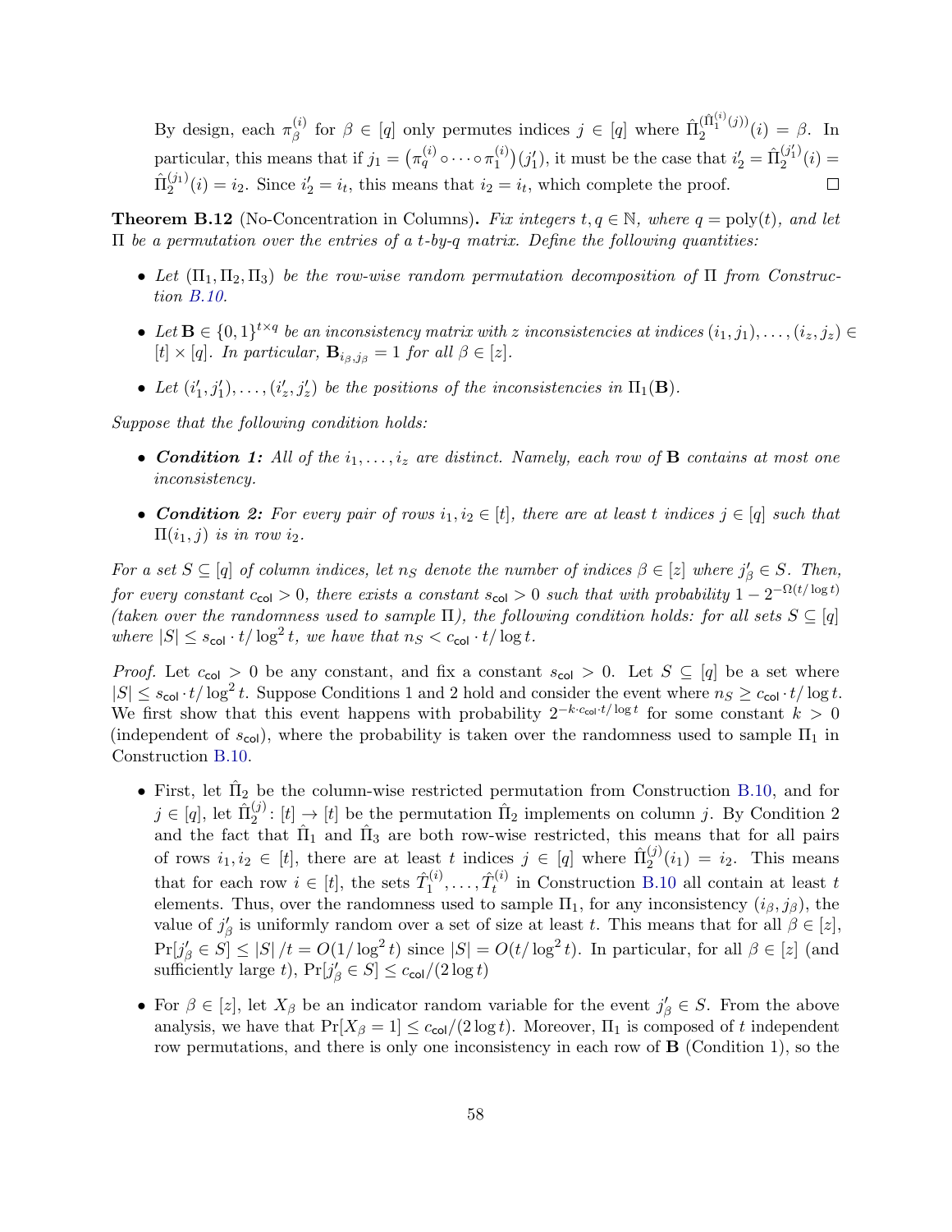By design, each $\pi_\beta^{(i)}$ for $\beta \in [q]$ only permutes indices $j \in [q]$ where $\hat{\Pi}_2^{(\hat{\Pi}_1^{(i)}(j))}(i) = \beta$. In particular, this means that if $j_1 = \left(\pi_q^{(i)} \circ \cdots \circ \pi_1^{(i)}\right)(j_1')$, it must be the case that $i_2' = \hat{\Pi}_2^{(j_1')}(i) = \hat{\Pi}_2^{(j_1)}(i) = i_2$. Since $i_2' = i_t$, this means that $i_2 = i_t$, which complete the proof. $\square$

**Theorem B.12** (No-Concentration in Columns)**.** *Fix integers $t, q \in \mathbb{N}$, where $q = \mathrm{poly}(t)$, and let $\Pi$ be a permutation over the entries of a $t$-by-$q$ matrix. Define the following quantities:*

- *Let $(\Pi_1, \Pi_2, \Pi_3)$ be the row-wise random permutation decomposition of $\Pi$ from Construction B.10.*
- *Let $\mathbf{B} \in \{0,1\}^{t \times q}$ be an inconsistency matrix with $z$ inconsistencies at indices $(i_1, j_1), \ldots, (i_z, j_z) \in [t] \times [q]$. In particular, $\mathbf{B}_{i_\beta, j_\beta} = 1$ for all $\beta \in [z]$.*
- *Let $(i_1', j_1'), \ldots, (i_z', j_z')$ be the positions of the inconsistencies in $\Pi_1(\mathbf{B})$.*

*Suppose that the following condition holds:*

- ***Condition 1:** All of the $i_1, \ldots, i_z$ are distinct. Namely, each row of $\mathbf{B}$ contains at most one inconsistency.*
- ***Condition 2:** For every pair of rows $i_1, i_2 \in [t]$, there are at least $t$ indices $j \in [q]$ such that $\Pi(i_1, j)$ is in row $i_2$.*

*For a set $S \subseteq [q]$ of column indices, let $n_S$ denote the number of indices $\beta \in [z]$ where $j_\beta' \in S$. Then, for every constant $c_{\mathsf{col}} > 0$, there exists a constant $s_{\mathsf{col}} > 0$ such that with probability $1 - 2^{-\Omega(t/\log t)}$ (taken over the randomness used to sample $\Pi$), the following condition holds: for all sets $S \subseteq [q]$ where $|S| \le s_{\mathsf{col}} \cdot t/\log^2 t$, we have that $n_S < c_{\mathsf{col}} \cdot t/\log t$.*

*Proof.* Let $c_{\mathsf{col}} > 0$ be any constant, and fix a constant $s_{\mathsf{col}} > 0$. Let $S \subseteq [q]$ be a set where $|S| \le s_{\mathsf{col}} \cdot t/\log^2 t$. Suppose Conditions 1 and 2 hold and consider the event where $n_S \ge c_{\mathsf{col}} \cdot t/\log t$. We first show that this event happens with probability $2^{-k \cdot c_{\mathsf{col}} \cdot t/\log t}$ for some constant $k > 0$ (independent of $s_{\mathsf{col}}$), where the probability is taken over the randomness used to sample $\Pi_1$ in Construction B.10.

- First, let $\hat{\Pi}_2$ be the column-wise restricted permutation from Construction B.10, and for $j \in [q]$, let $\hat{\Pi}_2^{(j)} \colon [t] \to [t]$ be the permutation $\hat{\Pi}_2$ implements on column $j$. By Condition 2 and the fact that $\hat{\Pi}_1$ and $\hat{\Pi}_3$ are both row-wise restricted, this means that for all pairs of rows $i_1, i_2 \in [t]$, there are at least $t$ indices $j \in [q]$ where $\hat{\Pi}_2^{(j)}(i_1) = i_2$. This means that for each row $i \in [t]$, the sets $\hat{T}_1^{(i)}, \ldots, \hat{T}_t^{(i)}$ in Construction B.10 all contain at least $t$ elements. Thus, over the randomness used to sample $\Pi_1$, for any inconsistency $(i_\beta, j_\beta)$, the value of $j_\beta'$ is uniformly random over a set of size at least $t$. This means that for all $\beta \in [z]$, $\Pr[j_\beta' \in S] \le |S|/t = O(1/\log^2 t)$ since $|S| = O(t/\log^2 t)$. In particular, for all $\beta \in [z]$ (and sufficiently large $t$), $\Pr[j_\beta' \in S] \le c_{\mathsf{col}}/(2\log t)$
- For $\beta \in [z]$, let $X_\beta$ be an indicator random variable for the event $j_\beta' \in S$. From the above analysis, we have that $\Pr[X_\beta = 1] \le c_{\mathsf{col}}/(2\log t)$. Moreover, $\Pi_1$ is composed of $t$ independent row permutations, and there is only one inconsistency in each row of $\mathbf{B}$ (Condition 1), so the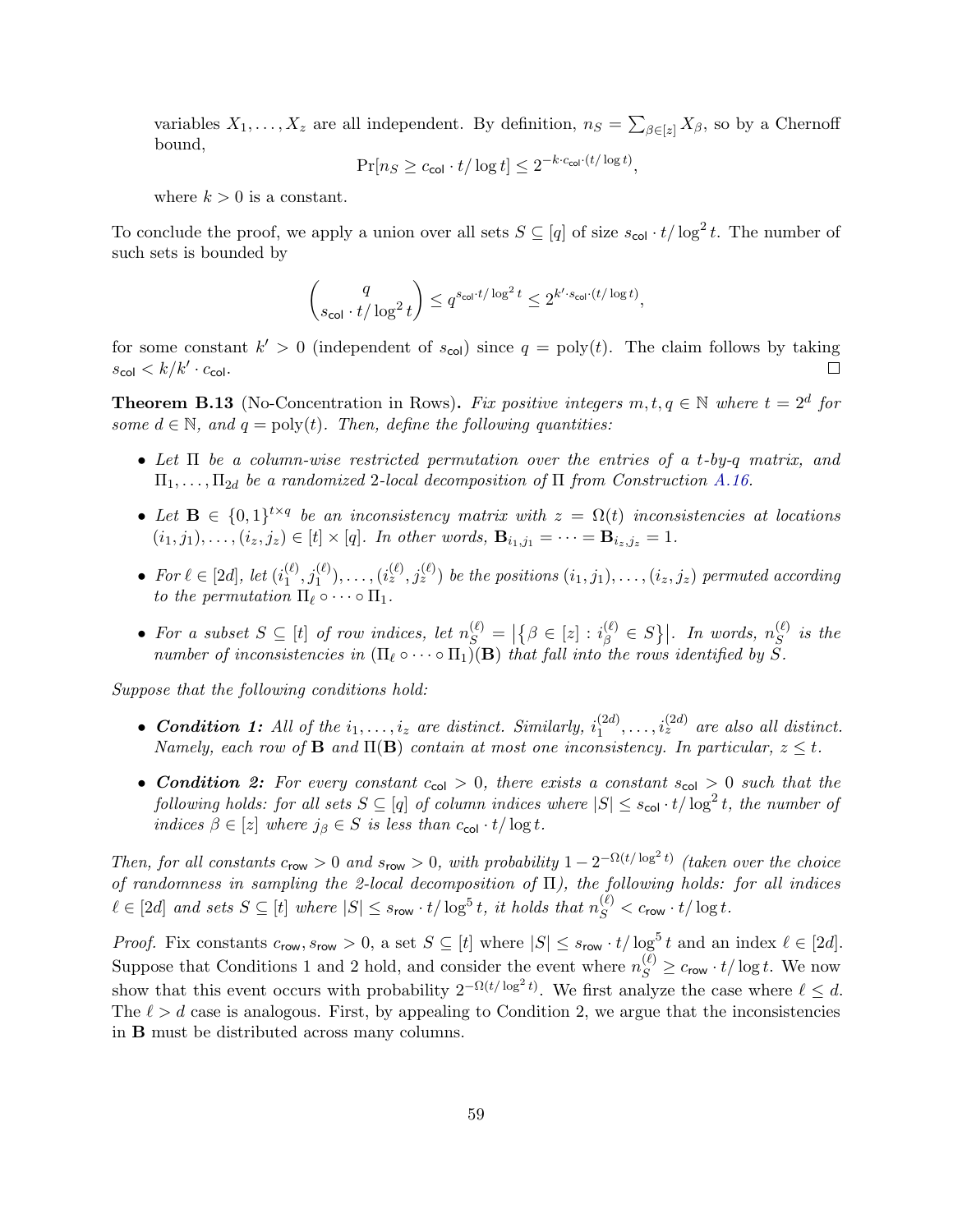variables $X_1, \ldots, X_z$ are all independent. By definition, $n_S = \sum_{\beta \in [z]} X_\beta$, so by a Chernoff bound,

$$\Pr[n_S \geq c_{\mathsf{col}} \cdot t / \log t] \leq 2^{-k \cdot c_{\mathsf{col}} \cdot (t/\log t)},$$

where $k > 0$ is a constant.

To conclude the proof, we apply a union over all sets $S \subseteq [q]$ of size $s_{\mathsf{col}} \cdot t / \log^2 t$. The number of such sets is bounded by

$$\binom{q}{s_{\mathsf{col}} \cdot t / \log^2 t} \leq q^{s_{\mathsf{col}} \cdot t / \log^2 t} \leq 2^{k' \cdot s_{\mathsf{col}} \cdot (t / \log t)},$$

for some constant $k' > 0$ (independent of $s_{\mathsf{col}}$) since $q = \mathrm{poly}(t)$. The claim follows by taking $s_{\mathsf{col}} < k/k' \cdot c_{\mathsf{col}}$. □

**Theorem B.13** (No-Concentration in Rows)**.** *Fix positive integers $m, t, q \in \mathbb{N}$ where $t = 2^d$ for some $d \in \mathbb{N}$, and $q = \mathrm{poly}(t)$. Then, define the following quantities:*

- *Let $\Pi$ be a column-wise restricted permutation over the entries of a $t$-by-$q$ matrix, and $\Pi_1, \ldots, \Pi_{2d}$ be a randomized 2-local decomposition of $\Pi$ from Construction A.16.*
- *Let $\mathbf{B} \in \{0,1\}^{t \times q}$ be an inconsistency matrix with $z = \Omega(t)$ inconsistencies at locations $(i_1, j_1), \ldots, (i_z, j_z) \in [t] \times [q]$. In other words, $\mathbf{B}_{i_1, j_1} = \cdots = \mathbf{B}_{i_z, j_z} = 1$.*
- *For $\ell \in [2d]$, let $(i_1^{(\ell)}, j_1^{(\ell)}), \ldots, (i_z^{(\ell)}, j_z^{(\ell)})$ be the positions $(i_1, j_1), \ldots, (i_z, j_z)$ permuted according to the permutation $\Pi_\ell \circ \cdots \circ \Pi_1$.*
- *For a subset $S \subseteq [t]$ of row indices, let $n_S^{(\ell)} = \left|\{\beta \in [z] : i_\beta^{(\ell)} \in S\}\right|$. In words, $n_S^{(\ell)}$ is the number of inconsistencies in $(\Pi_\ell \circ \cdots \circ \Pi_1)(\mathbf{B})$ that fall into the rows identified by $S$.*

*Suppose that the following conditions hold:*

- ***Condition 1:** All of the $i_1, \ldots, i_z$ are distinct. Similarly, $i_1^{(2d)}, \ldots, i_z^{(2d)}$ are also all distinct. Namely, each row of $\mathbf{B}$ and $\Pi(\mathbf{B})$ contain at most one inconsistency. In particular, $z \leq t$.*
- ***Condition 2:** For every constant $c_{\mathsf{col}} > 0$, there exists a constant $s_{\mathsf{col}} > 0$ such that the following holds: for all sets $S \subseteq [q]$ of column indices where $|S| \leq s_{\mathsf{col}} \cdot t / \log^2 t$, the number of indices $\beta \in [z]$ where $j_\beta \in S$ is less than $c_{\mathsf{col}} \cdot t / \log t$.*

*Then, for all constants $c_{\mathsf{row}} > 0$ and $s_{\mathsf{row}} > 0$, with probability $1 - 2^{-\Omega(t/\log^2 t)}$ (taken over the choice of randomness in sampling the 2-local decomposition of $\Pi$), the following holds: for all indices $\ell \in [2d]$ and sets $S \subseteq [t]$ where $|S| \leq s_{\mathsf{row}} \cdot t / \log^5 t$, it holds that $n_S^{(\ell)} < c_{\mathsf{row}} \cdot t / \log t$.*

*Proof.* Fix constants $c_{\mathsf{row}}, s_{\mathsf{row}} > 0$, a set $S \subseteq [t]$ where $|S| \leq s_{\mathsf{row}} \cdot t / \log^5 t$ and an index $\ell \in [2d]$. Suppose that Conditions 1 and 2 hold, and consider the event where $n_S^{(\ell)} \geq c_{\mathsf{row}} \cdot t / \log t$. We now show that this event occurs with probability $2^{-\Omega(t/\log^2 t)}$. We first analyze the case where $\ell \leq d$. The $\ell > d$ case is analogous. First, by appealing to Condition 2, we argue that the inconsistencies in $\mathbf{B}$ must be distributed across many columns.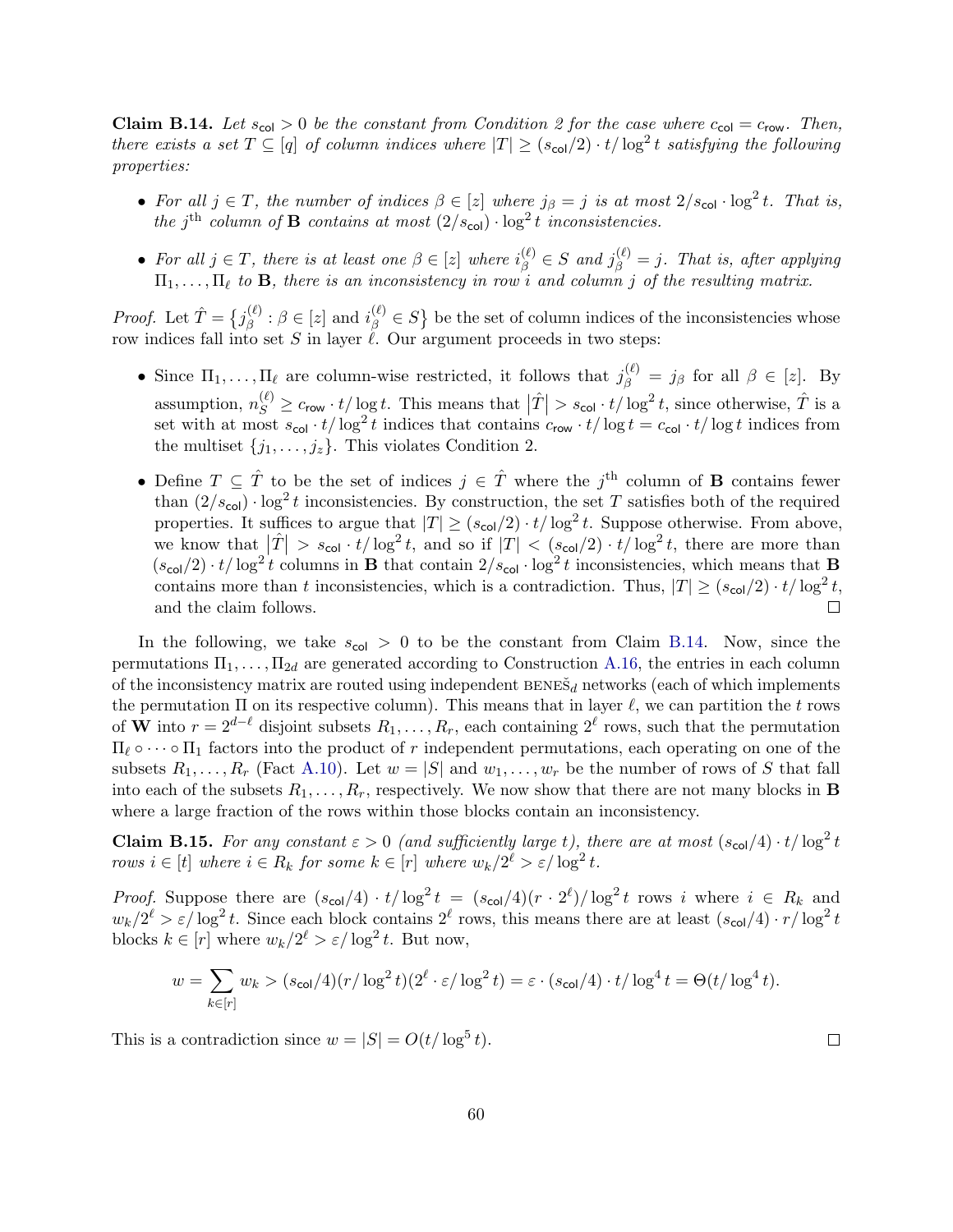**Claim B.14.** *Let $s_{\mathsf{col}} > 0$ be the constant from Condition 2 for the case where $c_{\mathsf{col}} = c_{\mathsf{row}}$. Then, there exists a set $T \subseteq [q]$ of column indices where $|T| \geq (s_{\mathsf{col}}/2) \cdot t/\log^2 t$ satisfying the following properties:*

- *For all $j \in T$, the number of indices $\beta \in [z]$ where $j_\beta = j$ is at most $2/s_{\mathsf{col}} \cdot \log^2 t$. That is, the $j^{\text{th}}$ column of $\mathbf{B}$ contains at most $(2/s_{\mathsf{col}}) \cdot \log^2 t$ inconsistencies.*
- *For all $j \in T$, there is at least one $\beta \in [z]$ where $i_\beta^{(\ell)} \in S$ and $j_\beta^{(\ell)} = j$. That is, after applying $\Pi_1, \ldots, \Pi_\ell$ to $\mathbf{B}$, there is an inconsistency in row $i$ and column $j$ of the resulting matrix.*

*Proof.* Let $\hat{T} = \left\{ j_\beta^{(\ell)} : \beta \in [z] \text{ and } i_\beta^{(\ell)} \in S \right\}$ be the set of column indices of the inconsistencies whose row indices fall into set $S$ in layer $\ell$. Our argument proceeds in two steps:

- Since $\Pi_1, \ldots, \Pi_\ell$ are column-wise restricted, it follows that $j_\beta^{(\ell)} = j_\beta$ for all $\beta \in [z]$. By assumption, $n_S^{(\ell)} \geq c_{\mathsf{row}} \cdot t/\log t$. This means that $\left|\hat{T}\right| > s_{\mathsf{col}} \cdot t/\log^2 t$, since otherwise, $\hat{T}$ is a set with at most $s_{\mathsf{col}} \cdot t/\log^2 t$ indices that contains $c_{\mathsf{row}} \cdot t/\log t = c_{\mathsf{col}} \cdot t/\log t$ indices from the multiset $\{j_1, \ldots, j_z\}$. This violates Condition 2.
- Define $T \subseteq \hat{T}$ to be the set of indices $j \in \hat{T}$ where the $j^{\text{th}}$ column of $\mathbf{B}$ contains fewer than $(2/s_{\mathsf{col}}) \cdot \log^2 t$ inconsistencies. By construction, the set $T$ satisfies both of the required properties. It suffices to argue that $|T| \geq (s_{\mathsf{col}}/2) \cdot t/\log^2 t$. Suppose otherwise. From above, we know that $\left|\hat{T}\right| > s_{\mathsf{col}} \cdot t/\log^2 t$, and so if $|T| < (s_{\mathsf{col}}/2) \cdot t/\log^2 t$, there are more than $(s_{\mathsf{col}}/2) \cdot t/\log^2 t$ columns in $\mathbf{B}$ that contain $2/s_{\mathsf{col}} \cdot \log^2 t$ inconsistencies, which means that $\mathbf{B}$ contains more than $t$ inconsistencies, which is a contradiction. Thus, $|T| \geq (s_{\mathsf{col}}/2) \cdot t/\log^2 t$, and the claim follows. $\square$

In the following, we take $s_{\mathsf{col}} > 0$ to be the constant from Claim B.14. Now, since the permutations $\Pi_1, \ldots, \Pi_{2d}$ are generated according to Construction A.16, the entries in each column of the inconsistency matrix are routed using independent $\text{BENEŠ}_d$ networks (each of which implements the permutation $\Pi$ on its respective column). This means that in layer $\ell$, we can partition the $t$ rows of $\mathbf{W}$ into $r = 2^{d-\ell}$ disjoint subsets $R_1, \ldots, R_r$, each containing $2^\ell$ rows, such that the permutation $\Pi_\ell \circ \cdots \circ \Pi_1$ factors into the product of $r$ independent permutations, each operating on one of the subsets $R_1, \ldots, R_r$ (Fact A.10). Let $w = |S|$ and $w_1, \ldots, w_r$ be the number of rows of $S$ that fall into each of the subsets $R_1, \ldots, R_r$, respectively. We now show that there are not many blocks in $\mathbf{B}$ where a large fraction of the rows within those blocks contain an inconsistency.

**Claim B.15.** *For any constant $\varepsilon > 0$ (and sufficiently large $t$), there are at most $(s_{\mathsf{col}}/4) \cdot t/\log^2 t$ rows $i \in [t]$ where $i \in R_k$ for some $k \in [r]$ where $w_k/2^\ell > \varepsilon/\log^2 t$.*

*Proof.* Suppose there are $(s_{\mathsf{col}}/4) \cdot t/\log^2 t = (s_{\mathsf{col}}/4)(r \cdot 2^\ell)/\log^2 t$ rows $i$ where $i \in R_k$ and $w_k/2^\ell > \varepsilon/\log^2 t$. Since each block contains $2^\ell$ rows, this means there are at least $(s_{\mathsf{col}}/4) \cdot r/\log^2 t$ blocks $k \in [r]$ where $w_k/2^\ell > \varepsilon/\log^2 t$. But now,

$$w = \sum_{k \in [r]} w_k > (s_{\mathsf{col}}/4)(r/\log^2 t)(2^\ell \cdot \varepsilon/\log^2 t) = \varepsilon \cdot (s_{\mathsf{col}}/4) \cdot t/\log^4 t = \Theta(t/\log^4 t).$$

This is a contradiction since $w = |S| = O(t/\log^5 t)$. $\square$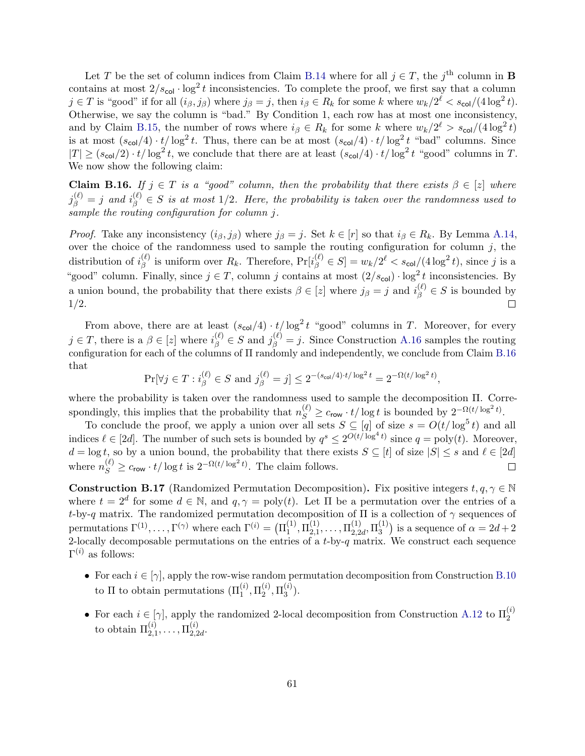Let $T$ be the set of column indices from Claim B.14 where for all $j \in T$, the $j^{\text{th}}$ column in $\mathbf{B}$ contains at most $2/s_{\mathsf{col}} \cdot \log^2 t$ inconsistencies. To complete the proof, we first say that a column $j \in T$ is "good" if for all $(i_\beta, j_\beta)$ where $j_\beta = j$, then $i_\beta \in R_k$ for some $k$ where $w_k/2^\ell < s_{\mathsf{col}}/(4\log^2 t)$. Otherwise, we say the column is "bad." By Condition 1, each row has at most one inconsistency, and by Claim B.15, the number of rows where $i_\beta \in R_k$ for some $k$ where $w_k/2^\ell > s_{\mathsf{col}}/(4\log^2 t)$ is at most $(s_{\mathsf{col}}/4) \cdot t/\log^2 t$. Thus, there can be at most $(s_{\mathsf{col}}/4) \cdot t/\log^2 t$ "bad" columns. Since $|T| \geq (s_{\mathsf{col}}/2) \cdot t/\log^2 t$, we conclude that there are at least $(s_{\mathsf{col}}/4) \cdot t/\log^2 t$ "good" columns in $T$. We now show the following claim:

**Claim B.16.** *If $j \in T$ is a "good" column, then the probability that there exists $\beta \in [z]$ where $j_\beta^{(\ell)} = j$ and $i_\beta^{(\ell)} \in S$ is at most $1/2$. Here, the probability is taken over the randomness used to sample the routing configuration for column $j$.*

*Proof.* Take any inconsistency $(i_\beta, j_\beta)$ where $j_\beta = j$. Set $k \in [r]$ so that $i_\beta \in R_k$. By Lemma A.14, over the choice of the randomness used to sample the routing configuration for column $j$, the distribution of $i_\beta^{(\ell)}$ is uniform over $R_k$. Therefore, $\Pr[i_\beta^{(\ell)} \in S] = w_k/2^\ell < s_{\mathsf{col}}/(4\log^2 t)$, since $j$ is a "good" column. Finally, since $j \in T$, column $j$ contains at most $(2/s_{\mathsf{col}}) \cdot \log^2 t$ inconsistencies. By a union bound, the probability that there exists $\beta \in [z]$ where $j_\beta = j$ and $i_\beta^{(\ell)} \in S$ is bounded by $1/2$. ◻

From above, there are at least $(s_{\mathsf{col}}/4) \cdot t/\log^2 t$ "good" columns in $T$. Moreover, for every $j \in T$, there is a $\beta \in [z]$ where $i_\beta^{(\ell)} \in S$ and $j_\beta^{(\ell)} = j$. Since Construction A.16 samples the routing configuration for each of the columns of $\Pi$ randomly and independently, we conclude from Claim B.16 that

$$\Pr[\forall j \in T : i_\beta^{(\ell)} \in S \text{ and } j_\beta^{(\ell)} = j] \leq 2^{-(s_{\mathsf{col}}/4) \cdot t/\log^2 t} = 2^{-\Omega(t/\log^2 t)},$$

where the probability is taken over the randomness used to sample the decomposition $\Pi$. Correspondingly, this implies that the probability that $n_S^{(\ell)} \geq c_{\mathsf{row}} \cdot t/\log t$ is bounded by $2^{-\Omega(t/\log^2 t)}$.

To conclude the proof, we apply a union over all sets $S \subseteq [q]$ of size $s = O(t/\log^5 t)$ and all indices $\ell \in [2d]$. The number of such sets is bounded by $q^s \leq 2^{O(t/\log^4 t)}$ since $q = \mathrm{poly}(t)$. Moreover, $d = \log t$, so by a union bound, the probability that there exists $S \subseteq [t]$ of size $|S| \leq s$ and $\ell \in [2d]$ where $n_S^{(\ell)} \geq c_{\mathsf{row}} \cdot t/\log t$ is $2^{-\Omega(t/\log^2 t)}$. The claim follows. ◻

**Construction B.17** (Randomized Permutation Decomposition)**.** Fix positive integers $t, q, \gamma \in \mathbb{N}$ where $t = 2^d$ for some $d \in \mathbb{N}$, and $q, \gamma = \mathrm{poly}(t)$. Let $\Pi$ be a permutation over the entries of a $t$-by-$q$ matrix. The randomized permutation decomposition of $\Pi$ is a collection of $\gamma$ sequences of permutations $\Gamma^{(1)}, \ldots, \Gamma^{(\gamma)}$ where each $\Gamma^{(i)} = \left(\Pi_1^{(1)}, \Pi_{2,1}^{(1)}, \ldots, \Pi_{2,2d}^{(1)}, \Pi_3^{(1)}\right)$ is a sequence of $\alpha = 2d + 2$ 2-locally decomposable permutations on the entries of a $t$-by-$q$ matrix. We construct each sequence $\Gamma^{(i)}$ as follows:

- For each $i \in [\gamma]$, apply the row-wise random permutation decomposition from Construction B.10 to $\Pi$ to obtain permutations $(\Pi_1^{(i)}, \Pi_2^{(i)}, \Pi_3^{(i)})$.
- For each $i \in [\gamma]$, apply the randomized 2-local decomposition from Construction A.12 to $\Pi_2^{(i)}$ to obtain $\Pi_{2,1}^{(i)}, \ldots, \Pi_{2,2d}^{(i)}$.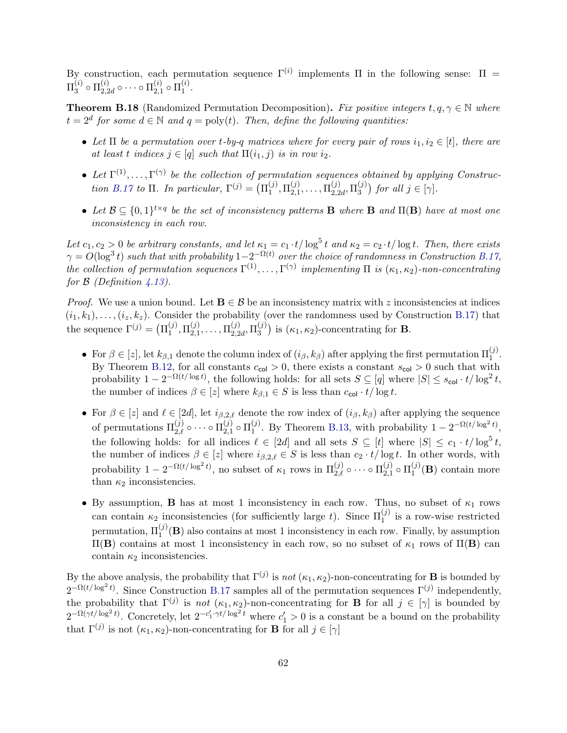By construction, each permutation sequence $\Gamma^{(i)}$ implements $\Pi$ in the following sense: $\Pi = \Pi_3^{(i)} \circ \Pi_{2,2d}^{(i)} \circ \cdots \circ \Pi_{2,1}^{(i)} \circ \Pi_1^{(i)}$.

**Theorem B.18** (Randomized Permutation Decomposition)**.** *Fix positive integers $t, q, \gamma \in \mathbb{N}$ where $t = 2^d$ for some $d \in \mathbb{N}$ and $q = \text{poly}(t)$. Then, define the following quantities:*

- *Let $\Pi$ be a permutation over $t$-by-$q$ matrices where for every pair of rows $i_1, i_2 \in [t]$, there are at least $t$ indices $j \in [q]$ such that $\Pi(i_1, j)$ is in row $i_2$.*
- *Let $\Gamma^{(1)}, \ldots, \Gamma^{(\gamma)}$ be the collection of permutation sequences obtained by applying Construction B.17 to $\Pi$. In particular, $\Gamma^{(j)} = \left(\Pi_1^{(j)}, \Pi_{2,1}^{(j)}, \ldots, \Pi_{2,2d}^{(j)}, \Pi_3^{(j)}\right)$ for all $j \in [\gamma]$.*
- *Let $\mathcal{B} \subseteq \{0,1\}^{t \times q}$ be the set of inconsistency patterns $\mathbf{B}$ where $\mathbf{B}$ and $\Pi(\mathbf{B})$ have at most one inconsistency in each row.*

*Let $c_1, c_2 > 0$ be arbitrary constants, and let $\kappa_1 = c_1 \cdot t / \log^5 t$ and $\kappa_2 = c_2 \cdot t / \log t$. Then, there exists $\gamma = O(\log^3 t)$ such that with probability $1 - 2^{-\Omega(t)}$ over the choice of randomness in Construction B.17, the collection of permutation sequences $\Gamma^{(1)}, \ldots, \Gamma^{(\gamma)}$ implementing $\Pi$ is $(\kappa_1, \kappa_2)$-non-concentrating for $\mathcal{B}$ (Definition 4.13).*

*Proof.* We use a union bound. Let $\mathbf{B} \in \mathcal{B}$ be an inconsistency matrix with $z$ inconsistencies at indices $(i_1, k_1), \ldots, (i_z, k_z)$. Consider the probability (over the randomness used by Construction B.17) that the sequence $\Gamma^{(j)} = \left(\Pi_1^{(j)}, \Pi_{2,1}^{(j)}, \ldots, \Pi_{2,2d}^{(j)}, \Pi_3^{(j)}\right)$ is $(\kappa_1, \kappa_2)$-concentrating for $\mathbf{B}$.

- For $\beta \in [z]$, let $k_{\beta,1}$ denote the column index of $(i_\beta, k_\beta)$ after applying the first permutation $\Pi_1^{(j)}$. By Theorem B.12, for all constants $c_{\mathsf{col}} > 0$, there exists a constant $s_{\mathsf{col}} > 0$ such that with probability $1 - 2^{-\Omega(t/\log t)}$, the following holds: for all sets $S \subseteq [q]$ where $|S| \le s_{\mathsf{col}} \cdot t / \log^2 t$, the number of indices $\beta \in [z]$ where $k_{\beta,1} \in S$ is less than $c_{\mathsf{col}} \cdot t / \log t$.
- For $\beta \in [z]$ and $\ell \in [2d]$, let $i_{\beta,2,\ell}$ denote the row index of $(i_\beta, k_\beta)$ after applying the sequence of permutations $\Pi_{2,\ell}^{(j)} \circ \cdots \circ \Pi_{2,1}^{(j)} \circ \Pi_1^{(j)}$. By Theorem B.13, with probability $1 - 2^{-\Omega(t/\log^2 t)}$, the following holds: for all indices $\ell \in [2d]$ and all sets $S \subseteq [t]$ where $|S| \le c_1 \cdot t / \log^5 t$, the number of indices $\beta \in [z]$ where $i_{\beta,2,\ell} \in S$ is less than $c_2 \cdot t / \log t$. In other words, with probability $1 - 2^{-\Omega(t/\log^2 t)}$, no subset of $\kappa_1$ rows in $\Pi_{2,\ell}^{(j)} \circ \cdots \circ \Pi_{2,1}^{(j)} \circ \Pi_1^{(j)}(\mathbf{B})$ contain more than $\kappa_2$ inconsistencies.
- By assumption, $\mathbf{B}$ has at most 1 inconsistency in each row. Thus, no subset of $\kappa_1$ rows can contain $\kappa_2$ inconsistencies (for sufficiently large $t$). Since $\Pi_1^{(j)}$ is a row-wise restricted permutation, $\Pi_1^{(j)}(\mathbf{B})$ also contains at most 1 inconsistency in each row. Finally, by assumption $\Pi(\mathbf{B})$ contains at most 1 inconsistency in each row, so no subset of $\kappa_1$ rows of $\Pi(\mathbf{B})$ can contain $\kappa_2$ inconsistencies.

By the above analysis, the probability that $\Gamma^{(j)}$ is *not* $(\kappa_1, \kappa_2)$-non-concentrating for $\mathbf{B}$ is bounded by $2^{-\Omega(t/\log^2 t)}$. Since Construction B.17 samples all of the permutation sequences $\Gamma^{(j)}$ independently, the probability that $\Gamma^{(j)}$ is *not* $(\kappa_1, \kappa_2)$-non-concentrating for $\mathbf{B}$ for all $j \in [\gamma]$ is bounded by $2^{-\Omega(\gamma t/\log^2 t)}$. Concretely, let $2^{-c_1' \cdot \gamma t/\log^2 t}$ where $c_1' > 0$ is a constant be a bound on the probability that $\Gamma^{(j)}$ is not $(\kappa_1, \kappa_2)$-non-concentrating for $\mathbf{B}$ for all $j \in [\gamma]$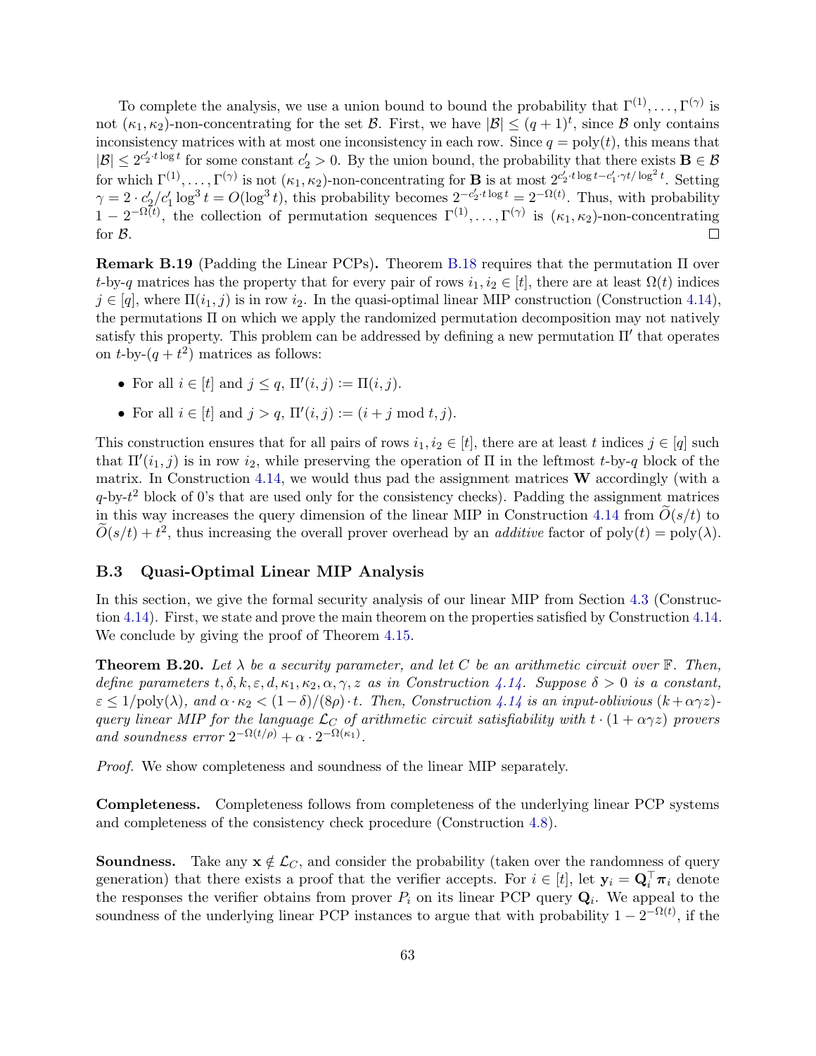To complete the analysis, we use a union bound to bound the probability that $\Gamma^{(1)}, \ldots, \Gamma^{(\gamma)}$ is not $(\kappa_1, \kappa_2)$-non-concentrating for the set $\mathcal{B}$. First, we have $|\mathcal{B}| \le (q+1)^t$, since $\mathcal{B}$ only contains inconsistency matrices with at most one inconsistency in each row. Since $q = \mathrm{poly}(t)$, this means that $|\mathcal{B}| \le 2^{c_2' \cdot t \log t}$ for some constant $c_2' > 0$. By the union bound, the probability that there exists $\mathbf{B} \in \mathcal{B}$ for which $\Gamma^{(1)}, \ldots, \Gamma^{(\gamma)}$ is not $(\kappa_1, \kappa_2)$-non-concentrating for $\mathbf{B}$ is at most $2^{c_2' \cdot t \log t - c_1' \cdot \gamma t / \log^2 t}$. Setting $\gamma = 2 \cdot c_2'/c_1' \log^3 t = O(\log^3 t)$, this probability becomes $2^{-c_2' \cdot t \log t} = 2^{-\Omega(t)}$. Thus, with probability $1 - 2^{-\Omega(t)}$, the collection of permutation sequences $\Gamma^{(1)}, \ldots, \Gamma^{(\gamma)}$ is $(\kappa_1, \kappa_2)$-non-concentrating for $\mathcal{B}$. ◻

**Remark B.19** (Padding the Linear PCPs)**.** Theorem B.18 requires that the permutation $\Pi$ over $t$-by-$q$ matrices has the property that for every pair of rows $i_1, i_2 \in [t]$, there are at least $\Omega(t)$ indices $j \in [q]$, where $\Pi(i_1, j)$ is in row $i_2$. In the quasi-optimal linear MIP construction (Construction 4.14), the permutations $\Pi$ on which we apply the randomized permutation decomposition may not natively satisfy this property. This problem can be addressed by defining a new permutation $\Pi'$ that operates on $t$-by-$(q+t^2)$ matrices as follows:

- For all $i \in [t]$ and $j \le q$, $\Pi'(i,j) := \Pi(i,j)$.
- For all $i \in [t]$ and $j > q$, $\Pi'(i,j) := (i + j \bmod t, j)$.

This construction ensures that for all pairs of rows $i_1, i_2 \in [t]$, there are at least $t$ indices $j \in [q]$ such that $\Pi'(i_1, j)$ is in row $i_2$, while preserving the operation of $\Pi$ in the leftmost $t$-by-$q$ block of the matrix. In Construction 4.14, we would thus pad the assignment matrices $\mathbf{W}$ accordingly (with a $q$-by-$t^2$ block of 0's that are used only for the consistency checks). Padding the assignment matrices in this way increases the query dimension of the linear MIP in Construction 4.14 from $\widetilde{O}(s/t)$ to $\widetilde{O}(s/t) + t^2$, thus increasing the overall prover overhead by an *additive* factor of $\mathrm{poly}(t) = \mathrm{poly}(\lambda)$.

### B.3 Quasi-Optimal Linear MIP Analysis

In this section, we give the formal security analysis of our linear MIP from Section 4.3 (Construction 4.14). First, we state and prove the main theorem on the properties satisfied by Construction 4.14. We conclude by giving the proof of Theorem 4.15.

**Theorem B.20.** *Let $\lambda$ be a security parameter, and let $C$ be an arithmetic circuit over $\mathbb{F}$. Then, define parameters $t, \delta, k, \varepsilon, d, \kappa_1, \kappa_2, \alpha, \gamma, z$ as in Construction 4.14. Suppose $\delta > 0$ is a constant, $\varepsilon \le 1/\mathrm{poly}(\lambda)$, and $\alpha \cdot \kappa_2 < (1-\delta)/(8\rho) \cdot t$. Then, Construction 4.14 is an input-oblivious $(k + \alpha\gamma z)$-query linear MIP for the language $\mathcal{L}_C$ of arithmetic circuit satisfiability with $t \cdot (1 + \alpha\gamma z)$ provers and soundness error $2^{-\Omega(t/\rho)} + \alpha \cdot 2^{-\Omega(\kappa_1)}$.*

*Proof.* We show completeness and soundness of the linear MIP separately.

**Completeness.** Completeness follows from completeness of the underlying linear PCP systems and completeness of the consistency check procedure (Construction 4.8).

**Soundness.** Take any $\mathbf{x} \notin \mathcal{L}_C$, and consider the probability (taken over the randomness of query generation) that there exists a proof that the verifier accepts. For $i \in [t]$, let $\mathbf{y}_i = \mathbf{Q}_i^\top \boldsymbol{\pi}_i$ denote the responses the verifier obtains from prover $P_i$ on its linear PCP query $\mathbf{Q}_i$. We appeal to the soundness of the underlying linear PCP instances to argue that with probability $1 - 2^{-\Omega(t)}$, if the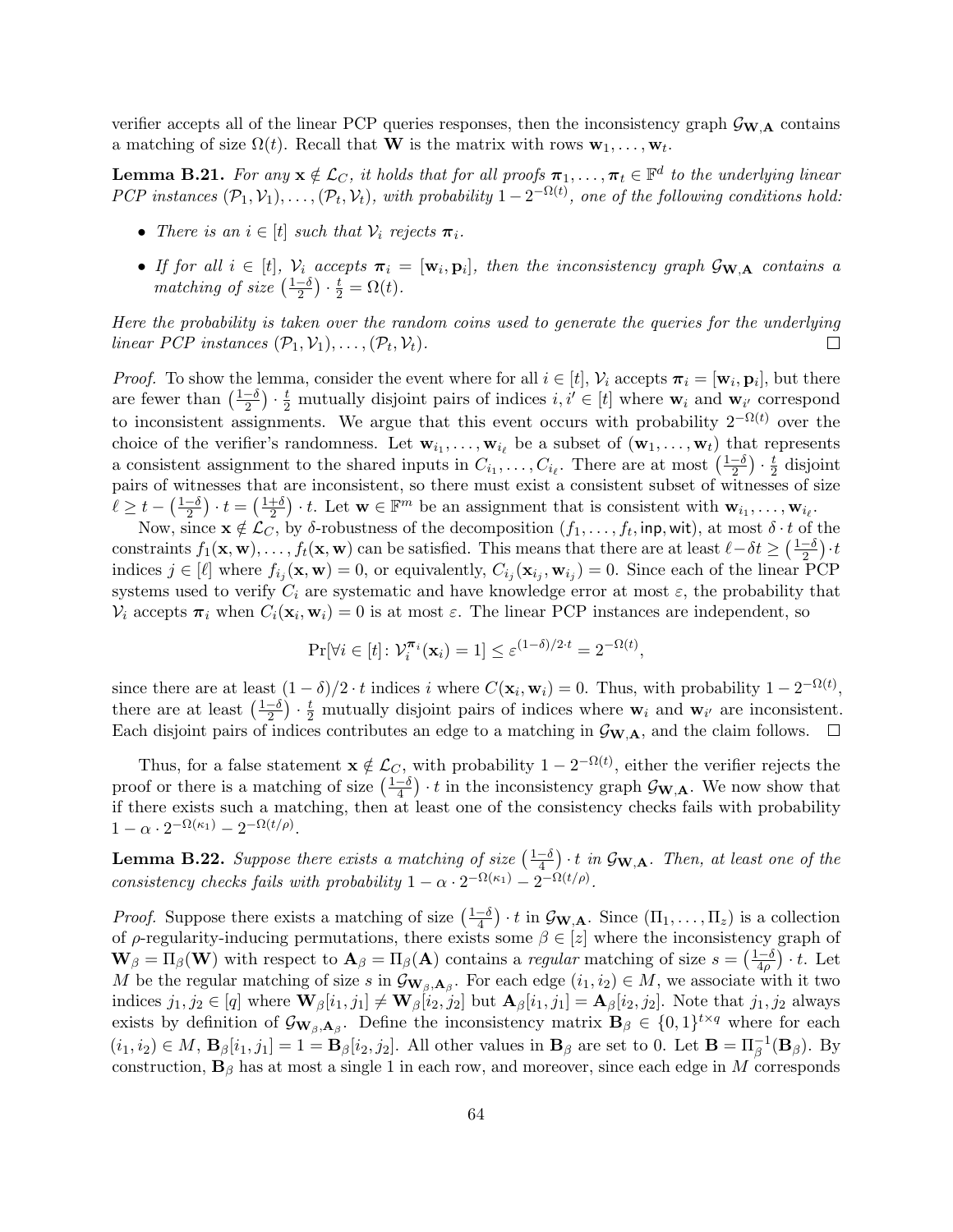verifier accepts all of the linear PCP queries responses, then the inconsistency graph $\mathcal{G}_{\mathbf{W},\mathbf{A}}$ contains a matching of size $\Omega(t)$. Recall that $\mathbf{W}$ is the matrix with rows $\mathbf{w}_1, \ldots, \mathbf{w}_t$.

**Lemma B.21.** *For any $\mathbf{x} \notin \mathcal{L}_C$, it holds that for all proofs $\boldsymbol{\pi}_1, \ldots, \boldsymbol{\pi}_t \in \mathbb{F}^d$ to the underlying linear PCP instances $(\mathcal{P}_1, \mathcal{V}_1), \ldots, (\mathcal{P}_t, \mathcal{V}_t)$, with probability $1 - 2^{-\Omega(t)}$, one of the following conditions hold:*

- *There is an $i \in [t]$ such that $\mathcal{V}_i$ rejects $\boldsymbol{\pi}_i$.*
- *If for all $i \in [t]$, $\mathcal{V}_i$ accepts $\boldsymbol{\pi}_i = [\mathbf{w}_i, \mathbf{p}_i]$, then the inconsistency graph $\mathcal{G}_{\mathbf{W},\mathbf{A}}$ contains a matching of size $\left(\frac{1-\delta}{2}\right) \cdot \frac{t}{2} = \Omega(t)$.*

*Here the probability is taken over the random coins used to generate the queries for the underlying linear PCP instances $(\mathcal{P}_1, \mathcal{V}_1), \ldots, (\mathcal{P}_t, \mathcal{V}_t)$.* □

*Proof.* To show the lemma, consider the event where for all $i \in [t]$, $\mathcal{V}_i$ accepts $\boldsymbol{\pi}_i = [\mathbf{w}_i, \mathbf{p}_i]$, but there are fewer than $\left(\frac{1-\delta}{2}\right) \cdot \frac{t}{2}$ mutually disjoint pairs of indices $i, i' \in [t]$ where $\mathbf{w}_i$ and $\mathbf{w}_{i'}$ correspond to inconsistent assignments. We argue that this event occurs with probability $2^{-\Omega(t)}$ over the choice of the verifier's randomness. Let $\mathbf{w}_{i_1}, \ldots, \mathbf{w}_{i_\ell}$ be a subset of $(\mathbf{w}_1, \ldots, \mathbf{w}_t)$ that represents a consistent assignment to the shared inputs in $C_{i_1}, \ldots, C_{i_\ell}$. There are at most $\left(\frac{1-\delta}{2}\right) \cdot \frac{t}{2}$ disjoint pairs of witnesses that are inconsistent, so there must exist a consistent subset of witnesses of size $\ell \geq t - \left(\frac{1-\delta}{2}\right) \cdot t = \left(\frac{1+\delta}{2}\right) \cdot t$. Let $\mathbf{w} \in \mathbb{F}^m$ be an assignment that is consistent with $\mathbf{w}_{i_1}, \ldots, \mathbf{w}_{i_\ell}$.

Now, since $\mathbf{x} \notin \mathcal{L}_C$, by $\delta$-robustness of the decomposition $(f_1, \ldots, f_t, \mathsf{inp}, \mathsf{wit})$, at most $\delta \cdot t$ of the constraints $f_1(\mathbf{x}, \mathbf{w}), \ldots, f_t(\mathbf{x}, \mathbf{w})$ can be satisfied. This means that there are at least $\ell - \delta t \geq \left(\frac{1-\delta}{2}\right) \cdot t$ indices $j \in [\ell]$ where $f_{i_j}(\mathbf{x}, \mathbf{w}) = 0$, or equivalently, $C_{i_j}(\mathbf{x}_{i_j}, \mathbf{w}_{i_j}) = 0$. Since each of the linear PCP systems used to verify $C_i$ are systematic and have knowledge error at most $\varepsilon$, the probability that $\mathcal{V}_i$ accepts $\boldsymbol{\pi}_i$ when $C_i(\mathbf{x}_i, \mathbf{w}_i) = 0$ is at most $\varepsilon$. The linear PCP instances are independent, so

$$\Pr[\forall i \in [t] \colon \mathcal{V}_i^{\boldsymbol{\pi}_i}(\mathbf{x}_i) = 1] \leq \varepsilon^{(1-\delta)/2 \cdot t} = 2^{-\Omega(t)},$$

since there are at least $(1-\delta)/2 \cdot t$ indices $i$ where $C(\mathbf{x}_i, \mathbf{w}_i) = 0$. Thus, with probability $1 - 2^{-\Omega(t)}$, there are at least $\left(\frac{1-\delta}{2}\right) \cdot \frac{t}{2}$ mutually disjoint pairs of indices where $\mathbf{w}_i$ and $\mathbf{w}_{i'}$ are inconsistent. Each disjoint pairs of indices contributes an edge to a matching in $\mathcal{G}_{\mathbf{W},\mathbf{A}}$, and the claim follows. □

Thus, for a false statement $\mathbf{x} \notin \mathcal{L}_C$, with probability $1 - 2^{-\Omega(t)}$, either the verifier rejects the proof or there is a matching of size $\left(\frac{1-\delta}{4}\right) \cdot t$ in the inconsistency graph $\mathcal{G}_{\mathbf{W},\mathbf{A}}$. We now show that if there exists such a matching, then at least one of the consistency checks fails with probability $1 - \alpha \cdot 2^{-\Omega(\kappa_1)} - 2^{-\Omega(t/\rho)}$.

**Lemma B.22.** *Suppose there exists a matching of size $\left(\frac{1-\delta}{4}\right) \cdot t$ in $\mathcal{G}_{\mathbf{W},\mathbf{A}}$. Then, at least one of the consistency checks fails with probability $1 - \alpha \cdot 2^{-\Omega(\kappa_1)} - 2^{-\Omega(t/\rho)}$.*

*Proof.* Suppose there exists a matching of size $\left(\frac{1-\delta}{4}\right) \cdot t$ in $\mathcal{G}_{\mathbf{W},\mathbf{A}}$. Since $(\Pi_1, \ldots, \Pi_z)$ is a collection of $\rho$-regularity-inducing permutations, there exists some $\beta \in [z]$ where the inconsistency graph of $\mathbf{W}_\beta = \Pi_\beta(\mathbf{W})$ with respect to $\mathbf{A}_\beta = \Pi_\beta(\mathbf{A})$ contains a *regular* matching of size $s = \left(\frac{1-\delta}{4\rho}\right) \cdot t$. Let $M$ be the regular matching of size $s$ in $\mathcal{G}_{\mathbf{W}_\beta, \mathbf{A}_\beta}$. For each edge $(i_1, i_2) \in M$, we associate with it two indices $j_1, j_2 \in [q]$ where $\mathbf{W}_\beta[i_1, j_1] \neq \mathbf{W}_\beta[i_2, j_2]$ but $\mathbf{A}_\beta[i_1, j_1] = \mathbf{A}_\beta[i_2, j_2]$. Note that $j_1, j_2$ always exists by definition of $\mathcal{G}_{\mathbf{W}_\beta, \mathbf{A}_\beta}$. Define the inconsistency matrix $\mathbf{B}_\beta \in \{0,1\}^{t \times q}$ where for each $(i_1, i_2) \in M$, $\mathbf{B}_\beta[i_1, j_1] = 1 = \mathbf{B}_\beta[i_2, j_2]$. All other values in $\mathbf{B}_\beta$ are set to 0. Let $\mathbf{B} = \Pi_\beta^{-1}(\mathbf{B}_\beta)$. By construction, $\mathbf{B}_\beta$ has at most a single 1 in each row, and moreover, since each edge in $M$ corresponds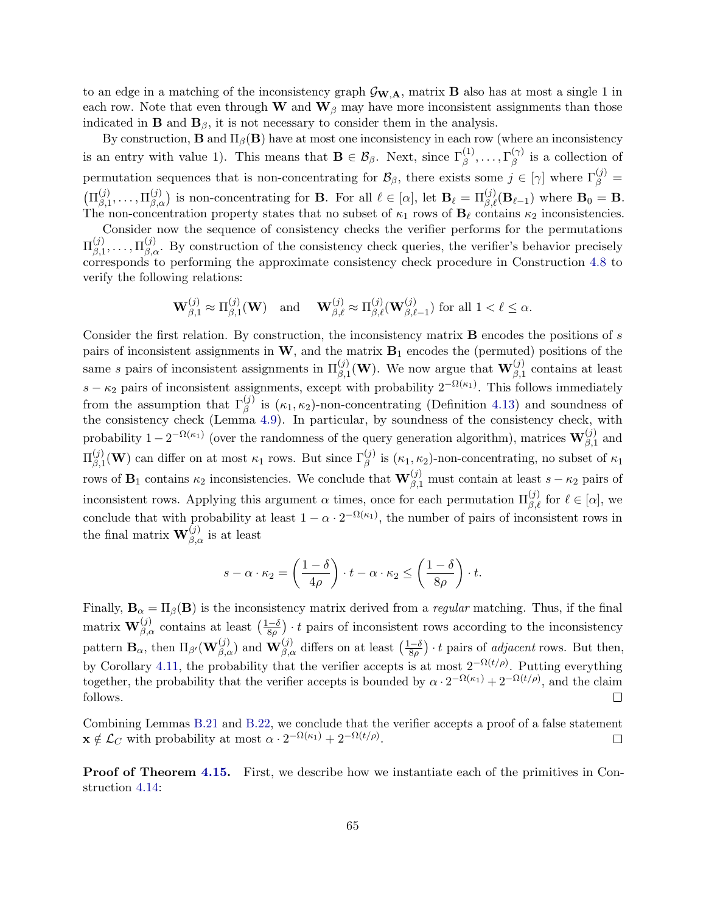to an edge in a matching of the inconsistency graph $\mathcal{G}_{\mathbf{W},\mathbf{A}}$, matrix $\mathbf{B}$ also has at most a single 1 in each row. Note that even through $\mathbf{W}$ and $\mathbf{W}_\beta$ may have more inconsistent assignments than those indicated in $\mathbf{B}$ and $\mathbf{B}_\beta$, it is not necessary to consider them in the analysis.

By construction, $\mathbf{B}$ and $\Pi_\beta(\mathbf{B})$ have at most one inconsistency in each row (where an inconsistency is an entry with value 1). This means that $\mathbf{B} \in \mathcal{B}_\beta$. Next, since $\Gamma_\beta^{(1)}, \ldots, \Gamma_\beta^{(\gamma)}$ is a collection of permutation sequences that is non-concentrating for $\mathcal{B}_\beta$, there exists some $j \in [\gamma]$ where $\Gamma_\beta^{(j)} = \left(\Pi_{\beta,1}^{(j)}, \ldots, \Pi_{\beta,\alpha}^{(j)}\right)$ is non-concentrating for $\mathbf{B}$. For all $\ell \in [\alpha]$, let $\mathbf{B}_\ell = \Pi_{\beta,\ell}^{(j)}(\mathbf{B}_{\ell-1})$ where $\mathbf{B}_0 = \mathbf{B}$. The non-concentration property states that no subset of $\kappa_1$ rows of $\mathbf{B}_\ell$ contains $\kappa_2$ inconsistencies.

Consider now the sequence of consistency checks the verifier performs for the permutations $\Pi_{\beta,1}^{(j)}, \ldots, \Pi_{\beta,\alpha}^{(j)}$. By construction of the consistency check queries, the verifier's behavior precisely corresponds to performing the approximate consistency check procedure in Construction 4.8 to verify the following relations:

$$\mathbf{W}_{\beta,1}^{(j)} \approx \Pi_{\beta,1}^{(j)}(\mathbf{W}) \quad \text{and} \quad \mathbf{W}_{\beta,\ell}^{(j)} \approx \Pi_{\beta,\ell}^{(j)}(\mathbf{W}_{\beta,\ell-1}^{(j)}) \text{ for all } 1 < \ell \leq \alpha.$$

Consider the first relation. By construction, the inconsistency matrix $\mathbf{B}$ encodes the positions of $s$ pairs of inconsistent assignments in $\mathbf{W}$, and the matrix $\mathbf{B}_1$ encodes the (permuted) positions of the same $s$ pairs of inconsistent assignments in $\Pi_{\beta,1}^{(j)}(\mathbf{W})$. We now argue that $\mathbf{W}_{\beta,1}^{(j)}$ contains at least $s - \kappa_2$ pairs of inconsistent assignments, except with probability $2^{-\Omega(\kappa_1)}$. This follows immediately from the assumption that $\Gamma_\beta^{(j)}$ is $(\kappa_1, \kappa_2)$-non-concentrating (Definition 4.13) and soundness of the consistency check (Lemma 4.9). In particular, by soundness of the consistency check, with probability $1 - 2^{-\Omega(\kappa_1)}$ (over the randomness of the query generation algorithm), matrices $\mathbf{W}_{\beta,1}^{(j)}$ and $\Pi_{\beta,1}^{(j)}(\mathbf{W})$ can differ on at most $\kappa_1$ rows. But since $\Gamma_\beta^{(j)}$ is $(\kappa_1, \kappa_2)$-non-concentrating, no subset of $\kappa_1$ rows of $\mathbf{B}_1$ contains $\kappa_2$ inconsistencies. We conclude that $\mathbf{W}_{\beta,1}^{(j)}$ must contain at least $s - \kappa_2$ pairs of inconsistent rows. Applying this argument $\alpha$ times, once for each permutation $\Pi_{\beta,\ell}^{(j)}$ for $\ell \in [\alpha]$, we conclude that with probability at least $1 - \alpha \cdot 2^{-\Omega(\kappa_1)}$, the number of pairs of inconsistent rows in the final matrix $\mathbf{W}_{\beta,\alpha}^{(j)}$ is at least

$$s - \alpha \cdot \kappa_2 = \left(\frac{1-\delta}{4\rho}\right) \cdot t - \alpha \cdot \kappa_2 \leq \left(\frac{1-\delta}{8\rho}\right) \cdot t.$$

Finally, $\mathbf{B}_\alpha = \Pi_\beta(\mathbf{B})$ is the inconsistency matrix derived from a *regular* matching. Thus, if the final matrix $\mathbf{W}_{\beta,\alpha}^{(j)}$ contains at least $\left(\frac{1-\delta}{8\rho}\right) \cdot t$ pairs of inconsistent rows according to the inconsistency pattern $\mathbf{B}_\alpha$, then $\Pi_{\beta'}(\mathbf{W}_{\beta,\alpha}^{(j)})$ and $\mathbf{W}_{\beta,\alpha}^{(j)}$ differs on at least $\left(\frac{1-\delta}{8\rho}\right) \cdot t$ pairs of *adjacent* rows. But then, by Corollary 4.11, the probability that the verifier accepts is at most $2^{-\Omega(t/\rho)}$. Putting everything together, the probability that the verifier accepts is bounded by $\alpha \cdot 2^{-\Omega(\kappa_1)} + 2^{-\Omega(t/\rho)}$, and the claim follows. □

Combining Lemmas B.21 and B.22, we conclude that the verifier accepts a proof of a false statement $\mathbf{x} \notin \mathcal{L}_C$ with probability at most $\alpha \cdot 2^{-\Omega(\kappa_1)} + 2^{-\Omega(t/\rho)}$. □

**Proof of Theorem 4.15.** First, we describe how we instantiate each of the primitives in Construction 4.14: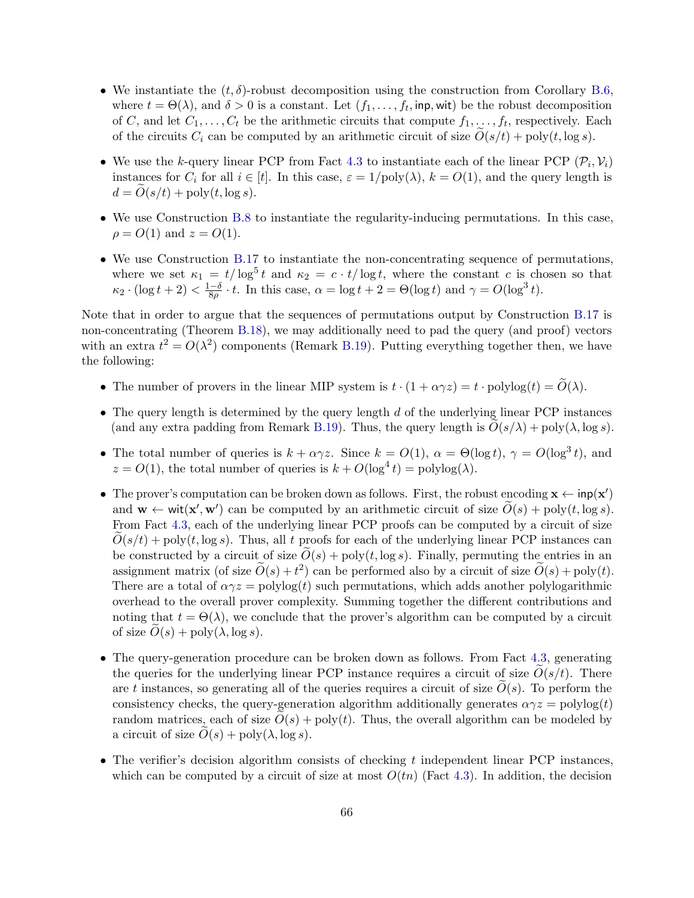- We instantiate the $(t, \delta)$-robust decomposition using the construction from Corollary B.6, where $t = \Theta(\lambda)$, and $\delta > 0$ is a constant. Let $(f_1, \ldots, f_t, \mathsf{inp}, \mathsf{wit})$ be the robust decomposition of $C$, and let $C_1, \ldots, C_t$ be the arithmetic circuits that compute $f_1, \ldots, f_t$, respectively. Each of the circuits $C_i$ can be computed by an arithmetic circuit of size $\widetilde{O}(s/t) + \mathrm{poly}(t, \log s)$.

- We use the $k$-query linear PCP from Fact 4.3 to instantiate each of the linear PCP $(\mathcal{P}_i, \mathcal{V}_i)$ instances for $C_i$ for all $i \in [t]$. In this case, $\varepsilon = 1/\mathrm{poly}(\lambda)$, $k = O(1)$, and the query length is $d = \widetilde{O}(s/t) + \mathrm{poly}(t, \log s)$.

- We use Construction B.8 to instantiate the regularity-inducing permutations. In this case, $\rho = O(1)$ and $z = O(1)$.

- We use Construction B.17 to instantiate the non-concentrating sequence of permutations, where we set $\kappa_1 = t/\log^5 t$ and $\kappa_2 = c \cdot t/\log t$, where the constant $c$ is chosen so that $\kappa_2 \cdot (\log t + 2) < \frac{1-\delta}{8\rho} \cdot t$. In this case, $\alpha = \log t + 2 = \Theta(\log t)$ and $\gamma = O(\log^3 t)$.

Note that in order to argue that the sequences of permutations output by Construction B.17 is non-concentrating (Theorem B.18), we may additionally need to pad the query (and proof) vectors with an extra $t^2 = O(\lambda^2)$ components (Remark B.19). Putting everything together then, we have the following:

- The number of provers in the linear MIP system is $t \cdot (1 + \alpha\gamma z) = t \cdot \mathrm{polylog}(t) = \widetilde{O}(\lambda)$.

- The query length is determined by the query length $d$ of the underlying linear PCP instances (and any extra padding from Remark B.19). Thus, the query length is $\widetilde{O}(s/\lambda) + \mathrm{poly}(\lambda, \log s)$.

- The total number of queries is $k + \alpha\gamma z$. Since $k = O(1)$, $\alpha = \Theta(\log t)$, $\gamma = O(\log^3 t)$, and $z = O(1)$, the total number of queries is $k + O(\log^4 t) = \mathrm{polylog}(\lambda)$.

- The prover's computation can be broken down as follows. First, the robust encoding $\mathbf{x} \leftarrow \mathsf{inp}(\mathbf{x}')$ and $\mathbf{w} \leftarrow \mathsf{wit}(\mathbf{x}', \mathbf{w}')$ can be computed by an arithmetic circuit of size $\widetilde{O}(s) + \mathrm{poly}(t, \log s)$. From Fact 4.3, each of the underlying linear PCP proofs can be computed by a circuit of size $\widetilde{O}(s/t) + \mathrm{poly}(t, \log s)$. Thus, all $t$ proofs for each of the underlying linear PCP instances can be constructed by a circuit of size $\widetilde{O}(s) + \mathrm{poly}(t, \log s)$. Finally, permuting the entries in an assignment matrix (of size $\widetilde{O}(s) + t^2$) can be performed also by a circuit of size $\widetilde{O}(s) + \mathrm{poly}(t)$. There are a total of $\alpha\gamma z = \mathrm{polylog}(t)$ such permutations, which adds another polylogarithmic overhead to the overall prover complexity. Summing together the different contributions and noting that $t = \Theta(\lambda)$, we conclude that the prover's algorithm can be computed by a circuit of size $\widetilde{O}(s) + \mathrm{poly}(\lambda, \log s)$.

- The query-generation procedure can be broken down as follows. From Fact 4.3, generating the queries for the underlying linear PCP instance requires a circuit of size $\widetilde{O}(s/t)$. There are $t$ instances, so generating all of the queries requires a circuit of size $\widetilde{O}(s)$. To perform the consistency checks, the query-generation algorithm additionally generates $\alpha\gamma z = \mathrm{polylog}(t)$ random matrices, each of size $\widetilde{O}(s) + \mathrm{poly}(t)$. Thus, the overall algorithm can be modeled by a circuit of size $\widetilde{O}(s) + \mathrm{poly}(\lambda, \log s)$.

- The verifier's decision algorithm consists of checking $t$ independent linear PCP instances, which can be computed by a circuit of size at most $O(tn)$ (Fact 4.3). In addition, the decision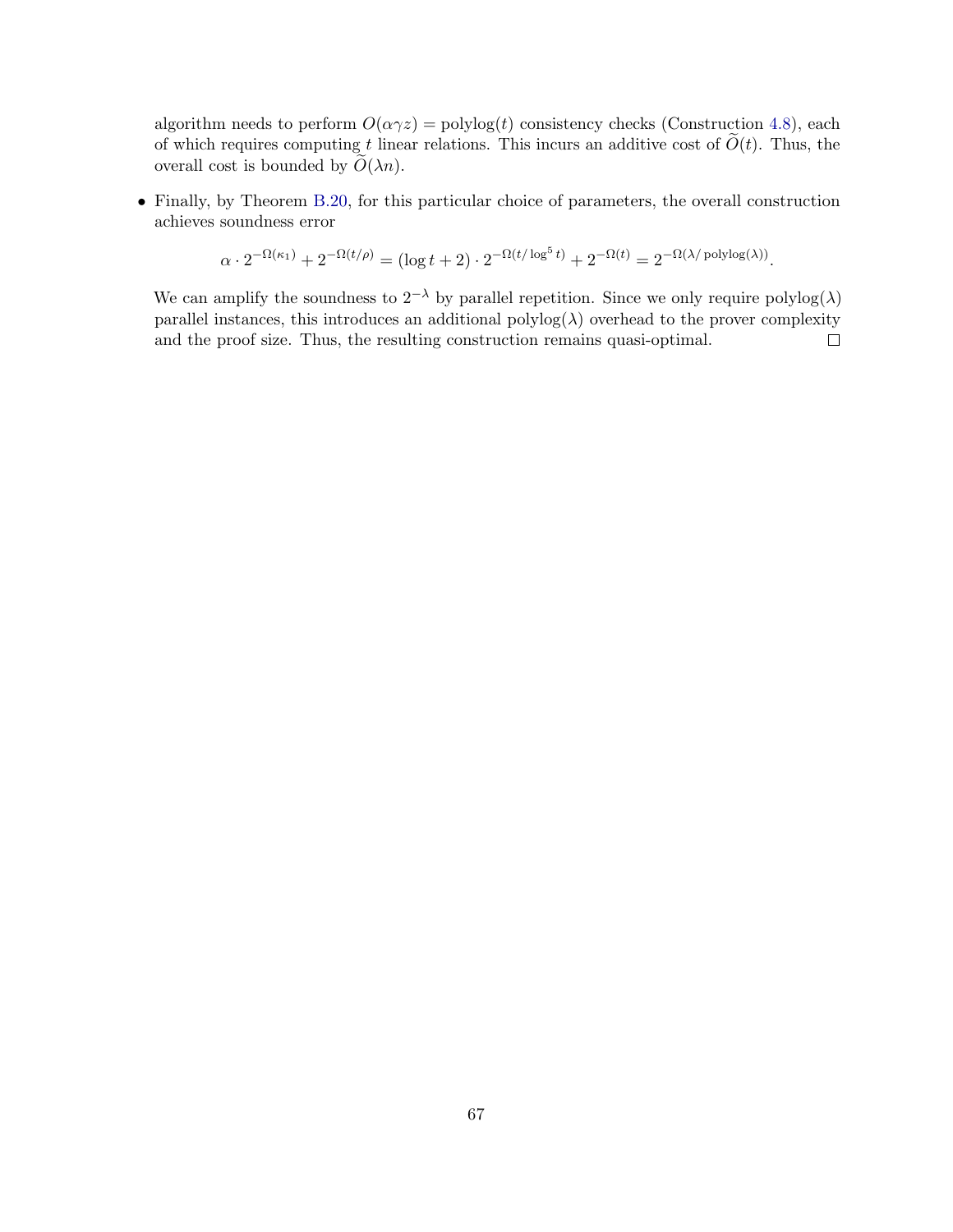algorithm needs to perform $O(\alpha\gamma z) = \text{polylog}(t)$ consistency checks (Construction 4.8), each of which requires computing $t$ linear relations. This incurs an additive cost of $\widetilde{O}(t)$. Thus, the overall cost is bounded by $\widetilde{O}(\lambda n)$.

- Finally, by Theorem B.20, for this particular choice of parameters, the overall construction achieves soundness error

$$\alpha \cdot 2^{-\Omega(\kappa_1)} + 2^{-\Omega(t/\rho)} = (\log t + 2) \cdot 2^{-\Omega(t/\log^5 t)} + 2^{-\Omega(t)} = 2^{-\Omega(\lambda/\,\text{polylog}(\lambda))}.$$

We can amplify the soundness to $2^{-\lambda}$ by parallel repetition. Since we only require $\text{polylog}(\lambda)$ parallel instances, this introduces an additional $\text{polylog}(\lambda)$ overhead to the prover complexity and the proof size. Thus, the resulting construction remains quasi-optimal. □